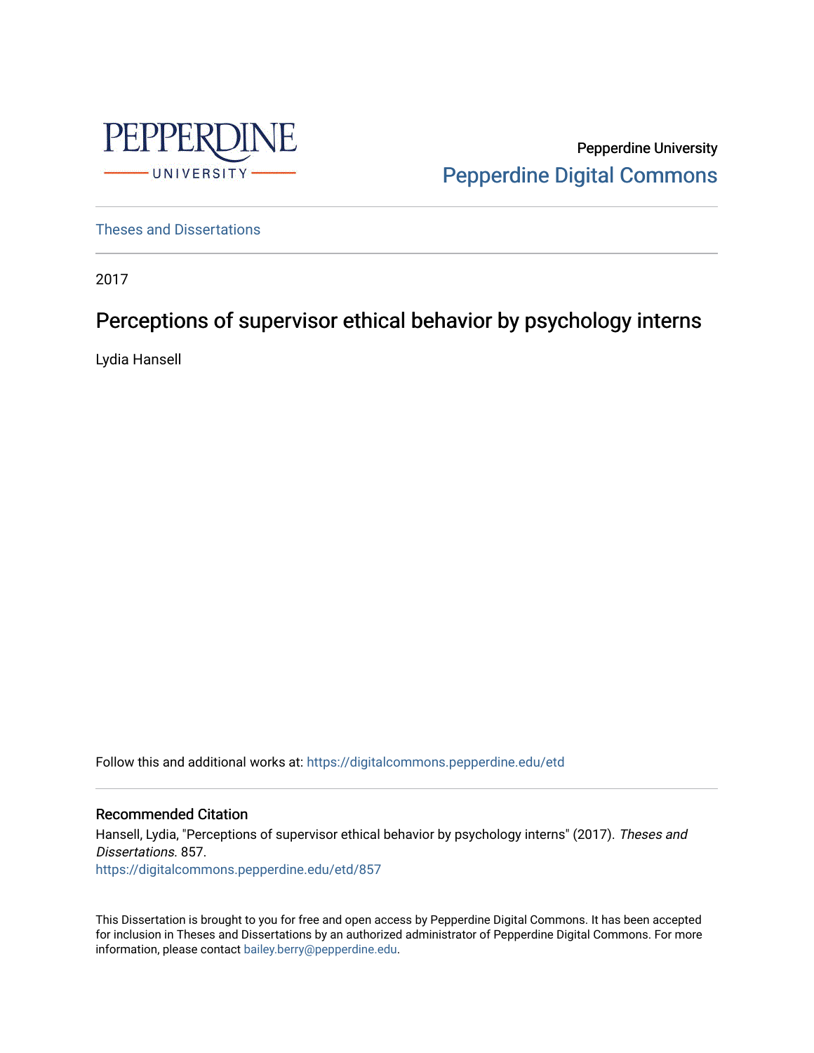Pepperdine University

Pepperdine Digital Commons

Theses and Dissertations

2017

# Perceptions of supervisor ethical behavior by psychology interns

Lydia Hansell

Follow this and additional works at: https://digitalcommons.pepperdine.edu/etd

## Recommended Citation

Hansell, Lydia, "Perceptions of supervisor ethical behavior by psychology interns" (2017). *Theses and Dissertations*. 857.
https://digitalcommons.pepperdine.edu/etd/857

This Dissertation is brought to you for free and open access by Pepperdine Digital Commons. It has been accepted for inclusion in Theses and Dissertations by an authorized administrator of Pepperdine Digital Commons. For more information, please contact bailey.berry@pepperdine.edu.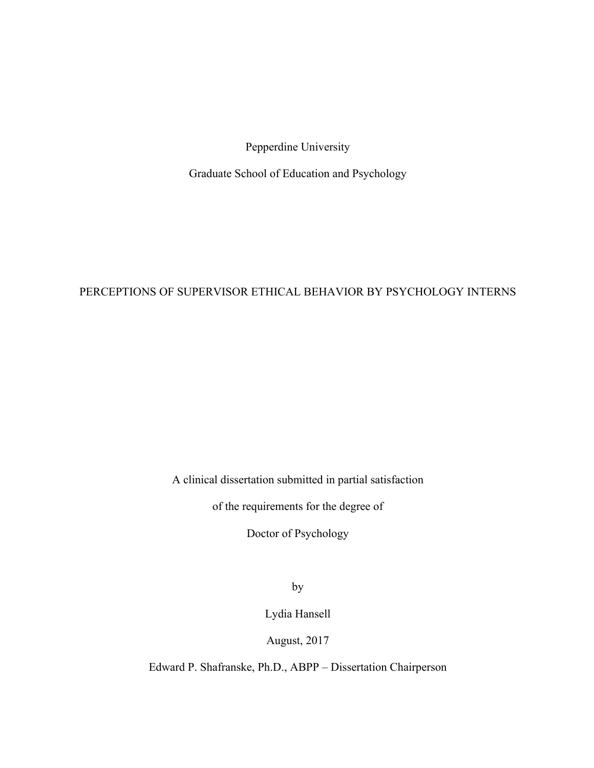Pepperdine University

Graduate School of Education and Psychology

# PERCEPTIONS OF SUPERVISOR ETHICAL BEHAVIOR BY PSYCHOLOGY INTERNS

A clinical dissertation submitted in partial satisfaction

of the requirements for the degree of

Doctor of Psychology

by

Lydia Hansell

August, 2017

Edward P. Shafranske, Ph.D., ABPP – Dissertation Chairperson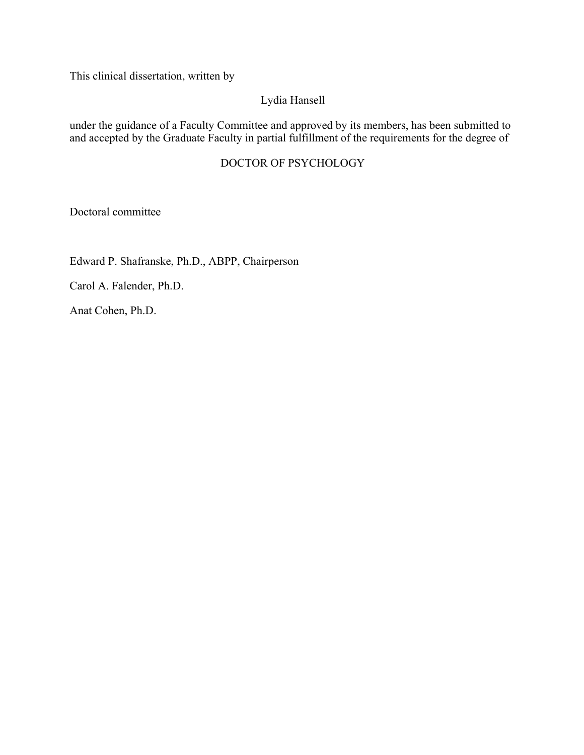This clinical dissertation, written by

Lydia Hansell

under the guidance of a Faculty Committee and approved by its members, has been submitted to and accepted by the Graduate Faculty in partial fulfillment of the requirements for the degree of

DOCTOR OF PSYCHOLOGY

Doctoral committee

Edward P. Shafranske, Ph.D., ABPP, Chairperson

Carol A. Falender, Ph.D.

Anat Cohen, Ph.D.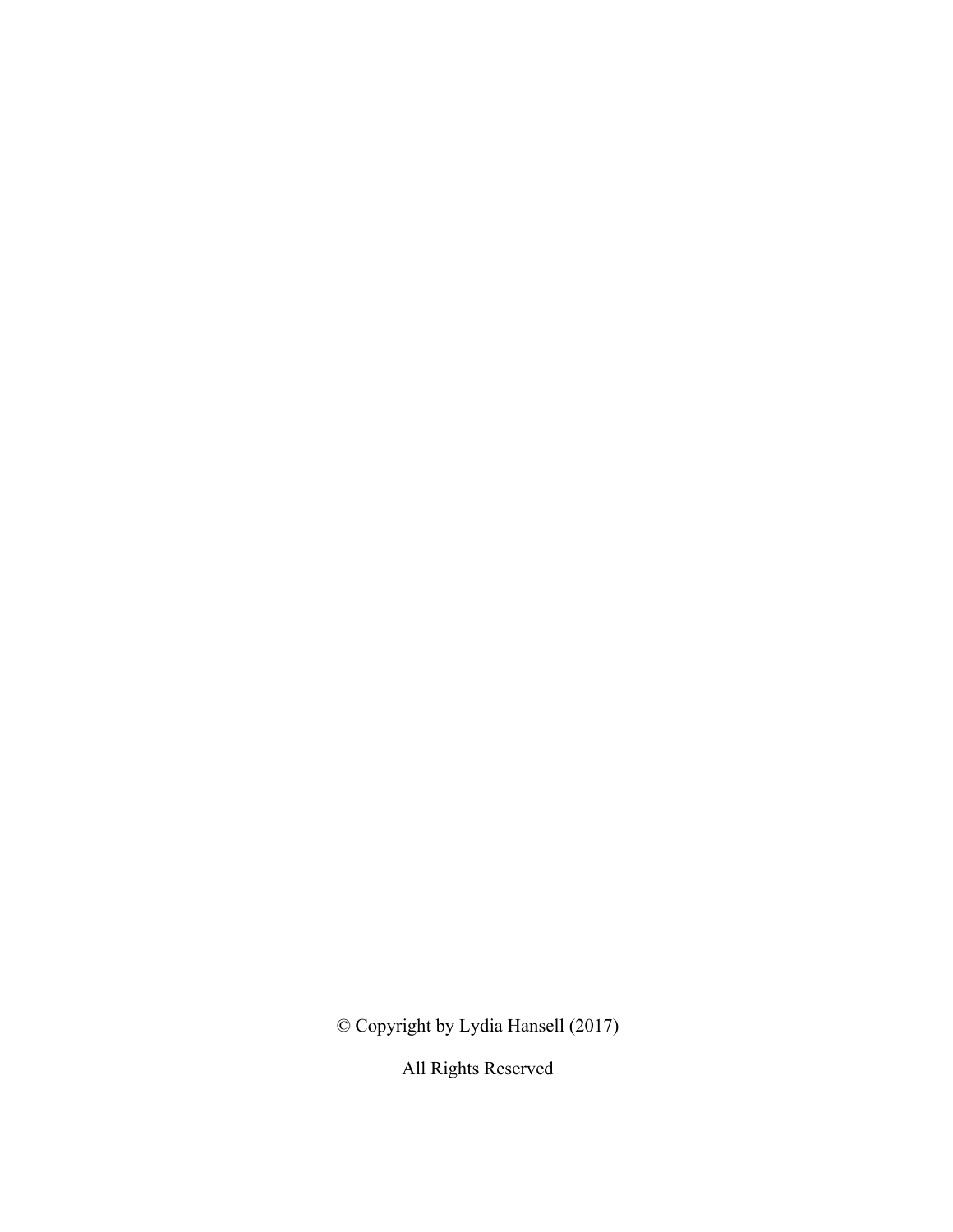© Copyright by Lydia Hansell (2017)

All Rights Reserved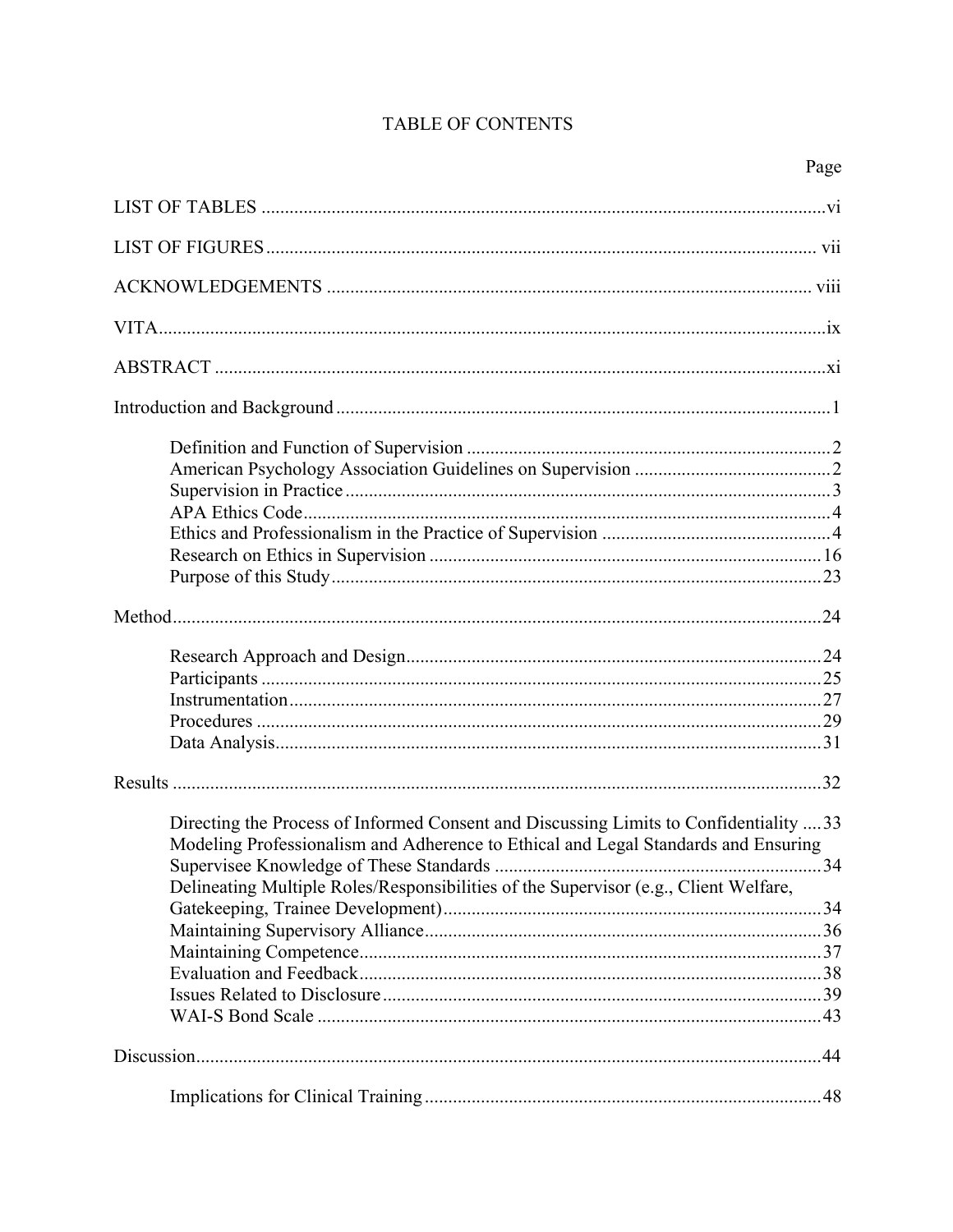# TABLE OF CONTENTS

| | Page |
|---|---|
| LIST OF TABLES | vi |
| LIST OF FIGURES | vii |
| ACKNOWLEDGEMENTS | viii |
| VITA | ix |
| ABSTRACT | xi |
| Introduction and Background | 1 |
| Definition and Function of Supervision | 2 |
| American Psychology Association Guidelines on Supervision | 2 |
| Supervision in Practice | 3 |
| APA Ethics Code | 4 |
| Ethics and Professionalism in the Practice of Supervision | 4 |
| Research on Ethics in Supervision | 16 |
| Purpose of this Study | 23 |
| Method | 24 |
| Research Approach and Design | 24 |
| Participants | 25 |
| Instrumentation | 27 |
| Procedures | 29 |
| Data Analysis | 31 |
| Results | 32 |
| Directing the Process of Informed Consent and Discussing Limits to Confidentiality | 33 |
| Modeling Professionalism and Adherence to Ethical and Legal Standards and Ensuring Supervisee Knowledge of These Standards | 34 |
| Delineating Multiple Roles/Responsibilities of the Supervisor (e.g., Client Welfare, Gatekeeping, Trainee Development) | 34 |
| Maintaining Supervisory Alliance | 36 |
| Maintaining Competence | 37 |
| Evaluation and Feedback | 38 |
| Issues Related to Disclosure | 39 |
| WAI-S Bond Scale | 43 |
| Discussion | 44 |
| Implications for Clinical Training | 48 |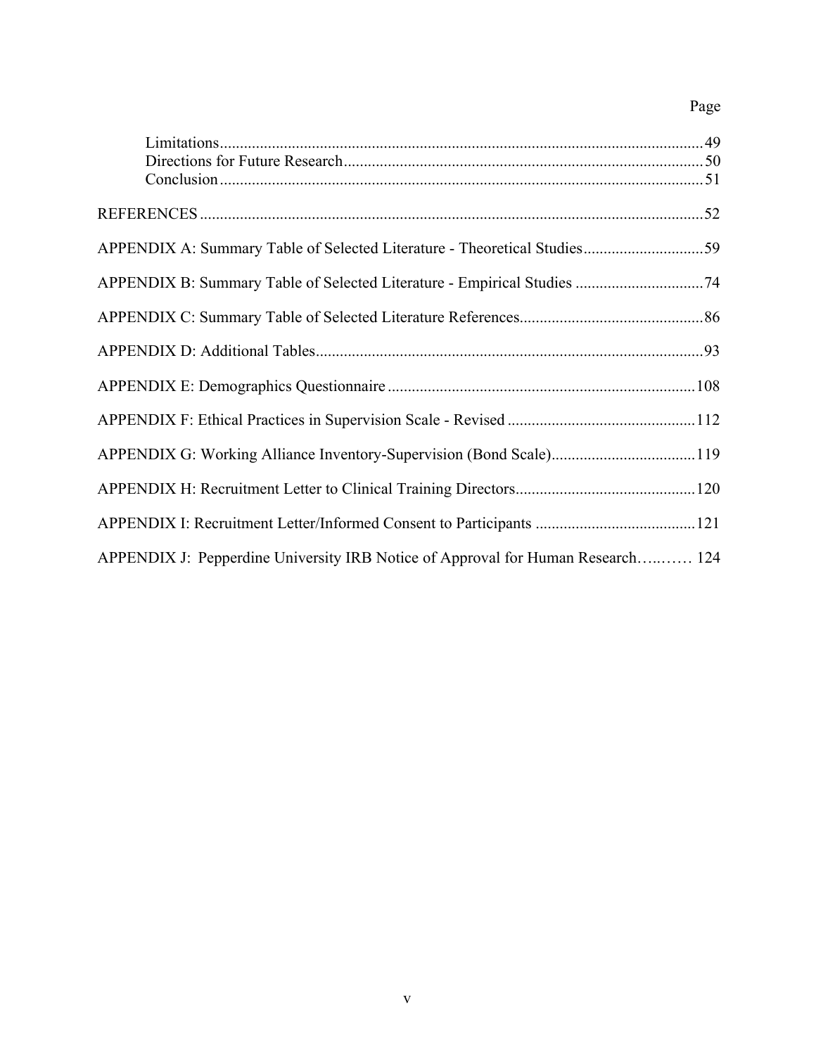Page

Limitations........................................................................................................................49
Directions for Future Research.........................................................................................50
Conclusion........................................................................................................................51

REFERENCES.............................................................................................................................52

APPENDIX A: Summary Table of Selected Literature - Theoretical Studies..............................59

APPENDIX B: Summary Table of Selected Literature - Empirical Studies ................................74

APPENDIX C: Summary Table of Selected Literature References.............................................86

APPENDIX D: Additional Tables................................................................................................93

APPENDIX E: Demographics Questionnaire ............................................................................108

APPENDIX F: Ethical Practices in Supervision Scale - Revised ..............................................112

APPENDIX G: Working Alliance Inventory-Supervision (Bond Scale)....................................119

APPENDIX H: Recruitment Letter to Clinical Training Directors............................................120

APPENDIX I: Recruitment Letter/Informed Consent to Participants ........................................121

APPENDIX J: Pepperdine University IRB Notice of Approval for Human Research…..…… 124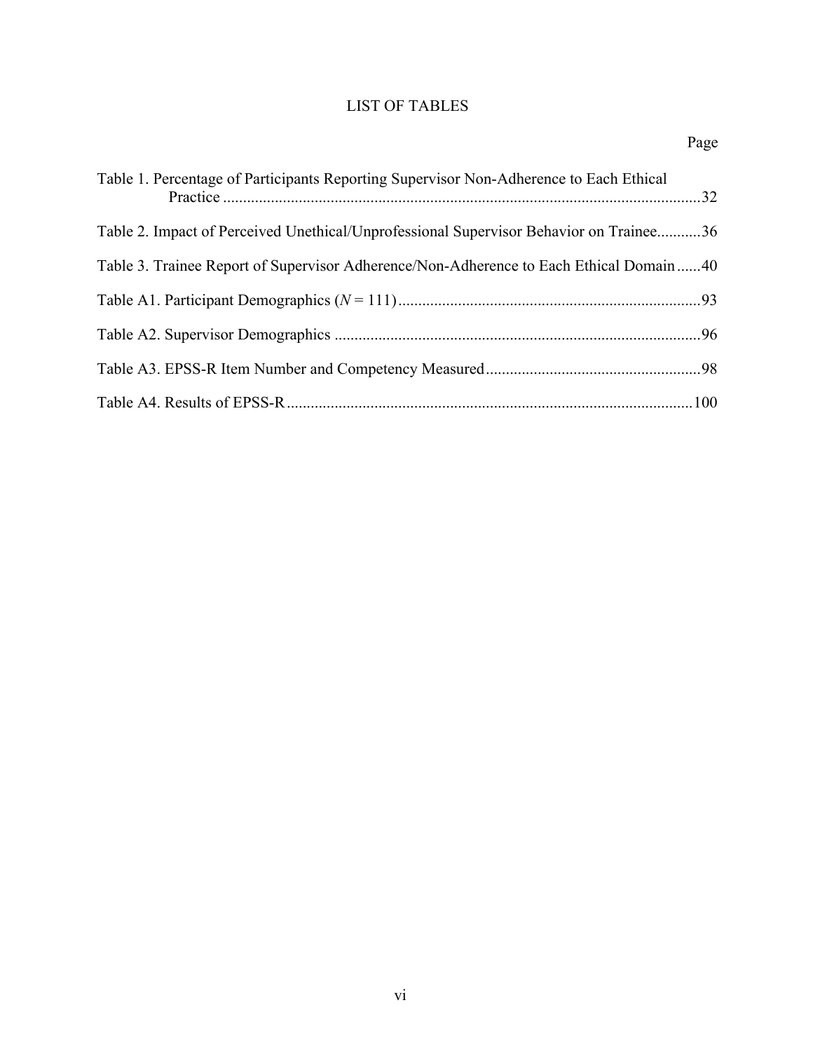# LIST OF TABLES

Page

Table 1. Percentage of Participants Reporting Supervisor Non-Adherence to Each Ethical Practice ........................................................................................................................32

Table 2. Impact of Perceived Unethical/Unprofessional Supervisor Behavior on Trainee...........36

Table 3. Trainee Report of Supervisor Adherence/Non-Adherence to Each Ethical Domain......40

Table A1. Participant Demographics (*N* = 111)............................................................................93

Table A2. Supervisor Demographics ............................................................................................96

Table A3. EPSS-R Item Number and Competency Measured......................................................98

Table A4. Results of EPSS-R......................................................................................................100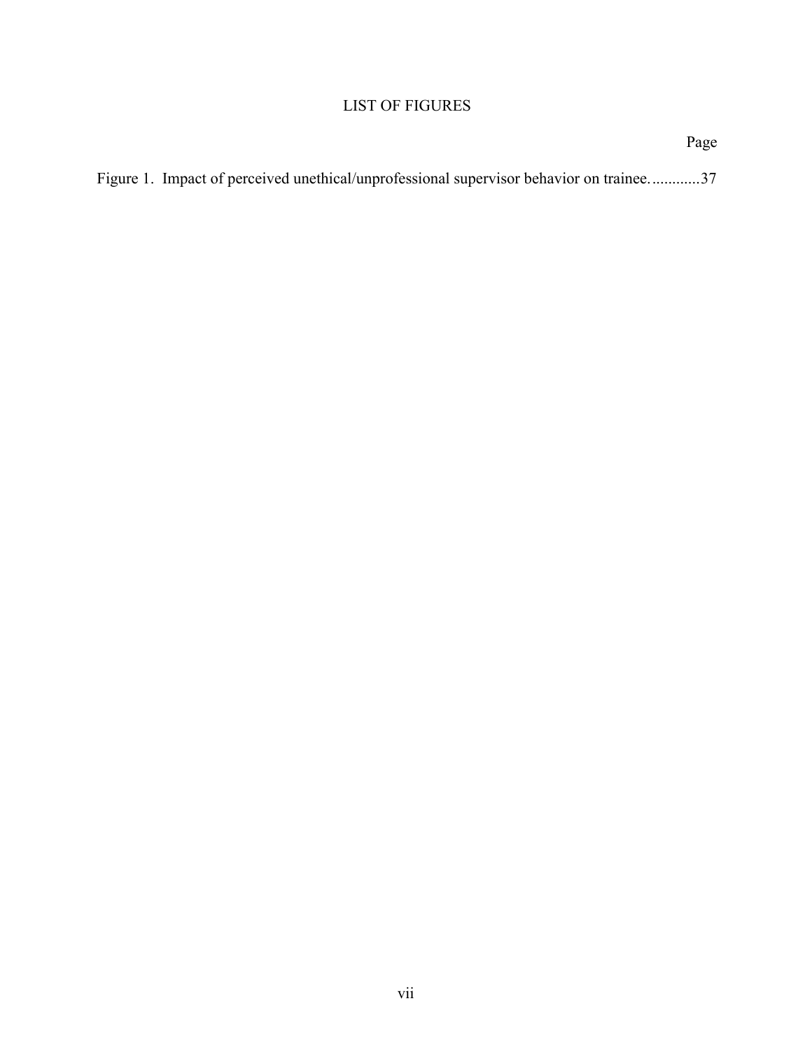# LIST OF FIGURES

Page

Figure 1. Impact of perceived unethical/unprofessional supervisor behavior on trainee............37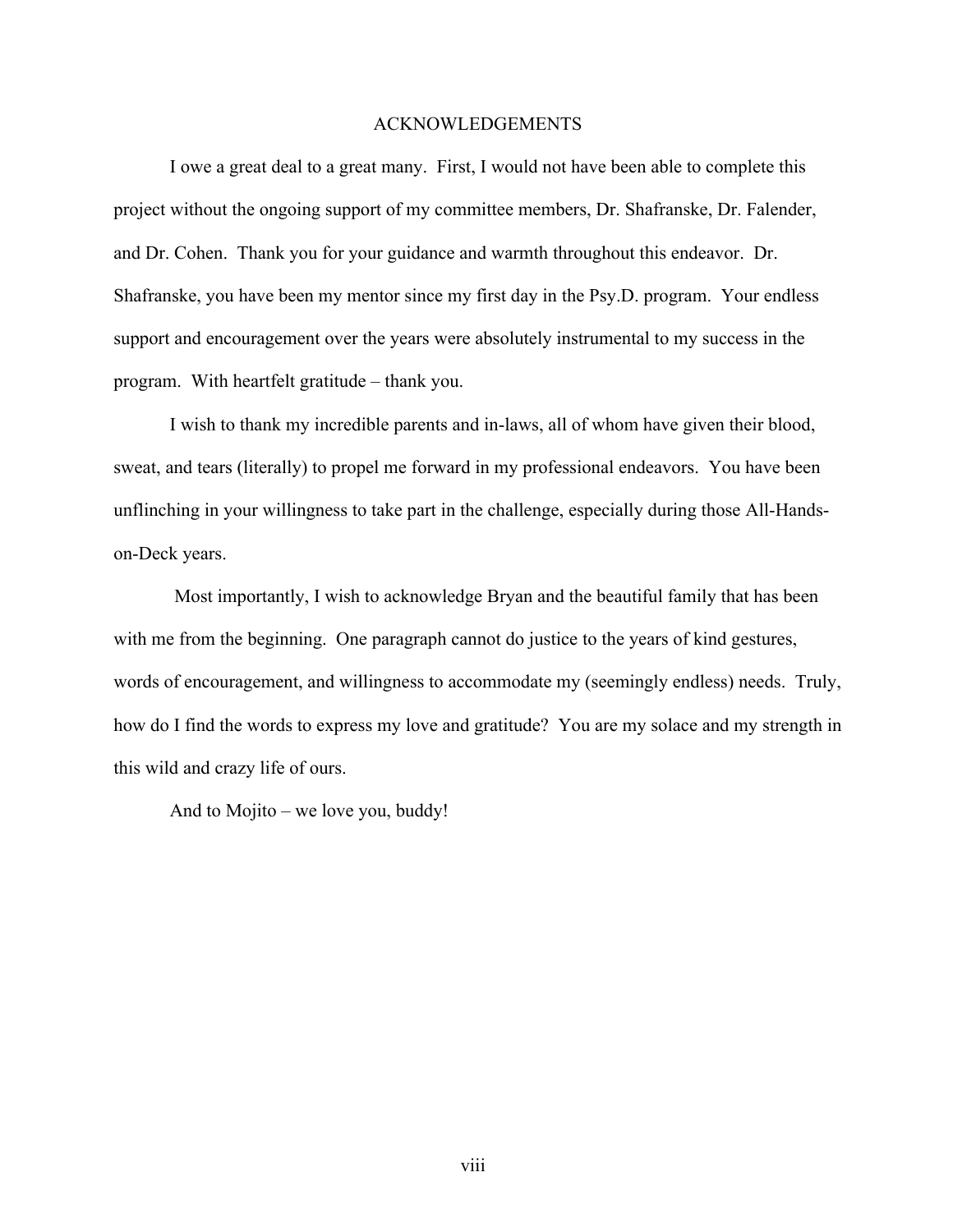# ACKNOWLEDGEMENTS

I owe a great deal to a great many. First, I would not have been able to complete this project without the ongoing support of my committee members, Dr. Shafranske, Dr. Falender, and Dr. Cohen. Thank you for your guidance and warmth throughout this endeavor. Dr. Shafranske, you have been my mentor since my first day in the Psy.D. program. Your endless support and encouragement over the years were absolutely instrumental to my success in the program. With heartfelt gratitude – thank you.

I wish to thank my incredible parents and in-laws, all of whom have given their blood, sweat, and tears (literally) to propel me forward in my professional endeavors. You have been unflinching in your willingness to take part in the challenge, especially during those All-Hands-on-Deck years.

Most importantly, I wish to acknowledge Bryan and the beautiful family that has been with me from the beginning. One paragraph cannot do justice to the years of kind gestures, words of encouragement, and willingness to accommodate my (seemingly endless) needs. Truly, how do I find the words to express my love and gratitude? You are my solace and my strength in this wild and crazy life of ours.

And to Mojito – we love you, buddy!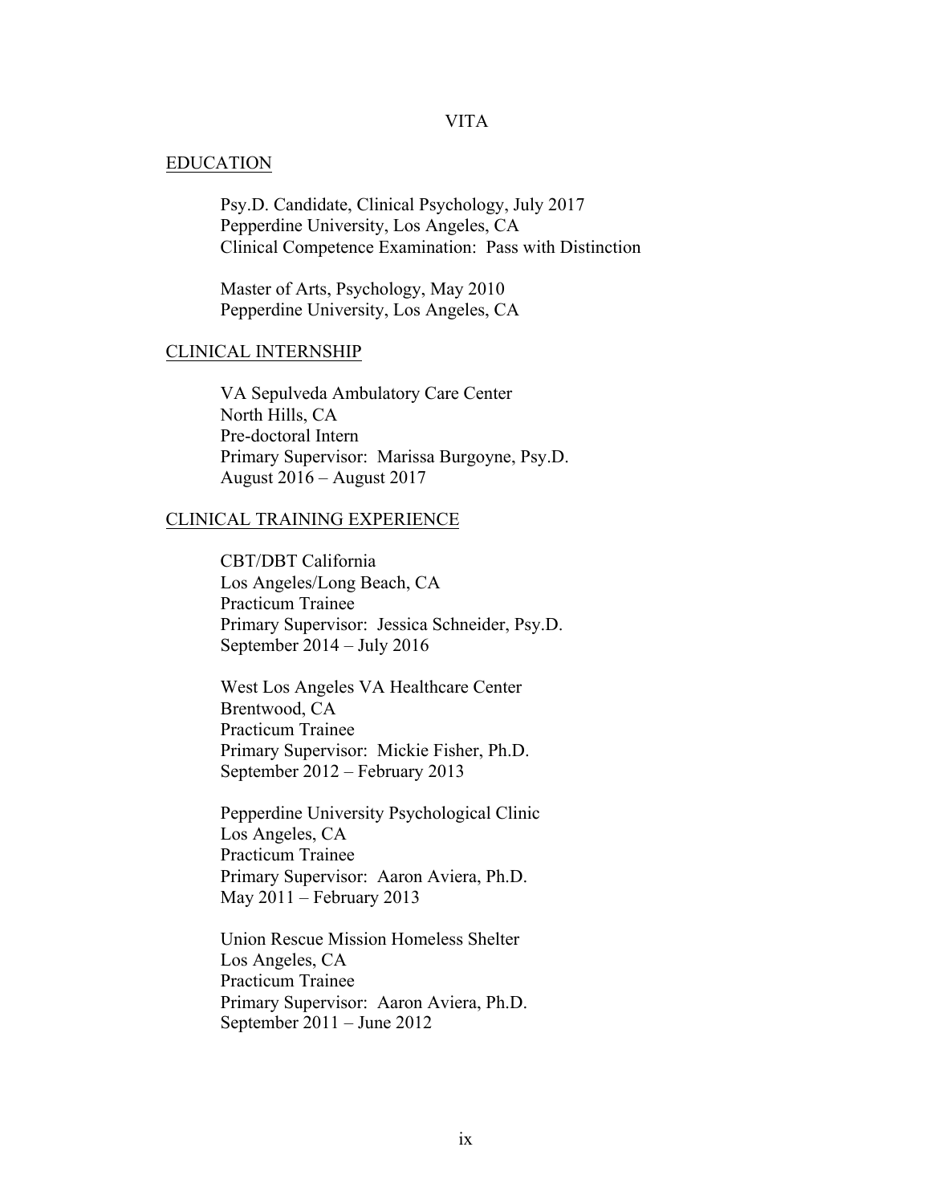# VITA

## EDUCATION

Psy.D. Candidate, Clinical Psychology, July 2017
Pepperdine University, Los Angeles, CA
Clinical Competence Examination: Pass with Distinction

Master of Arts, Psychology, May 2010
Pepperdine University, Los Angeles, CA

## CLINICAL INTERNSHIP

VA Sepulveda Ambulatory Care Center
North Hills, CA
Pre-doctoral Intern
Primary Supervisor: Marissa Burgoyne, Psy.D.
August 2016 – August 2017

## CLINICAL TRAINING EXPERIENCE

CBT/DBT California
Los Angeles/Long Beach, CA
Practicum Trainee
Primary Supervisor: Jessica Schneider, Psy.D.
September 2014 – July 2016

West Los Angeles VA Healthcare Center
Brentwood, CA
Practicum Trainee
Primary Supervisor: Mickie Fisher, Ph.D.
September 2012 – February 2013

Pepperdine University Psychological Clinic
Los Angeles, CA
Practicum Trainee
Primary Supervisor: Aaron Aviera, Ph.D.
May 2011 – February 2013

Union Rescue Mission Homeless Shelter
Los Angeles, CA
Practicum Trainee
Primary Supervisor: Aaron Aviera, Ph.D.
September 2011 – June 2012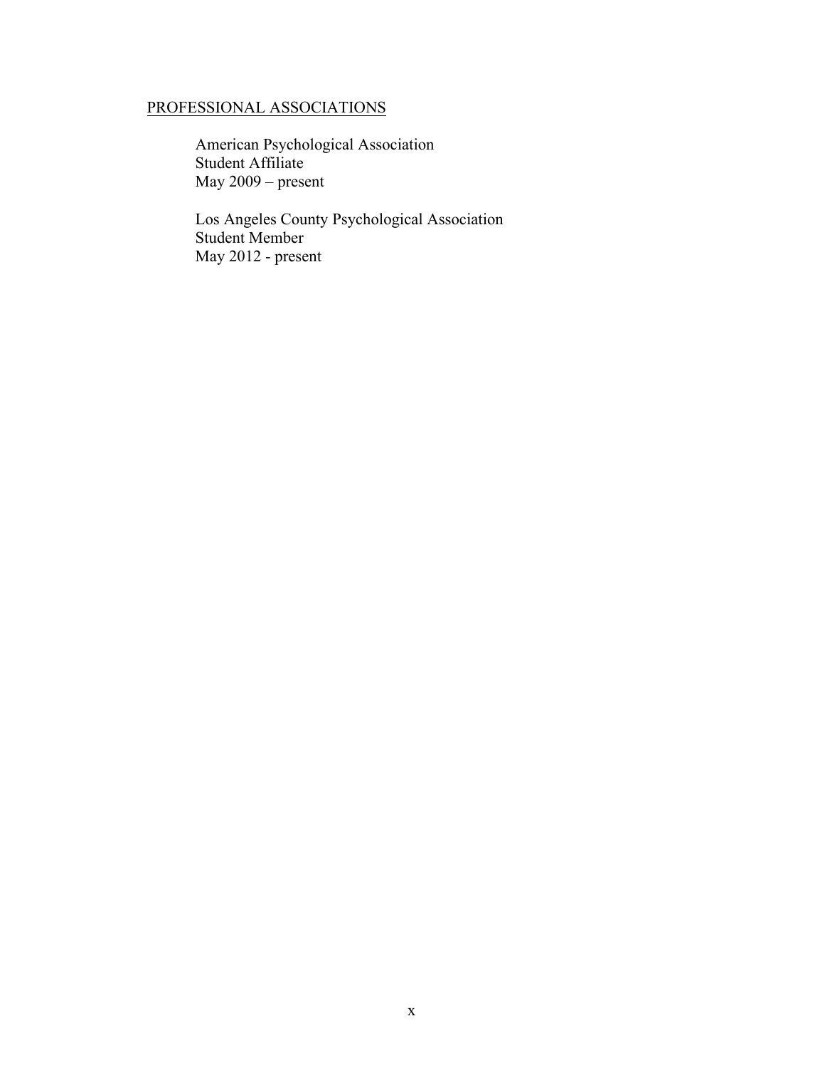## PROFESSIONAL ASSOCIATIONS

American Psychological Association
Student Affiliate
May 2009 – present

Los Angeles County Psychological Association
Student Member
May 2012 - present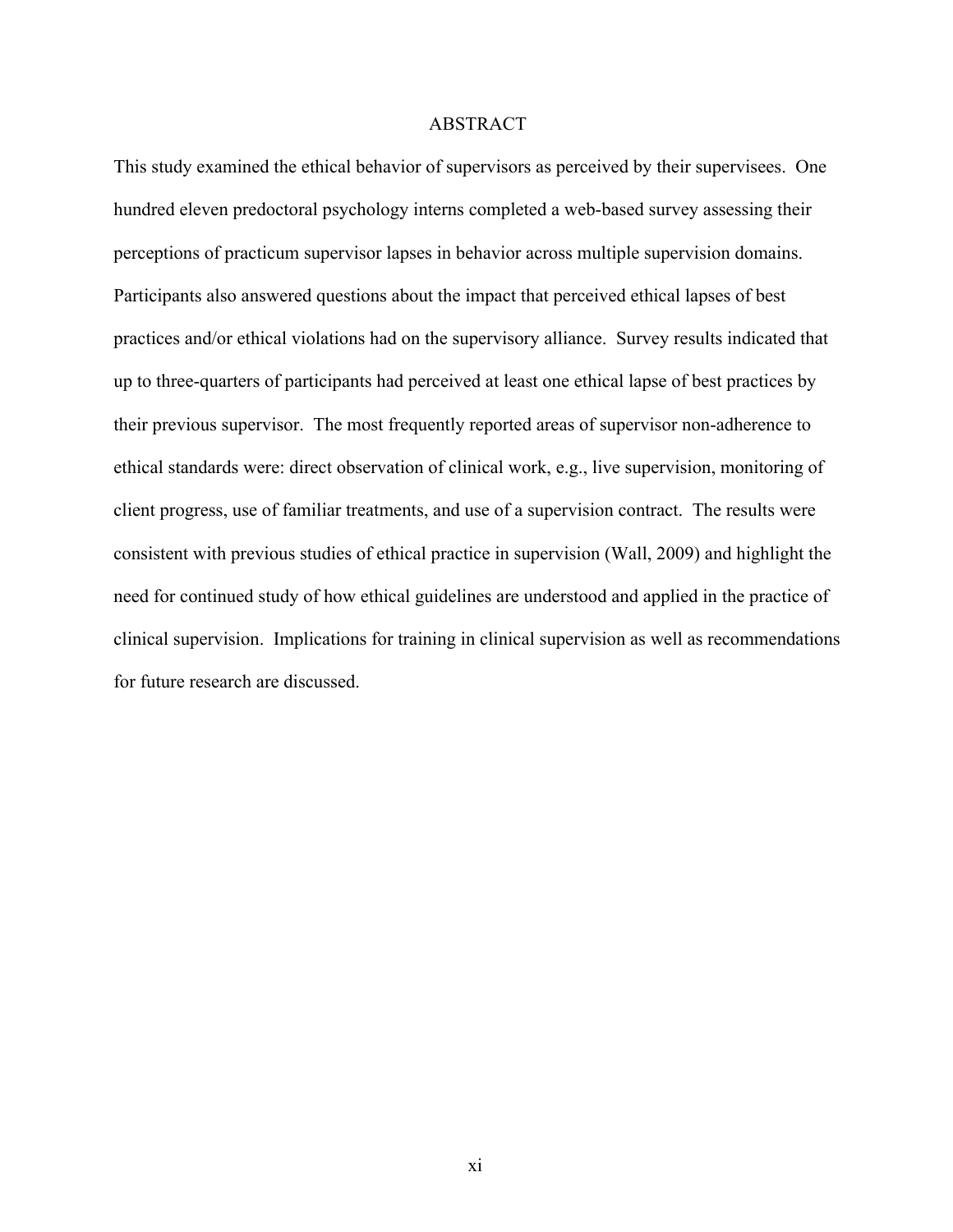# ABSTRACT

This study examined the ethical behavior of supervisors as perceived by their supervisees. One hundred eleven predoctoral psychology interns completed a web-based survey assessing their perceptions of practicum supervisor lapses in behavior across multiple supervision domains. Participants also answered questions about the impact that perceived ethical lapses of best practices and/or ethical violations had on the supervisory alliance. Survey results indicated that up to three-quarters of participants had perceived at least one ethical lapse of best practices by their previous supervisor. The most frequently reported areas of supervisor non-adherence to ethical standards were: direct observation of clinical work, e.g., live supervision, monitoring of client progress, use of familiar treatments, and use of a supervision contract. The results were consistent with previous studies of ethical practice in supervision (Wall, 2009) and highlight the need for continued study of how ethical guidelines are understood and applied in the practice of clinical supervision. Implications for training in clinical supervision as well as recommendations for future research are discussed.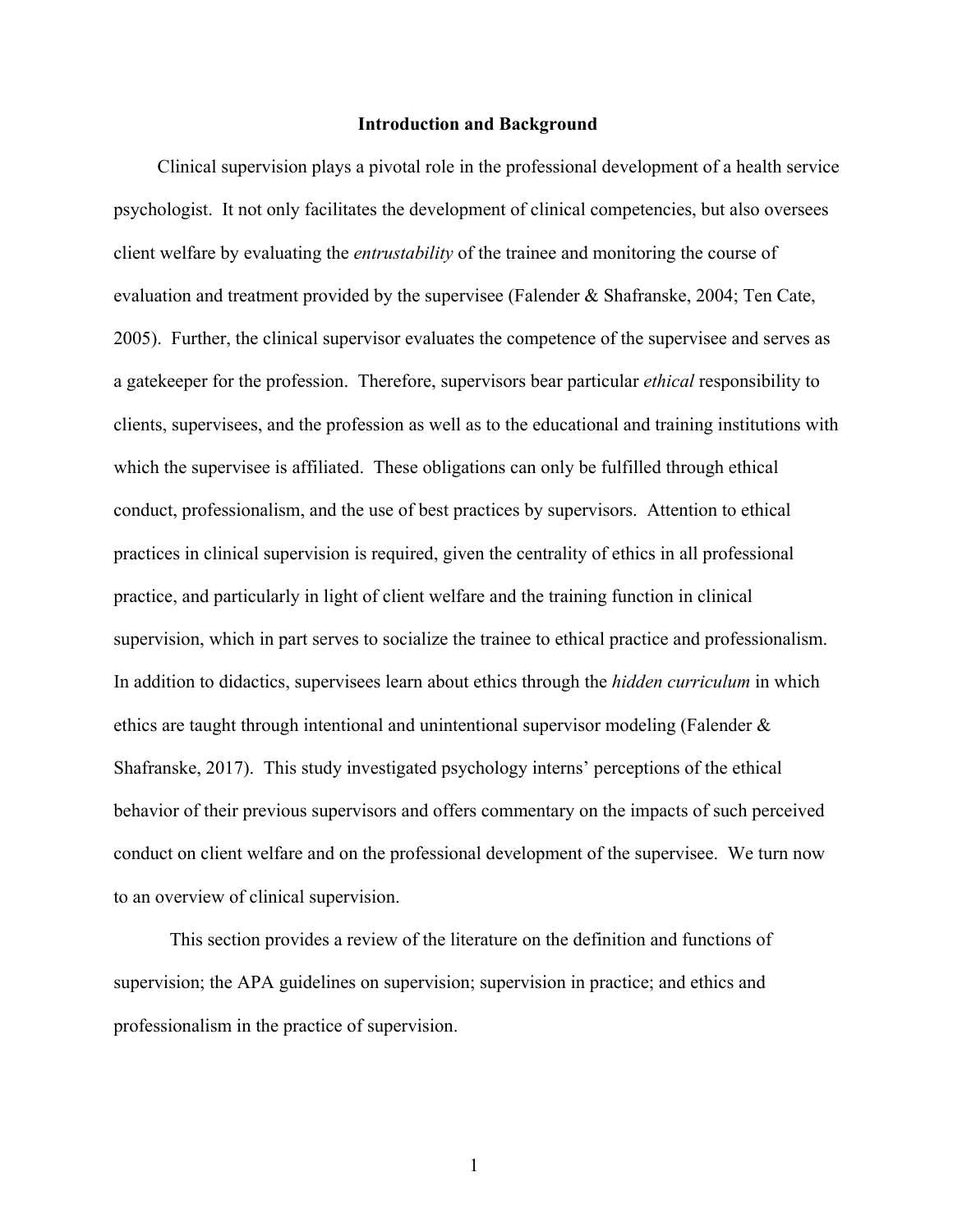## Introduction and Background

Clinical supervision plays a pivotal role in the professional development of a health service psychologist. It not only facilitates the development of clinical competencies, but also oversees client welfare by evaluating the *entrustability* of the trainee and monitoring the course of evaluation and treatment provided by the supervisee (Falender & Shafranske, 2004; Ten Cate, 2005). Further, the clinical supervisor evaluates the competence of the supervisee and serves as a gatekeeper for the profession. Therefore, supervisors bear particular *ethical* responsibility to clients, supervisees, and the profession as well as to the educational and training institutions with which the supervisee is affiliated. These obligations can only be fulfilled through ethical conduct, professionalism, and the use of best practices by supervisors. Attention to ethical practices in clinical supervision is required, given the centrality of ethics in all professional practice, and particularly in light of client welfare and the training function in clinical supervision, which in part serves to socialize the trainee to ethical practice and professionalism. In addition to didactics, supervisees learn about ethics through the *hidden curriculum* in which ethics are taught through intentional and unintentional supervisor modeling (Falender & Shafranske, 2017). This study investigated psychology interns' perceptions of the ethical behavior of their previous supervisors and offers commentary on the impacts of such perceived conduct on client welfare and on the professional development of the supervisee. We turn now to an overview of clinical supervision.

This section provides a review of the literature on the definition and functions of supervision; the APA guidelines on supervision; supervision in practice; and ethics and professionalism in the practice of supervision.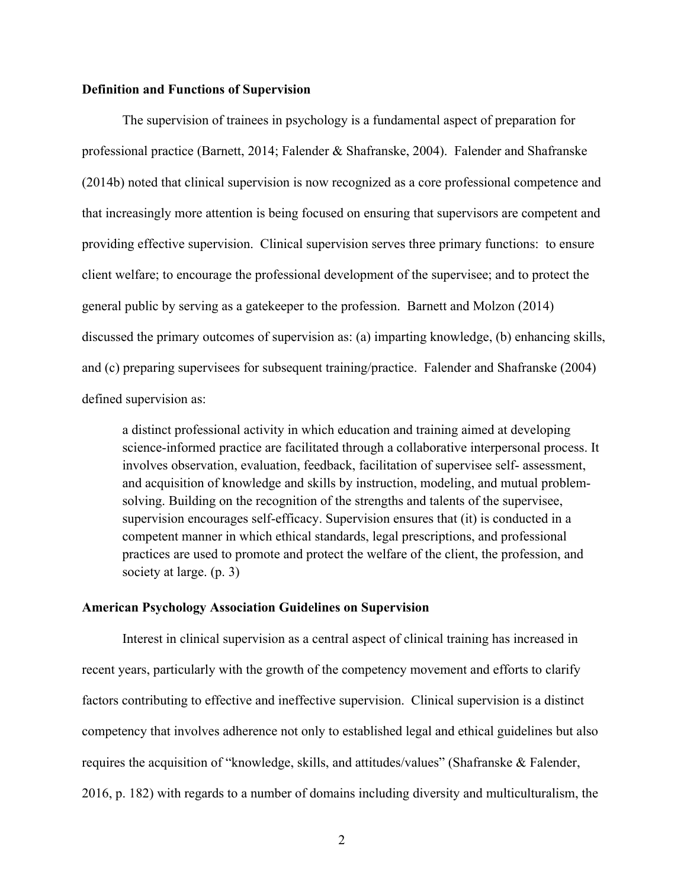**Definition and Functions of Supervision**

The supervision of trainees in psychology is a fundamental aspect of preparation for professional practice (Barnett, 2014; Falender & Shafranske, 2004). Falender and Shafranske (2014b) noted that clinical supervision is now recognized as a core professional competence and that increasingly more attention is being focused on ensuring that supervisors are competent and providing effective supervision. Clinical supervision serves three primary functions: to ensure client welfare; to encourage the professional development of the supervisee; and to protect the general public by serving as a gatekeeper to the profession. Barnett and Molzon (2014) discussed the primary outcomes of supervision as: (a) imparting knowledge, (b) enhancing skills, and (c) preparing supervisees for subsequent training/practice. Falender and Shafranske (2004) defined supervision as:

> a distinct professional activity in which education and training aimed at developing science-informed practice are facilitated through a collaborative interpersonal process. It involves observation, evaluation, feedback, facilitation of supervisee self- assessment, and acquisition of knowledge and skills by instruction, modeling, and mutual problem-solving. Building on the recognition of the strengths and talents of the supervisee, supervision encourages self-efficacy. Supervision ensures that (it) is conducted in a competent manner in which ethical standards, legal prescriptions, and professional practices are used to promote and protect the welfare of the client, the profession, and society at large. (p. 3)

**American Psychology Association Guidelines on Supervision**

Interest in clinical supervision as a central aspect of clinical training has increased in recent years, particularly with the growth of the competency movement and efforts to clarify factors contributing to effective and ineffective supervision. Clinical supervision is a distinct competency that involves adherence not only to established legal and ethical guidelines but also requires the acquisition of "knowledge, skills, and attitudes/values" (Shafranske & Falender, 2016, p. 182) with regards to a number of domains including diversity and multiculturalism, the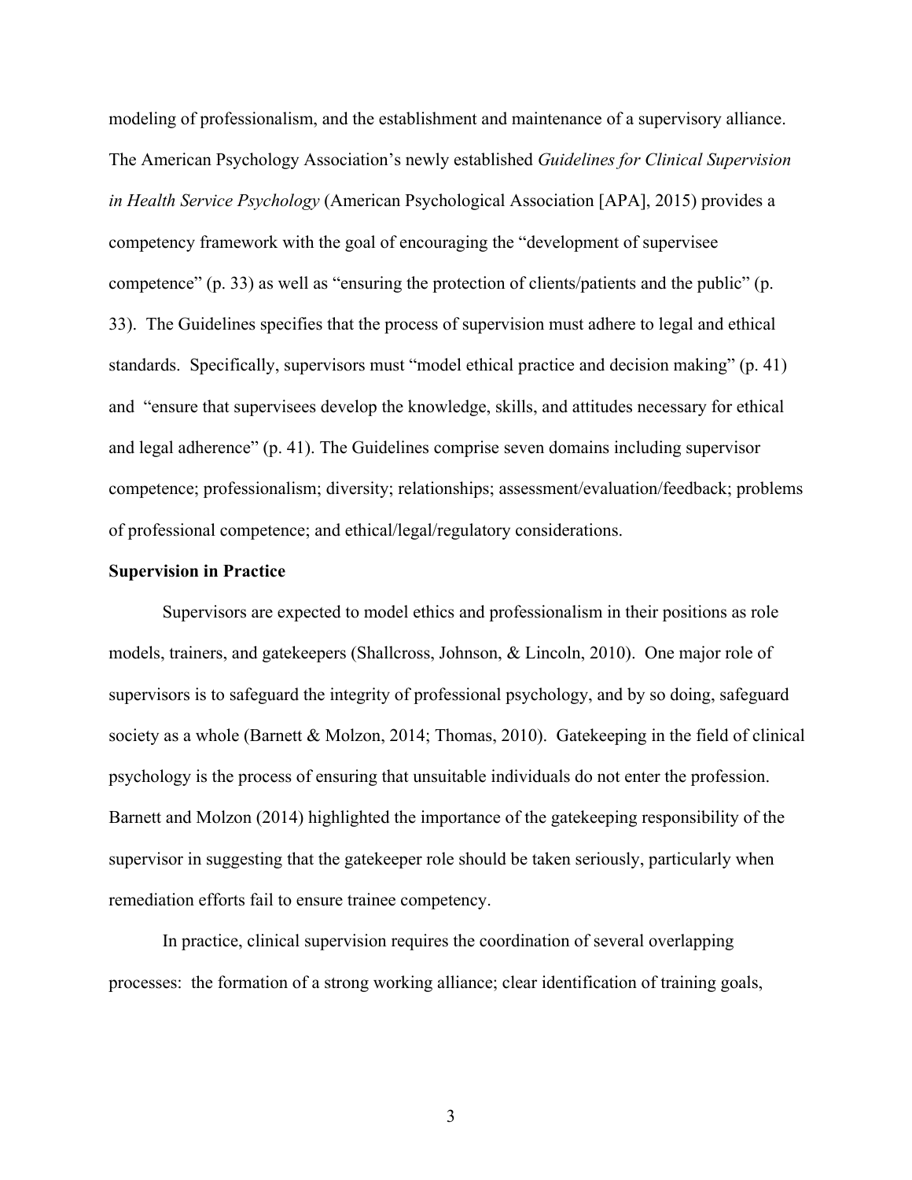modeling of professionalism, and the establishment and maintenance of a supervisory alliance. The American Psychology Association's newly established *Guidelines for Clinical Supervision in Health Service Psychology* (American Psychological Association [APA], 2015) provides a competency framework with the goal of encouraging the "development of supervisee competence" (p. 33) as well as "ensuring the protection of clients/patients and the public" (p. 33). The Guidelines specifies that the process of supervision must adhere to legal and ethical standards. Specifically, supervisors must "model ethical practice and decision making" (p. 41) and "ensure that supervisees develop the knowledge, skills, and attitudes necessary for ethical and legal adherence" (p. 41). The Guidelines comprise seven domains including supervisor competence; professionalism; diversity; relationships; assessment/evaluation/feedback; problems of professional competence; and ethical/legal/regulatory considerations.

**Supervision in Practice**

Supervisors are expected to model ethics and professionalism in their positions as role models, trainers, and gatekeepers (Shallcross, Johnson, & Lincoln, 2010). One major role of supervisors is to safeguard the integrity of professional psychology, and by so doing, safeguard society as a whole (Barnett & Molzon, 2014; Thomas, 2010). Gatekeeping in the field of clinical psychology is the process of ensuring that unsuitable individuals do not enter the profession. Barnett and Molzon (2014) highlighted the importance of the gatekeeping responsibility of the supervisor in suggesting that the gatekeeper role should be taken seriously, particularly when remediation efforts fail to ensure trainee competency.

In practice, clinical supervision requires the coordination of several overlapping processes: the formation of a strong working alliance; clear identification of training goals,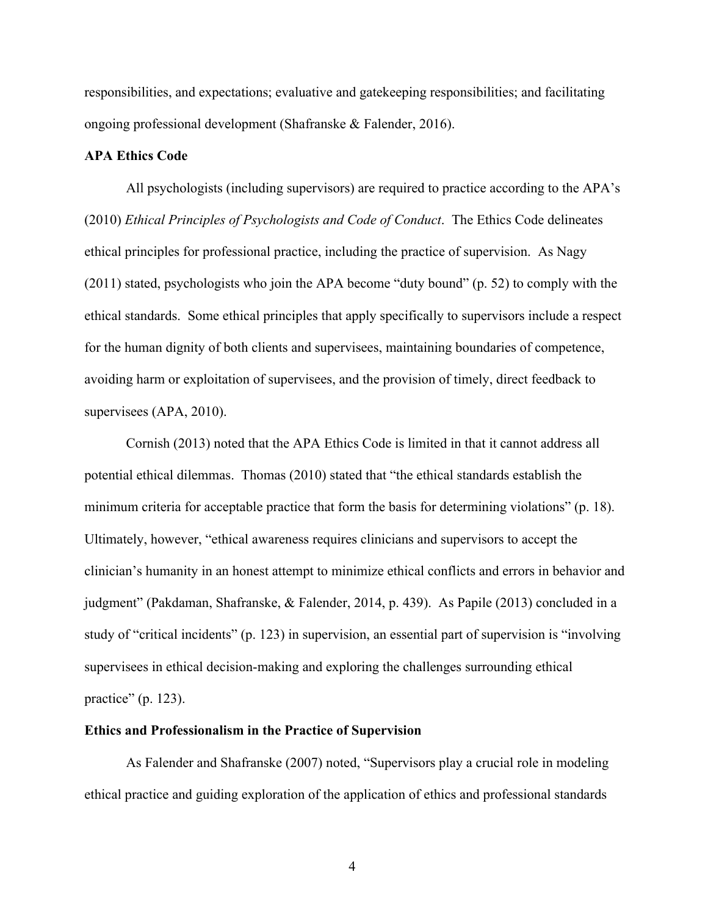responsibilities, and expectations; evaluative and gatekeeping responsibilities; and facilitating ongoing professional development (Shafranske & Falender, 2016).

### APA Ethics Code

All psychologists (including supervisors) are required to practice according to the APA's (2010) *Ethical Principles of Psychologists and Code of Conduct*. The Ethics Code delineates ethical principles for professional practice, including the practice of supervision. As Nagy (2011) stated, psychologists who join the APA become "duty bound" (p. 52) to comply with the ethical standards. Some ethical principles that apply specifically to supervisors include a respect for the human dignity of both clients and supervisees, maintaining boundaries of competence, avoiding harm or exploitation of supervisees, and the provision of timely, direct feedback to supervisees (APA, 2010).

Cornish (2013) noted that the APA Ethics Code is limited in that it cannot address all potential ethical dilemmas. Thomas (2010) stated that "the ethical standards establish the minimum criteria for acceptable practice that form the basis for determining violations" (p. 18). Ultimately, however, "ethical awareness requires clinicians and supervisors to accept the clinician's humanity in an honest attempt to minimize ethical conflicts and errors in behavior and judgment" (Pakdaman, Shafranske, & Falender, 2014, p. 439). As Papile (2013) concluded in a study of "critical incidents" (p. 123) in supervision, an essential part of supervision is "involving supervisees in ethical decision-making and exploring the challenges surrounding ethical practice" (p. 123).

### Ethics and Professionalism in the Practice of Supervision

As Falender and Shafranske (2007) noted, "Supervisors play a crucial role in modeling ethical practice and guiding exploration of the application of ethics and professional standards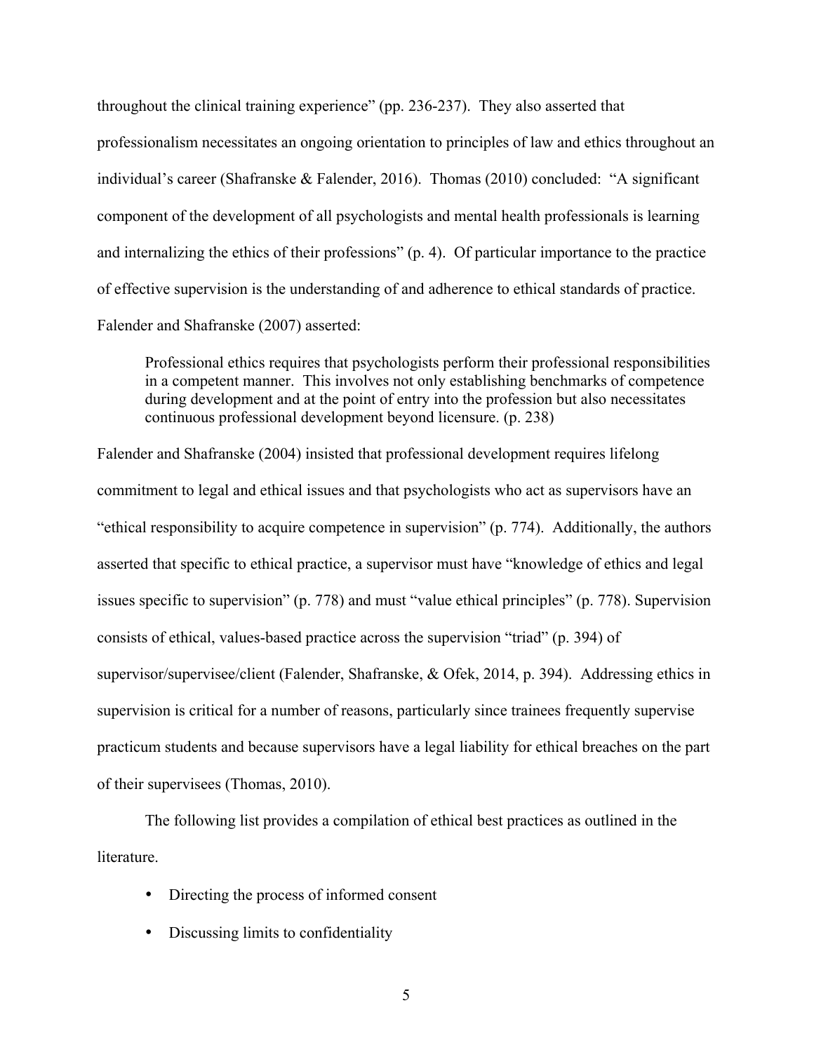throughout the clinical training experience" (pp. 236-237). They also asserted that professionalism necessitates an ongoing orientation to principles of law and ethics throughout an individual's career (Shafranske & Falender, 2016). Thomas (2010) concluded: "A significant component of the development of all psychologists and mental health professionals is learning and internalizing the ethics of their professions" (p. 4). Of particular importance to the practice of effective supervision is the understanding of and adherence to ethical standards of practice. Falender and Shafranske (2007) asserted:

> Professional ethics requires that psychologists perform their professional responsibilities in a competent manner. This involves not only establishing benchmarks of competence during development and at the point of entry into the profession but also necessitates continuous professional development beyond licensure. (p. 238)

Falender and Shafranske (2004) insisted that professional development requires lifelong commitment to legal and ethical issues and that psychologists who act as supervisors have an "ethical responsibility to acquire competence in supervision" (p. 774). Additionally, the authors asserted that specific to ethical practice, a supervisor must have "knowledge of ethics and legal issues specific to supervision" (p. 778) and must "value ethical principles" (p. 778). Supervision consists of ethical, values-based practice across the supervision "triad" (p. 394) of supervisor/supervisee/client (Falender, Shafranske, & Ofek, 2014, p. 394). Addressing ethics in supervision is critical for a number of reasons, particularly since trainees frequently supervise practicum students and because supervisors have a legal liability for ethical breaches on the part of their supervisees (Thomas, 2010).

The following list provides a compilation of ethical best practices as outlined in the literature.

- Directing the process of informed consent
- Discussing limits to confidentiality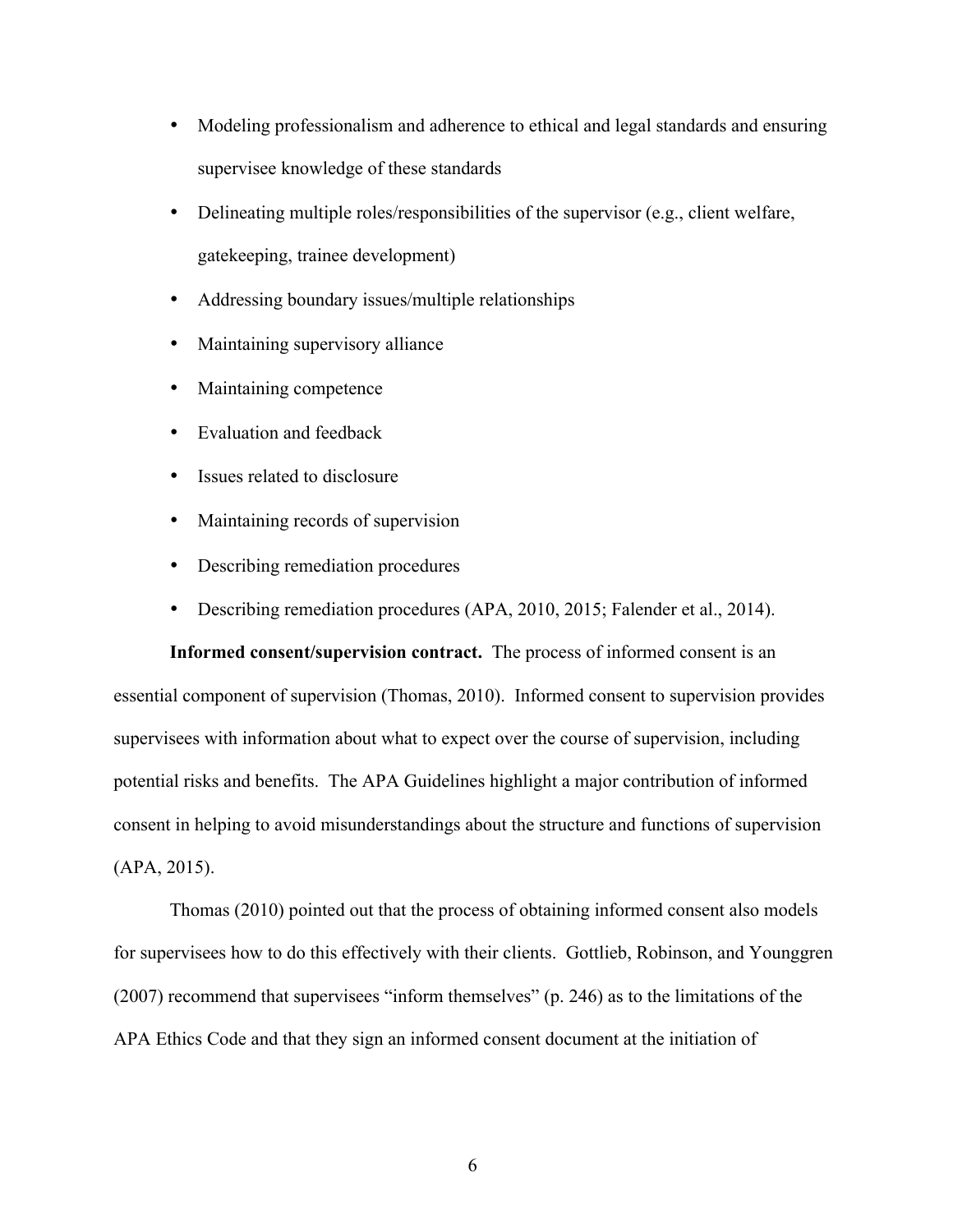- Modeling professionalism and adherence to ethical and legal standards and ensuring supervisee knowledge of these standards
- Delineating multiple roles/responsibilities of the supervisor (e.g., client welfare, gatekeeping, trainee development)
- Addressing boundary issues/multiple relationships
- Maintaining supervisory alliance
- Maintaining competence
- Evaluation and feedback
- Issues related to disclosure
- Maintaining records of supervision
- Describing remediation procedures
- Describing remediation procedures (APA, 2010, 2015; Falender et al., 2014).

**Informed consent/supervision contract.** The process of informed consent is an essential component of supervision (Thomas, 2010). Informed consent to supervision provides supervisees with information about what to expect over the course of supervision, including potential risks and benefits. The APA Guidelines highlight a major contribution of informed consent in helping to avoid misunderstandings about the structure and functions of supervision (APA, 2015).

Thomas (2010) pointed out that the process of obtaining informed consent also models for supervisees how to do this effectively with their clients. Gottlieb, Robinson, and Younggren (2007) recommend that supervisees "inform themselves" (p. 246) as to the limitations of the APA Ethics Code and that they sign an informed consent document at the initiation of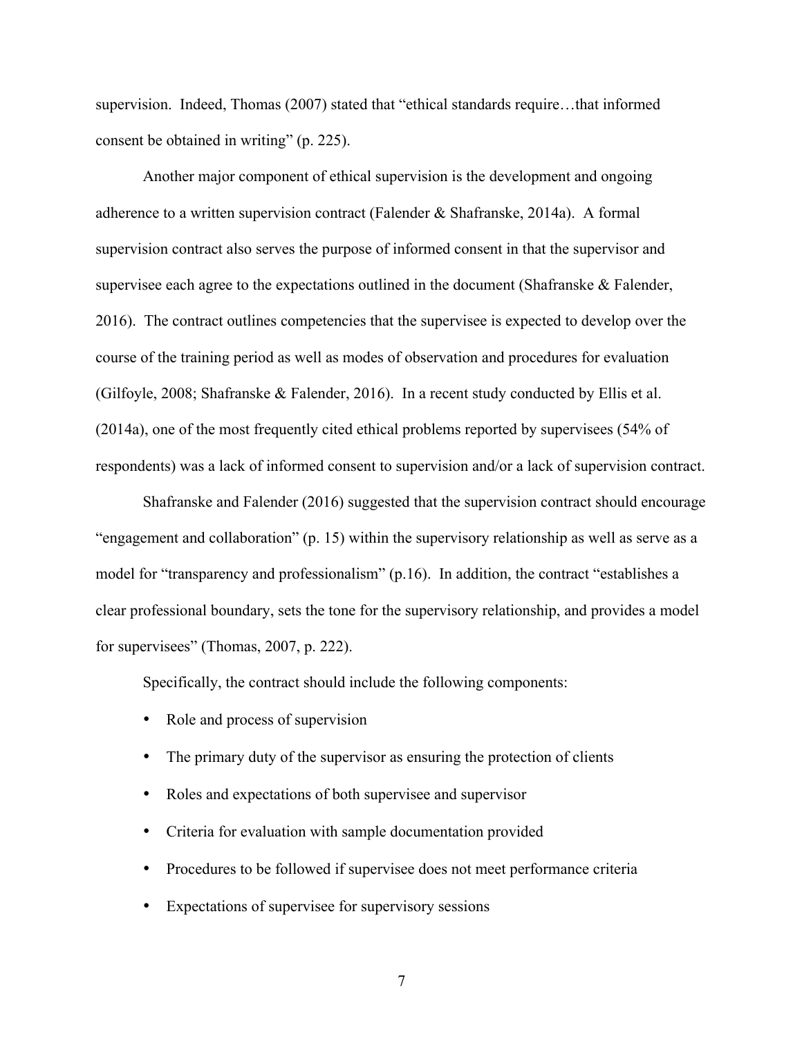supervision. Indeed, Thomas (2007) stated that "ethical standards require…that informed consent be obtained in writing" (p. 225).

Another major component of ethical supervision is the development and ongoing adherence to a written supervision contract (Falender & Shafranske, 2014a). A formal supervision contract also serves the purpose of informed consent in that the supervisor and supervisee each agree to the expectations outlined in the document (Shafranske & Falender, 2016). The contract outlines competencies that the supervisee is expected to develop over the course of the training period as well as modes of observation and procedures for evaluation (Gilfoyle, 2008; Shafranske & Falender, 2016). In a recent study conducted by Ellis et al. (2014a), one of the most frequently cited ethical problems reported by supervisees (54% of respondents) was a lack of informed consent to supervision and/or a lack of supervision contract.

Shafranske and Falender (2016) suggested that the supervision contract should encourage "engagement and collaboration" (p. 15) within the supervisory relationship as well as serve as a model for "transparency and professionalism" (p.16). In addition, the contract "establishes a clear professional boundary, sets the tone for the supervisory relationship, and provides a model for supervisees" (Thomas, 2007, p. 222).

Specifically, the contract should include the following components:

- Role and process of supervision
- The primary duty of the supervisor as ensuring the protection of clients
- Roles and expectations of both supervisee and supervisor
- Criteria for evaluation with sample documentation provided
- Procedures to be followed if supervisee does not meet performance criteria
- Expectations of supervisee for supervisory sessions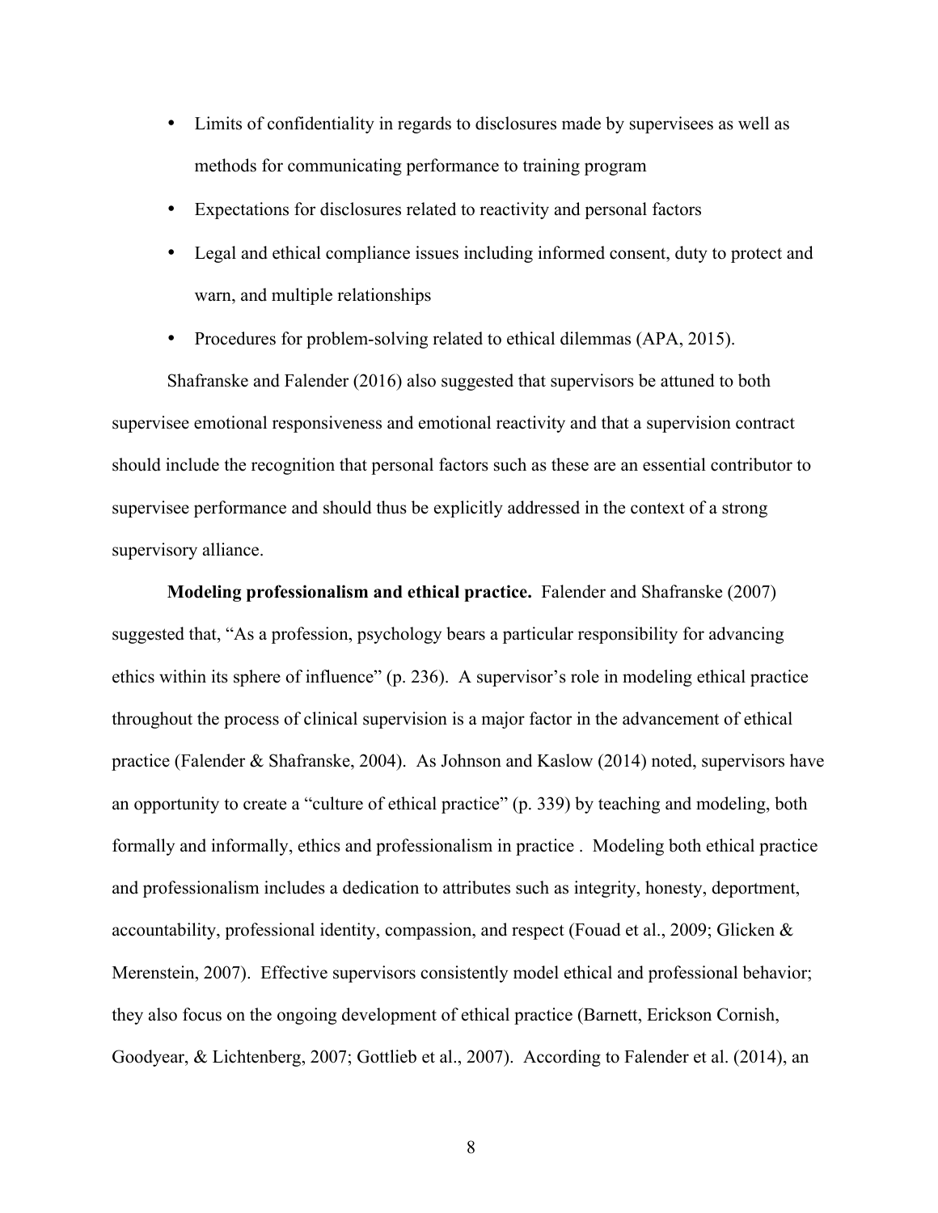- Limits of confidentiality in regards to disclosures made by supervisees as well as methods for communicating performance to training program
- Expectations for disclosures related to reactivity and personal factors
- Legal and ethical compliance issues including informed consent, duty to protect and warn, and multiple relationships
- Procedures for problem-solving related to ethical dilemmas (APA, 2015).

Shafranske and Falender (2016) also suggested that supervisors be attuned to both supervisee emotional responsiveness and emotional reactivity and that a supervision contract should include the recognition that personal factors such as these are an essential contributor to supervisee performance and should thus be explicitly addressed in the context of a strong supervisory alliance.

**Modeling professionalism and ethical practice.** Falender and Shafranske (2007) suggested that, "As a profession, psychology bears a particular responsibility for advancing ethics within its sphere of influence" (p. 236). A supervisor's role in modeling ethical practice throughout the process of clinical supervision is a major factor in the advancement of ethical practice (Falender & Shafranske, 2004). As Johnson and Kaslow (2014) noted, supervisors have an opportunity to create a "culture of ethical practice" (p. 339) by teaching and modeling, both formally and informally, ethics and professionalism in practice . Modeling both ethical practice and professionalism includes a dedication to attributes such as integrity, honesty, deportment, accountability, professional identity, compassion, and respect (Fouad et al., 2009; Glicken & Merenstein, 2007). Effective supervisors consistently model ethical and professional behavior; they also focus on the ongoing development of ethical practice (Barnett, Erickson Cornish, Goodyear, & Lichtenberg, 2007; Gottlieb et al., 2007). According to Falender et al. (2014), an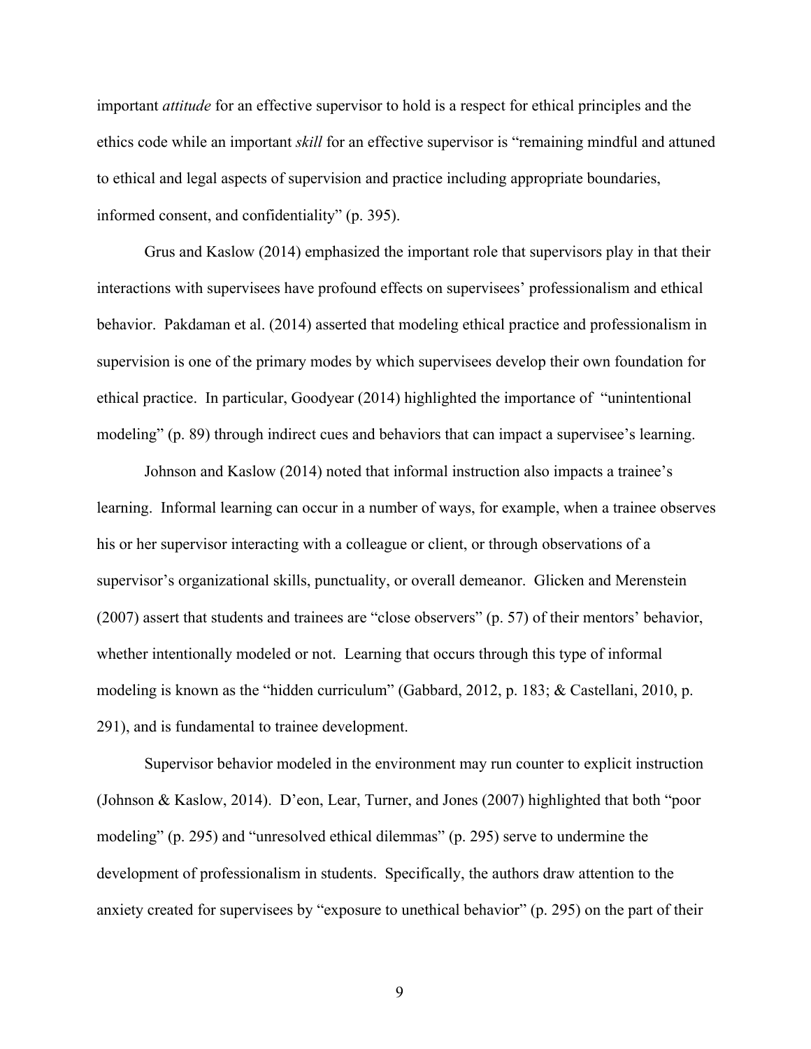important *attitude* for an effective supervisor to hold is a respect for ethical principles and the ethics code while an important *skill* for an effective supervisor is "remaining mindful and attuned to ethical and legal aspects of supervision and practice including appropriate boundaries, informed consent, and confidentiality" (p. 395).

Grus and Kaslow (2014) emphasized the important role that supervisors play in that their interactions with supervisees have profound effects on supervisees' professionalism and ethical behavior. Pakdaman et al. (2014) asserted that modeling ethical practice and professionalism in supervision is one of the primary modes by which supervisees develop their own foundation for ethical practice. In particular, Goodyear (2014) highlighted the importance of "unintentional modeling" (p. 89) through indirect cues and behaviors that can impact a supervisee's learning.

Johnson and Kaslow (2014) noted that informal instruction also impacts a trainee's learning. Informal learning can occur in a number of ways, for example, when a trainee observes his or her supervisor interacting with a colleague or client, or through observations of a supervisor's organizational skills, punctuality, or overall demeanor. Glicken and Merenstein (2007) assert that students and trainees are "close observers" (p. 57) of their mentors' behavior, whether intentionally modeled or not. Learning that occurs through this type of informal modeling is known as the "hidden curriculum" (Gabbard, 2012, p. 183; & Castellani, 2010, p. 291), and is fundamental to trainee development.

Supervisor behavior modeled in the environment may run counter to explicit instruction (Johnson & Kaslow, 2014). D'eon, Lear, Turner, and Jones (2007) highlighted that both "poor modeling" (p. 295) and "unresolved ethical dilemmas" (p. 295) serve to undermine the development of professionalism in students. Specifically, the authors draw attention to the anxiety created for supervisees by "exposure to unethical behavior" (p. 295) on the part of their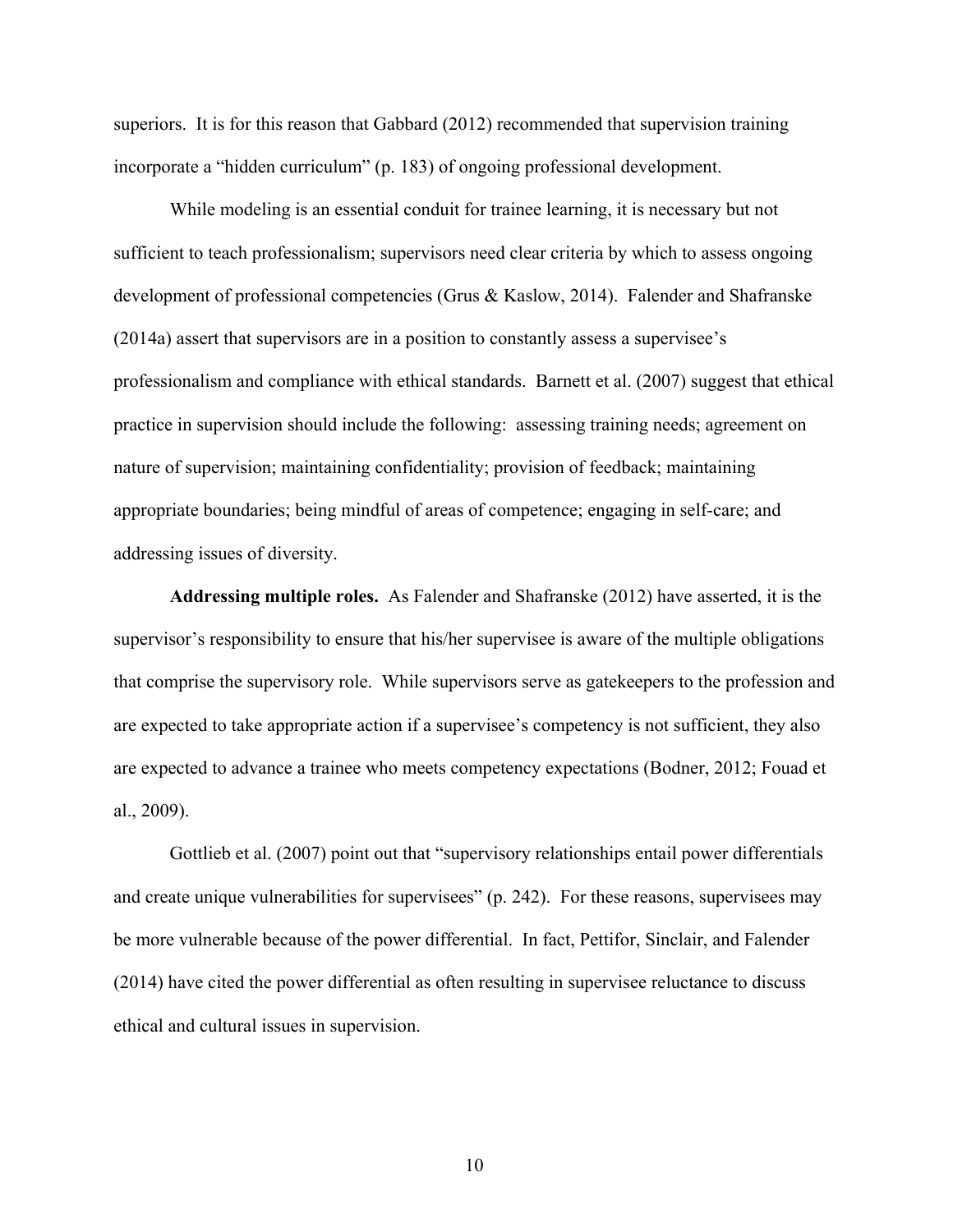superiors. It is for this reason that Gabbard (2012) recommended that supervision training incorporate a "hidden curriculum" (p. 183) of ongoing professional development.

While modeling is an essential conduit for trainee learning, it is necessary but not sufficient to teach professionalism; supervisors need clear criteria by which to assess ongoing development of professional competencies (Grus & Kaslow, 2014). Falender and Shafranske (2014a) assert that supervisors are in a position to constantly assess a supervisee's professionalism and compliance with ethical standards. Barnett et al. (2007) suggest that ethical practice in supervision should include the following: assessing training needs; agreement on nature of supervision; maintaining confidentiality; provision of feedback; maintaining appropriate boundaries; being mindful of areas of competence; engaging in self-care; and addressing issues of diversity.

**Addressing multiple roles.** As Falender and Shafranske (2012) have asserted, it is the supervisor's responsibility to ensure that his/her supervisee is aware of the multiple obligations that comprise the supervisory role. While supervisors serve as gatekeepers to the profession and are expected to take appropriate action if a supervisee's competency is not sufficient, they also are expected to advance a trainee who meets competency expectations (Bodner, 2012; Fouad et al., 2009).

Gottlieb et al. (2007) point out that "supervisory relationships entail power differentials and create unique vulnerabilities for supervisees" (p. 242). For these reasons, supervisees may be more vulnerable because of the power differential. In fact, Pettifor, Sinclair, and Falender (2014) have cited the power differential as often resulting in supervisee reluctance to discuss ethical and cultural issues in supervision.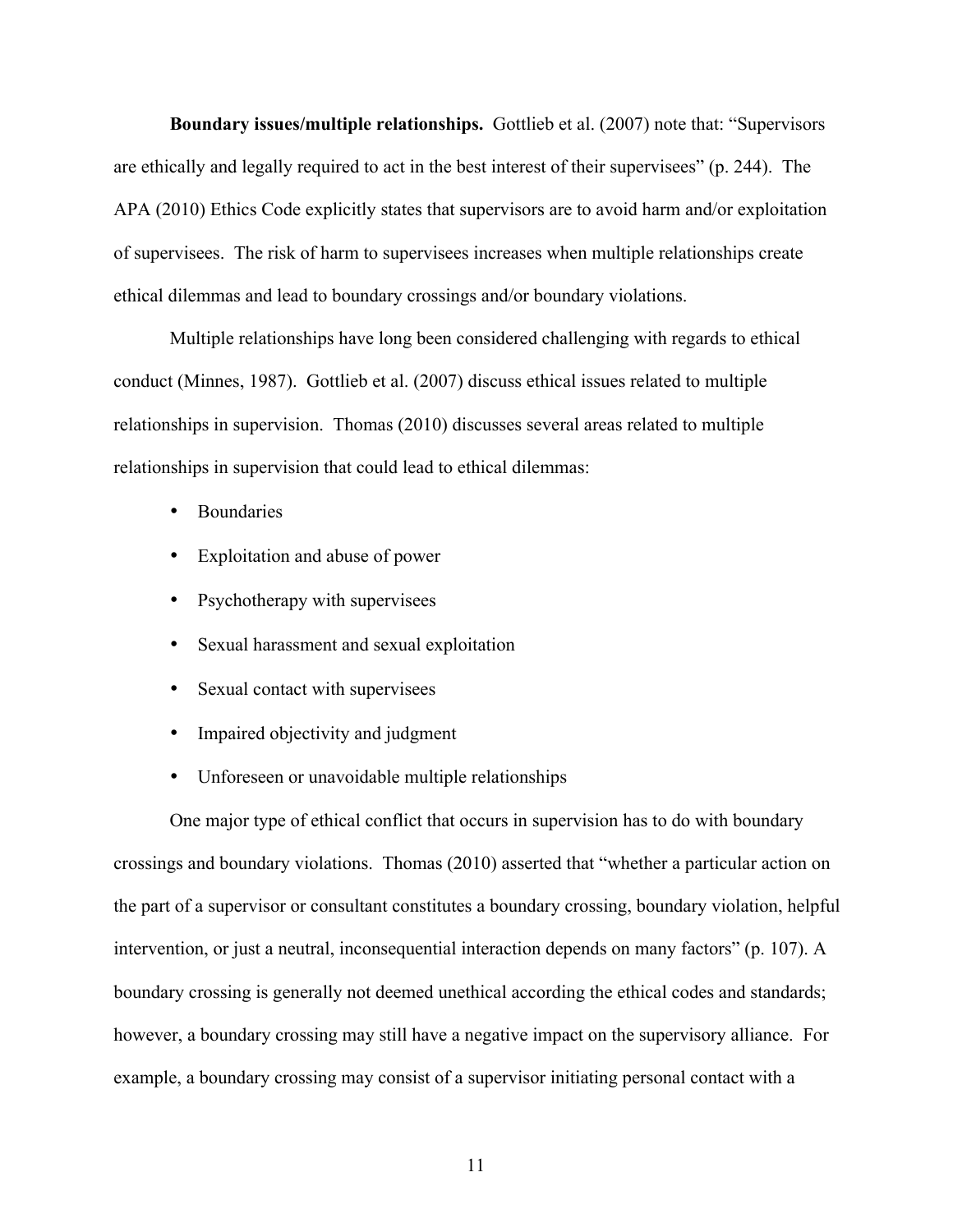**Boundary issues/multiple relationships.** Gottlieb et al. (2007) note that: "Supervisors are ethically and legally required to act in the best interest of their supervisees" (p. 244). The APA (2010) Ethics Code explicitly states that supervisors are to avoid harm and/or exploitation of supervisees. The risk of harm to supervisees increases when multiple relationships create ethical dilemmas and lead to boundary crossings and/or boundary violations.

Multiple relationships have long been considered challenging with regards to ethical conduct (Minnes, 1987). Gottlieb et al. (2007) discuss ethical issues related to multiple relationships in supervision. Thomas (2010) discusses several areas related to multiple relationships in supervision that could lead to ethical dilemmas:

- Boundaries
- Exploitation and abuse of power
- Psychotherapy with supervisees
- Sexual harassment and sexual exploitation
- Sexual contact with supervisees
- Impaired objectivity and judgment
- Unforeseen or unavoidable multiple relationships

One major type of ethical conflict that occurs in supervision has to do with boundary crossings and boundary violations. Thomas (2010) asserted that "whether a particular action on the part of a supervisor or consultant constitutes a boundary crossing, boundary violation, helpful intervention, or just a neutral, inconsequential interaction depends on many factors" (p. 107). A boundary crossing is generally not deemed unethical according the ethical codes and standards; however, a boundary crossing may still have a negative impact on the supervisory alliance. For example, a boundary crossing may consist of a supervisor initiating personal contact with a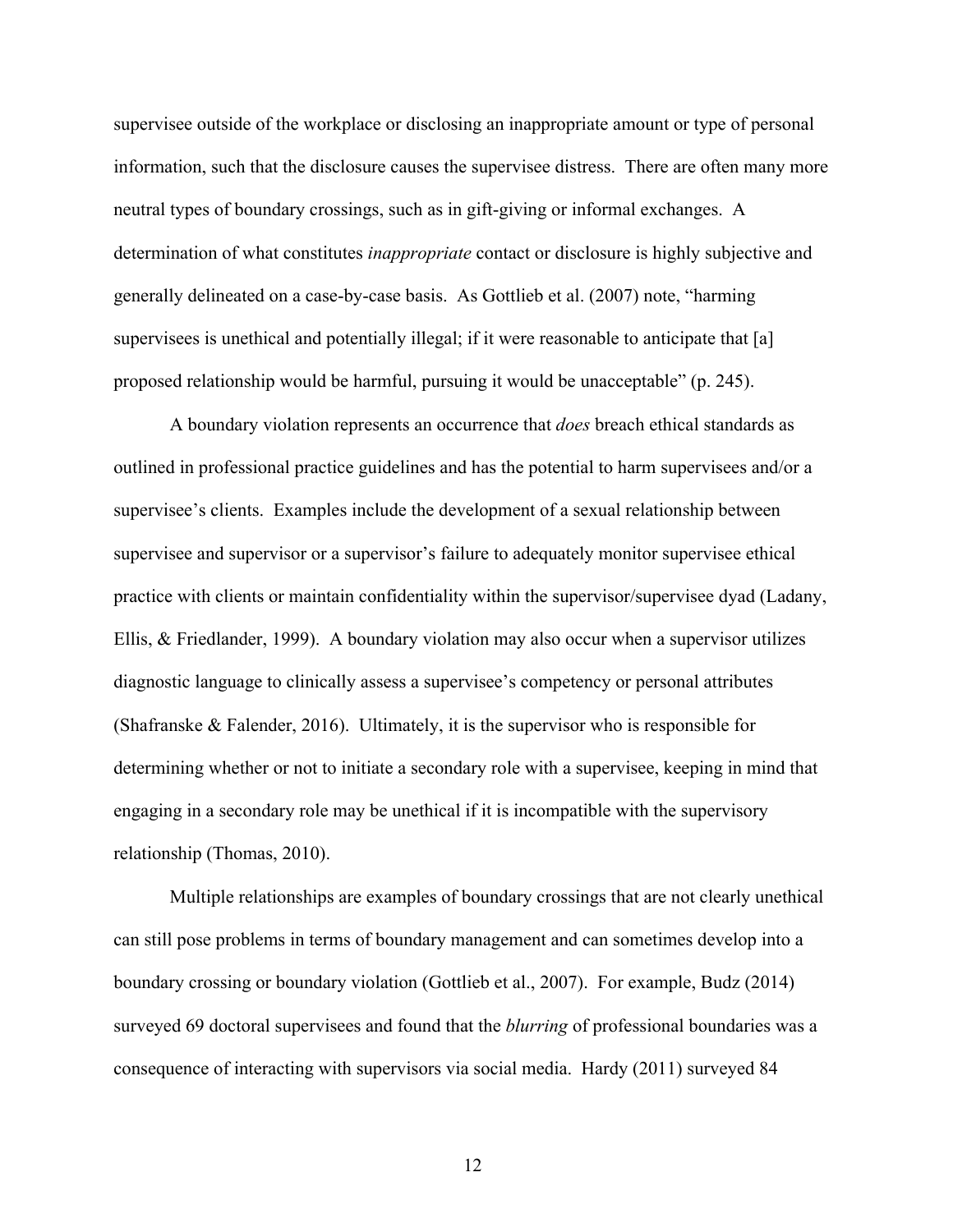supervisee outside of the workplace or disclosing an inappropriate amount or type of personal information, such that the disclosure causes the supervisee distress. There are often many more neutral types of boundary crossings, such as in gift-giving or informal exchanges. A determination of what constitutes *inappropriate* contact or disclosure is highly subjective and generally delineated on a case-by-case basis. As Gottlieb et al. (2007) note, "harming supervisees is unethical and potentially illegal; if it were reasonable to anticipate that [a] proposed relationship would be harmful, pursuing it would be unacceptable" (p. 245).

A boundary violation represents an occurrence that *does* breach ethical standards as outlined in professional practice guidelines and has the potential to harm supervisees and/or a supervisee's clients. Examples include the development of a sexual relationship between supervisee and supervisor or a supervisor's failure to adequately monitor supervisee ethical practice with clients or maintain confidentiality within the supervisor/supervisee dyad (Ladany, Ellis, & Friedlander, 1999). A boundary violation may also occur when a supervisor utilizes diagnostic language to clinically assess a supervisee's competency or personal attributes (Shafranske & Falender, 2016). Ultimately, it is the supervisor who is responsible for determining whether or not to initiate a secondary role with a supervisee, keeping in mind that engaging in a secondary role may be unethical if it is incompatible with the supervisory relationship (Thomas, 2010).

Multiple relationships are examples of boundary crossings that are not clearly unethical can still pose problems in terms of boundary management and can sometimes develop into a boundary crossing or boundary violation (Gottlieb et al., 2007). For example, Budz (2014) surveyed 69 doctoral supervisees and found that the *blurring* of professional boundaries was a consequence of interacting with supervisors via social media. Hardy (2011) surveyed 84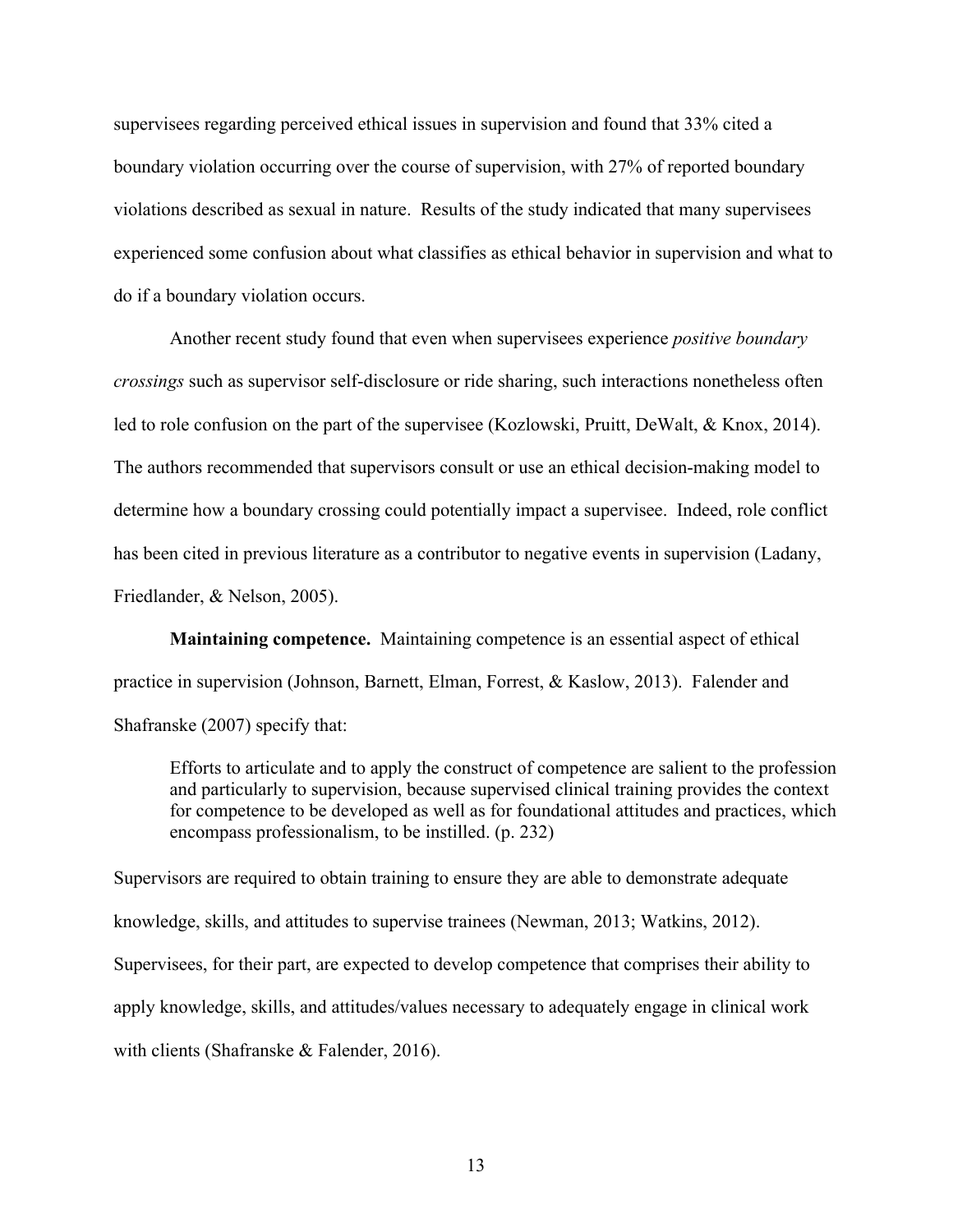supervisees regarding perceived ethical issues in supervision and found that 33% cited a boundary violation occurring over the course of supervision, with 27% of reported boundary violations described as sexual in nature. Results of the study indicated that many supervisees experienced some confusion about what classifies as ethical behavior in supervision and what to do if a boundary violation occurs.

Another recent study found that even when supervisees experience *positive boundary crossings* such as supervisor self-disclosure or ride sharing, such interactions nonetheless often led to role confusion on the part of the supervisee (Kozlowski, Pruitt, DeWalt, & Knox, 2014). The authors recommended that supervisors consult or use an ethical decision-making model to determine how a boundary crossing could potentially impact a supervisee. Indeed, role conflict has been cited in previous literature as a contributor to negative events in supervision (Ladany, Friedlander, & Nelson, 2005).

**Maintaining competence.** Maintaining competence is an essential aspect of ethical practice in supervision (Johnson, Barnett, Elman, Forrest, & Kaslow, 2013). Falender and Shafranske (2007) specify that:

> Efforts to articulate and to apply the construct of competence are salient to the profession and particularly to supervision, because supervised clinical training provides the context for competence to be developed as well as for foundational attitudes and practices, which encompass professionalism, to be instilled. (p. 232)

Supervisors are required to obtain training to ensure they are able to demonstrate adequate knowledge, skills, and attitudes to supervise trainees (Newman, 2013; Watkins, 2012). Supervisees, for their part, are expected to develop competence that comprises their ability to apply knowledge, skills, and attitudes/values necessary to adequately engage in clinical work with clients (Shafranske & Falender, 2016).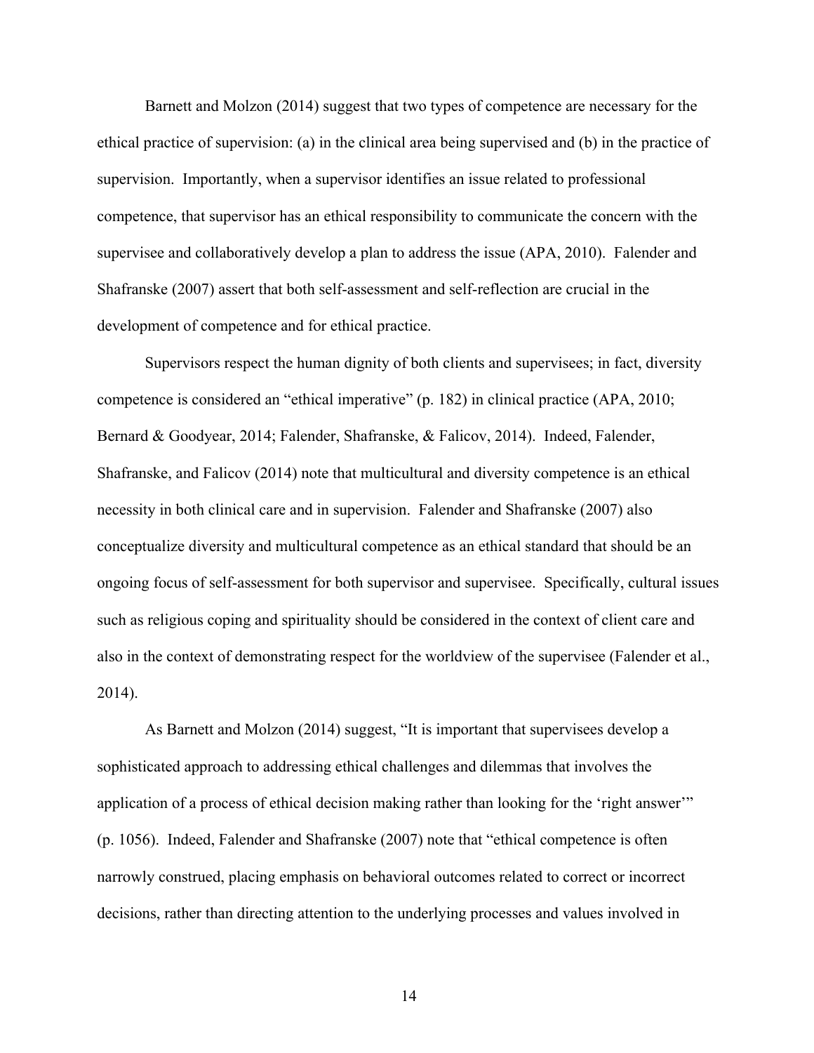Barnett and Molzon (2014) suggest that two types of competence are necessary for the ethical practice of supervision: (a) in the clinical area being supervised and (b) in the practice of supervision. Importantly, when a supervisor identifies an issue related to professional competence, that supervisor has an ethical responsibility to communicate the concern with the supervisee and collaboratively develop a plan to address the issue (APA, 2010). Falender and Shafranske (2007) assert that both self-assessment and self-reflection are crucial in the development of competence and for ethical practice.

Supervisors respect the human dignity of both clients and supervisees; in fact, diversity competence is considered an "ethical imperative" (p. 182) in clinical practice (APA, 2010; Bernard & Goodyear, 2014; Falender, Shafranske, & Falicov, 2014). Indeed, Falender, Shafranske, and Falicov (2014) note that multicultural and diversity competence is an ethical necessity in both clinical care and in supervision. Falender and Shafranske (2007) also conceptualize diversity and multicultural competence as an ethical standard that should be an ongoing focus of self-assessment for both supervisor and supervisee. Specifically, cultural issues such as religious coping and spirituality should be considered in the context of client care and also in the context of demonstrating respect for the worldview of the supervisee (Falender et al., 2014).

As Barnett and Molzon (2014) suggest, "It is important that supervisees develop a sophisticated approach to addressing ethical challenges and dilemmas that involves the application of a process of ethical decision making rather than looking for the 'right answer'" (p. 1056). Indeed, Falender and Shafranske (2007) note that "ethical competence is often narrowly construed, placing emphasis on behavioral outcomes related to correct or incorrect decisions, rather than directing attention to the underlying processes and values involved in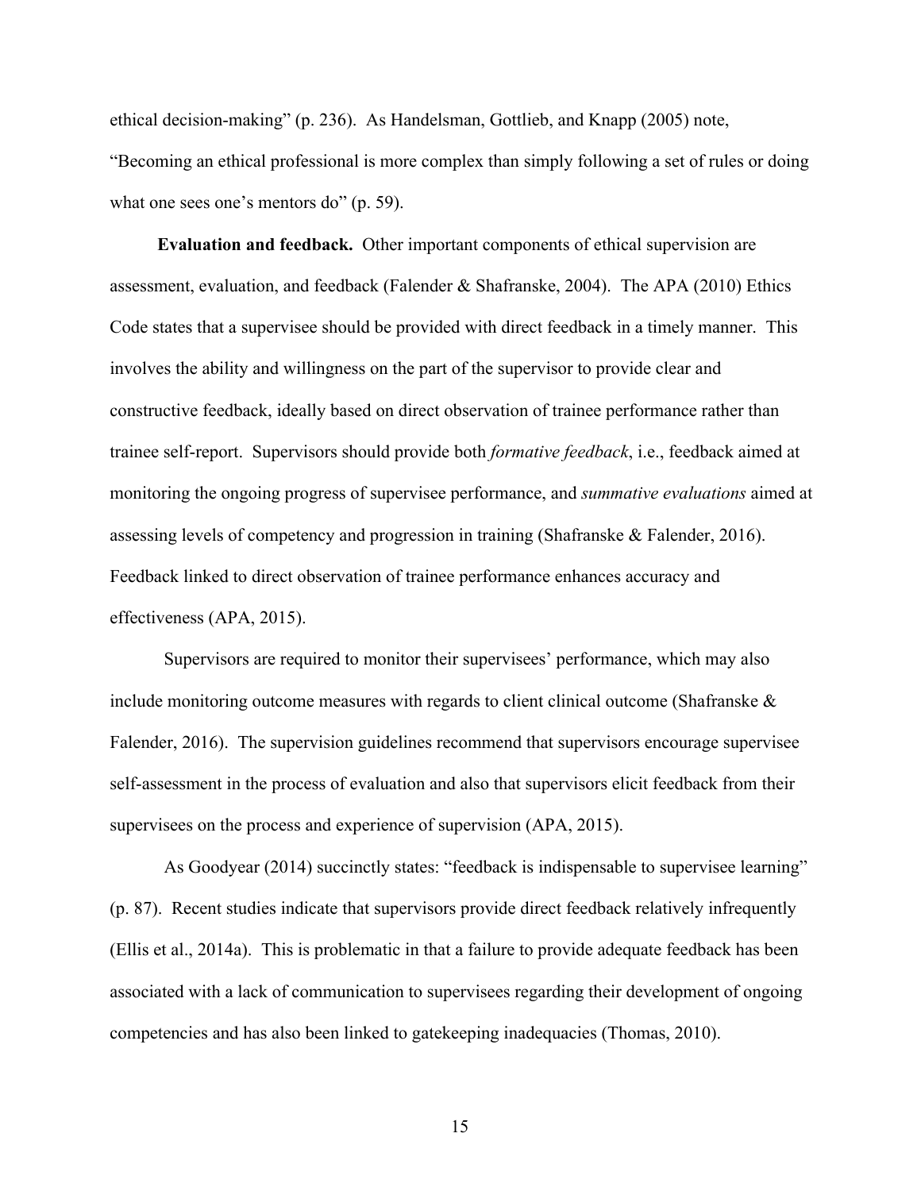ethical decision-making" (p. 236). As Handelsman, Gottlieb, and Knapp (2005) note, "Becoming an ethical professional is more complex than simply following a set of rules or doing what one sees one's mentors do" (p. 59).

**Evaluation and feedback.** Other important components of ethical supervision are assessment, evaluation, and feedback (Falender & Shafranske, 2004). The APA (2010) Ethics Code states that a supervisee should be provided with direct feedback in a timely manner. This involves the ability and willingness on the part of the supervisor to provide clear and constructive feedback, ideally based on direct observation of trainee performance rather than trainee self-report. Supervisors should provide both *formative feedback*, i.e., feedback aimed at monitoring the ongoing progress of supervisee performance, and *summative evaluations* aimed at assessing levels of competency and progression in training (Shafranske & Falender, 2016). Feedback linked to direct observation of trainee performance enhances accuracy and effectiveness (APA, 2015).

Supervisors are required to monitor their supervisees' performance, which may also include monitoring outcome measures with regards to client clinical outcome (Shafranske & Falender, 2016). The supervision guidelines recommend that supervisors encourage supervisee self-assessment in the process of evaluation and also that supervisors elicit feedback from their supervisees on the process and experience of supervision (APA, 2015).

As Goodyear (2014) succinctly states: "feedback is indispensable to supervisee learning" (p. 87). Recent studies indicate that supervisors provide direct feedback relatively infrequently (Ellis et al., 2014a). This is problematic in that a failure to provide adequate feedback has been associated with a lack of communication to supervisees regarding their development of ongoing competencies and has also been linked to gatekeeping inadequacies (Thomas, 2010).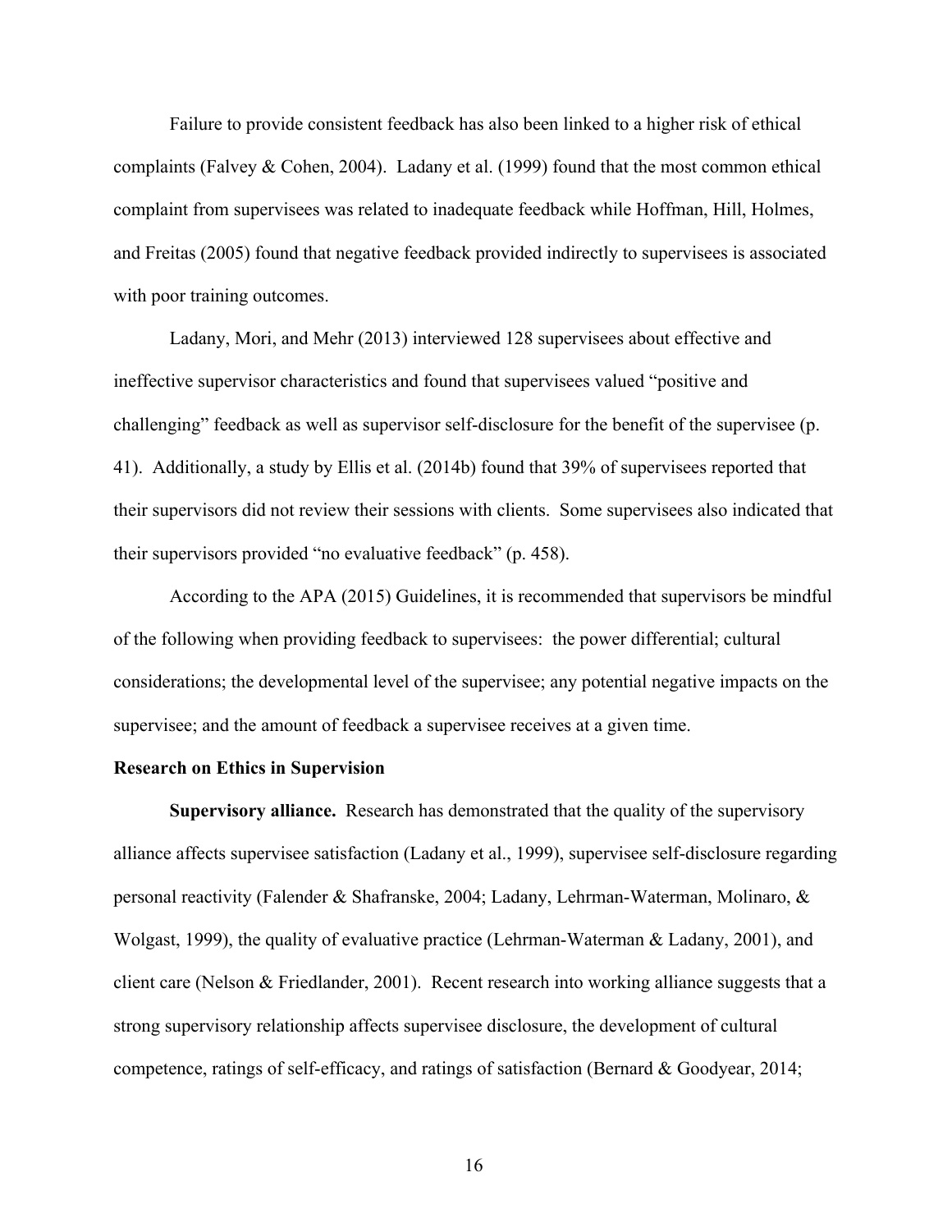Failure to provide consistent feedback has also been linked to a higher risk of ethical complaints (Falvey & Cohen, 2004). Ladany et al. (1999) found that the most common ethical complaint from supervisees was related to inadequate feedback while Hoffman, Hill, Holmes, and Freitas (2005) found that negative feedback provided indirectly to supervisees is associated with poor training outcomes.

Ladany, Mori, and Mehr (2013) interviewed 128 supervisees about effective and ineffective supervisor characteristics and found that supervisees valued "positive and challenging" feedback as well as supervisor self-disclosure for the benefit of the supervisee (p. 41). Additionally, a study by Ellis et al. (2014b) found that 39% of supervisees reported that their supervisors did not review their sessions with clients. Some supervisees also indicated that their supervisors provided "no evaluative feedback" (p. 458).

According to the APA (2015) Guidelines, it is recommended that supervisors be mindful of the following when providing feedback to supervisees: the power differential; cultural considerations; the developmental level of the supervisee; any potential negative impacts on the supervisee; and the amount of feedback a supervisee receives at a given time.

**Research on Ethics in Supervision**

**Supervisory alliance.** Research has demonstrated that the quality of the supervisory alliance affects supervisee satisfaction (Ladany et al., 1999), supervisee self-disclosure regarding personal reactivity (Falender & Shafranske, 2004; Ladany, Lehrman-Waterman, Molinaro, & Wolgast, 1999), the quality of evaluative practice (Lehrman-Waterman & Ladany, 2001), and client care (Nelson & Friedlander, 2001). Recent research into working alliance suggests that a strong supervisory relationship affects supervisee disclosure, the development of cultural competence, ratings of self-efficacy, and ratings of satisfaction (Bernard & Goodyear, 2014;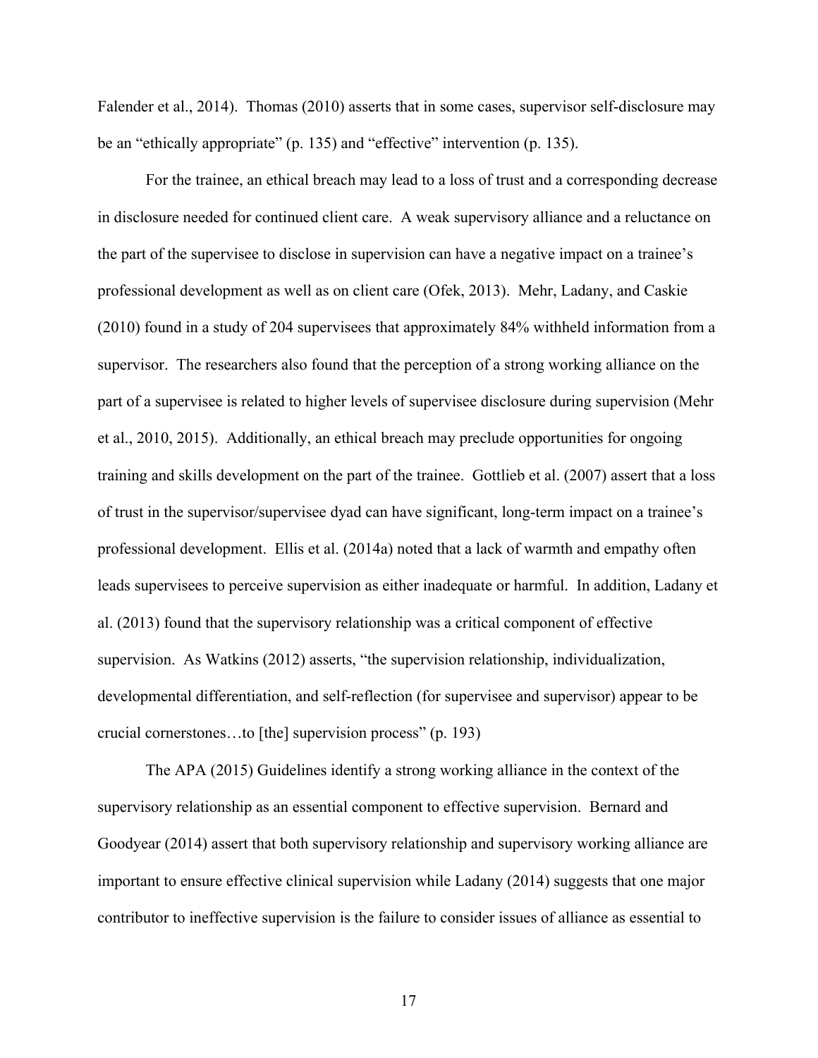Falender et al., 2014). Thomas (2010) asserts that in some cases, supervisor self-disclosure may be an "ethically appropriate" (p. 135) and "effective" intervention (p. 135).

For the trainee, an ethical breach may lead to a loss of trust and a corresponding decrease in disclosure needed for continued client care. A weak supervisory alliance and a reluctance on the part of the supervisee to disclose in supervision can have a negative impact on a trainee's professional development as well as on client care (Ofek, 2013). Mehr, Ladany, and Caskie (2010) found in a study of 204 supervisees that approximately 84% withheld information from a supervisor. The researchers also found that the perception of a strong working alliance on the part of a supervisee is related to higher levels of supervisee disclosure during supervision (Mehr et al., 2010, 2015). Additionally, an ethical breach may preclude opportunities for ongoing training and skills development on the part of the trainee. Gottlieb et al. (2007) assert that a loss of trust in the supervisor/supervisee dyad can have significant, long-term impact on a trainee's professional development. Ellis et al. (2014a) noted that a lack of warmth and empathy often leads supervisees to perceive supervision as either inadequate or harmful. In addition, Ladany et al. (2013) found that the supervisory relationship was a critical component of effective supervision. As Watkins (2012) asserts, "the supervision relationship, individualization, developmental differentiation, and self-reflection (for supervisee and supervisor) appear to be crucial cornerstones…to [the] supervision process" (p. 193)

The APA (2015) Guidelines identify a strong working alliance in the context of the supervisory relationship as an essential component to effective supervision. Bernard and Goodyear (2014) assert that both supervisory relationship and supervisory working alliance are important to ensure effective clinical supervision while Ladany (2014) suggests that one major contributor to ineffective supervision is the failure to consider issues of alliance as essential to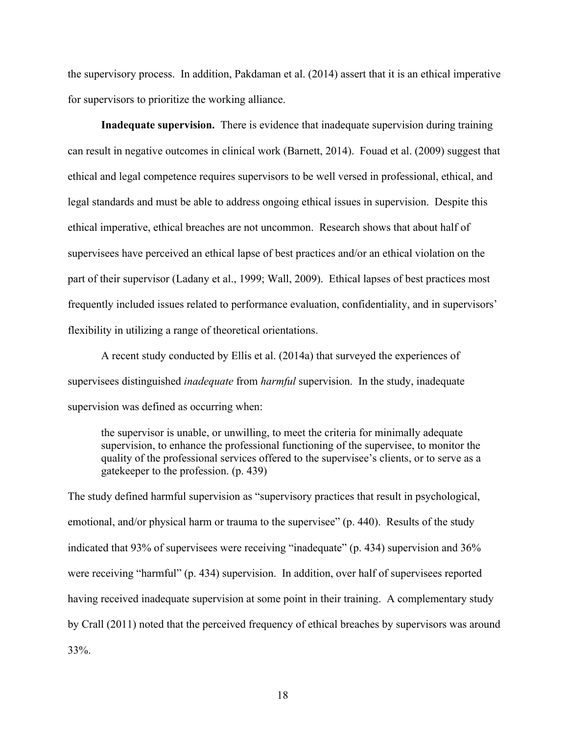the supervisory process. In addition, Pakdaman et al. (2014) assert that it is an ethical imperative for supervisors to prioritize the working alliance.

**Inadequate supervision.** There is evidence that inadequate supervision during training can result in negative outcomes in clinical work (Barnett, 2014). Fouad et al. (2009) suggest that ethical and legal competence requires supervisors to be well versed in professional, ethical, and legal standards and must be able to address ongoing ethical issues in supervision. Despite this ethical imperative, ethical breaches are not uncommon. Research shows that about half of supervisees have perceived an ethical lapse of best practices and/or an ethical violation on the part of their supervisor (Ladany et al., 1999; Wall, 2009). Ethical lapses of best practices most frequently included issues related to performance evaluation, confidentiality, and in supervisors' flexibility in utilizing a range of theoretical orientations.

A recent study conducted by Ellis et al. (2014a) that surveyed the experiences of supervisees distinguished *inadequate* from *harmful* supervision. In the study, inadequate supervision was defined as occurring when:

> the supervisor is unable, or unwilling, to meet the criteria for minimally adequate supervision, to enhance the professional functioning of the supervisee, to monitor the quality of the professional services offered to the supervisee's clients, or to serve as a gatekeeper to the profession. (p. 439)

The study defined harmful supervision as "supervisory practices that result in psychological, emotional, and/or physical harm or trauma to the supervisee" (p. 440). Results of the study indicated that 93% of supervisees were receiving "inadequate" (p. 434) supervision and 36% were receiving "harmful" (p. 434) supervision. In addition, over half of supervisees reported having received inadequate supervision at some point in their training. A complementary study by Crall (2011) noted that the perceived frequency of ethical breaches by supervisors was around 33%.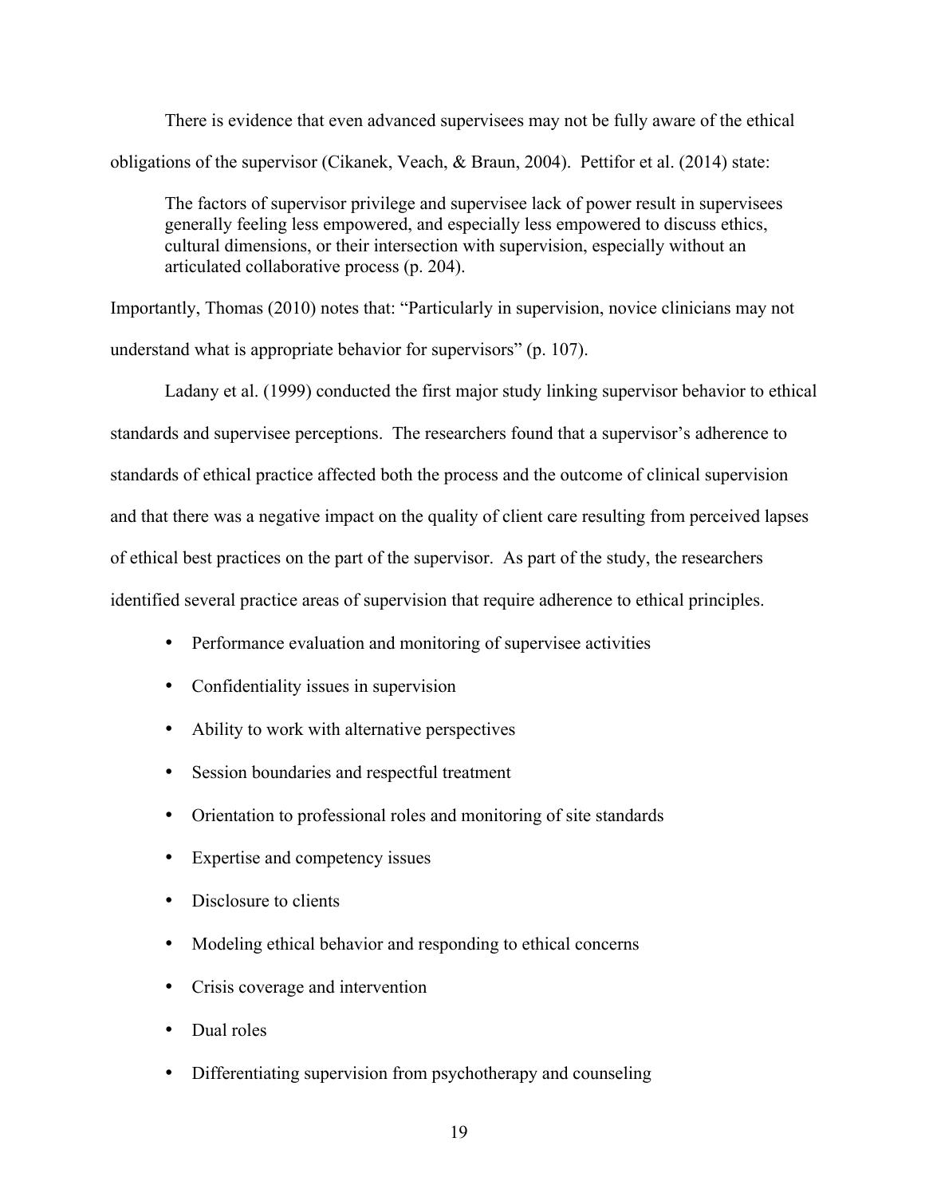There is evidence that even advanced supervisees may not be fully aware of the ethical obligations of the supervisor (Cikanek, Veach, & Braun, 2004). Pettifor et al. (2014) state:

> The factors of supervisor privilege and supervisee lack of power result in supervisees generally feeling less empowered, and especially less empowered to discuss ethics, cultural dimensions, or their intersection with supervision, especially without an articulated collaborative process (p. 204).

Importantly, Thomas (2010) notes that: "Particularly in supervision, novice clinicians may not understand what is appropriate behavior for supervisors" (p. 107).

Ladany et al. (1999) conducted the first major study linking supervisor behavior to ethical standards and supervisee perceptions. The researchers found that a supervisor's adherence to standards of ethical practice affected both the process and the outcome of clinical supervision and that there was a negative impact on the quality of client care resulting from perceived lapses of ethical best practices on the part of the supervisor. As part of the study, the researchers identified several practice areas of supervision that require adherence to ethical principles.

- Performance evaluation and monitoring of supervisee activities
- Confidentiality issues in supervision
- Ability to work with alternative perspectives
- Session boundaries and respectful treatment
- Orientation to professional roles and monitoring of site standards
- Expertise and competency issues
- Disclosure to clients
- Modeling ethical behavior and responding to ethical concerns
- Crisis coverage and intervention
- Dual roles
- Differentiating supervision from psychotherapy and counseling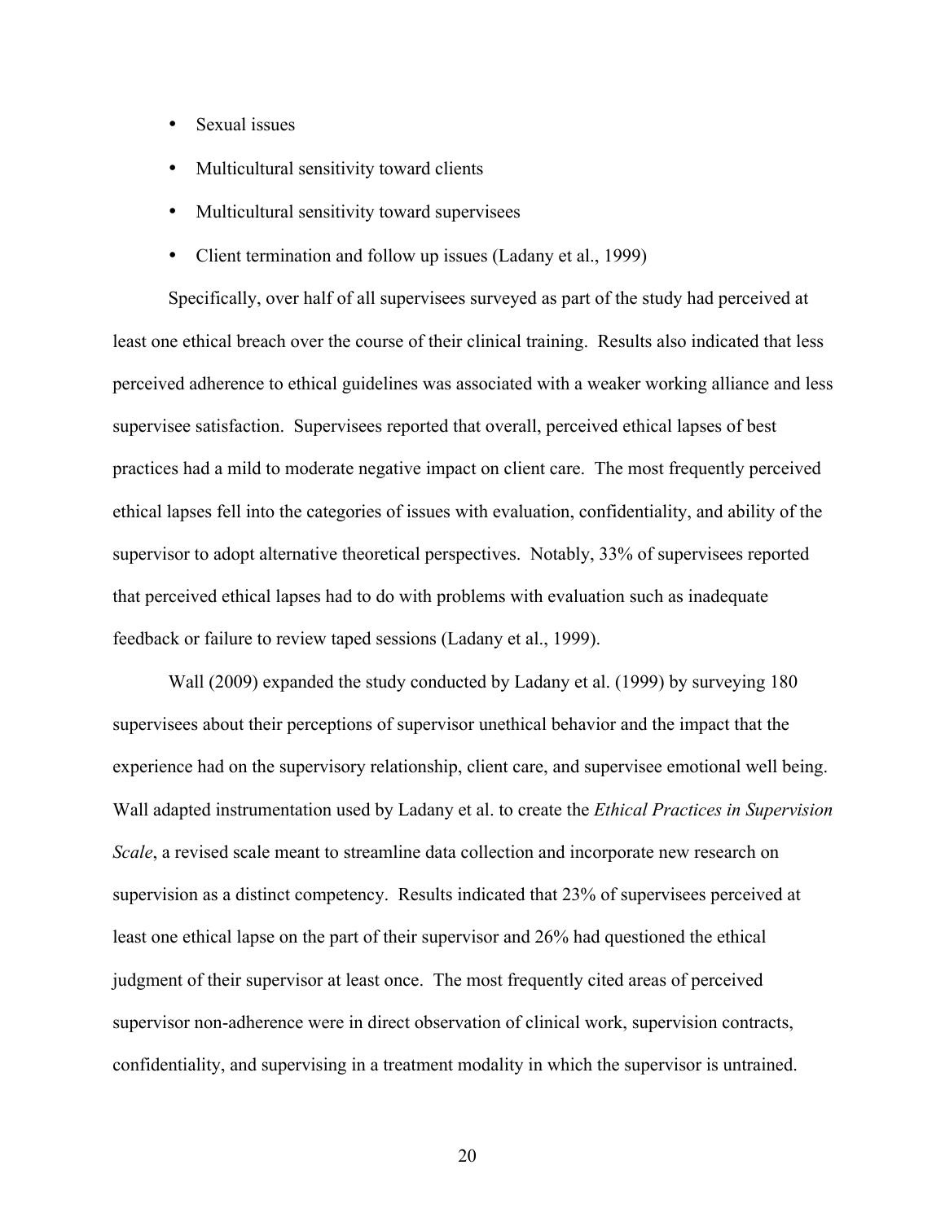- Sexual issues
- Multicultural sensitivity toward clients
- Multicultural sensitivity toward supervisees
- Client termination and follow up issues (Ladany et al., 1999)

Specifically, over half of all supervisees surveyed as part of the study had perceived at least one ethical breach over the course of their clinical training. Results also indicated that less perceived adherence to ethical guidelines was associated with a weaker working alliance and less supervisee satisfaction. Supervisees reported that overall, perceived ethical lapses of best practices had a mild to moderate negative impact on client care. The most frequently perceived ethical lapses fell into the categories of issues with evaluation, confidentiality, and ability of the supervisor to adopt alternative theoretical perspectives. Notably, 33% of supervisees reported that perceived ethical lapses had to do with problems with evaluation such as inadequate feedback or failure to review taped sessions (Ladany et al., 1999).

Wall (2009) expanded the study conducted by Ladany et al. (1999) by surveying 180 supervisees about their perceptions of supervisor unethical behavior and the impact that the experience had on the supervisory relationship, client care, and supervisee emotional well being. Wall adapted instrumentation used by Ladany et al. to create the *Ethical Practices in Supervision Scale*, a revised scale meant to streamline data collection and incorporate new research on supervision as a distinct competency. Results indicated that 23% of supervisees perceived at least one ethical lapse on the part of their supervisor and 26% had questioned the ethical judgment of their supervisor at least once. The most frequently cited areas of perceived supervisor non-adherence were in direct observation of clinical work, supervision contracts, confidentiality, and supervising in a treatment modality in which the supervisor is untrained.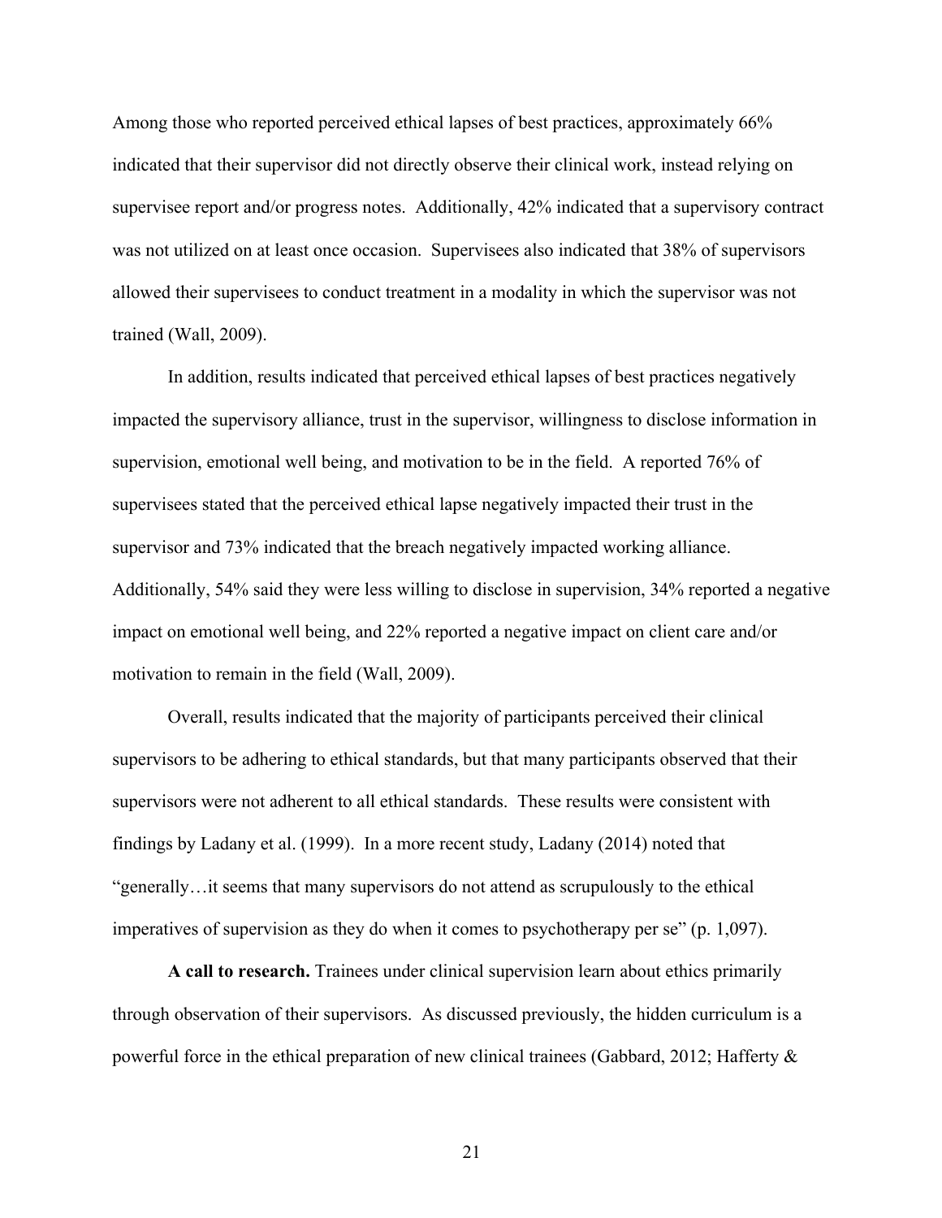Among those who reported perceived ethical lapses of best practices, approximately 66% indicated that their supervisor did not directly observe their clinical work, instead relying on supervisee report and/or progress notes. Additionally, 42% indicated that a supervisory contract was not utilized on at least once occasion. Supervisees also indicated that 38% of supervisors allowed their supervisees to conduct treatment in a modality in which the supervisor was not trained (Wall, 2009).

In addition, results indicated that perceived ethical lapses of best practices negatively impacted the supervisory alliance, trust in the supervisor, willingness to disclose information in supervision, emotional well being, and motivation to be in the field. A reported 76% of supervisees stated that the perceived ethical lapse negatively impacted their trust in the supervisor and 73% indicated that the breach negatively impacted working alliance. Additionally, 54% said they were less willing to disclose in supervision, 34% reported a negative impact on emotional well being, and 22% reported a negative impact on client care and/or motivation to remain in the field (Wall, 2009).

Overall, results indicated that the majority of participants perceived their clinical supervisors to be adhering to ethical standards, but that many participants observed that their supervisors were not adherent to all ethical standards. These results were consistent with findings by Ladany et al. (1999). In a more recent study, Ladany (2014) noted that "generally…it seems that many supervisors do not attend as scrupulously to the ethical imperatives of supervision as they do when it comes to psychotherapy per se" (p. 1,097).

**A call to research.** Trainees under clinical supervision learn about ethics primarily through observation of their supervisors. As discussed previously, the hidden curriculum is a powerful force in the ethical preparation of new clinical trainees (Gabbard, 2012; Hafferty &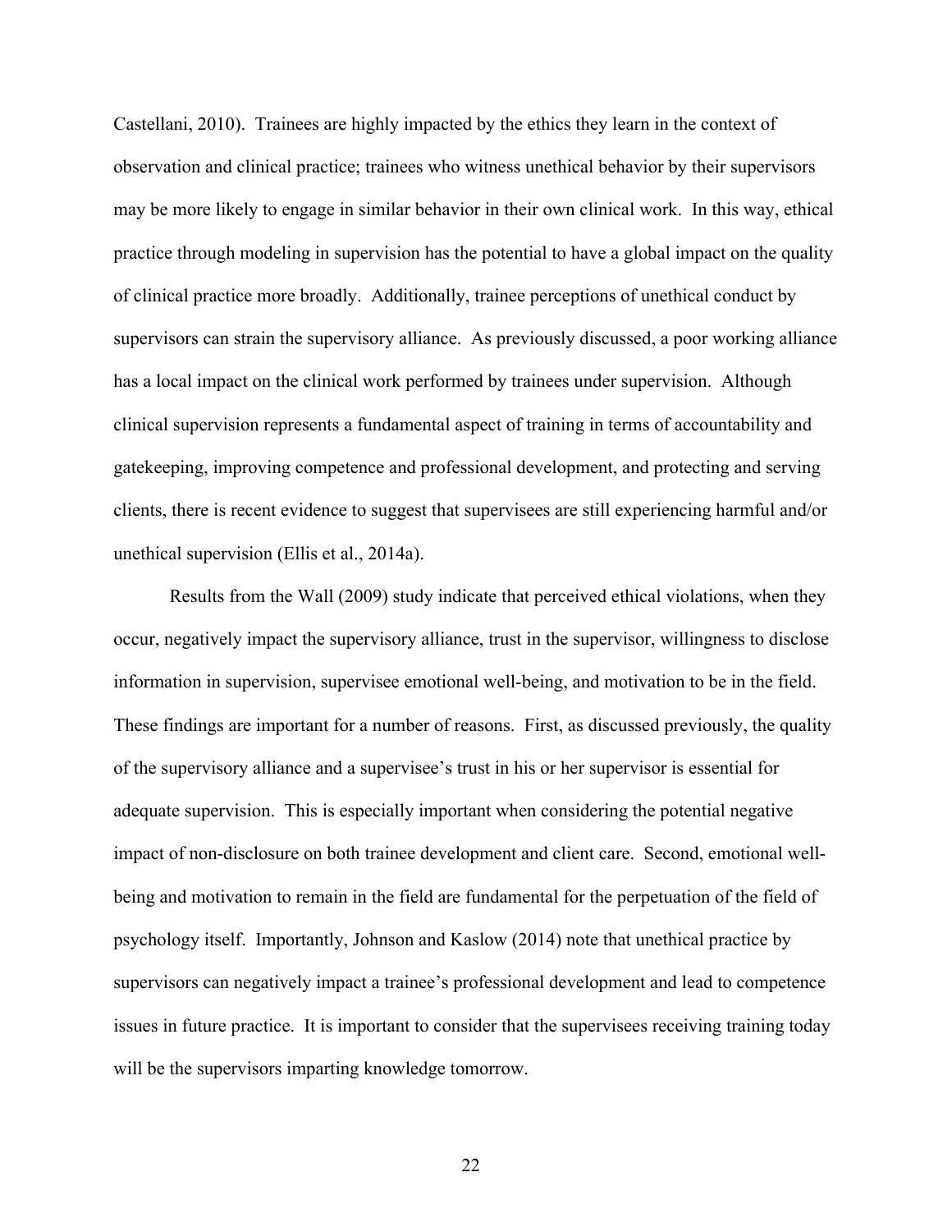Castellani, 2010). Trainees are highly impacted by the ethics they learn in the context of observation and clinical practice; trainees who witness unethical behavior by their supervisors may be more likely to engage in similar behavior in their own clinical work. In this way, ethical practice through modeling in supervision has the potential to have a global impact on the quality of clinical practice more broadly. Additionally, trainee perceptions of unethical conduct by supervisors can strain the supervisory alliance. As previously discussed, a poor working alliance has a local impact on the clinical work performed by trainees under supervision. Although clinical supervision represents a fundamental aspect of training in terms of accountability and gatekeeping, improving competence and professional development, and protecting and serving clients, there is recent evidence to suggest that supervisees are still experiencing harmful and/or unethical supervision (Ellis et al., 2014a).

Results from the Wall (2009) study indicate that perceived ethical violations, when they occur, negatively impact the supervisory alliance, trust in the supervisor, willingness to disclose information in supervision, supervisee emotional well-being, and motivation to be in the field. These findings are important for a number of reasons. First, as discussed previously, the quality of the supervisory alliance and a supervisee's trust in his or her supervisor is essential for adequate supervision. This is especially important when considering the potential negative impact of non-disclosure on both trainee development and client care. Second, emotional well-being and motivation to remain in the field are fundamental for the perpetuation of the field of psychology itself. Importantly, Johnson and Kaslow (2014) note that unethical practice by supervisors can negatively impact a trainee's professional development and lead to competence issues in future practice. It is important to consider that the supervisees receiving training today will be the supervisors imparting knowledge tomorrow.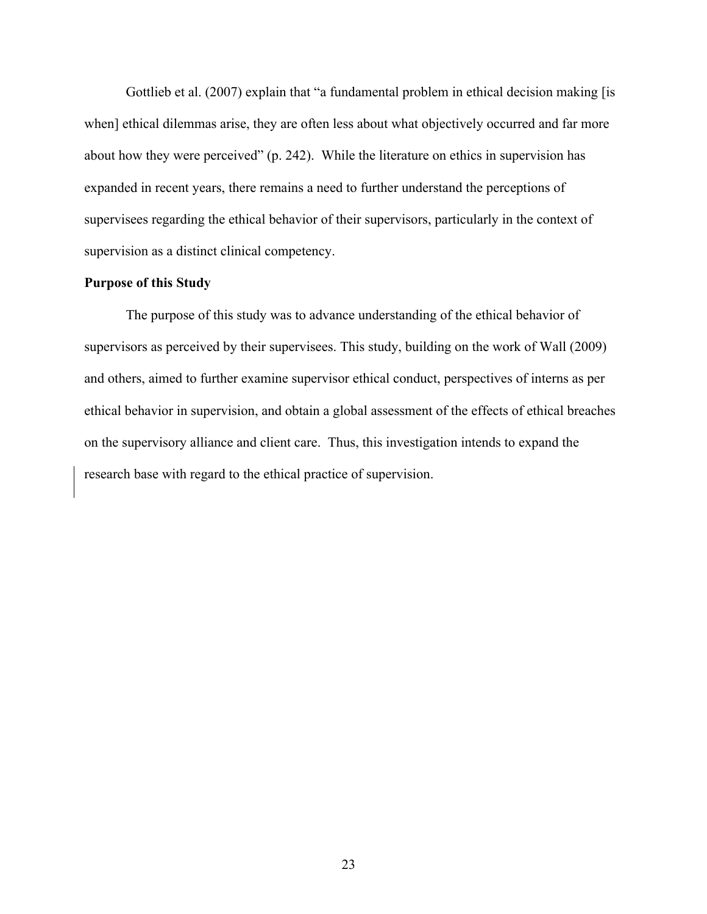Gottlieb et al. (2007) explain that "a fundamental problem in ethical decision making [is when] ethical dilemmas arise, they are often less about what objectively occurred and far more about how they were perceived" (p. 242). While the literature on ethics in supervision has expanded in recent years, there remains a need to further understand the perceptions of supervisees regarding the ethical behavior of their supervisors, particularly in the context of supervision as a distinct clinical competency.

## Purpose of this Study

The purpose of this study was to advance understanding of the ethical behavior of supervisors as perceived by their supervisees. This study, building on the work of Wall (2009) and others, aimed to further examine supervisor ethical conduct, perspectives of interns as per ethical behavior in supervision, and obtain a global assessment of the effects of ethical breaches on the supervisory alliance and client care. Thus, this investigation intends to expand the research base with regard to the ethical practice of supervision.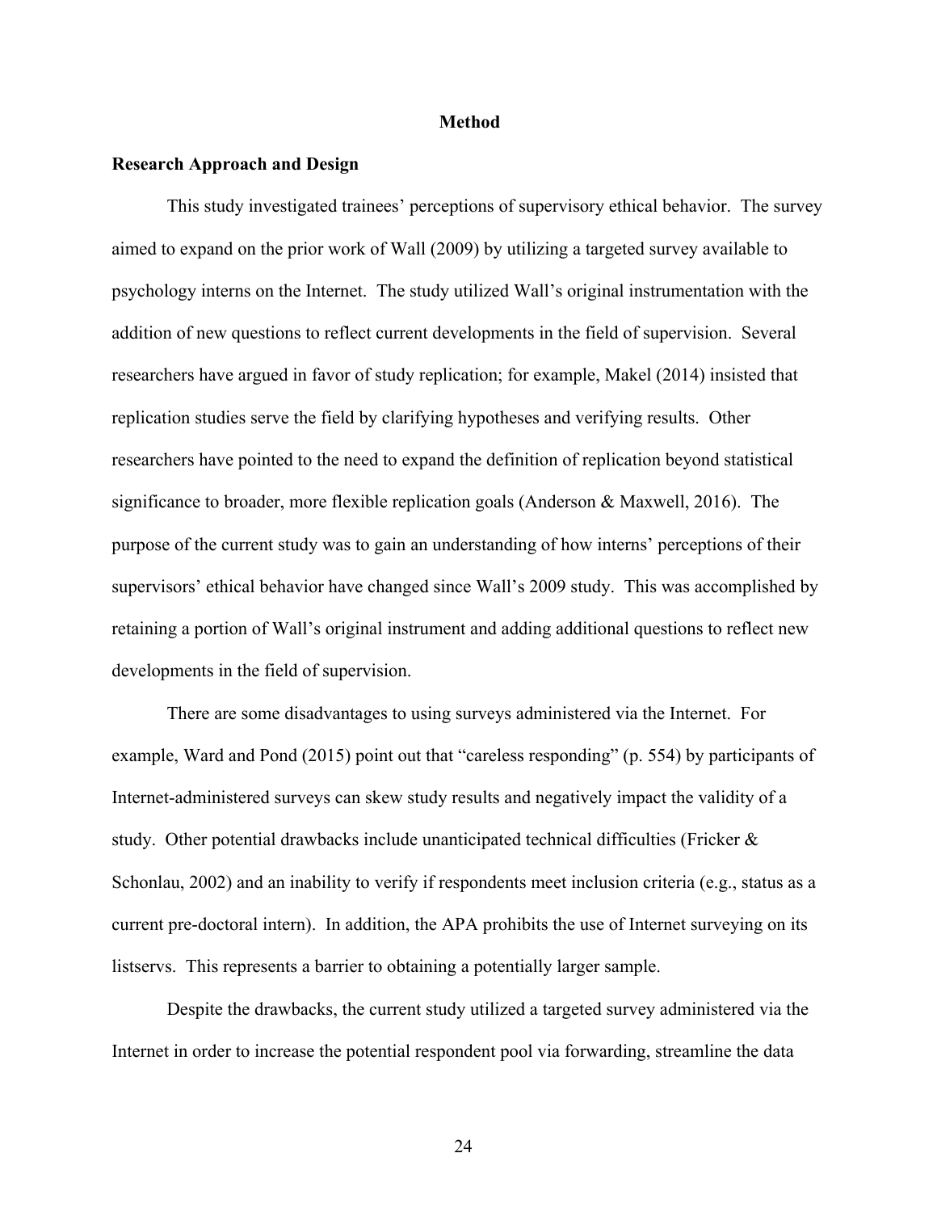# Method

## Research Approach and Design

This study investigated trainees' perceptions of supervisory ethical behavior. The survey aimed to expand on the prior work of Wall (2009) by utilizing a targeted survey available to psychology interns on the Internet. The study utilized Wall's original instrumentation with the addition of new questions to reflect current developments in the field of supervision. Several researchers have argued in favor of study replication; for example, Makel (2014) insisted that replication studies serve the field by clarifying hypotheses and verifying results. Other researchers have pointed to the need to expand the definition of replication beyond statistical significance to broader, more flexible replication goals (Anderson & Maxwell, 2016). The purpose of the current study was to gain an understanding of how interns' perceptions of their supervisors' ethical behavior have changed since Wall's 2009 study. This was accomplished by retaining a portion of Wall's original instrument and adding additional questions to reflect new developments in the field of supervision.

There are some disadvantages to using surveys administered via the Internet. For example, Ward and Pond (2015) point out that "careless responding" (p. 554) by participants of Internet-administered surveys can skew study results and negatively impact the validity of a study. Other potential drawbacks include unanticipated technical difficulties (Fricker & Schonlau, 2002) and an inability to verify if respondents meet inclusion criteria (e.g., status as a current pre-doctoral intern). In addition, the APA prohibits the use of Internet surveying on its listservs. This represents a barrier to obtaining a potentially larger sample.

Despite the drawbacks, the current study utilized a targeted survey administered via the Internet in order to increase the potential respondent pool via forwarding, streamline the data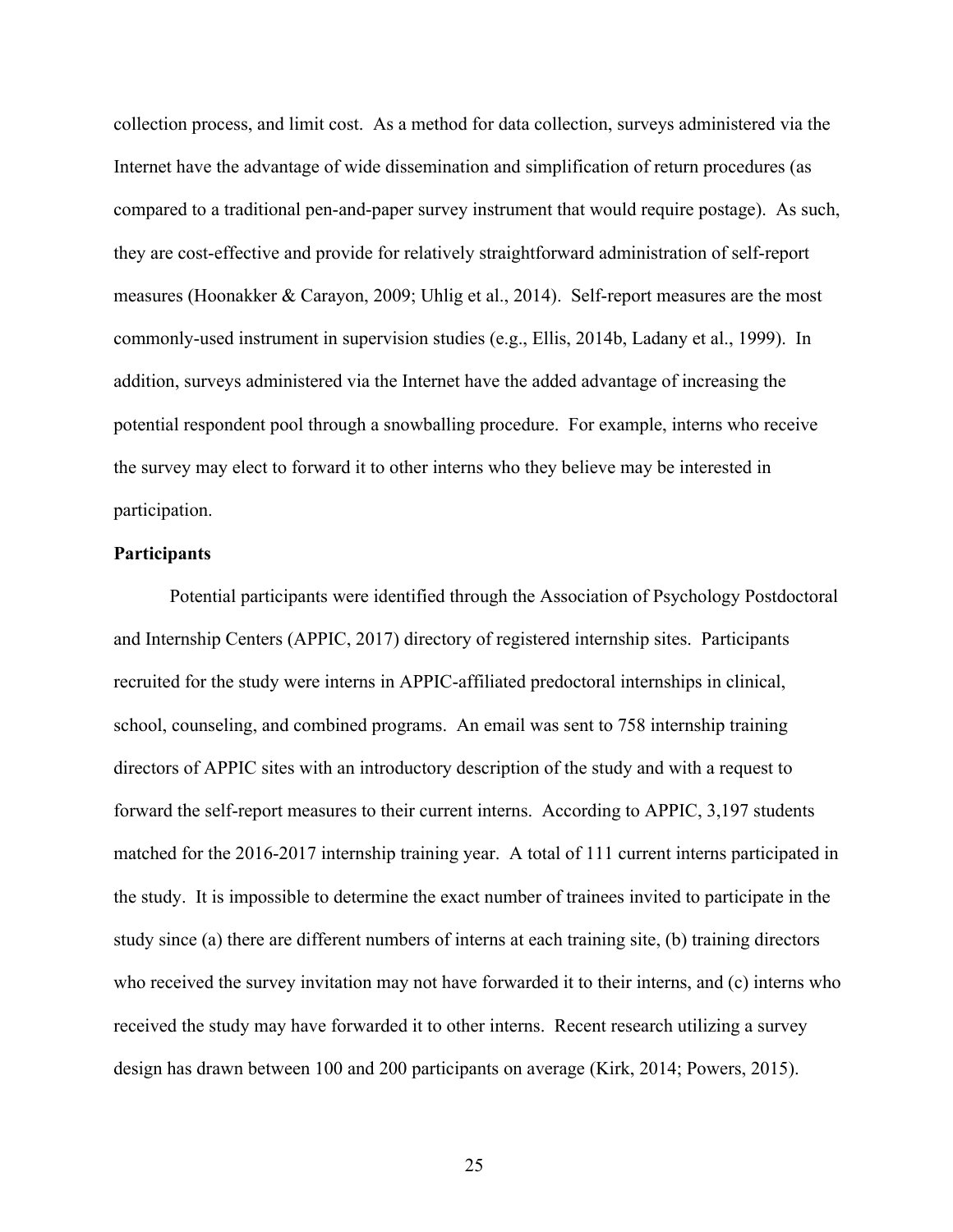collection process, and limit cost. As a method for data collection, surveys administered via the Internet have the advantage of wide dissemination and simplification of return procedures (as compared to a traditional pen-and-paper survey instrument that would require postage). As such, they are cost-effective and provide for relatively straightforward administration of self-report measures (Hoonakker & Carayon, 2009; Uhlig et al., 2014). Self-report measures are the most commonly-used instrument in supervision studies (e.g., Ellis, 2014b, Ladany et al., 1999). In addition, surveys administered via the Internet have the added advantage of increasing the potential respondent pool through a snowballing procedure. For example, interns who receive the survey may elect to forward it to other interns who they believe may be interested in participation.

**Participants**

Potential participants were identified through the Association of Psychology Postdoctoral and Internship Centers (APPIC, 2017) directory of registered internship sites. Participants recruited for the study were interns in APPIC-affiliated predoctoral internships in clinical, school, counseling, and combined programs. An email was sent to 758 internship training directors of APPIC sites with an introductory description of the study and with a request to forward the self-report measures to their current interns. According to APPIC, 3,197 students matched for the 2016-2017 internship training year. A total of 111 current interns participated in the study. It is impossible to determine the exact number of trainees invited to participate in the study since (a) there are different numbers of interns at each training site, (b) training directors who received the survey invitation may not have forwarded it to their interns, and (c) interns who received the study may have forwarded it to other interns. Recent research utilizing a survey design has drawn between 100 and 200 participants on average (Kirk, 2014; Powers, 2015).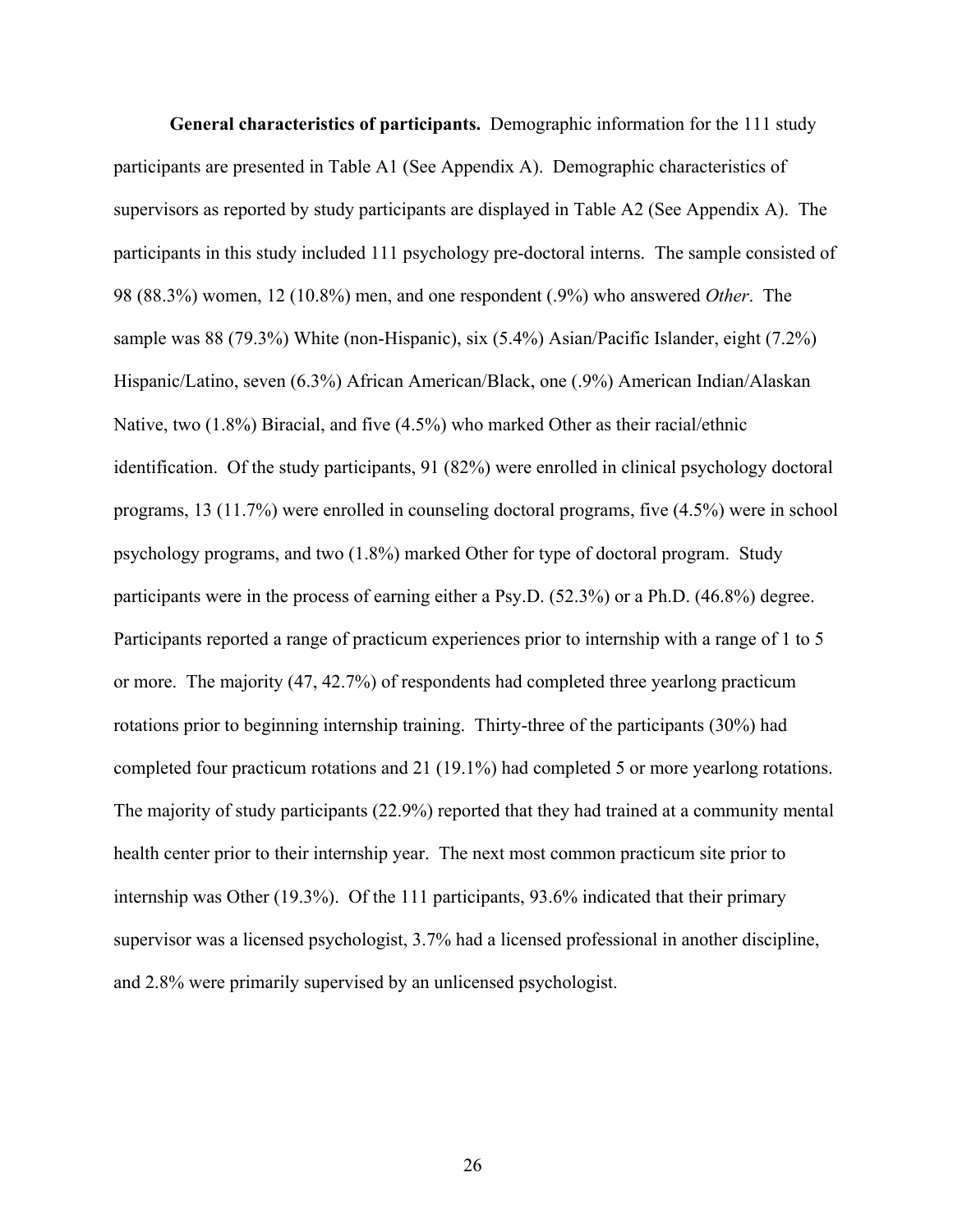**General characteristics of participants.** Demographic information for the 111 study participants are presented in Table A1 (See Appendix A). Demographic characteristics of supervisors as reported by study participants are displayed in Table A2 (See Appendix A). The participants in this study included 111 psychology pre-doctoral interns. The sample consisted of 98 (88.3%) women, 12 (10.8%) men, and one respondent (.9%) who answered *Other*. The sample was 88 (79.3%) White (non-Hispanic), six (5.4%) Asian/Pacific Islander, eight (7.2%) Hispanic/Latino, seven (6.3%) African American/Black, one (.9%) American Indian/Alaskan Native, two (1.8%) Biracial, and five (4.5%) who marked Other as their racial/ethnic identification. Of the study participants, 91 (82%) were enrolled in clinical psychology doctoral programs, 13 (11.7%) were enrolled in counseling doctoral programs, five (4.5%) were in school psychology programs, and two (1.8%) marked Other for type of doctoral program. Study participants were in the process of earning either a Psy.D. (52.3%) or a Ph.D. (46.8%) degree. Participants reported a range of practicum experiences prior to internship with a range of 1 to 5 or more. The majority (47, 42.7%) of respondents had completed three yearlong practicum rotations prior to beginning internship training. Thirty-three of the participants (30%) had completed four practicum rotations and 21 (19.1%) had completed 5 or more yearlong rotations. The majority of study participants (22.9%) reported that they had trained at a community mental health center prior to their internship year. The next most common practicum site prior to internship was Other (19.3%). Of the 111 participants, 93.6% indicated that their primary supervisor was a licensed psychologist, 3.7% had a licensed professional in another discipline, and 2.8% were primarily supervised by an unlicensed psychologist.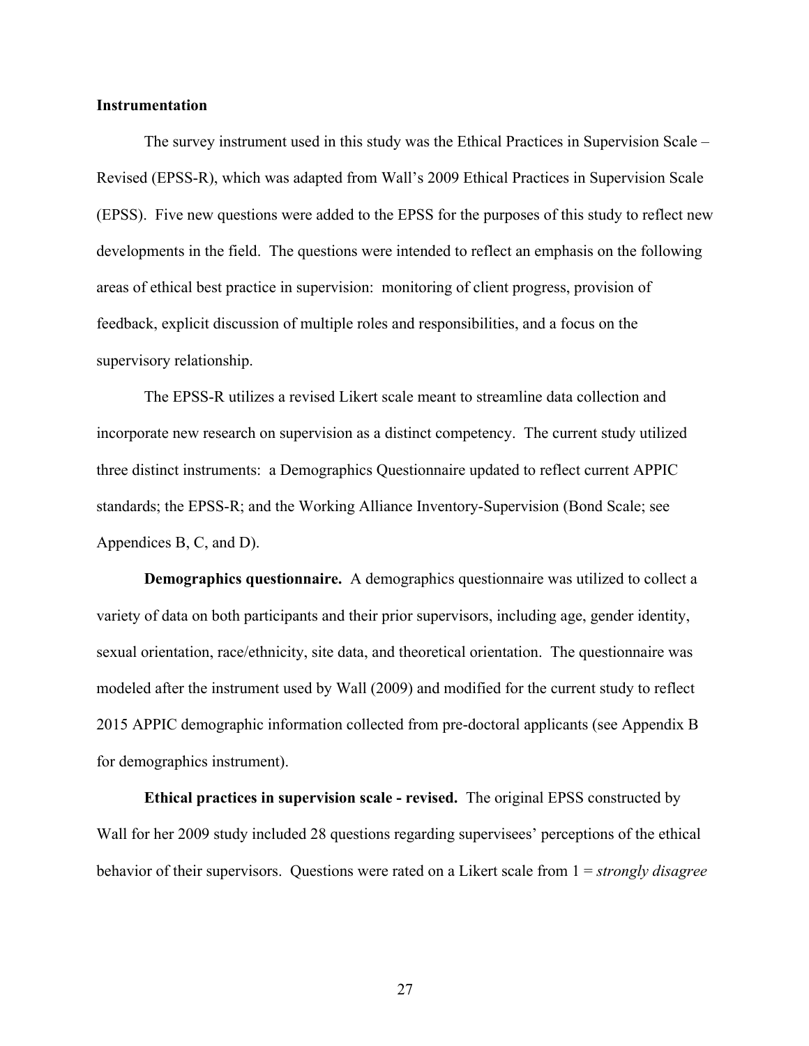### Instrumentation

The survey instrument used in this study was the Ethical Practices in Supervision Scale – Revised (EPSS-R), which was adapted from Wall's 2009 Ethical Practices in Supervision Scale (EPSS). Five new questions were added to the EPSS for the purposes of this study to reflect new developments in the field. The questions were intended to reflect an emphasis on the following areas of ethical best practice in supervision: monitoring of client progress, provision of feedback, explicit discussion of multiple roles and responsibilities, and a focus on the supervisory relationship.

The EPSS-R utilizes a revised Likert scale meant to streamline data collection and incorporate new research on supervision as a distinct competency. The current study utilized three distinct instruments: a Demographics Questionnaire updated to reflect current APPIC standards; the EPSS-R; and the Working Alliance Inventory-Supervision (Bond Scale; see Appendices B, C, and D).

**Demographics questionnaire.** A demographics questionnaire was utilized to collect a variety of data on both participants and their prior supervisors, including age, gender identity, sexual orientation, race/ethnicity, site data, and theoretical orientation. The questionnaire was modeled after the instrument used by Wall (2009) and modified for the current study to reflect 2015 APPIC demographic information collected from pre-doctoral applicants (see Appendix B for demographics instrument).

**Ethical practices in supervision scale - revised.** The original EPSS constructed by Wall for her 2009 study included 28 questions regarding supervisees' perceptions of the ethical behavior of their supervisors. Questions were rated on a Likert scale from 1 = *strongly disagree*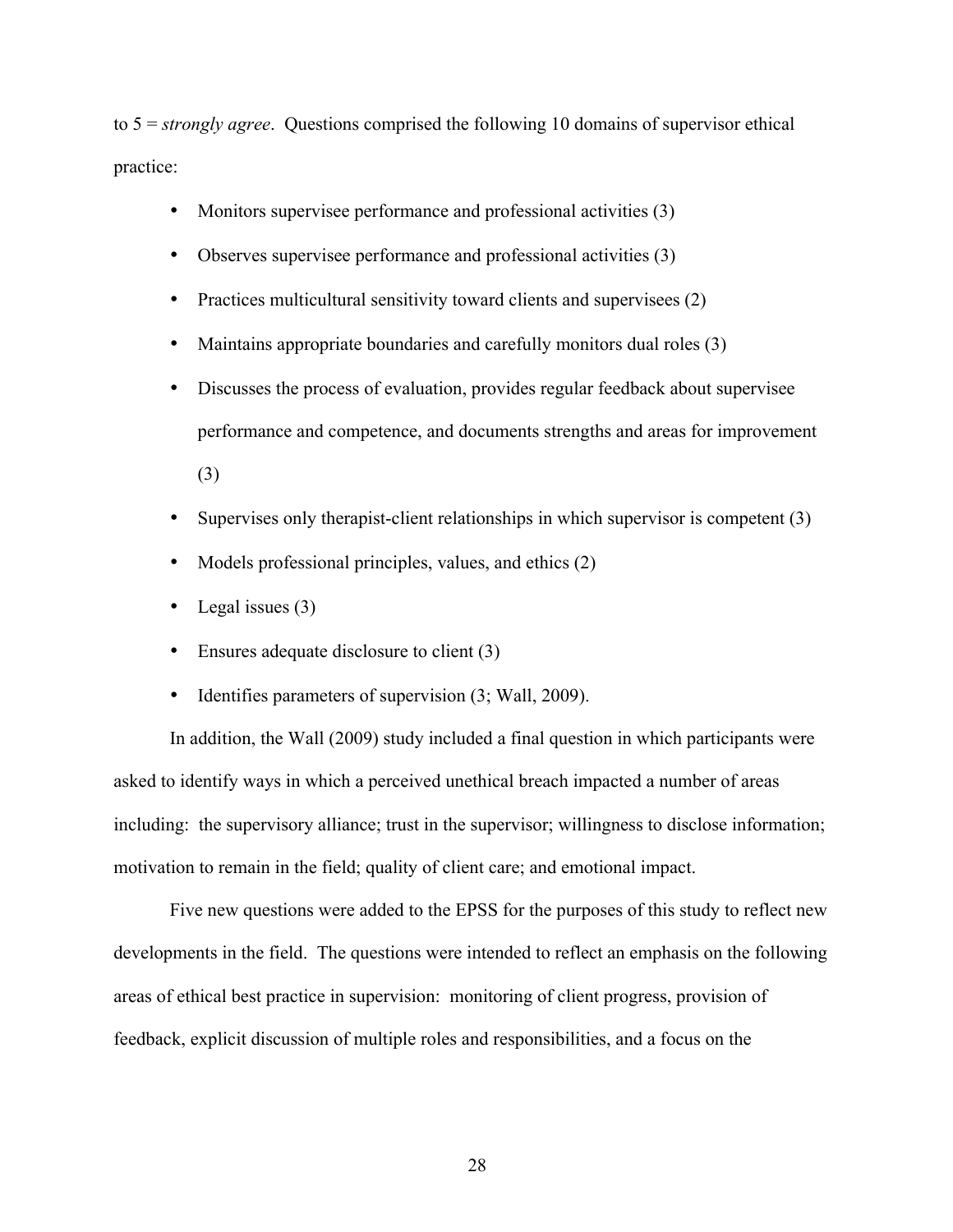to 5 = *strongly agree*. Questions comprised the following 10 domains of supervisor ethical practice:

- Monitors supervisee performance and professional activities (3)
- Observes supervisee performance and professional activities (3)
- Practices multicultural sensitivity toward clients and supervisees (2)
- Maintains appropriate boundaries and carefully monitors dual roles (3)
- Discusses the process of evaluation, provides regular feedback about supervisee performance and competence, and documents strengths and areas for improvement (3)
- Supervises only therapist-client relationships in which supervisor is competent (3)
- Models professional principles, values, and ethics (2)
- Legal issues (3)
- Ensures adequate disclosure to client (3)
- Identifies parameters of supervision (3; Wall, 2009).

In addition, the Wall (2009) study included a final question in which participants were asked to identify ways in which a perceived unethical breach impacted a number of areas including: the supervisory alliance; trust in the supervisor; willingness to disclose information; motivation to remain in the field; quality of client care; and emotional impact.

Five new questions were added to the EPSS for the purposes of this study to reflect new developments in the field. The questions were intended to reflect an emphasis on the following areas of ethical best practice in supervision: monitoring of client progress, provision of feedback, explicit discussion of multiple roles and responsibilities, and a focus on the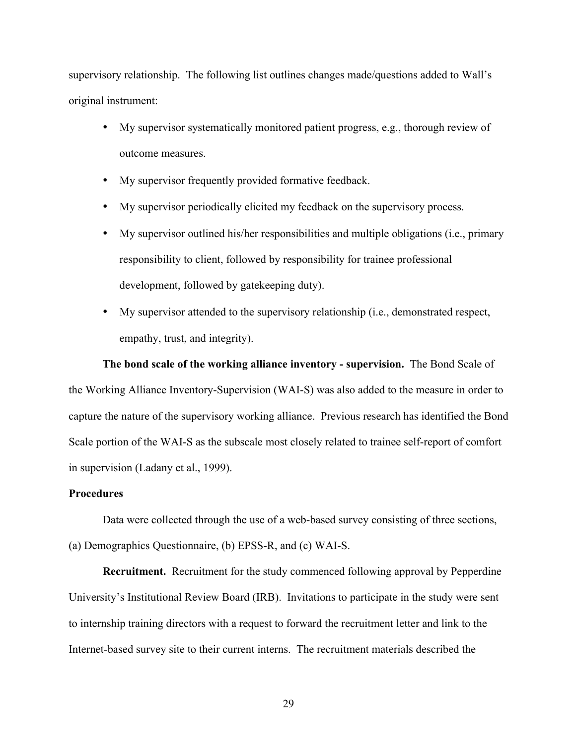supervisory relationship. The following list outlines changes made/questions added to Wall's original instrument:

- My supervisor systematically monitored patient progress, e.g., thorough review of outcome measures.
- My supervisor frequently provided formative feedback.
- My supervisor periodically elicited my feedback on the supervisory process.
- My supervisor outlined his/her responsibilities and multiple obligations (i.e., primary responsibility to client, followed by responsibility for trainee professional development, followed by gatekeeping duty).
- My supervisor attended to the supervisory relationship (i.e., demonstrated respect, empathy, trust, and integrity).

**The bond scale of the working alliance inventory - supervision.** The Bond Scale of the Working Alliance Inventory-Supervision (WAI-S) was also added to the measure in order to capture the nature of the supervisory working alliance. Previous research has identified the Bond Scale portion of the WAI-S as the subscale most closely related to trainee self-report of comfort in supervision (Ladany et al., 1999).

### Procedures

Data were collected through the use of a web-based survey consisting of three sections, (a) Demographics Questionnaire, (b) EPSS-R, and (c) WAI-S.

**Recruitment.** Recruitment for the study commenced following approval by Pepperdine University's Institutional Review Board (IRB). Invitations to participate in the study were sent to internship training directors with a request to forward the recruitment letter and link to the Internet-based survey site to their current interns. The recruitment materials described the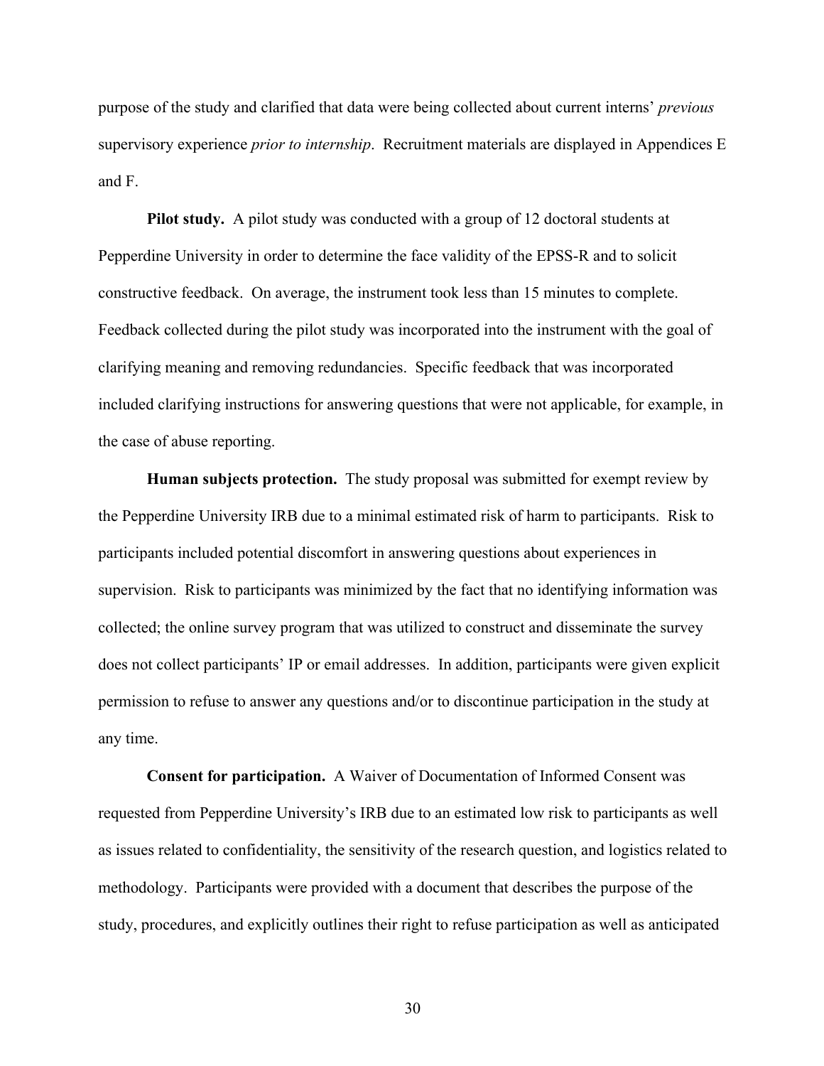purpose of the study and clarified that data were being collected about current interns' *previous* supervisory experience *prior to internship*. Recruitment materials are displayed in Appendices E and F.

**Pilot study.** A pilot study was conducted with a group of 12 doctoral students at Pepperdine University in order to determine the face validity of the EPSS-R and to solicit constructive feedback. On average, the instrument took less than 15 minutes to complete. Feedback collected during the pilot study was incorporated into the instrument with the goal of clarifying meaning and removing redundancies. Specific feedback that was incorporated included clarifying instructions for answering questions that were not applicable, for example, in the case of abuse reporting.

**Human subjects protection.** The study proposal was submitted for exempt review by the Pepperdine University IRB due to a minimal estimated risk of harm to participants. Risk to participants included potential discomfort in answering questions about experiences in supervision. Risk to participants was minimized by the fact that no identifying information was collected; the online survey program that was utilized to construct and disseminate the survey does not collect participants' IP or email addresses. In addition, participants were given explicit permission to refuse to answer any questions and/or to discontinue participation in the study at any time.

**Consent for participation.** A Waiver of Documentation of Informed Consent was requested from Pepperdine University's IRB due to an estimated low risk to participants as well as issues related to confidentiality, the sensitivity of the research question, and logistics related to methodology. Participants were provided with a document that describes the purpose of the study, procedures, and explicitly outlines their right to refuse participation as well as anticipated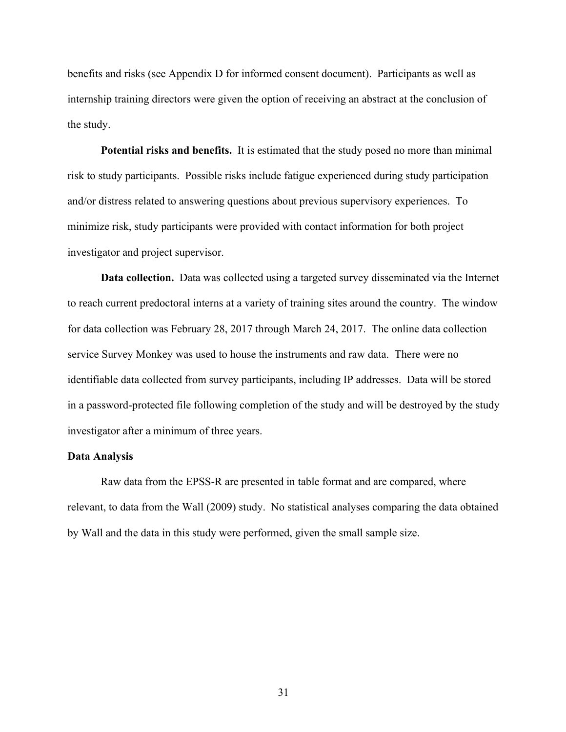benefits and risks (see Appendix D for informed consent document). Participants as well as internship training directors were given the option of receiving an abstract at the conclusion of the study.

**Potential risks and benefits.** It is estimated that the study posed no more than minimal risk to study participants. Possible risks include fatigue experienced during study participation and/or distress related to answering questions about previous supervisory experiences. To minimize risk, study participants were provided with contact information for both project investigator and project supervisor.

**Data collection.** Data was collected using a targeted survey disseminated via the Internet to reach current predoctoral interns at a variety of training sites around the country. The window for data collection was February 28, 2017 through March 24, 2017. The online data collection service Survey Monkey was used to house the instruments and raw data. There were no identifiable data collected from survey participants, including IP addresses. Data will be stored in a password-protected file following completion of the study and will be destroyed by the study investigator after a minimum of three years.

### Data Analysis

Raw data from the EPSS-R are presented in table format and are compared, where relevant, to data from the Wall (2009) study. No statistical analyses comparing the data obtained by Wall and the data in this study were performed, given the small sample size.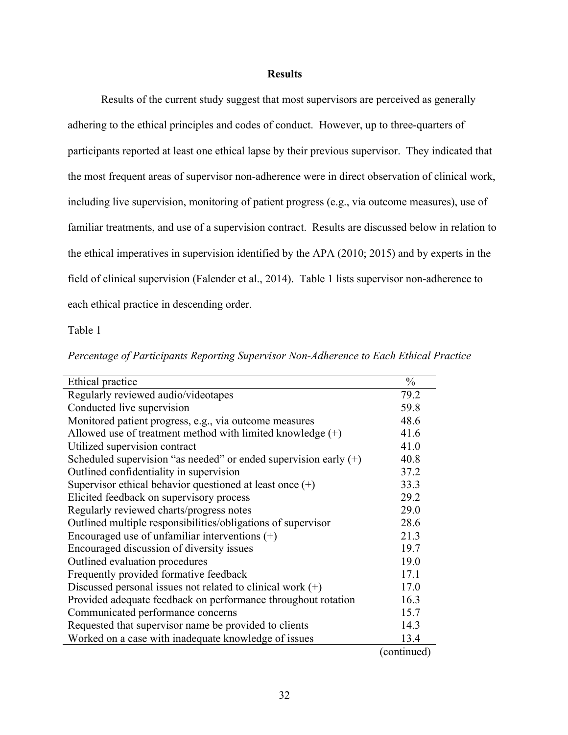# Results

Results of the current study suggest that most supervisors are perceived as generally adhering to the ethical principles and codes of conduct. However, up to three-quarters of participants reported at least one ethical lapse by their previous supervisor. They indicated that the most frequent areas of supervisor non-adherence were in direct observation of clinical work, including live supervision, monitoring of patient progress (e.g., via outcome measures), use of familiar treatments, and use of a supervision contract. Results are discussed below in relation to the ethical imperatives in supervision identified by the APA (2010; 2015) and by experts in the field of clinical supervision (Falender et al., 2014). Table 1 lists supervisor non-adherence to each ethical practice in descending order.

Table 1

*Percentage of Participants Reporting Supervisor Non-Adherence to Each Ethical Practice*

| Ethical practice | % |
|---|---|
| Regularly reviewed audio/videotapes | 79.2 |
| Conducted live supervision | 59.8 |
| Monitored patient progress, e.g., via outcome measures | 48.6 |
| Allowed use of treatment method with limited knowledge (+) | 41.6 |
| Utilized supervision contract | 41.0 |
| Scheduled supervision "as needed" or ended supervision early (+) | 40.8 |
| Outlined confidentiality in supervision | 37.2 |
| Supervisor ethical behavior questioned at least once (+) | 33.3 |
| Elicited feedback on supervisory process | 29.2 |
| Regularly reviewed charts/progress notes | 29.0 |
| Outlined multiple responsibilities/obligations of supervisor | 28.6 |
| Encouraged use of unfamiliar interventions (+) | 21.3 |
| Encouraged discussion of diversity issues | 19.7 |
| Outlined evaluation procedures | 19.0 |
| Frequently provided formative feedback | 17.1 |
| Discussed personal issues not related to clinical work (+) | 17.0 |
| Provided adequate feedback on performance throughout rotation | 16.3 |
| Communicated performance concerns | 15.7 |
| Requested that supervisor name be provided to clients | 14.3 |
| Worked on a case with inadequate knowledge of issues | 13.4 |

(continued)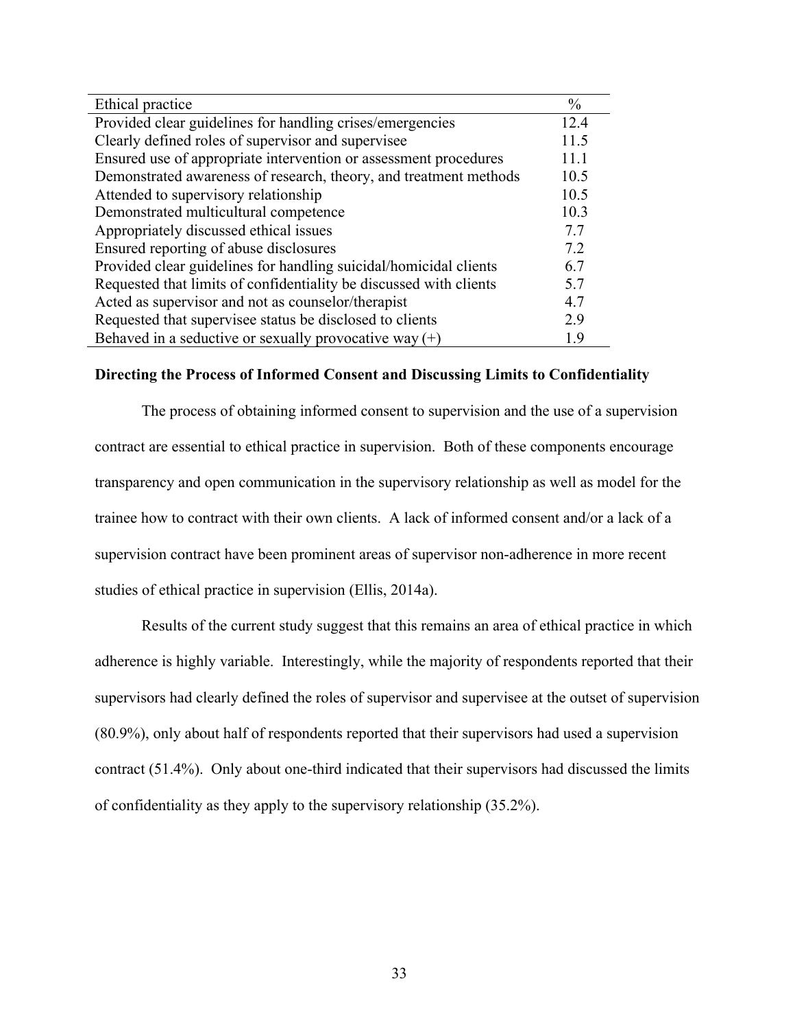| Ethical practice | % |
|---|---|
| Provided clear guidelines for handling crises/emergencies | 12.4 |
| Clearly defined roles of supervisor and supervisee | 11.5 |
| Ensured use of appropriate intervention or assessment procedures | 11.1 |
| Demonstrated awareness of research, theory, and treatment methods | 10.5 |
| Attended to supervisory relationship | 10.5 |
| Demonstrated multicultural competence | 10.3 |
| Appropriately discussed ethical issues | 7.7 |
| Ensured reporting of abuse disclosures | 7.2 |
| Provided clear guidelines for handling suicidal/homicidal clients | 6.7 |
| Requested that limits of confidentiality be discussed with clients | 5.7 |
| Acted as supervisor and not as counselor/therapist | 4.7 |
| Requested that supervisee status be disclosed to clients | 2.9 |
| Behaved in a seductive or sexually provocative way (+) | 1.9 |

**Directing the Process of Informed Consent and Discussing Limits to Confidentiality**

The process of obtaining informed consent to supervision and the use of a supervision contract are essential to ethical practice in supervision. Both of these components encourage transparency and open communication in the supervisory relationship as well as model for the trainee how to contract with their own clients. A lack of informed consent and/or a lack of a supervision contract have been prominent areas of supervisor non-adherence in more recent studies of ethical practice in supervision (Ellis, 2014a).

Results of the current study suggest that this remains an area of ethical practice in which adherence is highly variable. Interestingly, while the majority of respondents reported that their supervisors had clearly defined the roles of supervisor and supervisee at the outset of supervision (80.9%), only about half of respondents reported that their supervisors had used a supervision contract (51.4%). Only about one-third indicated that their supervisors had discussed the limits of confidentiality as they apply to the supervisory relationship (35.2%).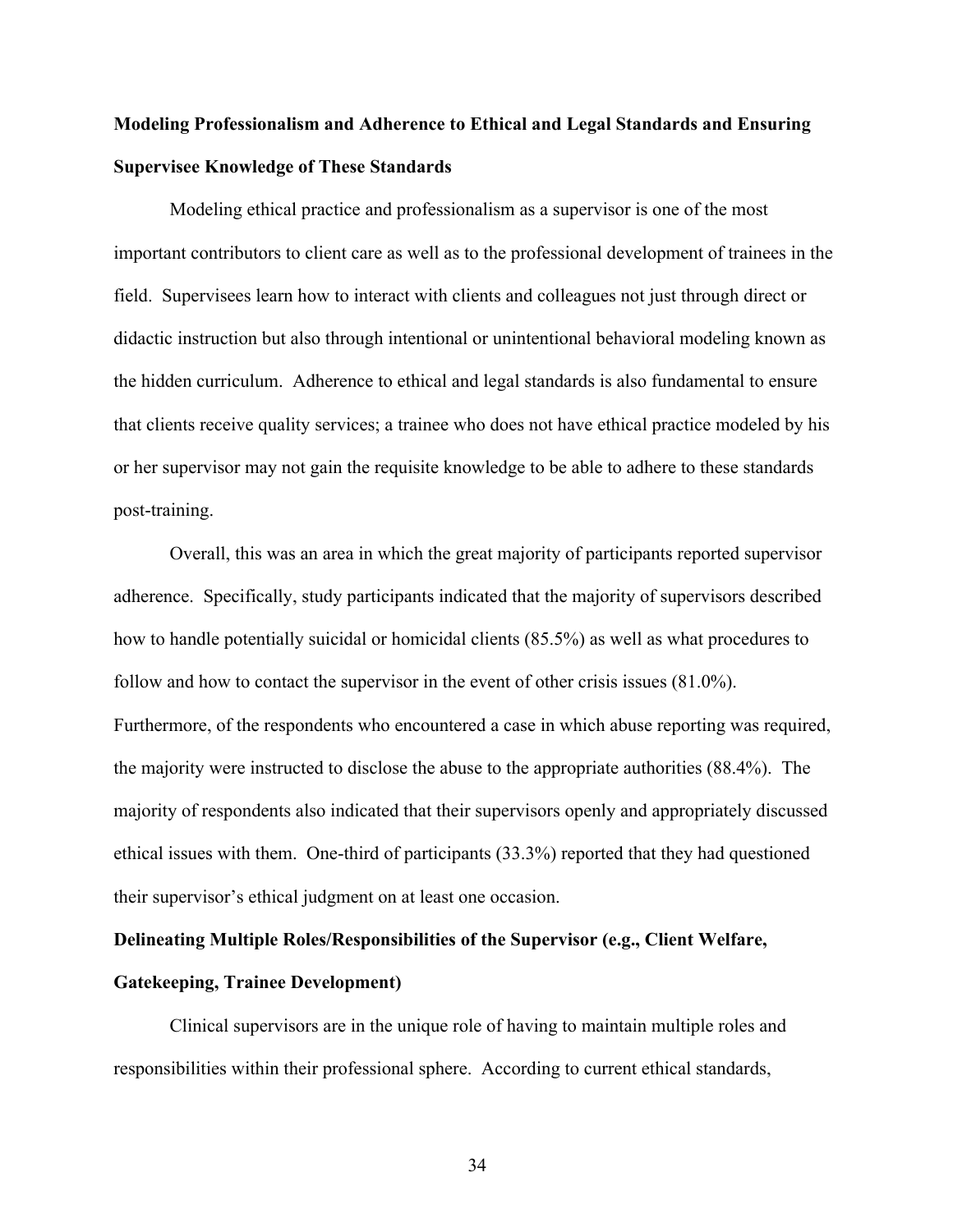**Modeling Professionalism and Adherence to Ethical and Legal Standards and Ensuring Supervisee Knowledge of These Standards**

Modeling ethical practice and professionalism as a supervisor is one of the most important contributors to client care as well as to the professional development of trainees in the field. Supervisees learn how to interact with clients and colleagues not just through direct or didactic instruction but also through intentional or unintentional behavioral modeling known as the hidden curriculum. Adherence to ethical and legal standards is also fundamental to ensure that clients receive quality services; a trainee who does not have ethical practice modeled by his or her supervisor may not gain the requisite knowledge to be able to adhere to these standards post-training.

Overall, this was an area in which the great majority of participants reported supervisor adherence. Specifically, study participants indicated that the majority of supervisors described how to handle potentially suicidal or homicidal clients (85.5%) as well as what procedures to follow and how to contact the supervisor in the event of other crisis issues (81.0%). Furthermore, of the respondents who encountered a case in which abuse reporting was required, the majority were instructed to disclose the abuse to the appropriate authorities (88.4%). The majority of respondents also indicated that their supervisors openly and appropriately discussed ethical issues with them. One-third of participants (33.3%) reported that they had questioned their supervisor's ethical judgment on at least one occasion.

**Delineating Multiple Roles/Responsibilities of the Supervisor (e.g., Client Welfare, Gatekeeping, Trainee Development)**

Clinical supervisors are in the unique role of having to maintain multiple roles and responsibilities within their professional sphere. According to current ethical standards,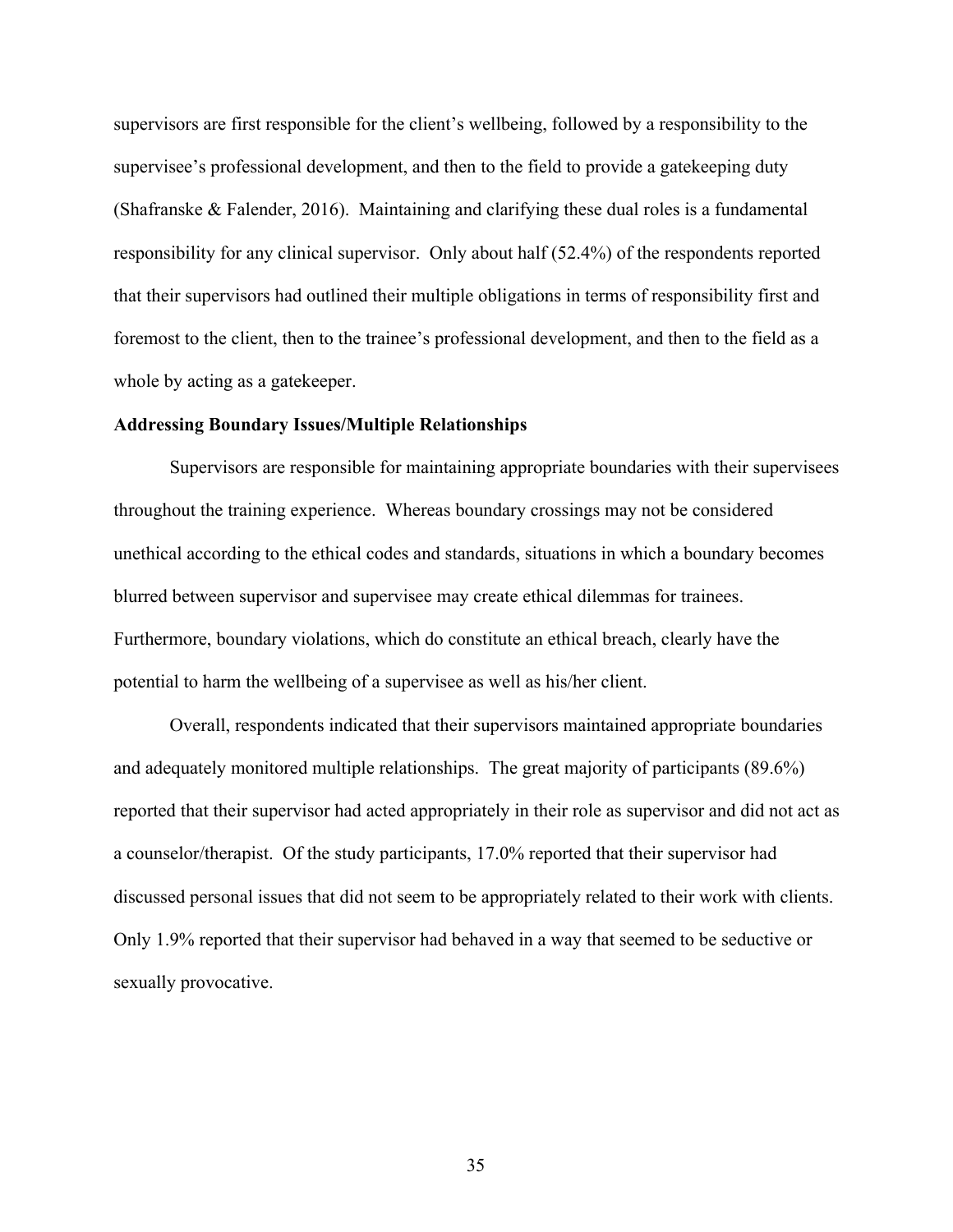supervisors are first responsible for the client's wellbeing, followed by a responsibility to the supervisee's professional development, and then to the field to provide a gatekeeping duty (Shafranske & Falender, 2016). Maintaining and clarifying these dual roles is a fundamental responsibility for any clinical supervisor. Only about half (52.4%) of the respondents reported that their supervisors had outlined their multiple obligations in terms of responsibility first and foremost to the client, then to the trainee's professional development, and then to the field as a whole by acting as a gatekeeper.

**Addressing Boundary Issues/Multiple Relationships**

Supervisors are responsible for maintaining appropriate boundaries with their supervisees throughout the training experience. Whereas boundary crossings may not be considered unethical according to the ethical codes and standards, situations in which a boundary becomes blurred between supervisor and supervisee may create ethical dilemmas for trainees. Furthermore, boundary violations, which do constitute an ethical breach, clearly have the potential to harm the wellbeing of a supervisee as well as his/her client.

Overall, respondents indicated that their supervisors maintained appropriate boundaries and adequately monitored multiple relationships. The great majority of participants (89.6%) reported that their supervisor had acted appropriately in their role as supervisor and did not act as a counselor/therapist. Of the study participants, 17.0% reported that their supervisor had discussed personal issues that did not seem to be appropriately related to their work with clients. Only 1.9% reported that their supervisor had behaved in a way that seemed to be seductive or sexually provocative.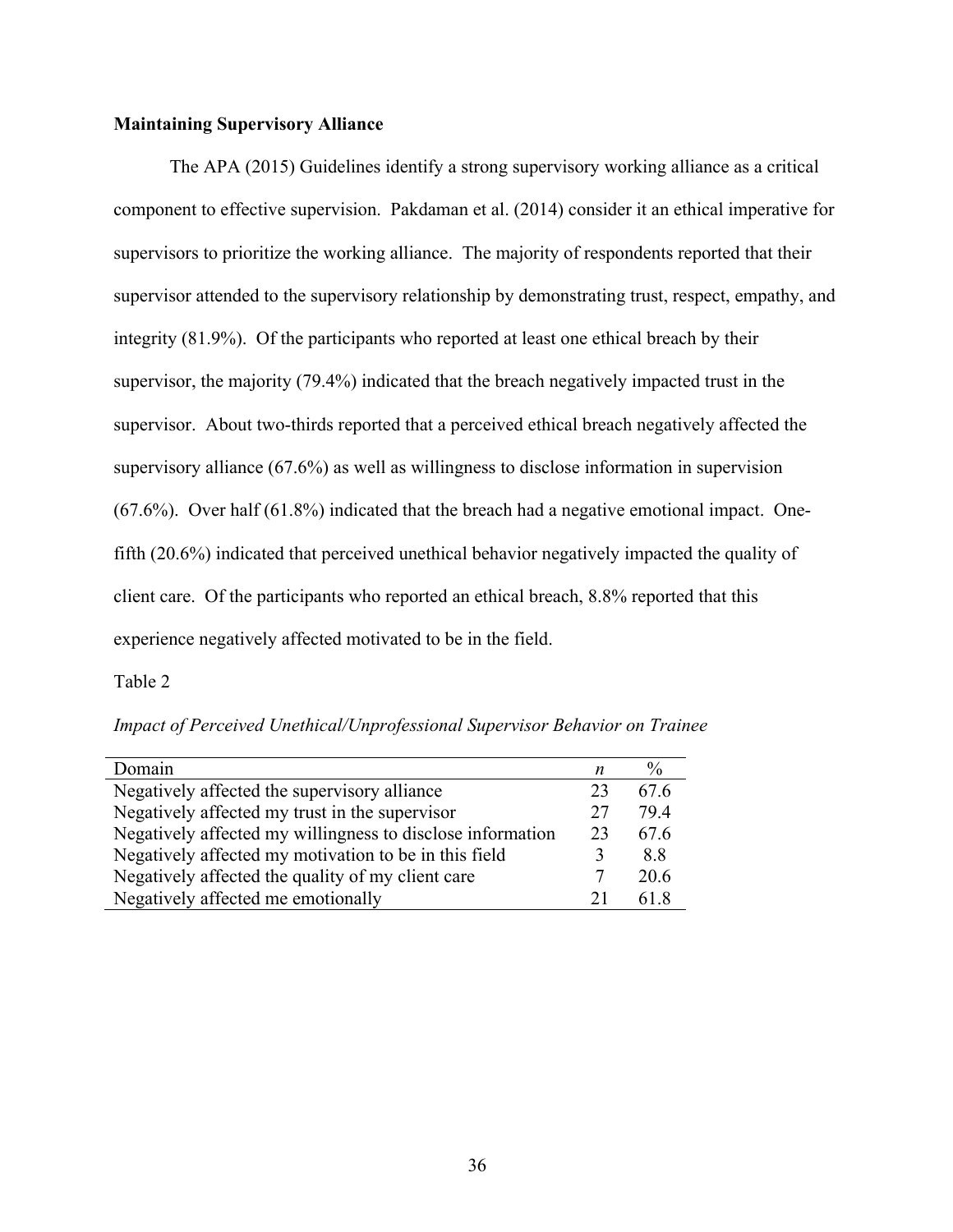**Maintaining Supervisory Alliance**

The APA (2015) Guidelines identify a strong supervisory working alliance as a critical component to effective supervision. Pakdaman et al. (2014) consider it an ethical imperative for supervisors to prioritize the working alliance. The majority of respondents reported that their supervisor attended to the supervisory relationship by demonstrating trust, respect, empathy, and integrity (81.9%). Of the participants who reported at least one ethical breach by their supervisor, the majority (79.4%) indicated that the breach negatively impacted trust in the supervisor. About two-thirds reported that a perceived ethical breach negatively affected the supervisory alliance (67.6%) as well as willingness to disclose information in supervision (67.6%). Over half (61.8%) indicated that the breach had a negative emotional impact. One-fifth (20.6%) indicated that perceived unethical behavior negatively impacted the quality of client care. Of the participants who reported an ethical breach, 8.8% reported that this experience negatively affected motivated to be in the field.

Table 2

*Impact of Perceived Unethical/Unprofessional Supervisor Behavior on Trainee*

| Domain | *n* | % |
|---|---|---|
| Negatively affected the supervisory alliance | 23 | 67.6 |
| Negatively affected my trust in the supervisor | 27 | 79.4 |
| Negatively affected my willingness to disclose information | 23 | 67.6 |
| Negatively affected my motivation to be in this field | 3 | 8.8 |
| Negatively affected the quality of my client care | 7 | 20.6 |
| Negatively affected me emotionally | 21 | 61.8 |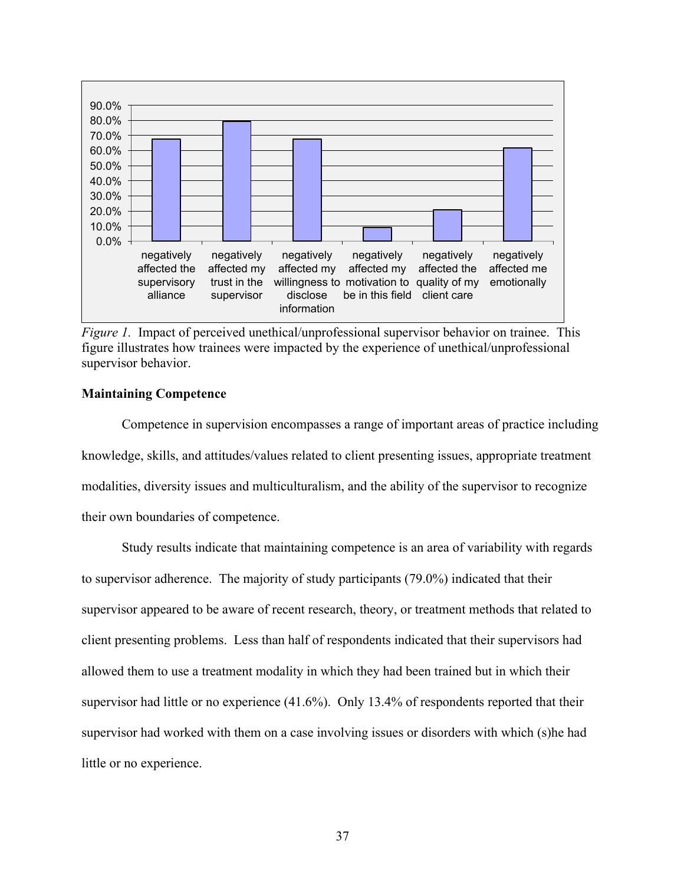*Figure 1.* Impact of perceived unethical/unprofessional supervisor behavior on trainee. This figure illustrates how trainees were impacted by the experience of unethical/unprofessional supervisor behavior.

**Maintaining Competence**

Competence in supervision encompasses a range of important areas of practice including knowledge, skills, and attitudes/values related to client presenting issues, appropriate treatment modalities, diversity issues and multiculturalism, and the ability of the supervisor to recognize their own boundaries of competence.

Study results indicate that maintaining competence is an area of variability with regards to supervisor adherence. The majority of study participants (79.0%) indicated that their supervisor appeared to be aware of recent research, theory, or treatment methods that related to client presenting problems. Less than half of respondents indicated that their supervisors had allowed them to use a treatment modality in which they had been trained but in which their supervisor had little or no experience (41.6%). Only 13.4% of respondents reported that their supervisor had worked with them on a case involving issues or disorders with which (s)he had little or no experience.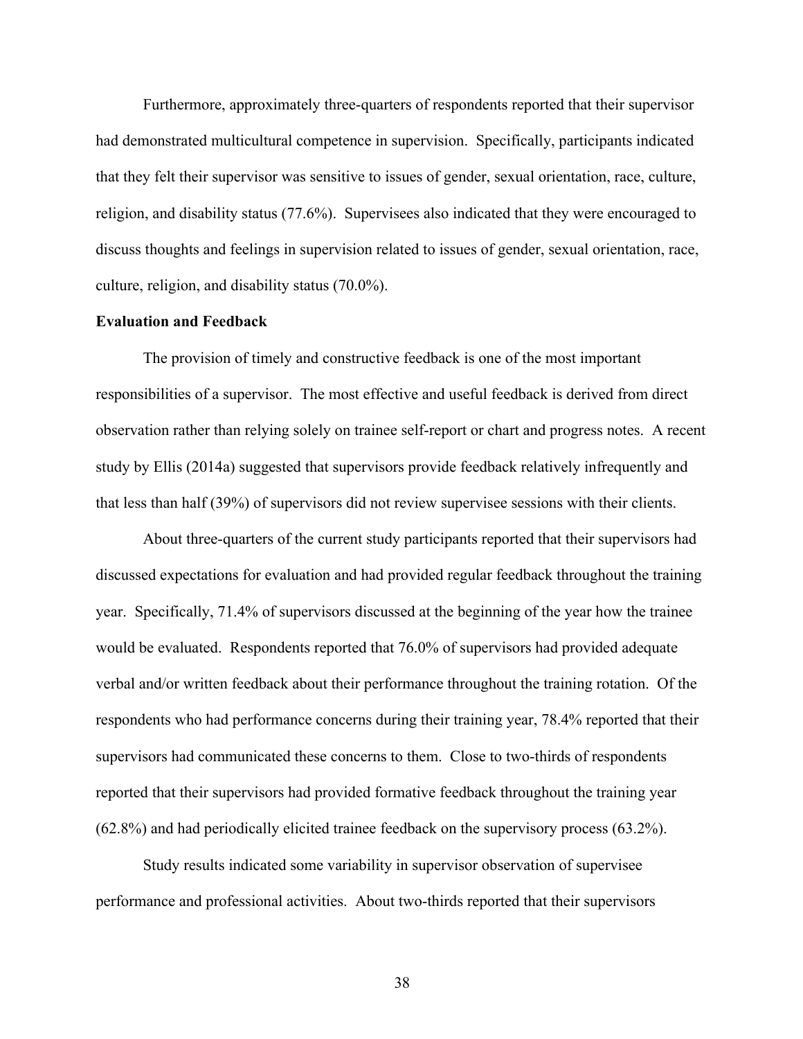Furthermore, approximately three-quarters of respondents reported that their supervisor had demonstrated multicultural competence in supervision. Specifically, participants indicated that they felt their supervisor was sensitive to issues of gender, sexual orientation, race, culture, religion, and disability status (77.6%). Supervisees also indicated that they were encouraged to discuss thoughts and feelings in supervision related to issues of gender, sexual orientation, race, culture, religion, and disability status (70.0%).

**Evaluation and Feedback**

The provision of timely and constructive feedback is one of the most important responsibilities of a supervisor. The most effective and useful feedback is derived from direct observation rather than relying solely on trainee self-report or chart and progress notes. A recent study by Ellis (2014a) suggested that supervisors provide feedback relatively infrequently and that less than half (39%) of supervisors did not review supervisee sessions with their clients.

About three-quarters of the current study participants reported that their supervisors had discussed expectations for evaluation and had provided regular feedback throughout the training year. Specifically, 71.4% of supervisors discussed at the beginning of the year how the trainee would be evaluated. Respondents reported that 76.0% of supervisors had provided adequate verbal and/or written feedback about their performance throughout the training rotation. Of the respondents who had performance concerns during their training year, 78.4% reported that their supervisors had communicated these concerns to them. Close to two-thirds of respondents reported that their supervisors had provided formative feedback throughout the training year (62.8%) and had periodically elicited trainee feedback on the supervisory process (63.2%).

Study results indicated some variability in supervisor observation of supervisee performance and professional activities. About two-thirds reported that their supervisors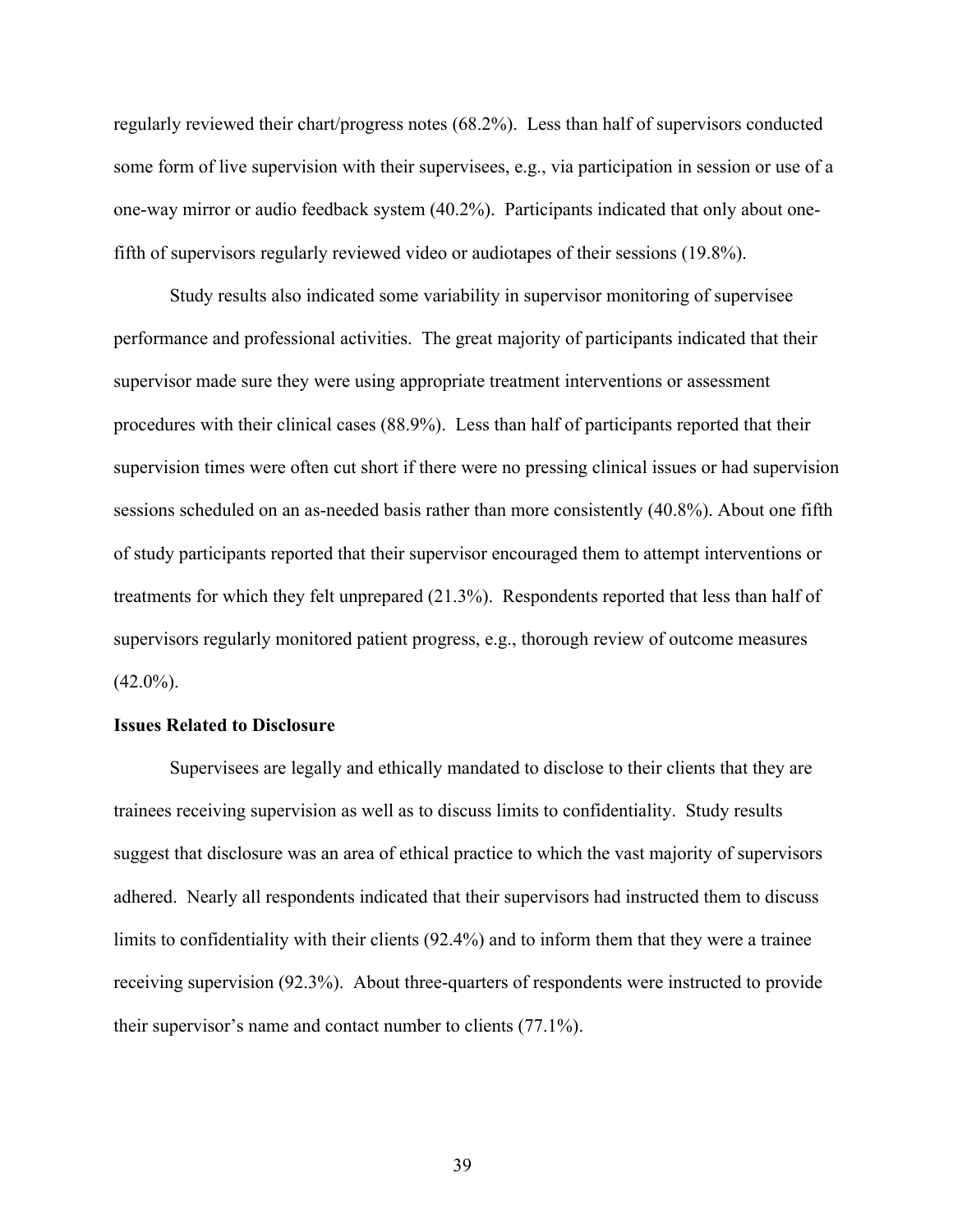regularly reviewed their chart/progress notes (68.2%). Less than half of supervisors conducted some form of live supervision with their supervisees, e.g., via participation in session or use of a one-way mirror or audio feedback system (40.2%). Participants indicated that only about one-fifth of supervisors regularly reviewed video or audiotapes of their sessions (19.8%).

Study results also indicated some variability in supervisor monitoring of supervisee performance and professional activities. The great majority of participants indicated that their supervisor made sure they were using appropriate treatment interventions or assessment procedures with their clinical cases (88.9%). Less than half of participants reported that their supervision times were often cut short if there were no pressing clinical issues or had supervision sessions scheduled on an as-needed basis rather than more consistently (40.8%). About one fifth of study participants reported that their supervisor encouraged them to attempt interventions or treatments for which they felt unprepared (21.3%). Respondents reported that less than half of supervisors regularly monitored patient progress, e.g., thorough review of outcome measures (42.0%).

**Issues Related to Disclosure**

Supervisees are legally and ethically mandated to disclose to their clients that they are trainees receiving supervision as well as to discuss limits to confidentiality. Study results suggest that disclosure was an area of ethical practice to which the vast majority of supervisors adhered. Nearly all respondents indicated that their supervisors had instructed them to discuss limits to confidentiality with their clients (92.4%) and to inform them that they were a trainee receiving supervision (92.3%). About three-quarters of respondents were instructed to provide their supervisor's name and contact number to clients (77.1%).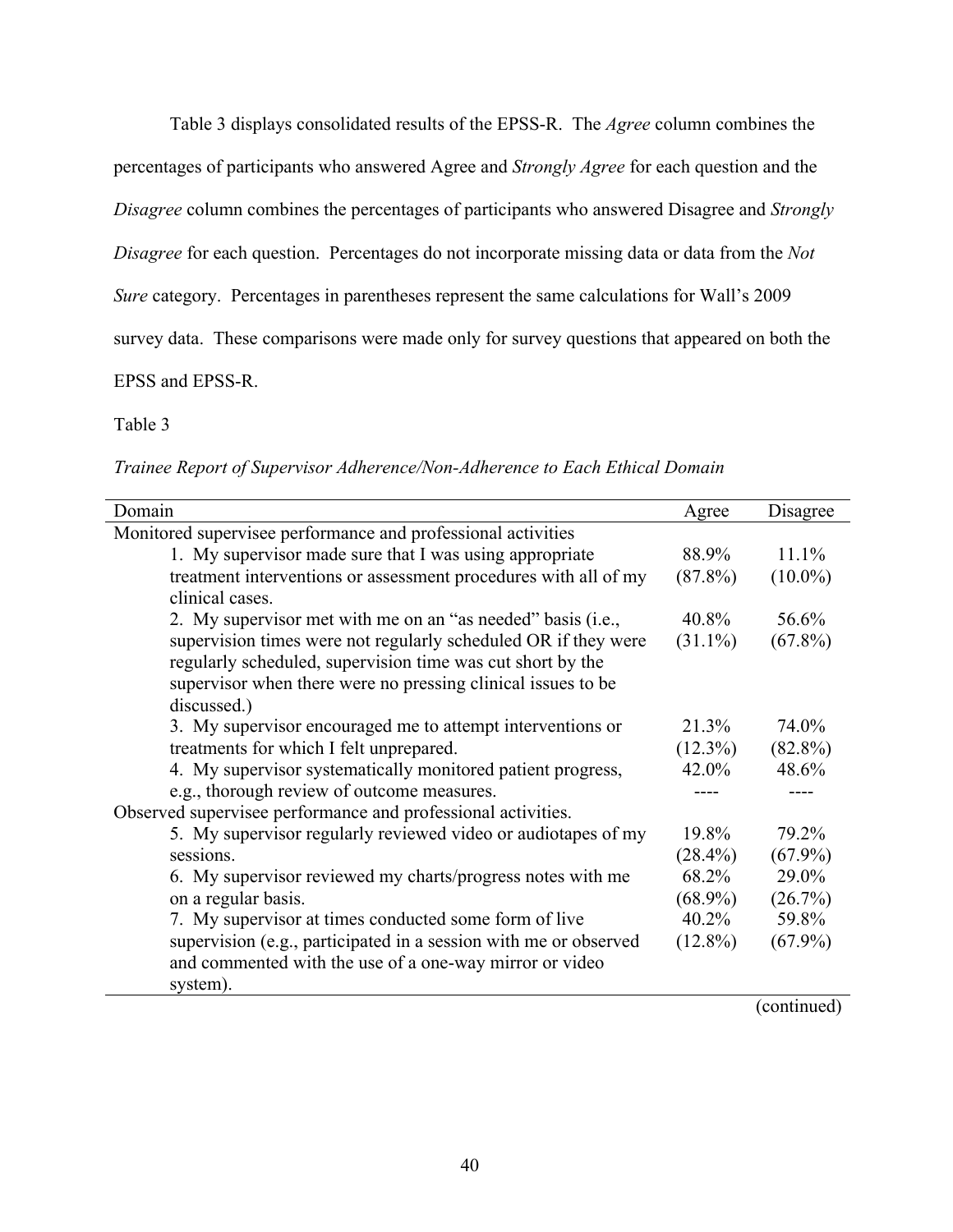Table 3 displays consolidated results of the EPSS-R. The *Agree* column combines the percentages of participants who answered Agree and *Strongly Agree* for each question and the *Disagree* column combines the percentages of participants who answered Disagree and *Strongly Disagree* for each question. Percentages do not incorporate missing data or data from the *Not Sure* category. Percentages in parentheses represent the same calculations for Wall's 2009 survey data. These comparisons were made only for survey questions that appeared on both the EPSS and EPSS-R.

Table 3

*Trainee Report of Supervisor Adherence/Non-Adherence to Each Ethical Domain*

| Domain | Agree | Disagree |
|---|---|---|
| Monitored supervisee performance and professional activities | | |
| 1. My supervisor made sure that I was using appropriate treatment interventions or assessment procedures with all of my clinical cases. | 88.9% (87.8%) | 11.1% (10.0%) |
| 2. My supervisor met with me on an "as needed" basis (i.e., supervision times were not regularly scheduled OR if they were regularly scheduled, supervision time was cut short by the supervisor when there were no pressing clinical issues to be discussed.) | 40.8% (31.1%) | 56.6% (67.8%) |
| 3. My supervisor encouraged me to attempt interventions or treatments for which I felt unprepared. | 21.3% (12.3%) | 74.0% (82.8%) |
| 4. My supervisor systematically monitored patient progress, e.g., thorough review of outcome measures. | 42.0% ---- | 48.6% ---- |
| Observed supervisee performance and professional activities. | | |
| 5. My supervisor regularly reviewed video or audiotapes of my sessions. | 19.8% (28.4%) | 79.2% (67.9%) |
| 6. My supervisor reviewed my charts/progress notes with me on a regular basis. | 68.2% (68.9%) | 29.0% (26.7%) |
| 7. My supervisor at times conducted some form of live supervision (e.g., participated in a session with me or observed and commented with the use of a one-way mirror or video system). | 40.2% (12.8%) | 59.8% (67.9%) |

(continued)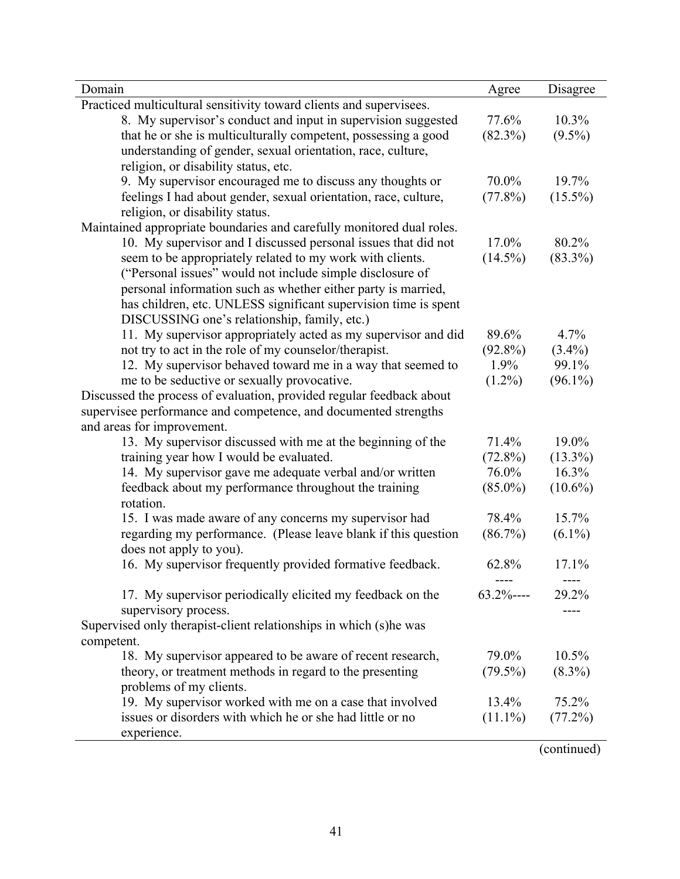| Domain | Agree | Disagree |
|---|---|---|
| Practiced multicultural sensitivity toward clients and supervisees. | | |
| 8. My supervisor's conduct and input in supervision suggested that he or she is multiculturally competent, possessing a good understanding of gender, sexual orientation, race, culture, religion, or disability status, etc. | 77.6% (82.3%) | 10.3% (9.5%) |
| 9. My supervisor encouraged me to discuss any thoughts or feelings I had about gender, sexual orientation, race, culture, religion, or disability status. | 70.0% (77.8%) | 19.7% (15.5%) |
| Maintained appropriate boundaries and carefully monitored dual roles. | | |
| 10. My supervisor and I discussed personal issues that did not seem to be appropriately related to my work with clients. ("Personal issues" would not include simple disclosure of personal information such as whether either party is married, has children, etc. UNLESS significant supervision time is spent DISCUSSING one's relationship, family, etc.) | 17.0% (14.5%) | 80.2% (83.3%) |
| 11. My supervisor appropriately acted as my supervisor and did not try to act in the role of my counselor/therapist. | 89.6% (92.8%) | 4.7% (3.4%) |
| 12. My supervisor behaved toward me in a way that seemed to me to be seductive or sexually provocative. | 1.9% (1.2%) | 99.1% (96.1%) |
| Discussed the process of evaluation, provided regular feedback about supervisee performance and competence, and documented strengths and areas for improvement. | | |
| 13. My supervisor discussed with me at the beginning of the training year how I would be evaluated. | 71.4% (72.8%) | 19.0% (13.3%) |
| 14. My supervisor gave me adequate verbal and/or written feedback about my performance throughout the training rotation. | 76.0% (85.0%) | 16.3% (10.6%) |
| 15. I was made aware of any concerns my supervisor had regarding my performance. (Please leave blank if this question does not apply to you). | 78.4% (86.7%) | 15.7% (6.1%) |
| 16. My supervisor frequently provided formative feedback. | 62.8% ---- | 17.1% ---- |
| 17. My supervisor periodically elicited my feedback on the supervisory process. | 63.2%---- | 29.2% ---- |
| Supervised only therapist-client relationships in which (s)he was competent. | | |
| 18. My supervisor appeared to be aware of recent research, theory, or treatment methods in regard to the presenting problems of my clients. | 79.0% (79.5%) | 10.5% (8.3%) |
| 19. My supervisor worked with me on a case that involved issues or disorders with which he or she had little or no experience. | 13.4% (11.1%) | 75.2% (77.2%) |

(continued)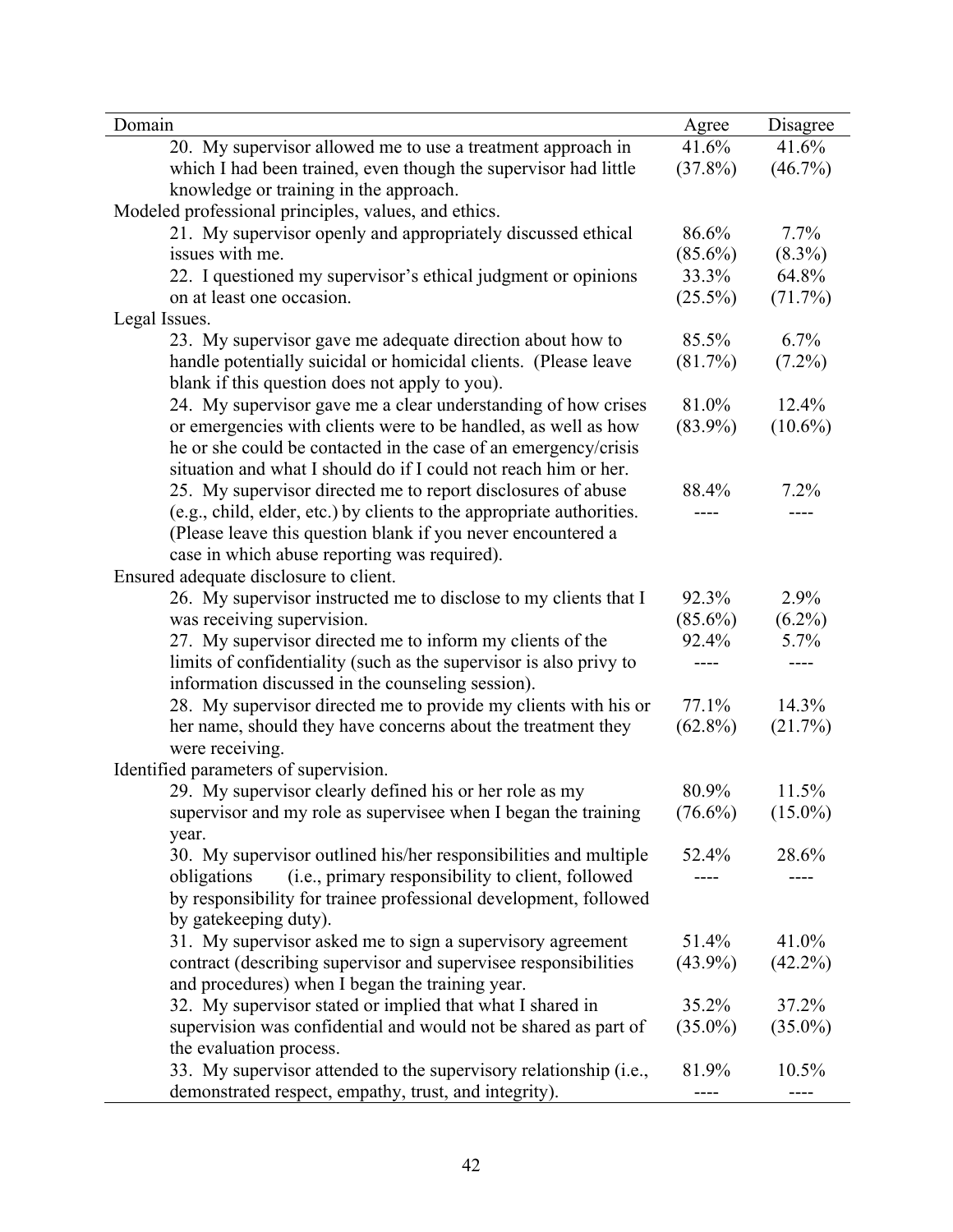| Domain | Agree | Disagree |
| --- | --- | --- |
| 20. My supervisor allowed me to use a treatment approach in which I had been trained, even though the supervisor had little knowledge or training in the approach. | 41.6% (37.8%) | 41.6% (46.7%) |
| Modeled professional principles, values, and ethics. | | |
| 21. My supervisor openly and appropriately discussed ethical issues with me. | 86.6% (85.6%) | 7.7% (8.3%) |
| 22. I questioned my supervisor's ethical judgment or opinions on at least one occasion. | 33.3% (25.5%) | 64.8% (71.7%) |
| Legal Issues. | | |
| 23. My supervisor gave me adequate direction about how to handle potentially suicidal or homicidal clients. (Please leave blank if this question does not apply to you). | 85.5% (81.7%) | 6.7% (7.2%) |
| 24. My supervisor gave me a clear understanding of how crises or emergencies with clients were to be handled, as well as how he or she could be contacted in the case of an emergency/crisis situation and what I should do if I could not reach him or her. | 81.0% (83.9%) | 12.4% (10.6%) |
| 25. My supervisor directed me to report disclosures of abuse (e.g., child, elder, etc.) by clients to the appropriate authorities. (Please leave this question blank if you never encountered a case in which abuse reporting was required). | 88.4% ---- | 7.2% ---- |
| Ensured adequate disclosure to client. | | |
| 26. My supervisor instructed me to disclose to my clients that I was receiving supervision. | 92.3% (85.6%) | 2.9% (6.2%) |
| 27. My supervisor directed me to inform my clients of the limits of confidentiality (such as the supervisor is also privy to information discussed in the counseling session). | 92.4% ---- | 5.7% ---- |
| 28. My supervisor directed me to provide my clients with his or her name, should they have concerns about the treatment they were receiving. | 77.1% (62.8%) | 14.3% (21.7%) |
| Identified parameters of supervision. | | |
| 29. My supervisor clearly defined his or her role as my supervisor and my role as supervisee when I began the training year. | 80.9% (76.6%) | 11.5% (15.0%) |
| 30. My supervisor outlined his/her responsibilities and multiple obligations (i.e., primary responsibility to client, followed by responsibility for trainee professional development, followed by gatekeeping duty). | 52.4% ---- | 28.6% ---- |
| 31. My supervisor asked me to sign a supervisory agreement contract (describing supervisor and supervisee responsibilities and procedures) when I began the training year. | 51.4% (43.9%) | 41.0% (42.2%) |
| 32. My supervisor stated or implied that what I shared in supervision was confidential and would not be shared as part of the evaluation process. | 35.2% (35.0%) | 37.2% (35.0%) |
| 33. My supervisor attended to the supervisory relationship (i.e., demonstrated respect, empathy, trust, and integrity). | 81.9% ---- | 10.5% ---- |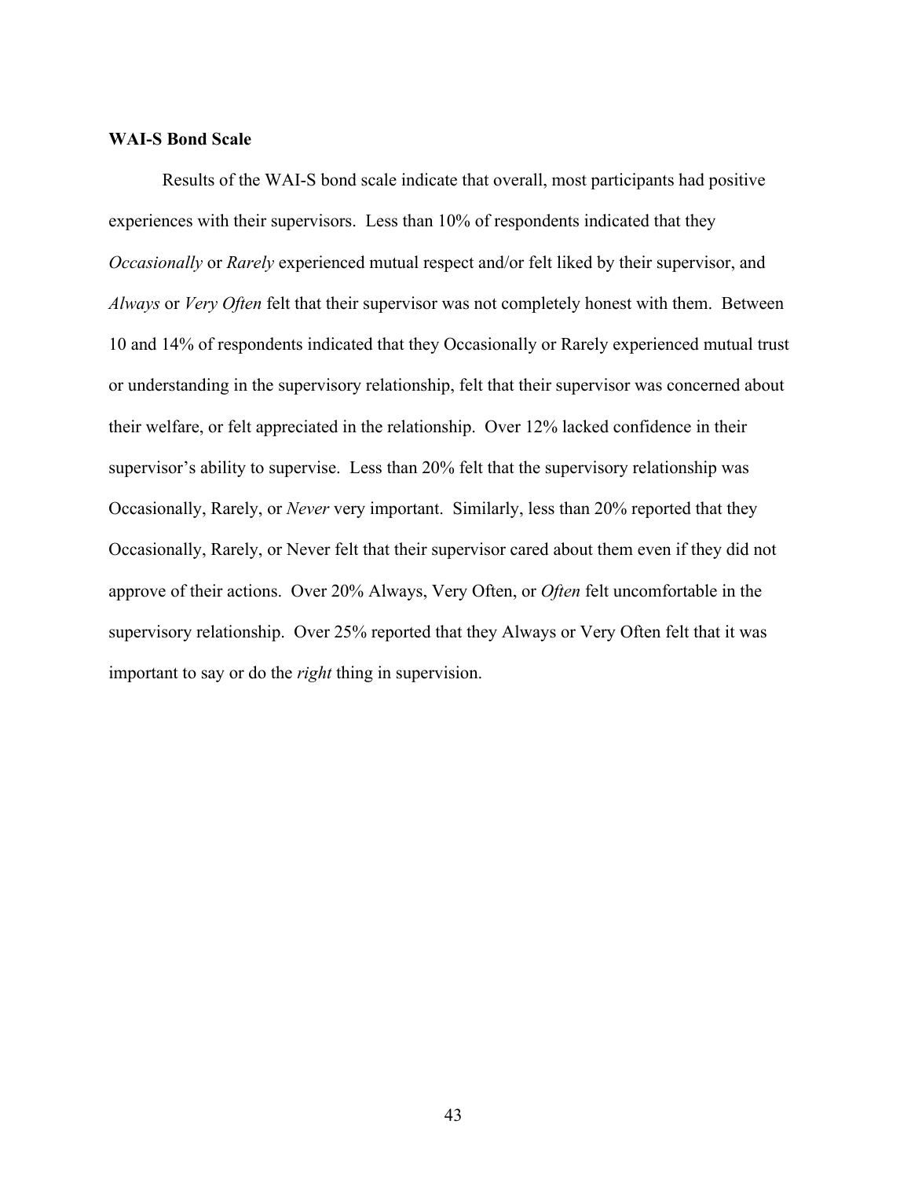### WAI-S Bond Scale

Results of the WAI-S bond scale indicate that overall, most participants had positive experiences with their supervisors. Less than 10% of respondents indicated that they *Occasionally* or *Rarely* experienced mutual respect and/or felt liked by their supervisor, and *Always* or *Very Often* felt that their supervisor was not completely honest with them. Between 10 and 14% of respondents indicated that they Occasionally or Rarely experienced mutual trust or understanding in the supervisory relationship, felt that their supervisor was concerned about their welfare, or felt appreciated in the relationship. Over 12% lacked confidence in their supervisor's ability to supervise. Less than 20% felt that the supervisory relationship was Occasionally, Rarely, or *Never* very important. Similarly, less than 20% reported that they Occasionally, Rarely, or Never felt that their supervisor cared about them even if they did not approve of their actions. Over 20% Always, Very Often, or *Often* felt uncomfortable in the supervisory relationship. Over 25% reported that they Always or Very Often felt that it was important to say or do the *right* thing in supervision.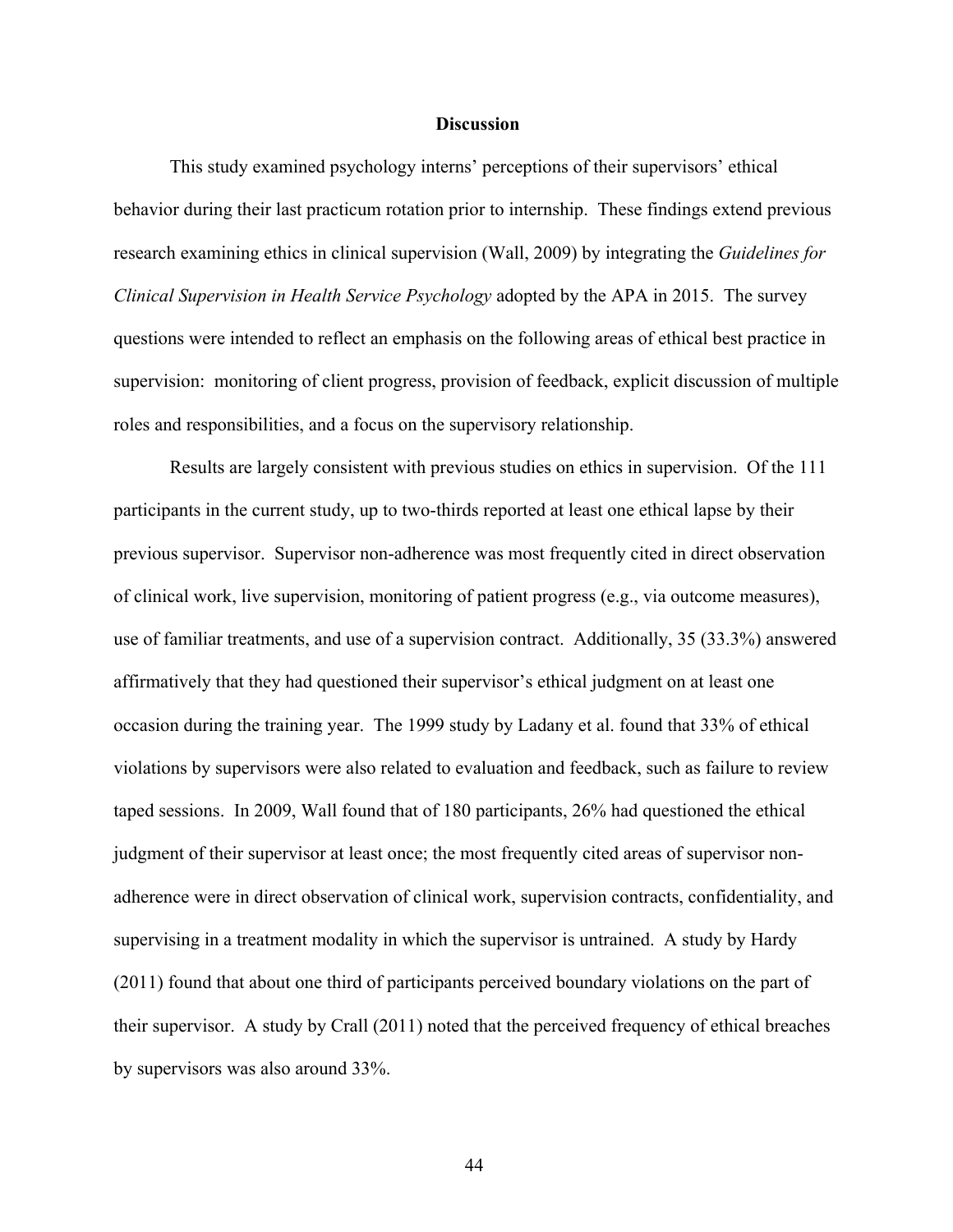# Discussion

This study examined psychology interns' perceptions of their supervisors' ethical behavior during their last practicum rotation prior to internship. These findings extend previous research examining ethics in clinical supervision (Wall, 2009) by integrating the *Guidelines for Clinical Supervision in Health Service Psychology* adopted by the APA in 2015. The survey questions were intended to reflect an emphasis on the following areas of ethical best practice in supervision: monitoring of client progress, provision of feedback, explicit discussion of multiple roles and responsibilities, and a focus on the supervisory relationship.

Results are largely consistent with previous studies on ethics in supervision. Of the 111 participants in the current study, up to two-thirds reported at least one ethical lapse by their previous supervisor. Supervisor non-adherence was most frequently cited in direct observation of clinical work, live supervision, monitoring of patient progress (e.g., via outcome measures), use of familiar treatments, and use of a supervision contract. Additionally, 35 (33.3%) answered affirmatively that they had questioned their supervisor's ethical judgment on at least one occasion during the training year. The 1999 study by Ladany et al. found that 33% of ethical violations by supervisors were also related to evaluation and feedback, such as failure to review taped sessions. In 2009, Wall found that of 180 participants, 26% had questioned the ethical judgment of their supervisor at least once; the most frequently cited areas of supervisor non-adherence were in direct observation of clinical work, supervision contracts, confidentiality, and supervising in a treatment modality in which the supervisor is untrained. A study by Hardy (2011) found that about one third of participants perceived boundary violations on the part of their supervisor. A study by Crall (2011) noted that the perceived frequency of ethical breaches by supervisors was also around 33%.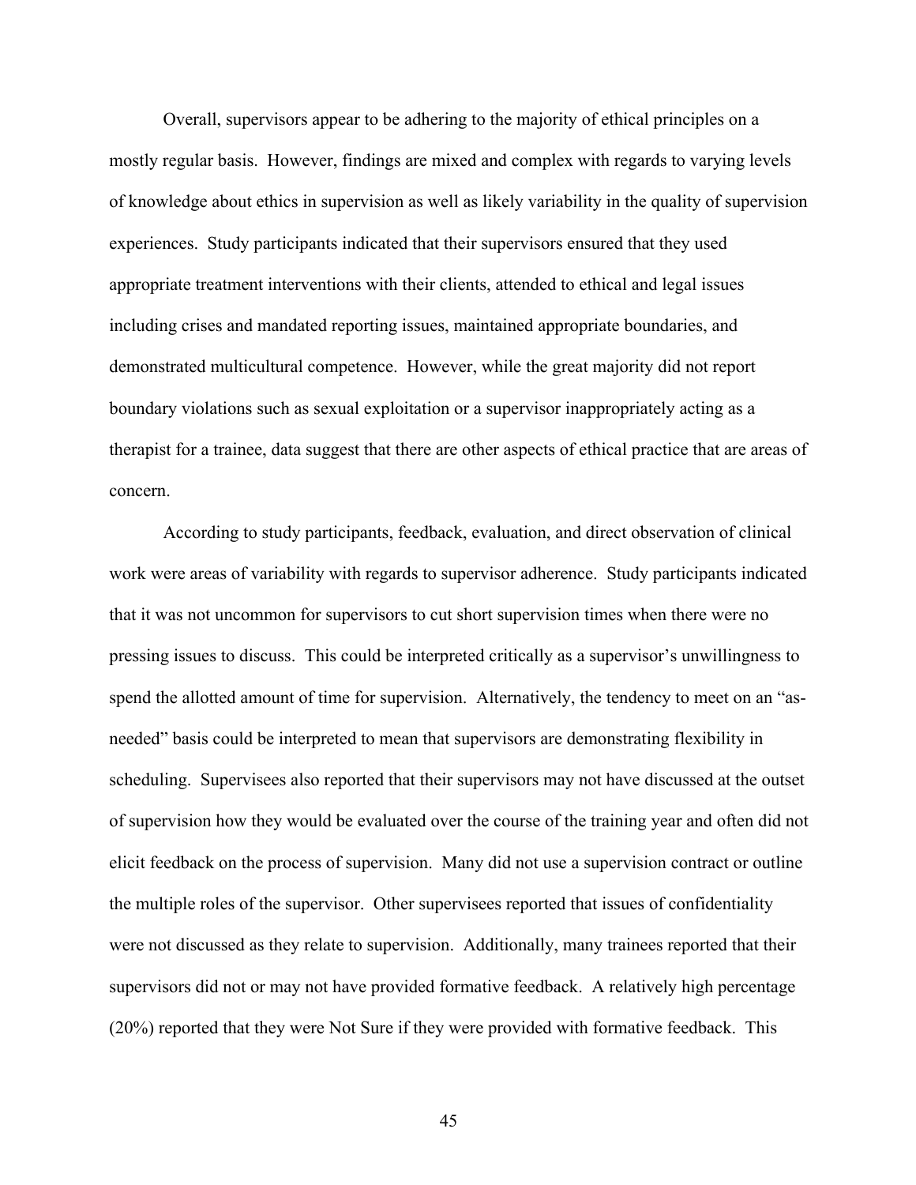Overall, supervisors appear to be adhering to the majority of ethical principles on a mostly regular basis. However, findings are mixed and complex with regards to varying levels of knowledge about ethics in supervision as well as likely variability in the quality of supervision experiences. Study participants indicated that their supervisors ensured that they used appropriate treatment interventions with their clients, attended to ethical and legal issues including crises and mandated reporting issues, maintained appropriate boundaries, and demonstrated multicultural competence. However, while the great majority did not report boundary violations such as sexual exploitation or a supervisor inappropriately acting as a therapist for a trainee, data suggest that there are other aspects of ethical practice that are areas of concern.

According to study participants, feedback, evaluation, and direct observation of clinical work were areas of variability with regards to supervisor adherence. Study participants indicated that it was not uncommon for supervisors to cut short supervision times when there were no pressing issues to discuss. This could be interpreted critically as a supervisor's unwillingness to spend the allotted amount of time for supervision. Alternatively, the tendency to meet on an "as-needed" basis could be interpreted to mean that supervisors are demonstrating flexibility in scheduling. Supervisees also reported that their supervisors may not have discussed at the outset of supervision how they would be evaluated over the course of the training year and often did not elicit feedback on the process of supervision. Many did not use a supervision contract or outline the multiple roles of the supervisor. Other supervisees reported that issues of confidentiality were not discussed as they relate to supervision. Additionally, many trainees reported that their supervisors did not or may not have provided formative feedback. A relatively high percentage (20%) reported that they were Not Sure if they were provided with formative feedback. This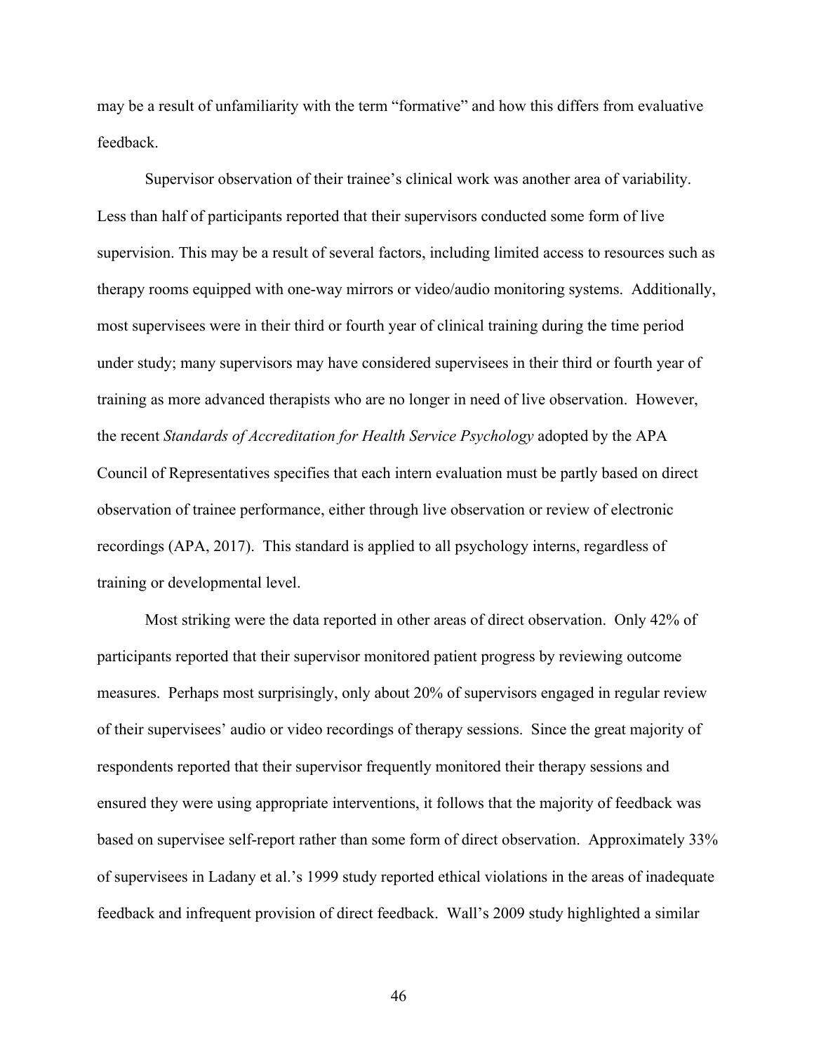may be a result of unfamiliarity with the term "formative" and how this differs from evaluative feedback.

Supervisor observation of their trainee's clinical work was another area of variability. Less than half of participants reported that their supervisors conducted some form of live supervision. This may be a result of several factors, including limited access to resources such as therapy rooms equipped with one-way mirrors or video/audio monitoring systems. Additionally, most supervisees were in their third or fourth year of clinical training during the time period under study; many supervisors may have considered supervisees in their third or fourth year of training as more advanced therapists who are no longer in need of live observation. However, the recent *Standards of Accreditation for Health Service Psychology* adopted by the APA Council of Representatives specifies that each intern evaluation must be partly based on direct observation of trainee performance, either through live observation or review of electronic recordings (APA, 2017). This standard is applied to all psychology interns, regardless of training or developmental level.

Most striking were the data reported in other areas of direct observation. Only 42% of participants reported that their supervisor monitored patient progress by reviewing outcome measures. Perhaps most surprisingly, only about 20% of supervisors engaged in regular review of their supervisees' audio or video recordings of therapy sessions. Since the great majority of respondents reported that their supervisor frequently monitored their therapy sessions and ensured they were using appropriate interventions, it follows that the majority of feedback was based on supervisee self-report rather than some form of direct observation. Approximately 33% of supervisees in Ladany et al.'s 1999 study reported ethical violations in the areas of inadequate feedback and infrequent provision of direct feedback. Wall's 2009 study highlighted a similar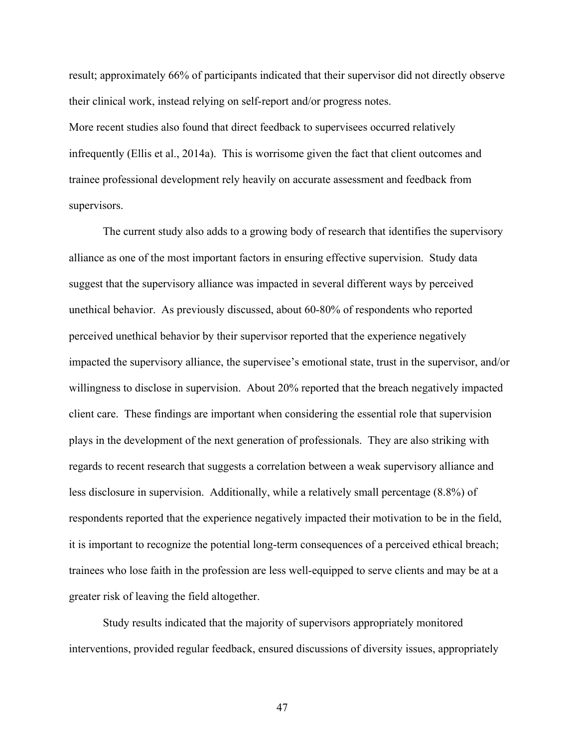result; approximately 66% of participants indicated that their supervisor did not directly observe their clinical work, instead relying on self-report and/or progress notes.

More recent studies also found that direct feedback to supervisees occurred relatively infrequently (Ellis et al., 2014a). This is worrisome given the fact that client outcomes and trainee professional development rely heavily on accurate assessment and feedback from supervisors.

The current study also adds to a growing body of research that identifies the supervisory alliance as one of the most important factors in ensuring effective supervision. Study data suggest that the supervisory alliance was impacted in several different ways by perceived unethical behavior. As previously discussed, about 60-80% of respondents who reported perceived unethical behavior by their supervisor reported that the experience negatively impacted the supervisory alliance, the supervisee's emotional state, trust in the supervisor, and/or willingness to disclose in supervision. About 20% reported that the breach negatively impacted client care. These findings are important when considering the essential role that supervision plays in the development of the next generation of professionals. They are also striking with regards to recent research that suggests a correlation between a weak supervisory alliance and less disclosure in supervision. Additionally, while a relatively small percentage (8.8%) of respondents reported that the experience negatively impacted their motivation to be in the field, it is important to recognize the potential long-term consequences of a perceived ethical breach; trainees who lose faith in the profession are less well-equipped to serve clients and may be at a greater risk of leaving the field altogether.

Study results indicated that the majority of supervisors appropriately monitored interventions, provided regular feedback, ensured discussions of diversity issues, appropriately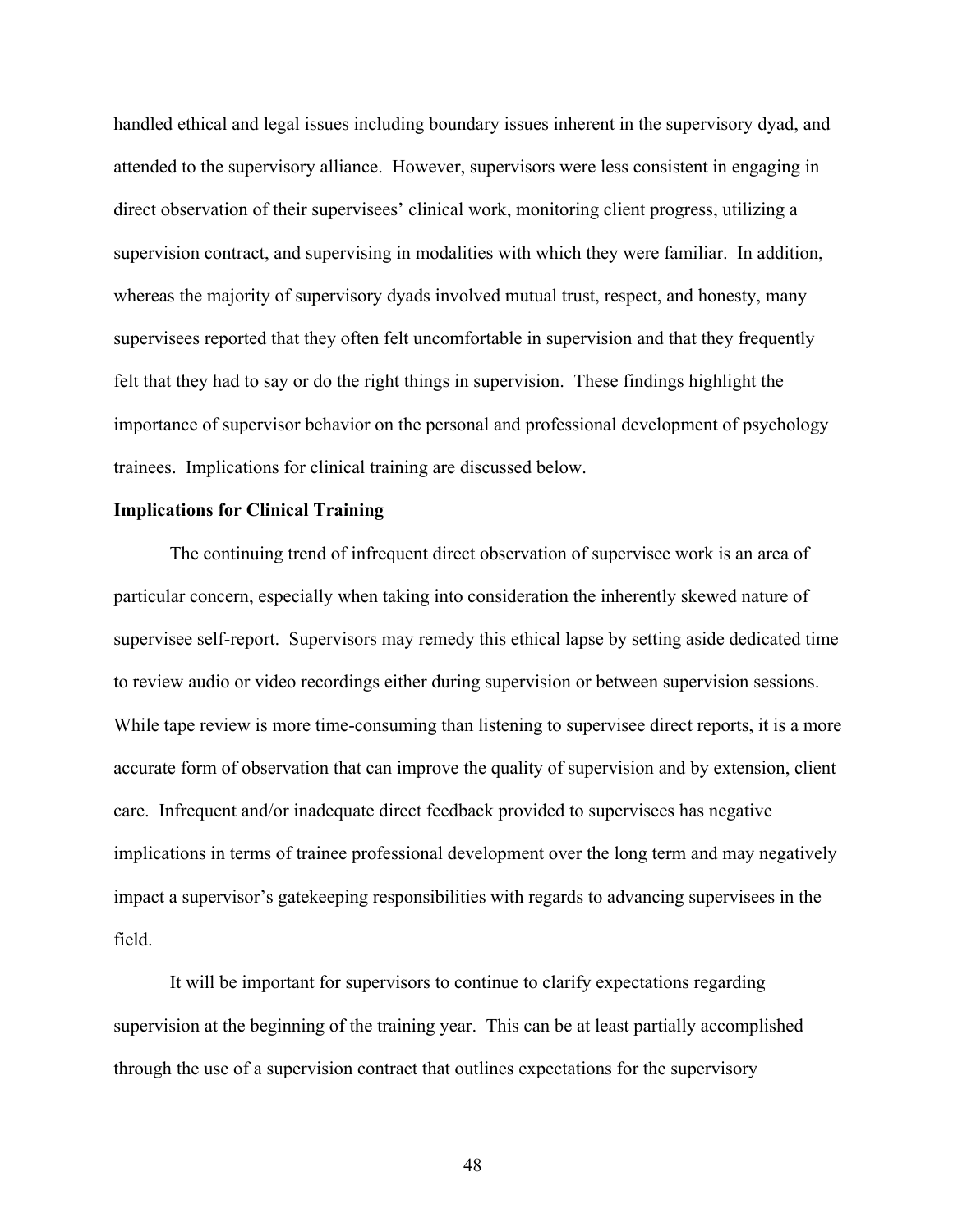handled ethical and legal issues including boundary issues inherent in the supervisory dyad, and attended to the supervisory alliance. However, supervisors were less consistent in engaging in direct observation of their supervisees' clinical work, monitoring client progress, utilizing a supervision contract, and supervising in modalities with which they were familiar. In addition, whereas the majority of supervisory dyads involved mutual trust, respect, and honesty, many supervisees reported that they often felt uncomfortable in supervision and that they frequently felt that they had to say or do the right things in supervision. These findings highlight the importance of supervisor behavior on the personal and professional development of psychology trainees. Implications for clinical training are discussed below.

**Implications for Clinical Training**

The continuing trend of infrequent direct observation of supervisee work is an area of particular concern, especially when taking into consideration the inherently skewed nature of supervisee self-report. Supervisors may remedy this ethical lapse by setting aside dedicated time to review audio or video recordings either during supervision or between supervision sessions. While tape review is more time-consuming than listening to supervisee direct reports, it is a more accurate form of observation that can improve the quality of supervision and by extension, client care. Infrequent and/or inadequate direct feedback provided to supervisees has negative implications in terms of trainee professional development over the long term and may negatively impact a supervisor's gatekeeping responsibilities with regards to advancing supervisees in the field.

It will be important for supervisors to continue to clarify expectations regarding supervision at the beginning of the training year. This can be at least partially accomplished through the use of a supervision contract that outlines expectations for the supervisory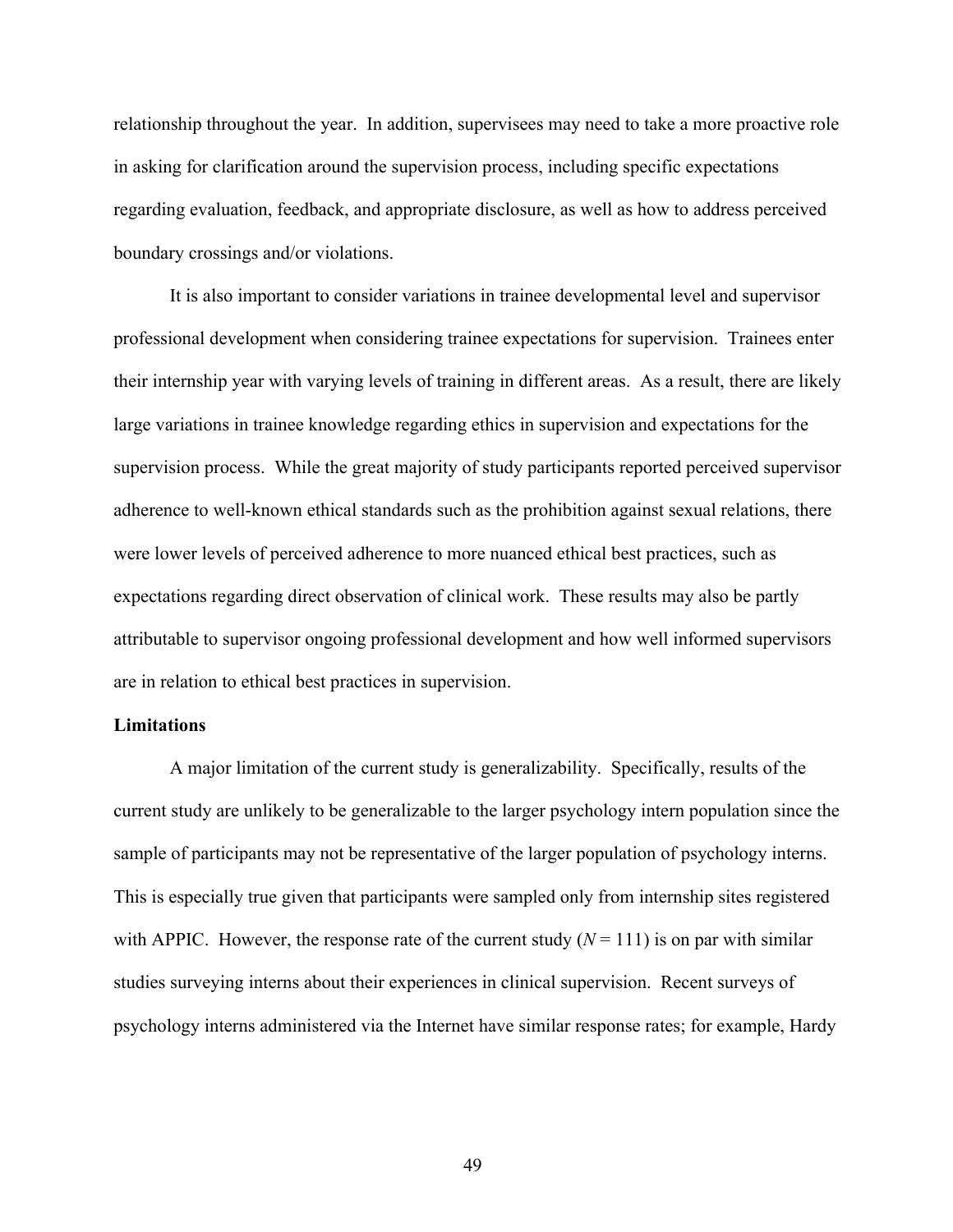relationship throughout the year. In addition, supervisees may need to take a more proactive role in asking for clarification around the supervision process, including specific expectations regarding evaluation, feedback, and appropriate disclosure, as well as how to address perceived boundary crossings and/or violations.

It is also important to consider variations in trainee developmental level and supervisor professional development when considering trainee expectations for supervision. Trainees enter their internship year with varying levels of training in different areas. As a result, there are likely large variations in trainee knowledge regarding ethics in supervision and expectations for the supervision process. While the great majority of study participants reported perceived supervisor adherence to well-known ethical standards such as the prohibition against sexual relations, there were lower levels of perceived adherence to more nuanced ethical best practices, such as expectations regarding direct observation of clinical work. These results may also be partly attributable to supervisor ongoing professional development and how well informed supervisors are in relation to ethical best practices in supervision.

**Limitations**

A major limitation of the current study is generalizability. Specifically, results of the current study are unlikely to be generalizable to the larger psychology intern population since the sample of participants may not be representative of the larger population of psychology interns. This is especially true given that participants were sampled only from internship sites registered with APPIC. However, the response rate of the current study ($N = 111$) is on par with similar studies surveying interns about their experiences in clinical supervision. Recent surveys of psychology interns administered via the Internet have similar response rates; for example, Hardy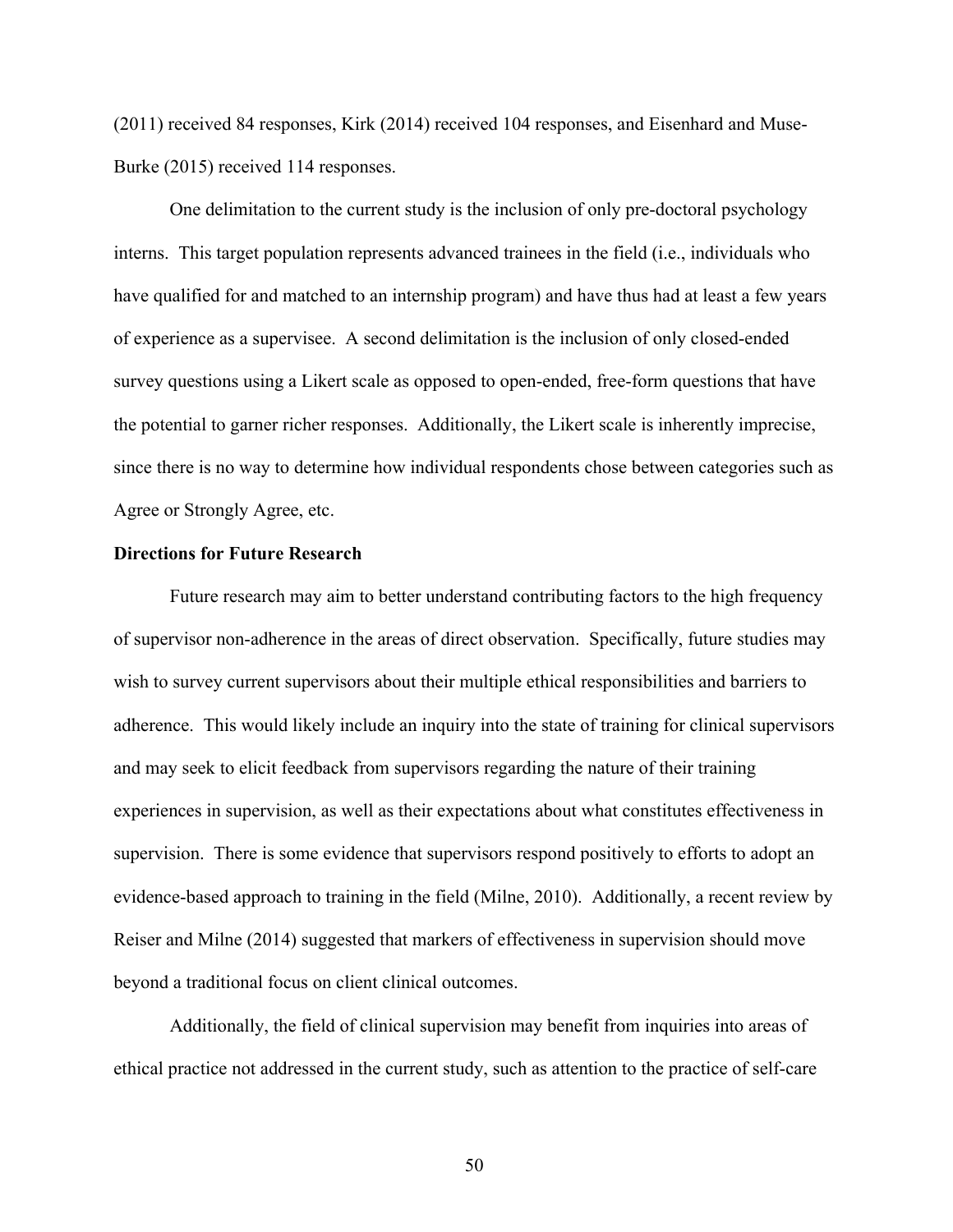(2011) received 84 responses, Kirk (2014) received 104 responses, and Eisenhard and Muse-Burke (2015) received 114 responses.

One delimitation to the current study is the inclusion of only pre-doctoral psychology interns. This target population represents advanced trainees in the field (i.e., individuals who have qualified for and matched to an internship program) and have thus had at least a few years of experience as a supervisee. A second delimitation is the inclusion of only closed-ended survey questions using a Likert scale as opposed to open-ended, free-form questions that have the potential to garner richer responses. Additionally, the Likert scale is inherently imprecise, since there is no way to determine how individual respondents chose between categories such as Agree or Strongly Agree, etc.

**Directions for Future Research**

Future research may aim to better understand contributing factors to the high frequency of supervisor non-adherence in the areas of direct observation. Specifically, future studies may wish to survey current supervisors about their multiple ethical responsibilities and barriers to adherence. This would likely include an inquiry into the state of training for clinical supervisors and may seek to elicit feedback from supervisors regarding the nature of their training experiences in supervision, as well as their expectations about what constitutes effectiveness in supervision. There is some evidence that supervisors respond positively to efforts to adopt an evidence-based approach to training in the field (Milne, 2010). Additionally, a recent review by Reiser and Milne (2014) suggested that markers of effectiveness in supervision should move beyond a traditional focus on client clinical outcomes.

Additionally, the field of clinical supervision may benefit from inquiries into areas of ethical practice not addressed in the current study, such as attention to the practice of self-care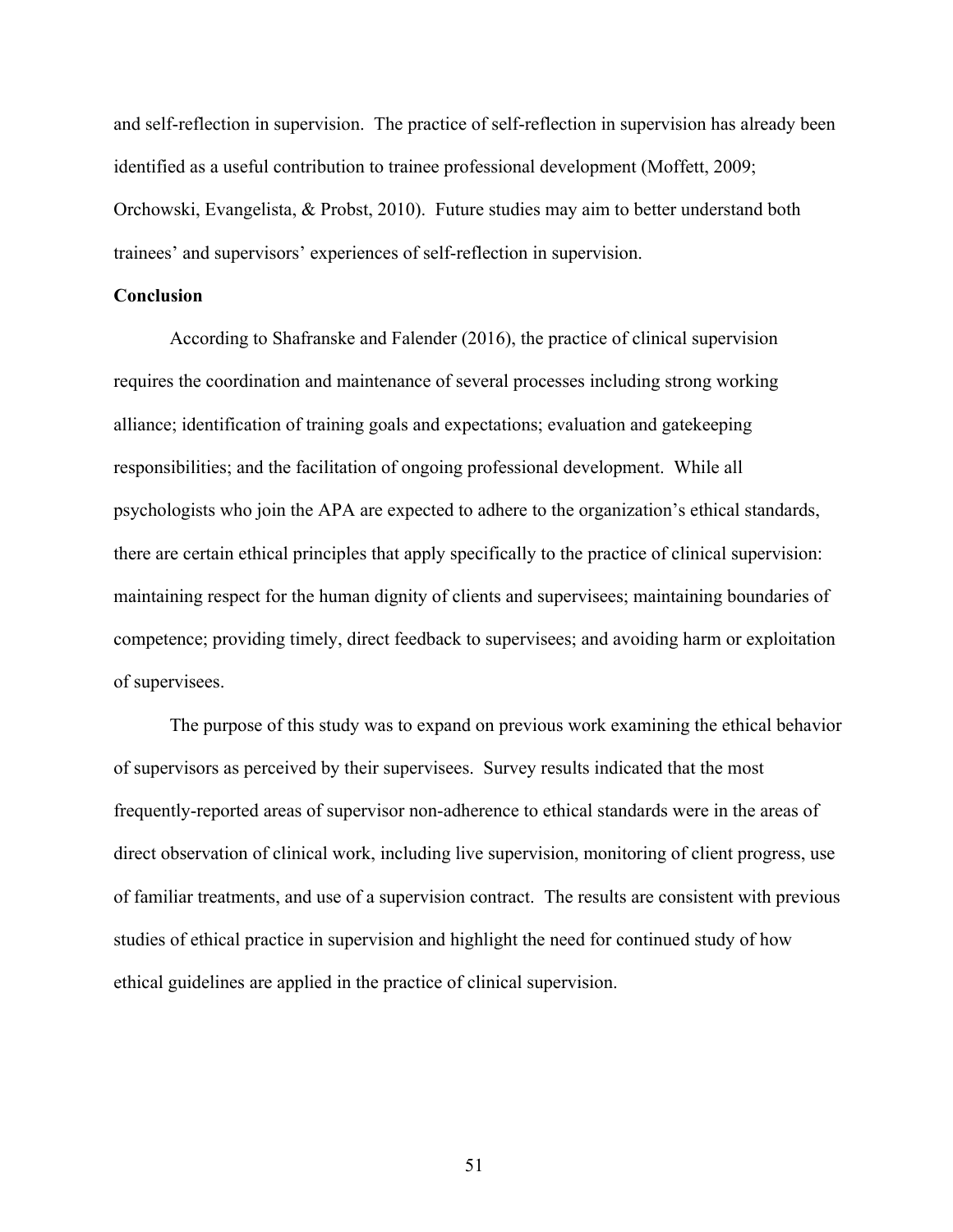and self-reflection in supervision. The practice of self-reflection in supervision has already been identified as a useful contribution to trainee professional development (Moffett, 2009; Orchowski, Evangelista, & Probst, 2010). Future studies may aim to better understand both trainees' and supervisors' experiences of self-reflection in supervision.

**Conclusion**

According to Shafranske and Falender (2016), the practice of clinical supervision requires the coordination and maintenance of several processes including strong working alliance; identification of training goals and expectations; evaluation and gatekeeping responsibilities; and the facilitation of ongoing professional development. While all psychologists who join the APA are expected to adhere to the organization's ethical standards, there are certain ethical principles that apply specifically to the practice of clinical supervision: maintaining respect for the human dignity of clients and supervisees; maintaining boundaries of competence; providing timely, direct feedback to supervisees; and avoiding harm or exploitation of supervisees.

The purpose of this study was to expand on previous work examining the ethical behavior of supervisors as perceived by their supervisees. Survey results indicated that the most frequently-reported areas of supervisor non-adherence to ethical standards were in the areas of direct observation of clinical work, including live supervision, monitoring of client progress, use of familiar treatments, and use of a supervision contract. The results are consistent with previous studies of ethical practice in supervision and highlight the need for continued study of how ethical guidelines are applied in the practice of clinical supervision.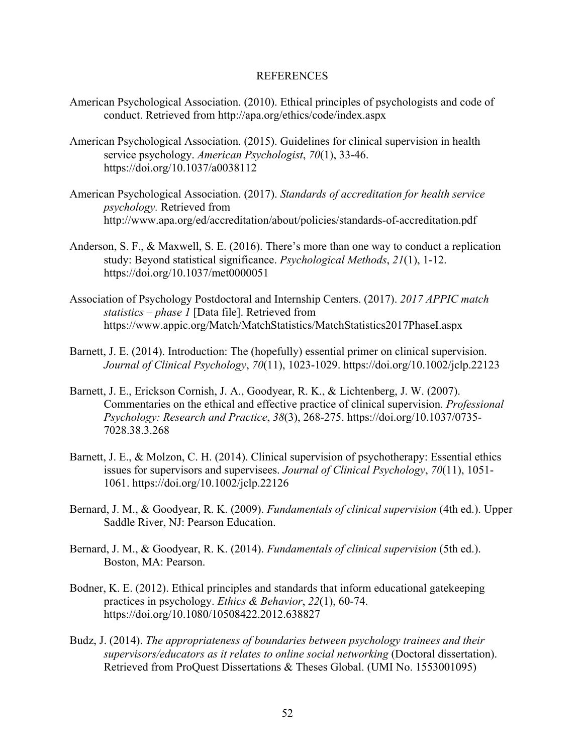# REFERENCES

American Psychological Association. (2010). Ethical principles of psychologists and code of conduct. Retrieved from http://apa.org/ethics/code/index.aspx

American Psychological Association. (2015). Guidelines for clinical supervision in health service psychology. *American Psychologist*, *70*(1), 33-46. https://doi.org/10.1037/a0038112

American Psychological Association. (2017). *Standards of accreditation for health service psychology.* Retrieved from http://www.apa.org/ed/accreditation/about/policies/standards-of-accreditation.pdf

Anderson, S. F., & Maxwell, S. E. (2016). There's more than one way to conduct a replication study: Beyond statistical significance. *Psychological Methods*, *21*(1), 1-12. https://doi.org/10.1037/met0000051

Association of Psychology Postdoctoral and Internship Centers. (2017). *2017 APPIC match statistics – phase 1* [Data file]. Retrieved from https://www.appic.org/Match/MatchStatistics/MatchStatistics2017PhaseI.aspx

Barnett, J. E. (2014). Introduction: The (hopefully) essential primer on clinical supervision. *Journal of Clinical Psychology*, *70*(11), 1023-1029. https://doi.org/10.1002/jclp.22123

Barnett, J. E., Erickson Cornish, J. A., Goodyear, R. K., & Lichtenberg, J. W. (2007). Commentaries on the ethical and effective practice of clinical supervision. *Professional Psychology: Research and Practice*, *38*(3), 268-275. https://doi.org/10.1037/0735-7028.38.3.268

Barnett, J. E., & Molzon, C. H. (2014). Clinical supervision of psychotherapy: Essential ethics issues for supervisors and supervisees. *Journal of Clinical Psychology*, *70*(11), 1051-1061. https://doi.org/10.1002/jclp.22126

Bernard, J. M., & Goodyear, R. K. (2009). *Fundamentals of clinical supervision* (4th ed.). Upper Saddle River, NJ: Pearson Education.

Bernard, J. M., & Goodyear, R. K. (2014). *Fundamentals of clinical supervision* (5th ed.). Boston, MA: Pearson.

Bodner, K. E. (2012). Ethical principles and standards that inform educational gatekeeping practices in psychology. *Ethics & Behavior*, *22*(1), 60-74. https://doi.org/10.1080/10508422.2012.638827

Budz, J. (2014). *The appropriateness of boundaries between psychology trainees and their supervisors/educators as it relates to online social networking* (Doctoral dissertation). Retrieved from ProQuest Dissertations & Theses Global. (UMI No. 1553001095)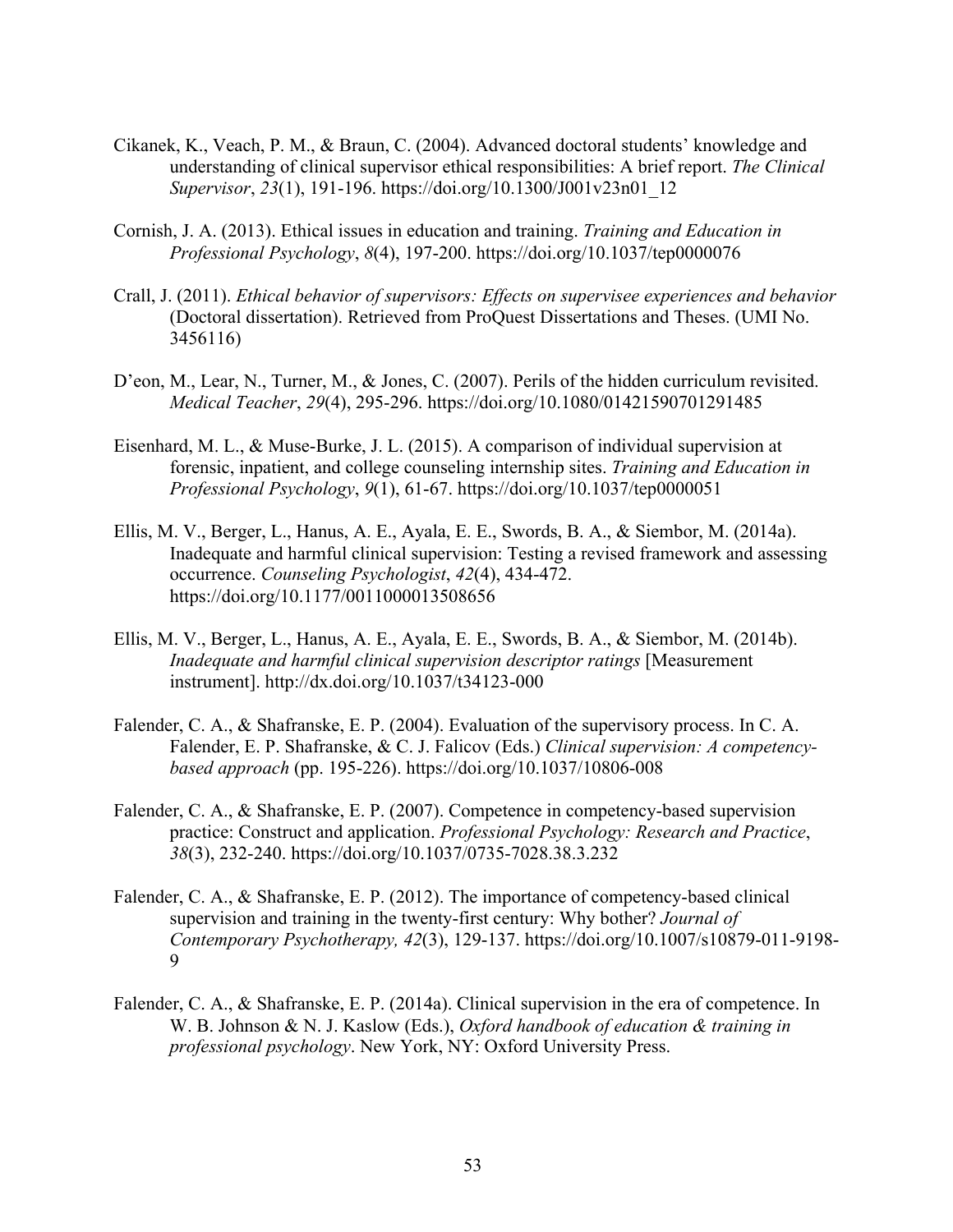Cikanek, K., Veach, P. M., & Braun, C. (2004). Advanced doctoral students' knowledge and understanding of clinical supervisor ethical responsibilities: A brief report. *The Clinical Supervisor*, *23*(1), 191-196. https://doi.org/10.1300/J001v23n01_12

Cornish, J. A. (2013). Ethical issues in education and training. *Training and Education in Professional Psychology*, *8*(4), 197-200. https://doi.org/10.1037/tep0000076

Crall, J. (2011). *Ethical behavior of supervisors: Effects on supervisee experiences and behavior* (Doctoral dissertation). Retrieved from ProQuest Dissertations and Theses. (UMI No. 3456116)

D'eon, M., Lear, N., Turner, M., & Jones, C. (2007). Perils of the hidden curriculum revisited. *Medical Teacher*, *29*(4), 295-296. https://doi.org/10.1080/01421590701291485

Eisenhard, M. L., & Muse-Burke, J. L. (2015). A comparison of individual supervision at forensic, inpatient, and college counseling internship sites. *Training and Education in Professional Psychology*, *9*(1), 61-67. https://doi.org/10.1037/tep0000051

Ellis, M. V., Berger, L., Hanus, A. E., Ayala, E. E., Swords, B. A., & Siembor, M. (2014a). Inadequate and harmful clinical supervision: Testing a revised framework and assessing occurrence. *Counseling Psychologist*, *42*(4), 434-472. https://doi.org/10.1177/0011000013508656

Ellis, M. V., Berger, L., Hanus, A. E., Ayala, E. E., Swords, B. A., & Siembor, M. (2014b). *Inadequate and harmful clinical supervision descriptor ratings* [Measurement instrument]. http://dx.doi.org/10.1037/t34123-000

Falender, C. A., & Shafranske, E. P. (2004). Evaluation of the supervisory process. In C. A. Falender, E. P. Shafranske, & C. J. Falicov (Eds.) *Clinical supervision: A competency-based approach* (pp. 195-226). https://doi.org/10.1037/10806-008

Falender, C. A., & Shafranske, E. P. (2007). Competence in competency-based supervision practice: Construct and application. *Professional Psychology: Research and Practice*, *38*(3), 232-240. https://doi.org/10.1037/0735-7028.38.3.232

Falender, C. A., & Shafranske, E. P. (2012). The importance of competency-based clinical supervision and training in the twenty-first century: Why bother? *Journal of Contemporary Psychotherapy, 42*(3), 129-137. https://doi.org/10.1007/s10879-011-9198-9

Falender, C. A., & Shafranske, E. P. (2014a). Clinical supervision in the era of competence. In W. B. Johnson & N. J. Kaslow (Eds.), *Oxford handbook of education & training in professional psychology*. New York, NY: Oxford University Press.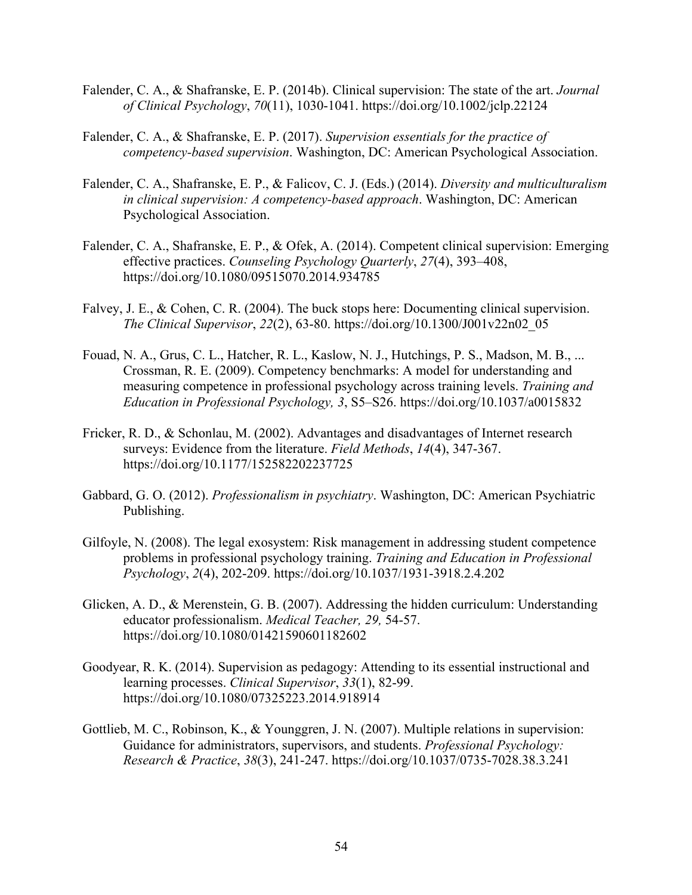Falender, C. A., & Shafranske, E. P. (2014b). Clinical supervision: The state of the art. *Journal of Clinical Psychology*, *70*(11), 1030-1041. https://doi.org/10.1002/jclp.22124

Falender, C. A., & Shafranske, E. P. (2017). *Supervision essentials for the practice of competency-based supervision*. Washington, DC: American Psychological Association.

Falender, C. A., Shafranske, E. P., & Falicov, C. J. (Eds.) (2014). *Diversity and multiculturalism in clinical supervision: A competency-based approach*. Washington, DC: American Psychological Association.

Falender, C. A., Shafranske, E. P., & Ofek, A. (2014). Competent clinical supervision: Emerging effective practices. *Counseling Psychology Quarterly*, *27*(4), 393–408, https://doi.org/10.1080/09515070.2014.934785

Falvey, J. E., & Cohen, C. R. (2004). The buck stops here: Documenting clinical supervision. *The Clinical Supervisor*, *22*(2), 63-80. https://doi.org/10.1300/J001v22n02_05

Fouad, N. A., Grus, C. L., Hatcher, R. L., Kaslow, N. J., Hutchings, P. S., Madson, M. B., ... Crossman, R. E. (2009). Competency benchmarks: A model for understanding and measuring competence in professional psychology across training levels. *Training and Education in Professional Psychology, 3*, S5–S26. https://doi.org/10.1037/a0015832

Fricker, R. D., & Schonlau, M. (2002). Advantages and disadvantages of Internet research surveys: Evidence from the literature. *Field Methods*, *14*(4), 347-367. https://doi.org/10.1177/152582202237725

Gabbard, G. O. (2012). *Professionalism in psychiatry*. Washington, DC: American Psychiatric Publishing.

Gilfoyle, N. (2008). The legal exosystem: Risk management in addressing student competence problems in professional psychology training. *Training and Education in Professional Psychology*, *2*(4), 202-209. https://doi.org/10.1037/1931-3918.2.4.202

Glicken, A. D., & Merenstein, G. B. (2007). Addressing the hidden curriculum: Understanding educator professionalism. *Medical Teacher, 29,* 54-57. https://doi.org/10.1080/01421590601182602

Goodyear, R. K. (2014). Supervision as pedagogy: Attending to its essential instructional and learning processes. *Clinical Supervisor*, *33*(1), 82-99. https://doi.org/10.1080/07325223.2014.918914

Gottlieb, M. C., Robinson, K., & Younggren, J. N. (2007). Multiple relations in supervision: Guidance for administrators, supervisors, and students. *Professional Psychology: Research & Practice*, *38*(3), 241-247. https://doi.org/10.1037/0735-7028.38.3.241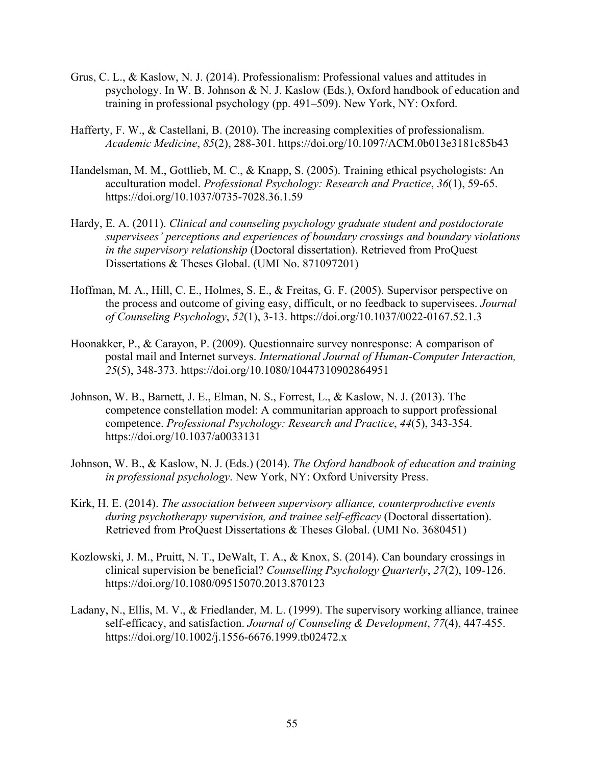Grus, C. L., & Kaslow, N. J. (2014). Professionalism: Professional values and attitudes in psychology. In W. B. Johnson & N. J. Kaslow (Eds.), Oxford handbook of education and training in professional psychology (pp. 491–509). New York, NY: Oxford.

Hafferty, F. W., & Castellani, B. (2010). The increasing complexities of professionalism. *Academic Medicine*, *85*(2), 288-301. https://doi.org/10.1097/ACM.0b013e3181c85b43

Handelsman, M. M., Gottlieb, M. C., & Knapp, S. (2005). Training ethical psychologists: An acculturation model. *Professional Psychology: Research and Practice*, *36*(1), 59-65. https://doi.org/10.1037/0735-7028.36.1.59

Hardy, E. A. (2011). *Clinical and counseling psychology graduate student and postdoctorate supervisees' perceptions and experiences of boundary crossings and boundary violations in the supervisory relationship* (Doctoral dissertation). Retrieved from ProQuest Dissertations & Theses Global. (UMI No. 871097201)

Hoffman, M. A., Hill, C. E., Holmes, S. E., & Freitas, G. F. (2005). Supervisor perspective on the process and outcome of giving easy, difficult, or no feedback to supervisees. *Journal of Counseling Psychology*, *52*(1), 3-13. https://doi.org/10.1037/0022-0167.52.1.3

Hoonakker, P., & Carayon, P. (2009). Questionnaire survey nonresponse: A comparison of postal mail and Internet surveys. *International Journal of Human-Computer Interaction, 25*(5), 348-373. https://doi.org/10.1080/10447310902864951

Johnson, W. B., Barnett, J. E., Elman, N. S., Forrest, L., & Kaslow, N. J. (2013). The competence constellation model: A communitarian approach to support professional competence. *Professional Psychology: Research and Practice*, *44*(5), 343-354. https://doi.org/10.1037/a0033131

Johnson, W. B., & Kaslow, N. J. (Eds.) (2014). *The Oxford handbook of education and training in professional psychology*. New York, NY: Oxford University Press.

Kirk, H. E. (2014). *The association between supervisory alliance, counterproductive events during psychotherapy supervision, and trainee self-efficacy* (Doctoral dissertation). Retrieved from ProQuest Dissertations & Theses Global. (UMI No. 3680451)

Kozlowski, J. M., Pruitt, N. T., DeWalt, T. A., & Knox, S. (2014). Can boundary crossings in clinical supervision be beneficial? *Counselling Psychology Quarterly*, *27*(2), 109-126. https://doi.org/10.1080/09515070.2013.870123

Ladany, N., Ellis, M. V., & Friedlander, M. L. (1999). The supervisory working alliance, trainee self-efficacy, and satisfaction. *Journal of Counseling & Development*, *77*(4), 447-455. https://doi.org/10.1002/j.1556-6676.1999.tb02472.x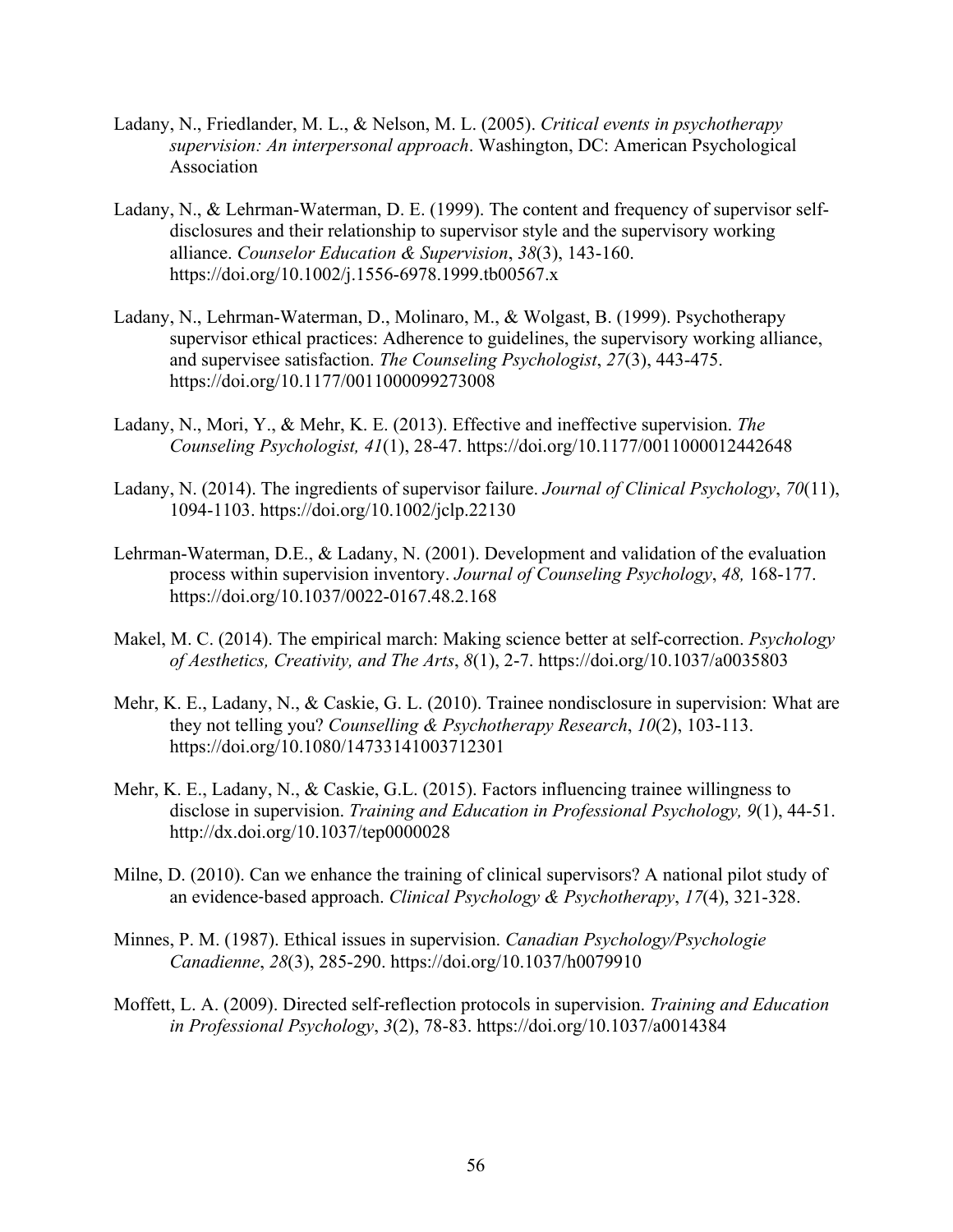Ladany, N., Friedlander, M. L., & Nelson, M. L. (2005). *Critical events in psychotherapy supervision: An interpersonal approach*. Washington, DC: American Psychological Association

Ladany, N., & Lehrman-Waterman, D. E. (1999). The content and frequency of supervisor self-disclosures and their relationship to supervisor style and the supervisory working alliance. *Counselor Education & Supervision*, *38*(3), 143-160. https://doi.org/10.1002/j.1556-6978.1999.tb00567.x

Ladany, N., Lehrman-Waterman, D., Molinaro, M., & Wolgast, B. (1999). Psychotherapy supervisor ethical practices: Adherence to guidelines, the supervisory working alliance, and supervisee satisfaction. *The Counseling Psychologist*, *27*(3), 443-475. https://doi.org/10.1177/0011000099273008

Ladany, N., Mori, Y., & Mehr, K. E. (2013). Effective and ineffective supervision. *The Counseling Psychologist, 41*(1), 28-47. https://doi.org/10.1177/0011000012442648

Ladany, N. (2014). The ingredients of supervisor failure. *Journal of Clinical Psychology*, *70*(11), 1094-1103. https://doi.org/10.1002/jclp.22130

Lehrman-Waterman, D.E., & Ladany, N. (2001). Development and validation of the evaluation process within supervision inventory. *Journal of Counseling Psychology*, *48,* 168-177. https://doi.org/10.1037/0022-0167.48.2.168

Makel, M. C. (2014). The empirical march: Making science better at self-correction. *Psychology of Aesthetics, Creativity, and The Arts*, *8*(1), 2-7. https://doi.org/10.1037/a0035803

Mehr, K. E., Ladany, N., & Caskie, G. L. (2010). Trainee nondisclosure in supervision: What are they not telling you? *Counselling & Psychotherapy Research*, *10*(2), 103-113. https://doi.org/10.1080/14733141003712301

Mehr, K. E., Ladany, N., & Caskie, G.L. (2015). Factors influencing trainee willingness to disclose in supervision. *Training and Education in Professional Psychology, 9*(1), 44-51. http://dx.doi.org/10.1037/tep0000028

Milne, D. (2010). Can we enhance the training of clinical supervisors? A national pilot study of an evidence-based approach. *Clinical Psychology & Psychotherapy*, *17*(4), 321-328.

Minnes, P. M. (1987). Ethical issues in supervision. *Canadian Psychology/Psychologie Canadienne*, *28*(3), 285-290. https://doi.org/10.1037/h0079910

Moffett, L. A. (2009). Directed self-reflection protocols in supervision. *Training and Education in Professional Psychology*, *3*(2), 78-83. https://doi.org/10.1037/a0014384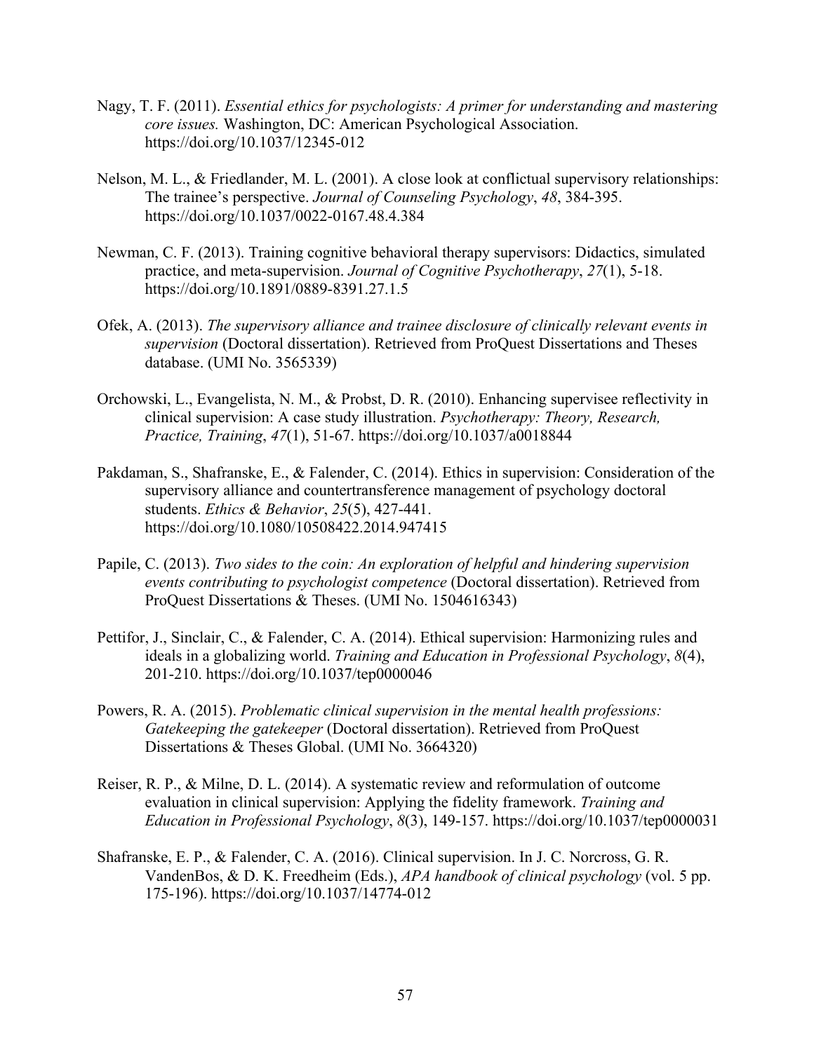Nagy, T. F. (2011). *Essential ethics for psychologists: A primer for understanding and mastering core issues.* Washington, DC: American Psychological Association. https://doi.org/10.1037/12345-012

Nelson, M. L., & Friedlander, M. L. (2001). A close look at conflictual supervisory relationships: The trainee's perspective. *Journal of Counseling Psychology*, *48*, 384-395. https://doi.org/10.1037/0022-0167.48.4.384

Newman, C. F. (2013). Training cognitive behavioral therapy supervisors: Didactics, simulated practice, and meta-supervision. *Journal of Cognitive Psychotherapy*, *27*(1), 5-18. https://doi.org/10.1891/0889-8391.27.1.5

Ofek, A. (2013). *The supervisory alliance and trainee disclosure of clinically relevant events in supervision* (Doctoral dissertation). Retrieved from ProQuest Dissertations and Theses database. (UMI No. 3565339)

Orchowski, L., Evangelista, N. M., & Probst, D. R. (2010). Enhancing supervisee reflectivity in clinical supervision: A case study illustration. *Psychotherapy: Theory, Research, Practice, Training*, *47*(1), 51-67. https://doi.org/10.1037/a0018844

Pakdaman, S., Shafranske, E., & Falender, C. (2014). Ethics in supervision: Consideration of the supervisory alliance and countertransference management of psychology doctoral students. *Ethics & Behavior*, *25*(5), 427-441. https://doi.org/10.1080/10508422.2014.947415

Papile, C. (2013). *Two sides to the coin: An exploration of helpful and hindering supervision events contributing to psychologist competence* (Doctoral dissertation). Retrieved from ProQuest Dissertations & Theses. (UMI No. 1504616343)

Pettifor, J., Sinclair, C., & Falender, C. A. (2014). Ethical supervision: Harmonizing rules and ideals in a globalizing world. *Training and Education in Professional Psychology*, *8*(4), 201-210. https://doi.org/10.1037/tep0000046

Powers, R. A. (2015). *Problematic clinical supervision in the mental health professions: Gatekeeping the gatekeeper* (Doctoral dissertation). Retrieved from ProQuest Dissertations & Theses Global. (UMI No. 3664320)

Reiser, R. P., & Milne, D. L. (2014). A systematic review and reformulation of outcome evaluation in clinical supervision: Applying the fidelity framework. *Training and Education in Professional Psychology*, *8*(3), 149-157. https://doi.org/10.1037/tep0000031

Shafranske, E. P., & Falender, C. A. (2016). Clinical supervision. In J. C. Norcross, G. R. VandenBos, & D. K. Freedheim (Eds.), *APA handbook of clinical psychology* (vol. 5 pp. 175-196). https://doi.org/10.1037/14774-012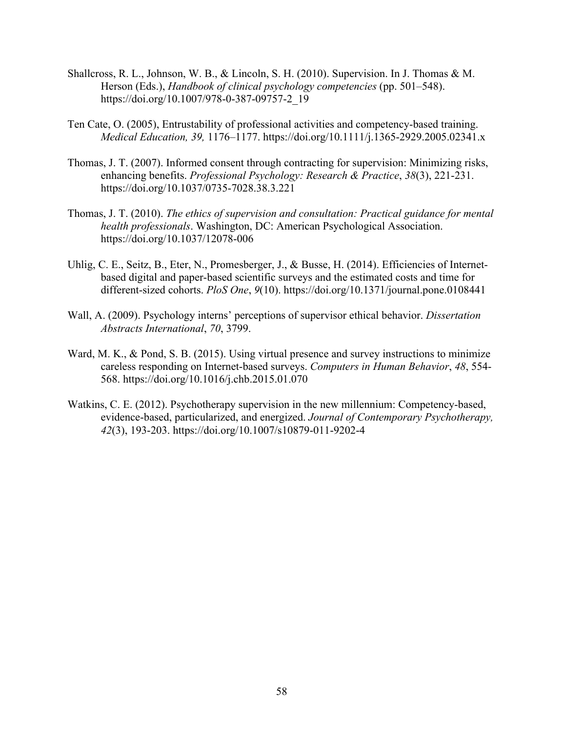Shallcross, R. L., Johnson, W. B., & Lincoln, S. H. (2010). Supervision. In J. Thomas & M. Herson (Eds.), *Handbook of clinical psychology competencies* (pp. 501–548). https://doi.org/10.1007/978-0-387-09757-2_19

Ten Cate, O. (2005), Entrustability of professional activities and competency-based training. *Medical Education, 39,* 1176–1177. https://doi.org/10.1111/j.1365-2929.2005.02341.x

Thomas, J. T. (2007). Informed consent through contracting for supervision: Minimizing risks, enhancing benefits. *Professional Psychology: Research & Practice*, *38*(3), 221-231. https://doi.org/10.1037/0735-7028.38.3.221

Thomas, J. T. (2010). *The ethics of supervision and consultation: Practical guidance for mental health professionals*. Washington, DC: American Psychological Association. https://doi.org/10.1037/12078-006

Uhlig, C. E., Seitz, B., Eter, N., Promesberger, J., & Busse, H. (2014). Efficiencies of Internet-based digital and paper-based scientific surveys and the estimated costs and time for different-sized cohorts. *PloS One*, *9*(10). https://doi.org/10.1371/journal.pone.0108441

Wall, A. (2009). Psychology interns' perceptions of supervisor ethical behavior. *Dissertation Abstracts International*, *70*, 3799.

Ward, M. K., & Pond, S. B. (2015). Using virtual presence and survey instructions to minimize careless responding on Internet-based surveys. *Computers in Human Behavior*, *48*, 554-568. https://doi.org/10.1016/j.chb.2015.01.070

Watkins, C. E. (2012). Psychotherapy supervision in the new millennium: Competency-based, evidence-based, particularized, and energized. *Journal of Contemporary Psychotherapy, 42*(3), 193-203. https://doi.org/10.1007/s10879-011-9202-4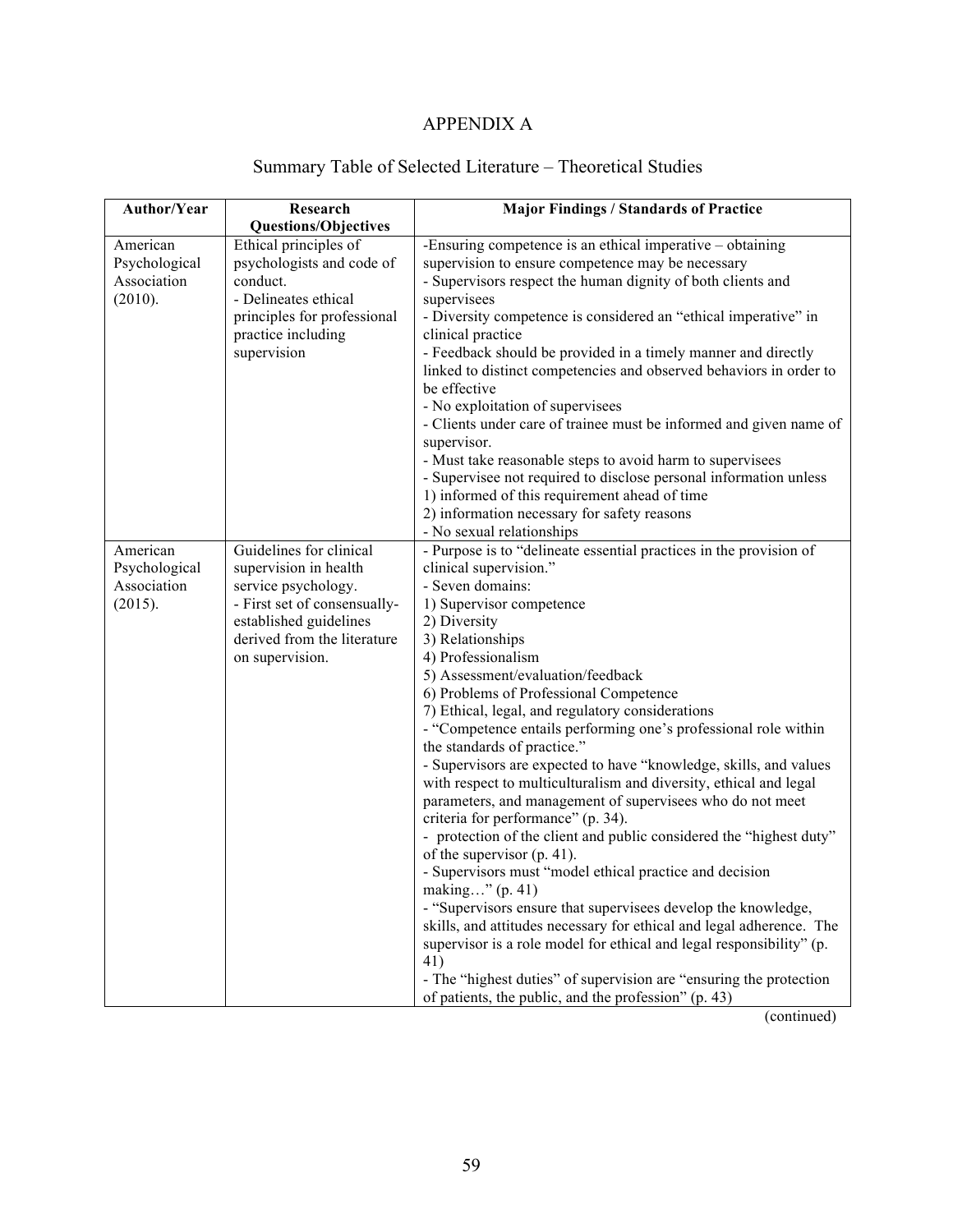# APPENDIX A

## Summary Table of Selected Literature – Theoretical Studies

| Author/Year | Research Questions/Objectives | Major Findings / Standards of Practice |
|---|---|---|
| American Psychological Association (2010). | Ethical principles of psychologists and code of conduct.<br>- Delineates ethical principles for professional practice including supervision | -Ensuring competence is an ethical imperative – obtaining supervision to ensure competence may be necessary<br>- Supervisors respect the human dignity of both clients and supervisees<br>- Diversity competence is considered an "ethical imperative" in clinical practice<br>- Feedback should be provided in a timely manner and directly linked to distinct competencies and observed behaviors in order to be effective<br>- No exploitation of supervisees<br>- Clients under care of trainee must be informed and given name of supervisor.<br>- Must take reasonable steps to avoid harm to supervisees<br>- Supervisee not required to disclose personal information unless<br>1) informed of this requirement ahead of time<br>2) information necessary for safety reasons<br>- No sexual relationships |
| American Psychological Association (2015). | Guidelines for clinical supervision in health service psychology.<br>- First set of consensually-established guidelines derived from the literature on supervision. | - Purpose is to "delineate essential practices in the provision of clinical supervision."<br>- Seven domains:<br>1) Supervisor competence<br>2) Diversity<br>3) Relationships<br>4) Professionalism<br>5) Assessment/evaluation/feedback<br>6) Problems of Professional Competence<br>7) Ethical, legal, and regulatory considerations<br>- "Competence entails performing one's professional role within the standards of practice."<br>- Supervisors are expected to have "knowledge, skills, and values with respect to multiculturalism and diversity, ethical and legal parameters, and management of supervisees who do not meet criteria for performance" (p. 34).<br>- protection of the client and public considered the "highest duty" of the supervisor (p. 41).<br>- Supervisors must "model ethical practice and decision making…" (p. 41)<br>- "Supervisors ensure that supervisees develop the knowledge, skills, and attitudes necessary for ethical and legal adherence. The supervisor is a role model for ethical and legal responsibility" (p. 41)<br>- The "highest duties" of supervision are "ensuring the protection of patients, the public, and the profession" (p. 43) |

(continued)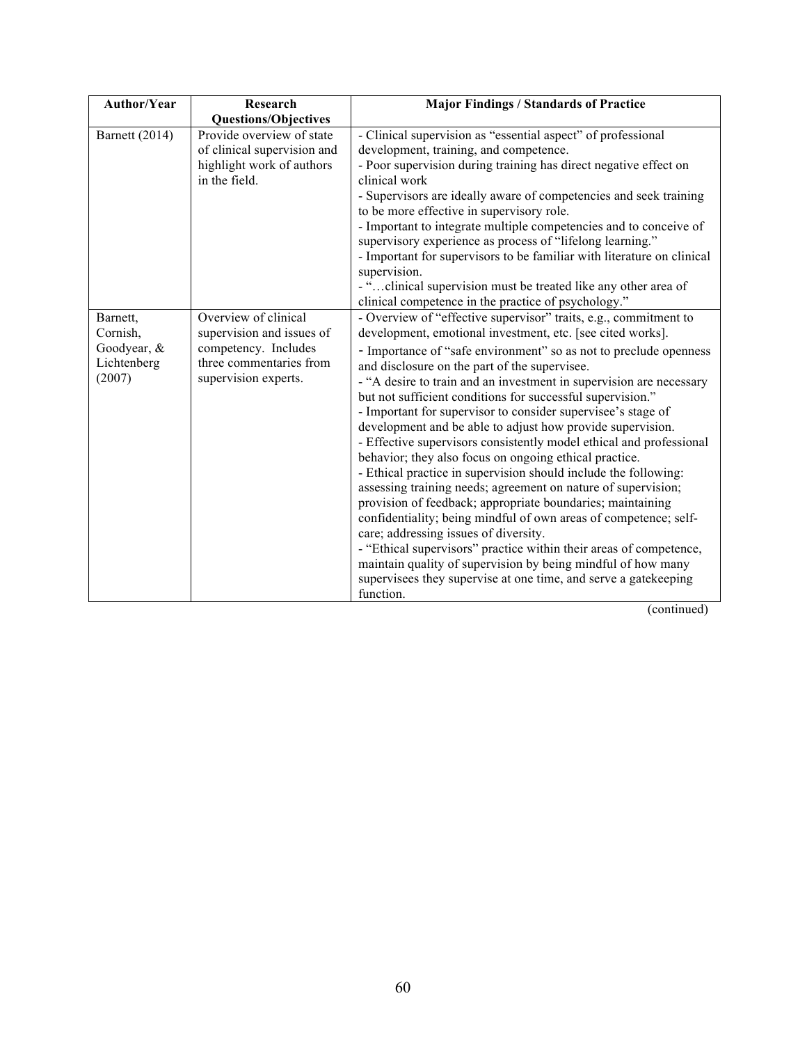| Author/Year | Research Questions/Objectives | Major Findings / Standards of Practice |
|---|---|---|
| Barnett (2014) | Provide overview of state of clinical supervision and highlight work of authors in the field. | - Clinical supervision as "essential aspect" of professional development, training, and competence.<br>- Poor supervision during training has direct negative effect on clinical work<br>- Supervisors are ideally aware of competencies and seek training to be more effective in supervisory role.<br>- Important to integrate multiple competencies and to conceive of supervisory experience as process of "lifelong learning."<br>- Important for supervisors to be familiar with literature on clinical supervision.<br>- "…clinical supervision must be treated like any other area of clinical competence in the practice of psychology." |
| Barnett, Cornish, Goodyear, & Lichtenberg (2007) | Overview of clinical supervision and issues of competency. Includes three commentaries from supervision experts. | - Overview of "effective supervisor" traits, e.g., commitment to development, emotional investment, etc. [see cited works].<br>- Importance of "safe environment" so as not to preclude openness and disclosure on the part of the supervisee.<br>- "A desire to train and an investment in supervision are necessary but not sufficient conditions for successful supervision."<br>- Important for supervisor to consider supervisee's stage of development and be able to adjust how provide supervision.<br>- Effective supervisors consistently model ethical and professional behavior; they also focus on ongoing ethical practice.<br>- Ethical practice in supervision should include the following: assessing training needs; agreement on nature of supervision; provision of feedback; appropriate boundaries; maintaining confidentiality; being mindful of own areas of competence; self-care; addressing issues of diversity.<br>- "Ethical supervisors" practice within their areas of competence, maintain quality of supervision by being mindful of how many supervisees they supervise at one time, and serve a gatekeeping function. |

(continued)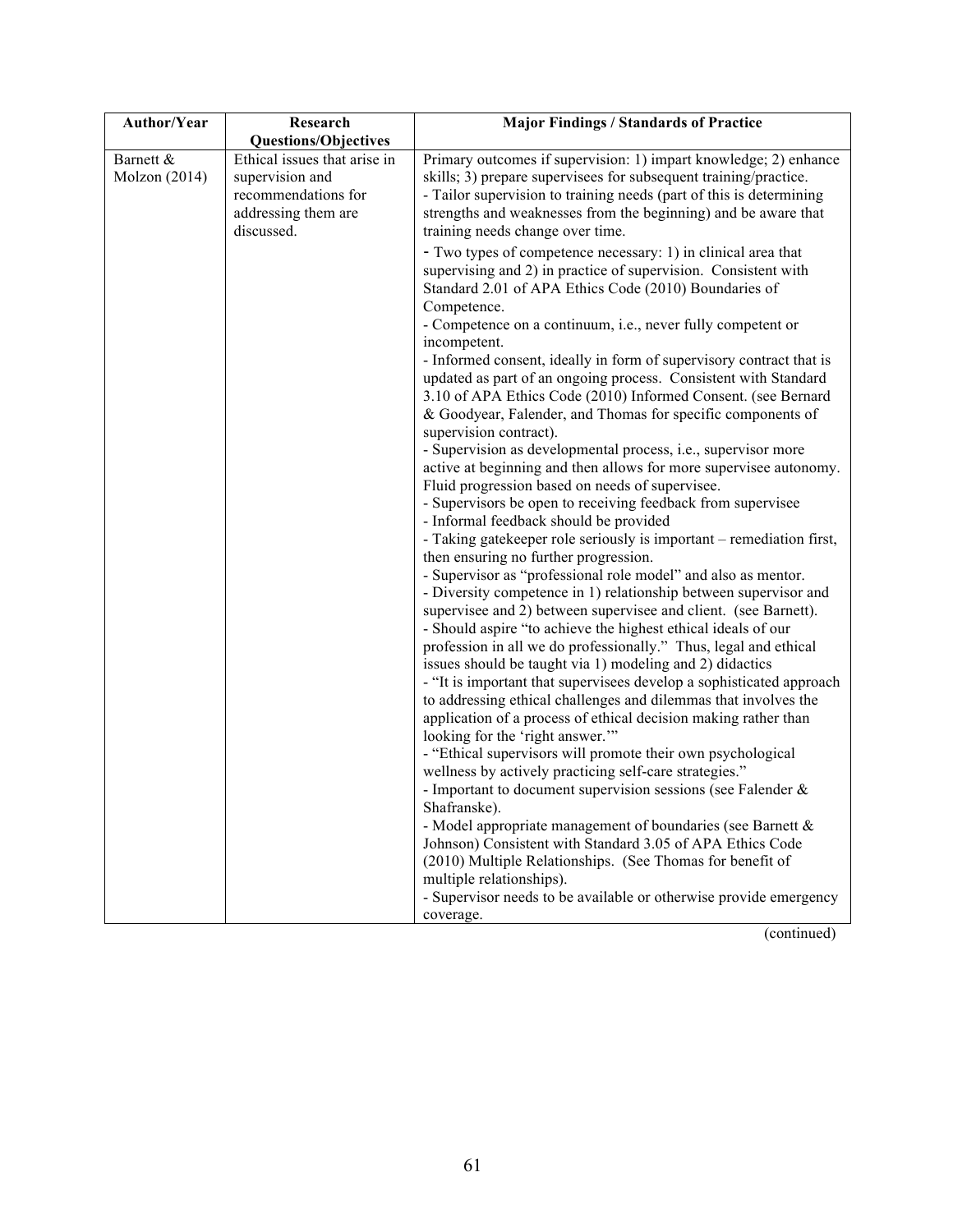| Author/Year | Research Questions/Objectives | Major Findings / Standards of Practice |
|---|---|---|
| Barnett & Molzon (2014) | Ethical issues that arise in supervision and recommendations for addressing them are discussed. | Primary outcomes if supervision: 1) impart knowledge; 2) enhance skills; 3) prepare supervisees for subsequent training/practice.<br>- Tailor supervision to training needs (part of this is determining strengths and weaknesses from the beginning) and be aware that training needs change over time.<br>- Two types of competence necessary: 1) in clinical area that supervising and 2) in practice of supervision. Consistent with Standard 2.01 of APA Ethics Code (2010) Boundaries of Competence.<br>- Competence on a continuum, i.e., never fully competent or incompetent.<br>- Informed consent, ideally in form of supervisory contract that is updated as part of an ongoing process. Consistent with Standard 3.10 of APA Ethics Code (2010) Informed Consent. (see Bernard & Goodyear, Falender, and Thomas for specific components of supervision contract).<br>- Supervision as developmental process, i.e., supervisor more active at beginning and then allows for more supervisee autonomy. Fluid progression based on needs of supervisee.<br>- Supervisors be open to receiving feedback from supervisee<br>- Informal feedback should be provided<br>- Taking gatekeeper role seriously is important – remediation first, then ensuring no further progression.<br>- Supervisor as "professional role model" and also as mentor.<br>- Diversity competence in 1) relationship between supervisor and supervisee and 2) between supervisee and client. (see Barnett).<br>- Should aspire "to achieve the highest ethical ideals of our profession in all we do professionally." Thus, legal and ethical issues should be taught via 1) modeling and 2) didactics<br>- "It is important that supervisees develop a sophisticated approach to addressing ethical challenges and dilemmas that involves the application of a process of ethical decision making rather than looking for the 'right answer.'"<br>- "Ethical supervisors will promote their own psychological wellness by actively practicing self-care strategies."<br>- Important to document supervision sessions (see Falender & Shafranske).<br>- Model appropriate management of boundaries (see Barnett & Johnson) Consistent with Standard 3.05 of APA Ethics Code (2010) Multiple Relationships. (See Thomas for benefit of multiple relationships).<br>- Supervisor needs to be available or otherwise provide emergency coverage. |

(continued)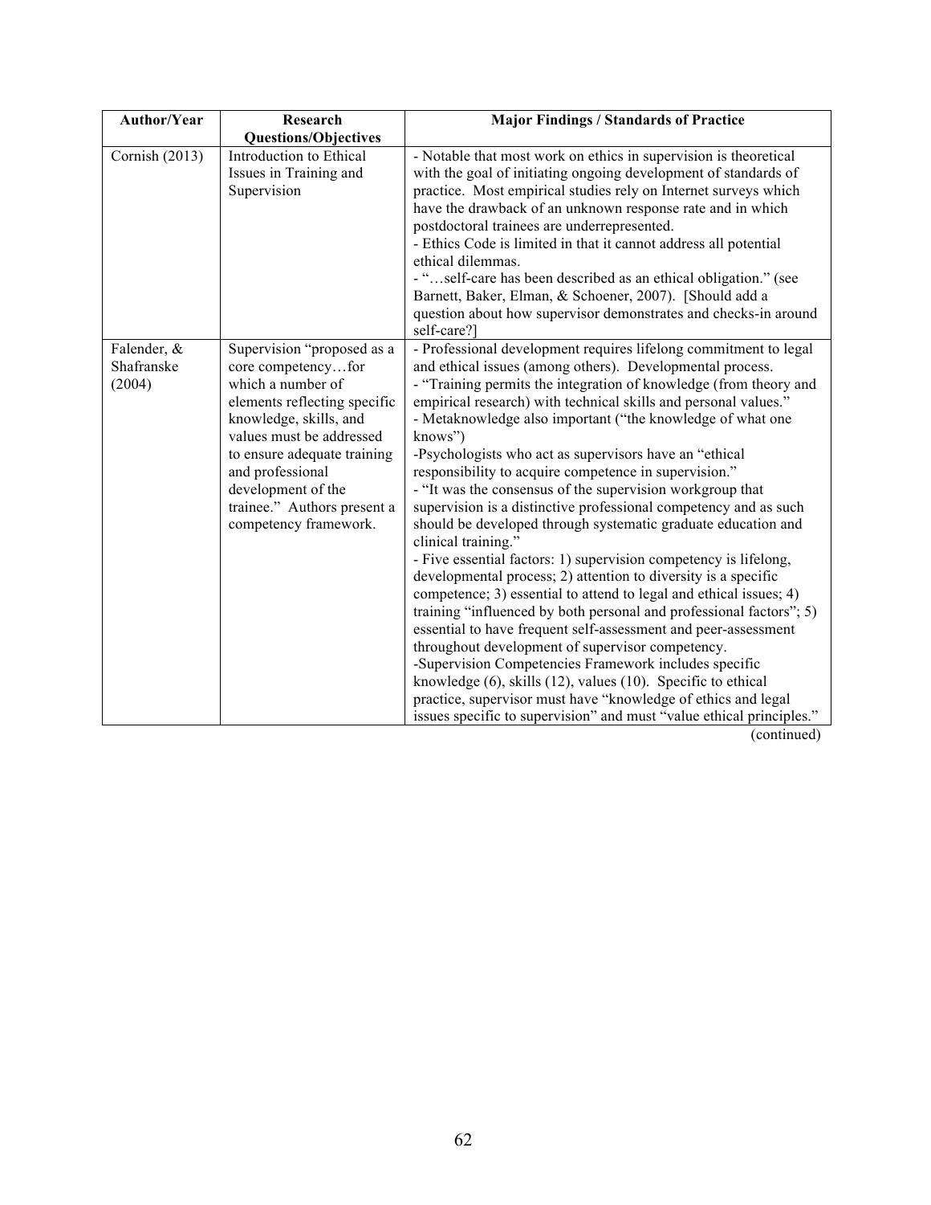| Author/Year | Research Questions/Objectives | Major Findings / Standards of Practice |
|---|---|---|
| Cornish (2013) | Introduction to Ethical Issues in Training and Supervision | - Notable that most work on ethics in supervision is theoretical with the goal of initiating ongoing development of standards of practice. Most empirical studies rely on Internet surveys which have the drawback of an unknown response rate and in which postdoctoral trainees are underrepresented.<br>- Ethics Code is limited in that it cannot address all potential ethical dilemmas.<br>- "…self-care has been described as an ethical obligation." (see Barnett, Baker, Elman, & Schoener, 2007). [Should add a question about how supervisor demonstrates and checks-in around self-care?] |
| Falender, & Shafranske (2004) | Supervision "proposed as a core competency…for which a number of elements reflecting specific knowledge, skills, and values must be addressed to ensure adequate training and professional development of the trainee." Authors present a competency framework. | - Professional development requires lifelong commitment to legal and ethical issues (among others). Developmental process.<br>- "Training permits the integration of knowledge (from theory and empirical research) with technical skills and personal values."<br>- Metaknowledge also important ("the knowledge of what one knows")<br>-Psychologists who act as supervisors have an "ethical responsibility to acquire competence in supervision."<br>- "It was the consensus of the supervision workgroup that supervision is a distinctive professional competency and as such should be developed through systematic graduate education and clinical training."<br>- Five essential factors: 1) supervision competency is lifelong, developmental process; 2) attention to diversity is a specific competence; 3) essential to attend to legal and ethical issues; 4) training "influenced by both personal and professional factors"; 5) essential to have frequent self-assessment and peer-assessment throughout development of supervisor competency.<br>-Supervision Competencies Framework includes specific knowledge (6), skills (12), values (10). Specific to ethical practice, supervisor must have "knowledge of ethics and legal issues specific to supervision" and must "value ethical principles." |

(continued)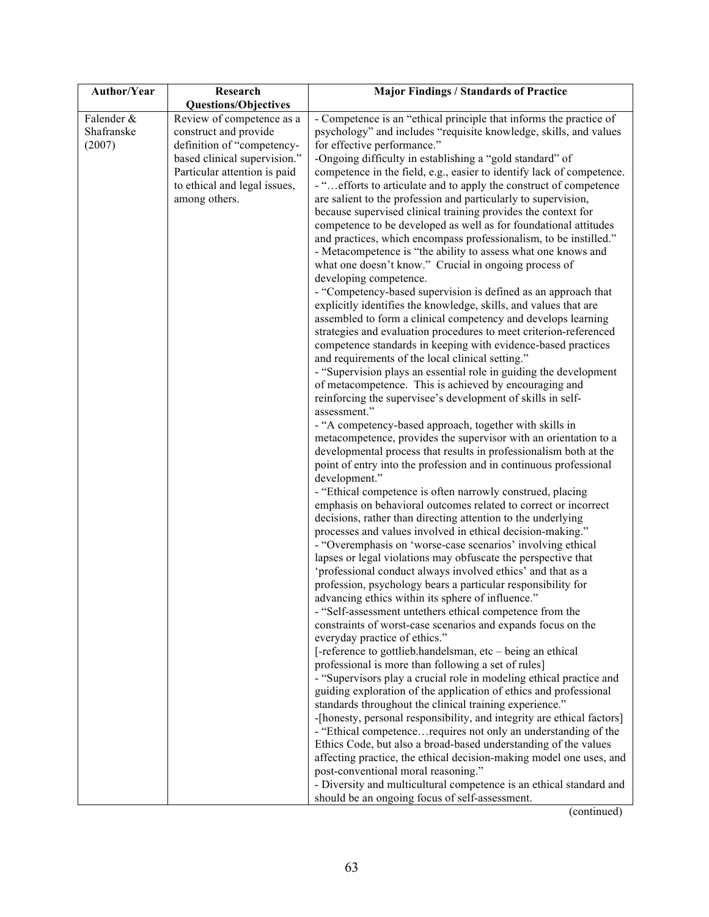| Author/Year | Research Questions/Objectives | Major Findings / Standards of Practice |
|---|---|---|
| Falender & Shafranske (2007) | Review of competence as a construct and provide definition of "competency-based clinical supervision." Particular attention is paid to ethical and legal issues, among others. | - Competence is an "ethical principle that informs the practice of psychology" and includes "requisite knowledge, skills, and values for effective performance."<br>-Ongoing difficulty in establishing a "gold standard" of competence in the field, e.g., easier to identify lack of competence.<br>- "…efforts to articulate and to apply the construct of competence are salient to the profession and particularly to supervision, because supervised clinical training provides the context for competence to be developed as well as for foundational attitudes and practices, which encompass professionalism, to be instilled."<br>- Metacompetence is "the ability to assess what one knows and what one doesn't know." Crucial in ongoing process of developing competence.<br>- "Competency-based supervision is defined as an approach that explicitly identifies the knowledge, skills, and values that are assembled to form a clinical competency and develops learning strategies and evaluation procedures to meet criterion-referenced competence standards in keeping with evidence-based practices and requirements of the local clinical setting."<br>- "Supervision plays an essential role in guiding the development of metacompetence. This is achieved by encouraging and reinforcing the supervisee's development of skills in self-assessment."<br>- "A competency-based approach, together with skills in metacompetence, provides the supervisor with an orientation to a developmental process that results in professionalism both at the point of entry into the profession and in continuous professional development."<br>- "Ethical competence is often narrowly construed, placing emphasis on behavioral outcomes related to correct or incorrect decisions, rather than directing attention to the underlying processes and values involved in ethical decision-making."<br>- "Overemphasis on 'worse-case scenarios' involving ethical lapses or legal violations may obfuscate the perspective that 'professional conduct always involved ethics' and that as a profession, psychology bears a particular responsibility for advancing ethics within its sphere of influence."<br>- "Self-assessment untethers ethical competence from the constraints of worst-case scenarios and expands focus on the everyday practice of ethics."<br>[-reference to gottlieb.handelsman, etc – being an ethical professional is more than following a set of rules]<br>- "Supervisors play a crucial role in modeling ethical practice and guiding exploration of the application of ethics and professional standards throughout the clinical training experience."<br>-[honesty, personal responsibility, and integrity are ethical factors]<br>- "Ethical competence…requires not only an understanding of the Ethics Code, but also a broad-based understanding of the values affecting practice, the ethical decision-making model one uses, and post-conventional moral reasoning."<br>- Diversity and multicultural competence is an ethical standard and should be an ongoing focus of self-assessment. |

(continued)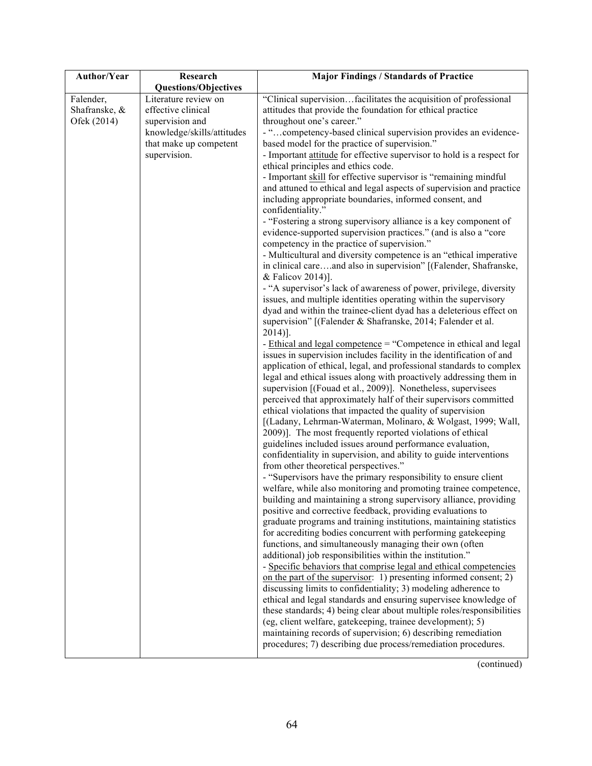| Author/Year | Research Questions/Objectives | Major Findings / Standards of Practice |
|---|---|---|
| Falender, Shafranske, & Ofek (2014) | Literature review on effective clinical supervision and knowledge/skills/attitudes that make up competent supervision. | "Clinical supervision…facilitates the acquisition of professional attitudes that provide the foundation for ethical practice throughout one's career."<br>- "…competency-based clinical supervision provides an evidence-based model for the practice of supervision."<br>- Important <u>attitude</u> for effective supervisor to hold is a respect for ethical principles and ethics code.<br>- Important <u>skill</u> for effective supervisor is "remaining mindful and attuned to ethical and legal aspects of supervision and practice including appropriate boundaries, informed consent, and confidentiality."<br>- "Fostering a strong supervisory alliance is a key component of evidence-supported supervision practices." (and is also a "core competency in the practice of supervision."<br>- Multicultural and diversity competence is an "ethical imperative in clinical care….and also in supervision" [(Falender, Shafranske, & Falicov 2014)].<br>- "A supervisor's lack of awareness of power, privilege, diversity issues, and multiple identities operating within the supervisory dyad and within the trainee-client dyad has a deleterious effect on supervision" [(Falender & Shafranske, 2014; Falender et al. 2014)].<br>- <u>Ethical and legal competence</u> = "Competence in ethical and legal issues in supervision includes facility in the identification of and application of ethical, legal, and professional standards to complex legal and ethical issues along with proactively addressing them in supervision [(Fouad et al., 2009)]. Nonetheless, supervisees perceived that approximately half of their supervisors committed ethical violations that impacted the quality of supervision [(Ladany, Lehrman-Waterman, Molinaro, & Wolgast, 1999; Wall, 2009)]. The most frequently reported violations of ethical guidelines included issues around performance evaluation, confidentiality in supervision, and ability to guide interventions from other theoretical perspectives."<br>- "Supervisors have the primary responsibility to ensure client welfare, while also monitoring and promoting trainee competence, building and maintaining a strong supervisory alliance, providing positive and corrective feedback, providing evaluations to graduate programs and training institutions, maintaining statistics for accrediting bodies concurrent with performing gatekeeping functions, and simultaneously managing their own (often additional) job responsibilities within the institution."<br>- <u>Specific behaviors that comprise legal and ethical competencies on the part of the supervisor</u>: 1) presenting informed consent; 2) discussing limits to confidentiality; 3) modeling adherence to ethical and legal standards and ensuring supervisee knowledge of these standards; 4) being clear about multiple roles/responsibilities (eg, client welfare, gatekeeping, trainee development); 5) maintaining records of supervision; 6) describing remediation procedures; 7) describing due process/remediation procedures. |

(continued)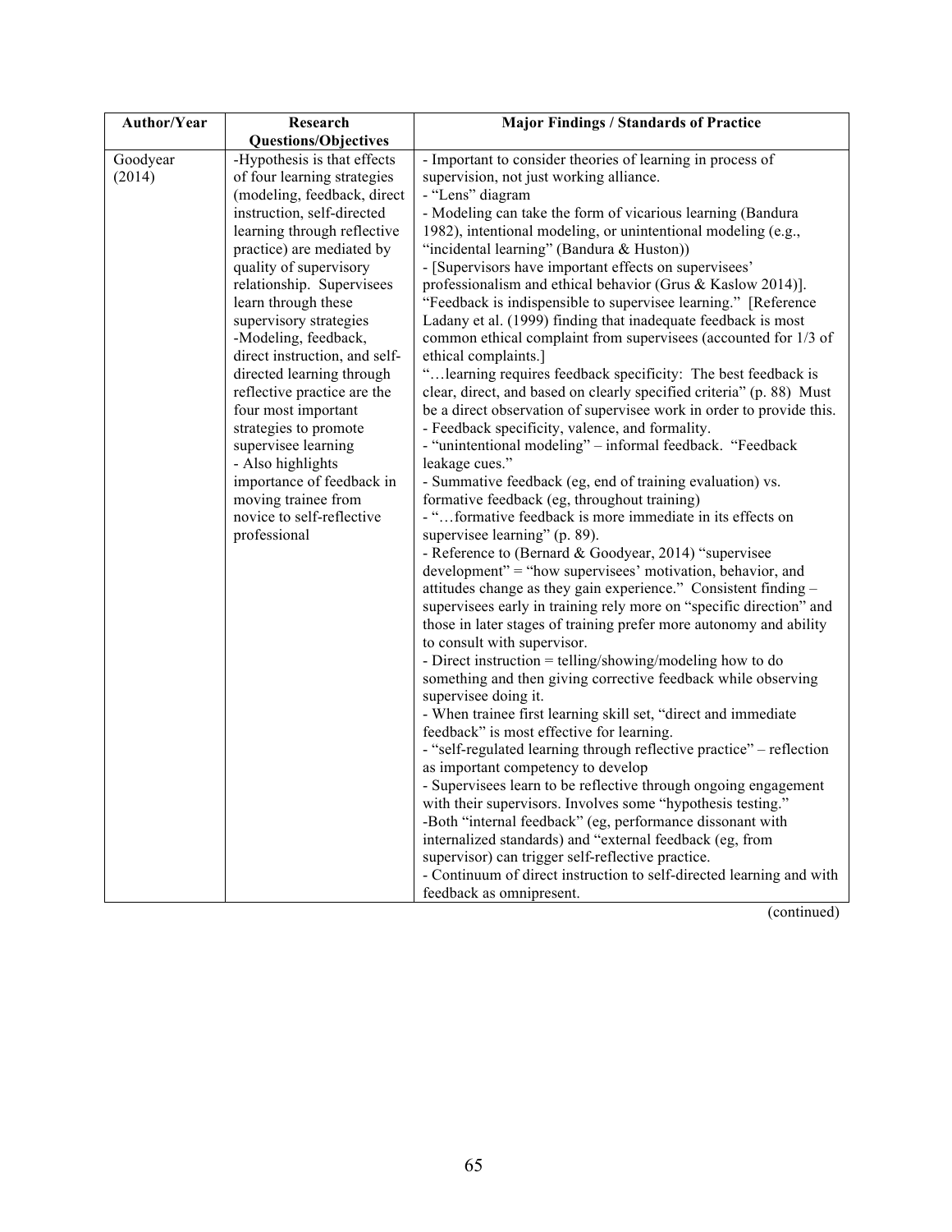| Author/Year | Research Questions/Objectives | Major Findings / Standards of Practice |
|---|---|---|
| Goodyear (2014) | -Hypothesis is that effects of four learning strategies (modeling, feedback, direct instruction, self-directed learning through reflective practice) are mediated by quality of supervisory relationship. Supervisees learn through these supervisory strategies<br>-Modeling, feedback, direct instruction, and self-directed learning through reflective practice are the four most important strategies to promote supervisee learning<br>- Also highlights importance of feedback in moving trainee from novice to self-reflective professional | - Important to consider theories of learning in process of supervision, not just working alliance.<br>- "Lens" diagram<br>- Modeling can take the form of vicarious learning (Bandura 1982), intentional modeling, or unintentional modeling (e.g., "incidental learning" (Bandura & Huston))<br>- [Supervisors have important effects on supervisees' professionalism and ethical behavior (Grus & Kaslow 2014)]. "Feedback is indispensible to supervisee learning." [Reference Ladany et al. (1999) finding that inadequate feedback is most common ethical complaint from supervisees (accounted for 1/3 of ethical complaints.]<br>"…learning requires feedback specificity: The best feedback is clear, direct, and based on clearly specified criteria" (p. 88) Must be a direct observation of supervisee work in order to provide this.<br>- Feedback specificity, valence, and formality.<br>- "unintentional modeling" – informal feedback. "Feedback leakage cues."<br>- Summative feedback (eg, end of training evaluation) vs. formative feedback (eg, throughout training)<br>- "…formative feedback is more immediate in its effects on supervisee learning" (p. 89).<br>- Reference to (Bernard & Goodyear, 2014) "supervisee development" = "how supervisees' motivation, behavior, and attitudes change as they gain experience." Consistent finding – supervisees early in training rely more on "specific direction" and those in later stages of training prefer more autonomy and ability to consult with supervisor.<br>- Direct instruction = telling/showing/modeling how to do something and then giving corrective feedback while observing supervisee doing it.<br>- When trainee first learning skill set, "direct and immediate feedback" is most effective for learning.<br>- "self-regulated learning through reflective practice" – reflection as important competency to develop<br>- Supervisees learn to be reflective through ongoing engagement with their supervisors. Involves some "hypothesis testing."<br>-Both "internal feedback" (eg, performance dissonant with internalized standards) and "external feedback (eg, from supervisor) can trigger self-reflective practice.<br>- Continuum of direct instruction to self-directed learning and with feedback as omnipresent. |

(continued)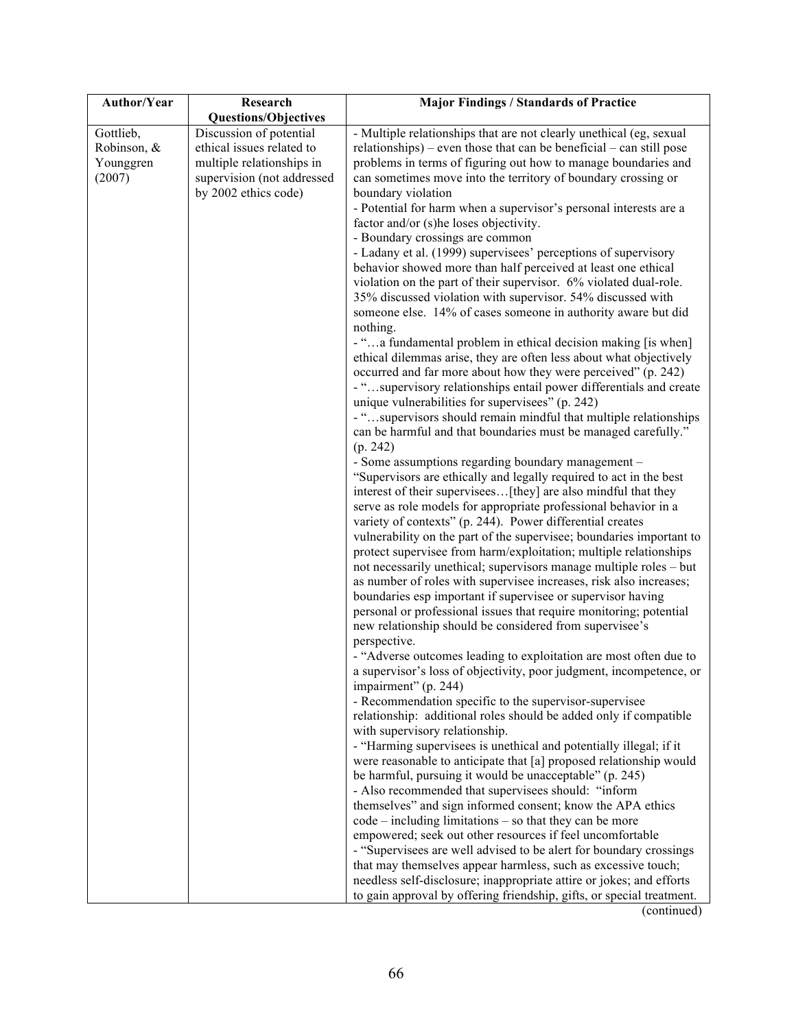| Author/Year | Research Questions/Objectives | Major Findings / Standards of Practice |
|---|---|---|
| Gottlieb, Robinson, & Younggren (2007) | Discussion of potential ethical issues related to multiple relationships in supervision (not addressed by 2002 ethics code) | - Multiple relationships that are not clearly unethical (eg, sexual relationships) – even those that can be beneficial – can still pose problems in terms of figuring out how to manage boundaries and can sometimes move into the territory of boundary crossing or boundary violation<br>- Potential for harm when a supervisor's personal interests are a factor and/or (s)he loses objectivity.<br>- Boundary crossings are common<br>- Ladany et al. (1999) supervisees' perceptions of supervisory behavior showed more than half perceived at least one ethical violation on the part of their supervisor. 6% violated dual-role. 35% discussed violation with supervisor. 54% discussed with someone else. 14% of cases someone in authority aware but did nothing.<br>- "…a fundamental problem in ethical decision making [is when] ethical dilemmas arise, they are often less about what objectively occurred and far more about how they were perceived" (p. 242)<br>- "…supervisory relationships entail power differentials and create unique vulnerabilities for supervisees" (p. 242)<br>- "…supervisors should remain mindful that multiple relationships can be harmful and that boundaries must be managed carefully." (p. 242)<br>- Some assumptions regarding boundary management – "Supervisors are ethically and legally required to act in the best interest of their supervisees…[they] are also mindful that they serve as role models for appropriate professional behavior in a variety of contexts" (p. 244). Power differential creates vulnerability on the part of the supervisee; boundaries important to protect supervisee from harm/exploitation; multiple relationships not necessarily unethical; supervisors manage multiple roles – but as number of roles with supervisee increases, risk also increases; boundaries esp important if supervisee or supervisor having personal or professional issues that require monitoring; potential new relationship should be considered from supervisee's perspective.<br>- "Adverse outcomes leading to exploitation are most often due to a supervisor's loss of objectivity, poor judgment, incompetence, or impairment" (p. 244)<br>- Recommendation specific to the supervisor-supervisee relationship: additional roles should be added only if compatible with supervisory relationship.<br>- "Harming supervisees is unethical and potentially illegal; if it were reasonable to anticipate that [a] proposed relationship would be harmful, pursuing it would be unacceptable" (p. 245)<br>- Also recommended that supervisees should: "inform themselves" and sign informed consent; know the APA ethics code – including limitations – so that they can be more empowered; seek out other resources if feel uncomfortable<br>- "Supervisees are well advised to be alert for boundary crossings that may themselves appear harmless, such as excessive touch; needless self-disclosure; inappropriate attire or jokes; and efforts to gain approval by offering friendship, gifts, or special treatment. |

(continued)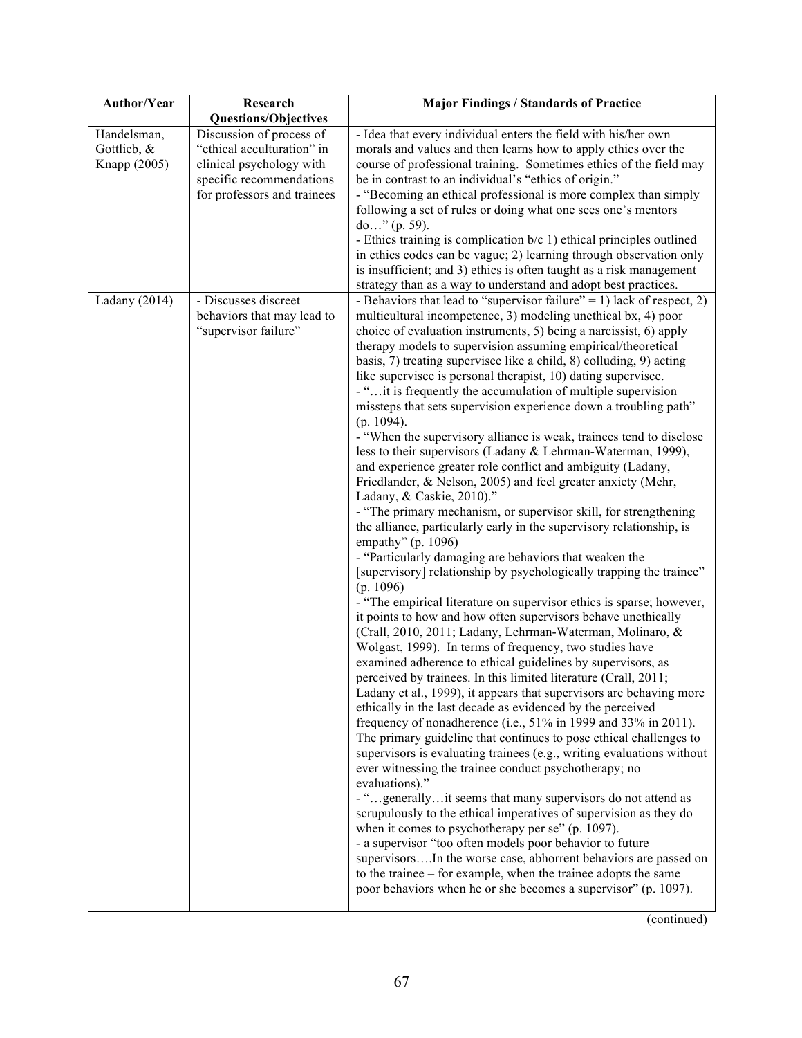| Author/Year | Research Questions/Objectives | Major Findings / Standards of Practice |
|---|---|---|
| Handelsman, Gottlieb, & Knapp (2005) | Discussion of process of "ethical acculturation" in clinical psychology with specific recommendations for professors and trainees | - Idea that every individual enters the field with his/her own morals and values and then learns how to apply ethics over the course of professional training. Sometimes ethics of the field may be in contrast to an individual's "ethics of origin."<br>- "Becoming an ethical professional is more complex than simply following a set of rules or doing what one sees one's mentors do…" (p. 59).<br>- Ethics training is complication b/c 1) ethical principles outlined in ethics codes can be vague; 2) learning through observation only is insufficient; and 3) ethics is often taught as a risk management strategy than as a way to understand and adopt best practices. |
| Ladany (2014) | - Discusses discreet behaviors that may lead to "supervisor failure" | - Behaviors that lead to "supervisor failure" = 1) lack of respect, 2) multicultural incompetence, 3) modeling unethical bx, 4) poor choice of evaluation instruments, 5) being a narcissist, 6) apply therapy models to supervision assuming empirical/theoretical basis, 7) treating supervisee like a child, 8) colluding, 9) acting like supervisee is personal therapist, 10) dating supervisee.<br>- "…it is frequently the accumulation of multiple supervision missteps that sets supervision experience down a troubling path" (p. 1094).<br>- "When the supervisory alliance is weak, trainees tend to disclose less to their supervisors (Ladany & Lehrman-Waterman, 1999), and experience greater role conflict and ambiguity (Ladany, Friedlander, & Nelson, 2005) and feel greater anxiety (Mehr, Ladany, & Caskie, 2010)."<br>- "The primary mechanism, or supervisor skill, for strengthening the alliance, particularly early in the supervisory relationship, is empathy" (p. 1096)<br>- "Particularly damaging are behaviors that weaken the [supervisory] relationship by psychologically trapping the trainee" (p. 1096)<br>- "The empirical literature on supervisor ethics is sparse; however, it points to how and how often supervisors behave unethically (Crall, 2010, 2011; Ladany, Lehrman-Waterman, Molinaro, & Wolgast, 1999). In terms of frequency, two studies have examined adherence to ethical guidelines by supervisors, as perceived by trainees. In this limited literature (Crall, 2011; Ladany et al., 1999), it appears that supervisors are behaving more ethically in the last decade as evidenced by the perceived frequency of nonadherence (i.e., 51% in 1999 and 33% in 2011). The primary guideline that continues to pose ethical challenges to supervisors is evaluating trainees (e.g., writing evaluations without ever witnessing the trainee conduct psychotherapy; no evaluations)."<br>- "…generally…it seems that many supervisors do not attend as scrupulously to the ethical imperatives of supervision as they do when it comes to psychotherapy per se" (p. 1097).<br>- a supervisor "too often models poor behavior to future supervisors….In the worse case, abhorrent behaviors are passed on to the trainee – for example, when the trainee adopts the same poor behaviors when he or she becomes a supervisor" (p. 1097). |

(continued)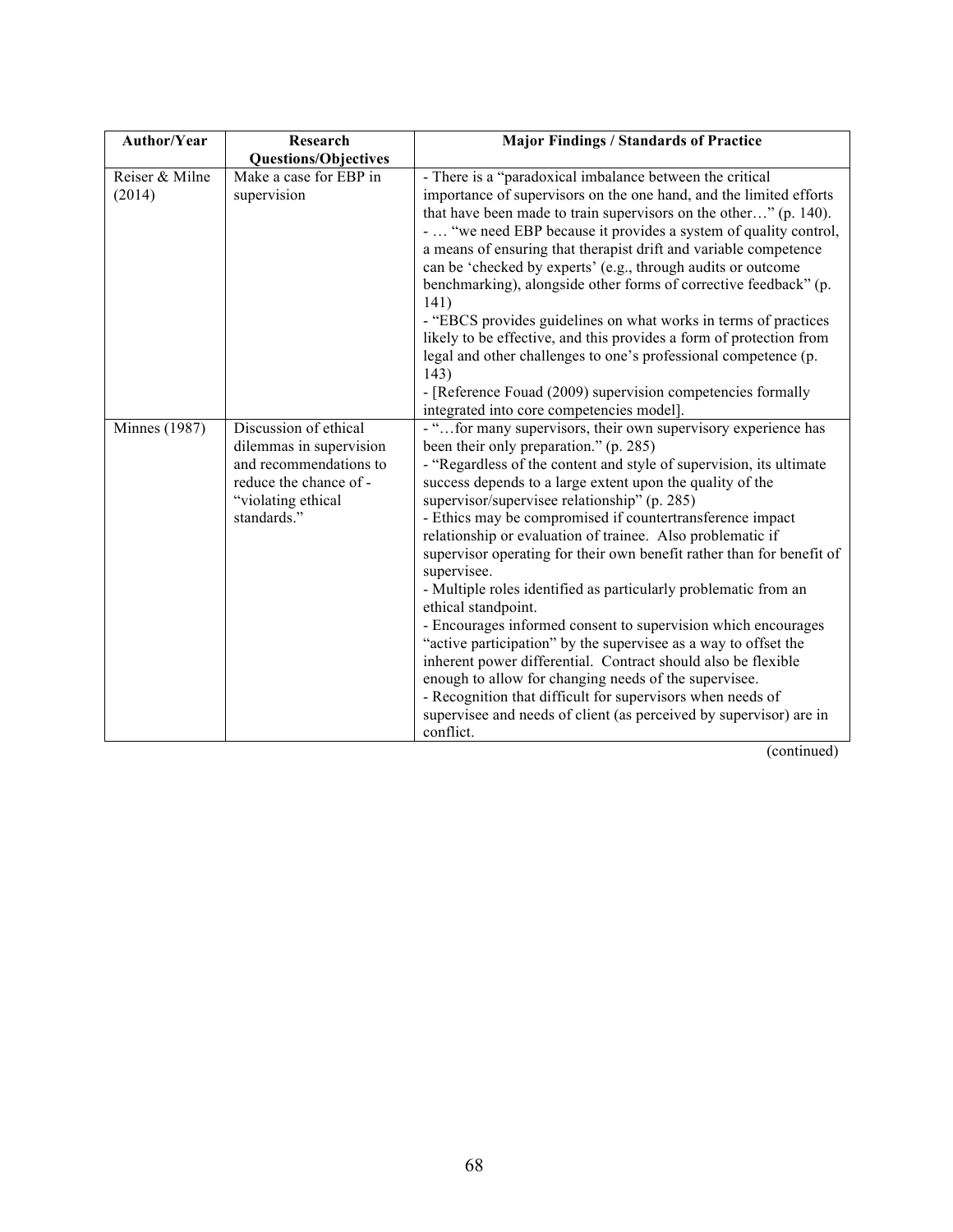| Author/Year | Research Questions/Objectives | Major Findings / Standards of Practice |
|---|---|---|
| Reiser & Milne (2014) | Make a case for EBP in supervision | - There is a "paradoxical imbalance between the critical importance of supervisors on the one hand, and the limited efforts that have been made to train supervisors on the other…" (p. 140).<br>- … "we need EBP because it provides a system of quality control, a means of ensuring that therapist drift and variable competence can be 'checked by experts' (e.g., through audits or outcome benchmarking), alongside other forms of corrective feedback" (p. 141)<br>- "EBCS provides guidelines on what works in terms of practices likely to be effective, and this provides a form of protection from legal and other challenges to one's professional competence (p. 143)<br>- [Reference Fouad (2009) supervision competencies formally integrated into core competencies model]. |
| Minnes (1987) | Discussion of ethical dilemmas in supervision and recommendations to reduce the chance of - "violating ethical standards." | - "…for many supervisors, their own supervisory experience has been their only preparation." (p. 285)<br>- "Regardless of the content and style of supervision, its ultimate success depends to a large extent upon the quality of the supervisor/supervisee relationship" (p. 285)<br>- Ethics may be compromised if countertransference impact relationship or evaluation of trainee. Also problematic if supervisor operating for their own benefit rather than for benefit of supervisee.<br>- Multiple roles identified as particularly problematic from an ethical standpoint.<br>- Encourages informed consent to supervision which encourages "active participation" by the supervisee as a way to offset the inherent power differential. Contract should also be flexible enough to allow for changing needs of the supervisee.<br>- Recognition that difficult for supervisors when needs of supervisee and needs of client (as perceived by supervisor) are in conflict. |

(continued)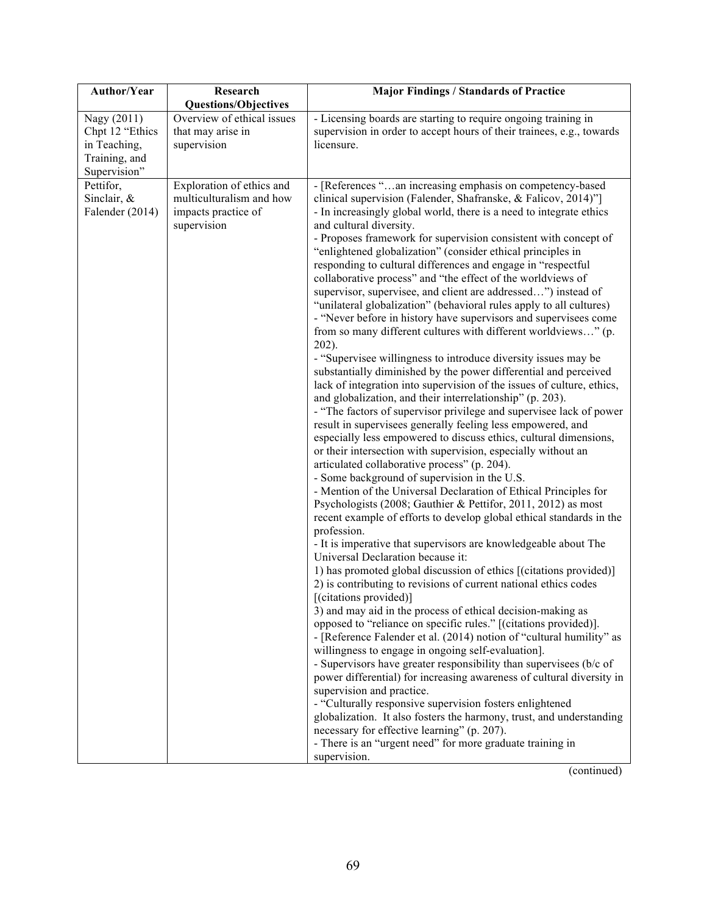| Author/Year | Research Questions/Objectives | Major Findings / Standards of Practice |
|---|---|---|
| Nagy (2011) Chpt 12 "Ethics in Teaching, Training, and Supervision" | Overview of ethical issues that may arise in supervision | - Licensing boards are starting to require ongoing training in supervision in order to accept hours of their trainees, e.g., towards licensure. |
| Pettifor, Sinclair, & Falender (2014) | Exploration of ethics and multiculturalism and how impacts practice of supervision | - [References "…an increasing emphasis on competency-based clinical supervision (Falender, Shafranske, & Falicov, 2014)"]<br>- In increasingly global world, there is a need to integrate ethics and cultural diversity.<br>- Proposes framework for supervision consistent with concept of "enlightened globalization" (consider ethical principles in responding to cultural differences and engage in "respectful collaborative process" and "the effect of the worldviews of supervisor, supervisee, and client are addressed…") instead of "unilateral globalization" (behavioral rules apply to all cultures)<br>- "Never before in history have supervisors and supervisees come from so many different cultures with different worldviews…" (p. 202).<br>- "Supervisee willingness to introduce diversity issues may be substantially diminished by the power differential and perceived lack of integration into supervision of the issues of culture, ethics, and globalization, and their interrelationship" (p. 203).<br>- "The factors of supervisor privilege and supervisee lack of power result in supervisees generally feeling less empowered, and especially less empowered to discuss ethics, cultural dimensions, or their intersection with supervision, especially without an articulated collaborative process" (p. 204).<br>- Some background of supervision in the U.S.<br>- Mention of the Universal Declaration of Ethical Principles for Psychologists (2008; Gauthier & Pettifor, 2011, 2012) as most recent example of efforts to develop global ethical standards in the profession.<br>- It is imperative that supervisors are knowledgeable about The Universal Declaration because it:<br>1) has promoted global discussion of ethics [(citations provided)]<br>2) is contributing to revisions of current national ethics codes [(citations provided)]<br>3) and may aid in the process of ethical decision-making as opposed to "reliance on specific rules." [(citations provided)].<br>- [Reference Falender et al. (2014) notion of "cultural humility" as willingness to engage in ongoing self-evaluation].<br>- Supervisors have greater responsibility than supervisees (b/c of power differential) for increasing awareness of cultural diversity in supervision and practice.<br>- "Culturally responsive supervision fosters enlightened globalization. It also fosters the harmony, trust, and understanding necessary for effective learning" (p. 207).<br>- There is an "urgent need" for more graduate training in supervision. |

(continued)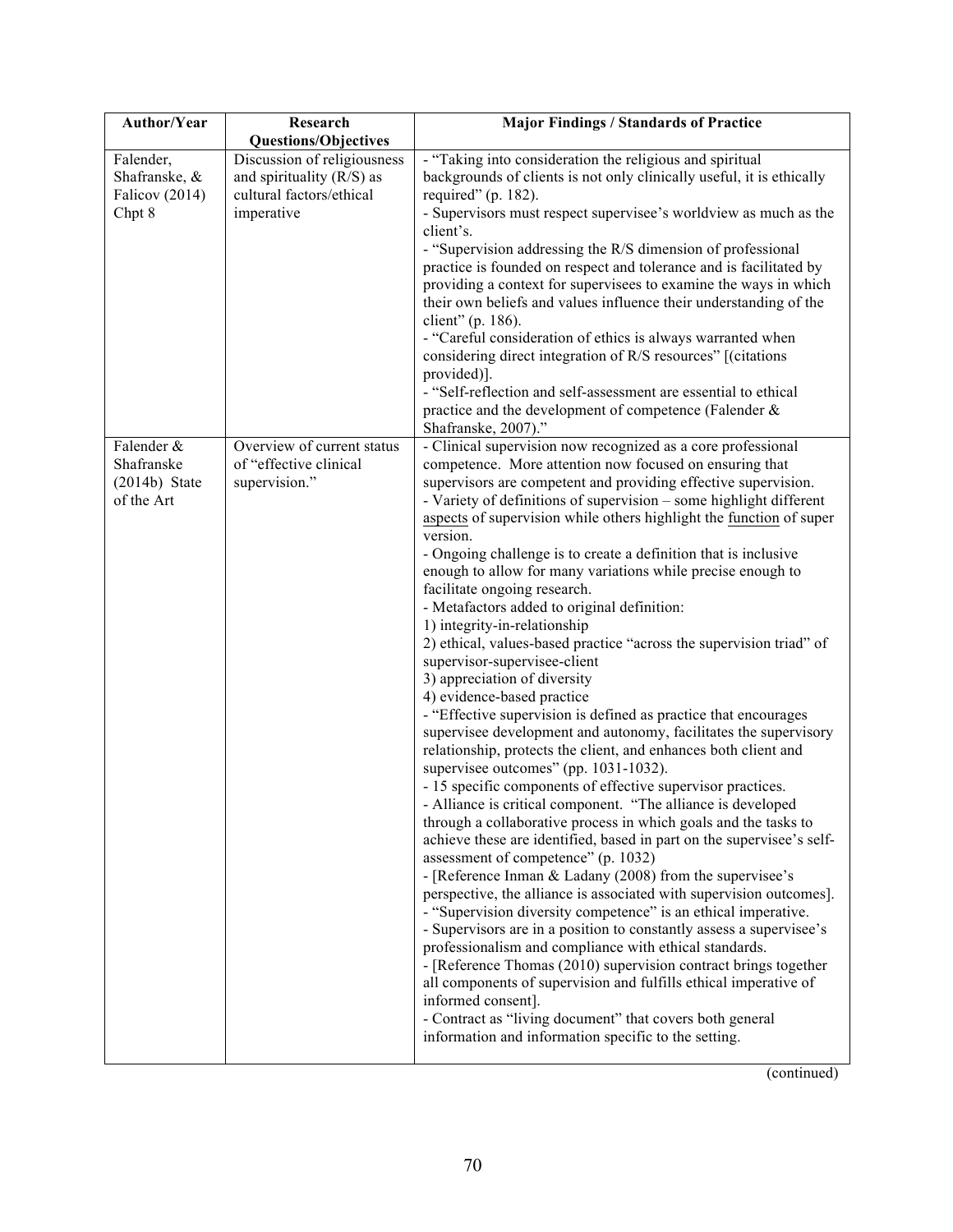| Author/Year | Research Questions/Objectives | Major Findings / Standards of Practice |
|---|---|---|
| Falender, Shafranske, & Falicov (2014) Chpt 8 | Discussion of religiousness and spirituality (R/S) as cultural factors/ethical imperative | - "Taking into consideration the religious and spiritual backgrounds of clients is not only clinically useful, it is ethically required" (p. 182).<br>- Supervisors must respect supervisee's worldview as much as the client's.<br>- "Supervision addressing the R/S dimension of professional practice is founded on respect and tolerance and is facilitated by providing a context for supervisees to examine the ways in which their own beliefs and values influence their understanding of the client" (p. 186).<br>- "Careful consideration of ethics is always warranted when considering direct integration of R/S resources" [(citations provided)].<br>- "Self-reflection and self-assessment are essential to ethical practice and the development of competence (Falender & Shafranske, 2007)." |
| Falender & Shafranske (2014b) State of the Art | Overview of current status of "effective clinical supervision." | - Clinical supervision now recognized as a core professional competence. More attention now focused on ensuring that supervisors are competent and providing effective supervision.<br>- Variety of definitions of supervision – some highlight different <u>aspects</u> of supervision while others highlight the <u>function</u> of super version.<br>- Ongoing challenge is to create a definition that is inclusive enough to allow for many variations while precise enough to facilitate ongoing research.<br>- Metafactors added to original definition:<br>1) integrity-in-relationship<br>2) ethical, values-based practice "across the supervision triad" of supervisor-supervisee-client<br>3) appreciation of diversity<br>4) evidence-based practice<br>- "Effective supervision is defined as practice that encourages supervisee development and autonomy, facilitates the supervisory relationship, protects the client, and enhances both client and supervisee outcomes" (pp. 1031-1032).<br>- 15 specific components of effective supervisor practices.<br>- Alliance is critical component. "The alliance is developed through a collaborative process in which goals and the tasks to achieve these are identified, based in part on the supervisee's self-assessment of competence" (p. 1032)<br>- [Reference Inman & Ladany (2008) from the supervisee's perspective, the alliance is associated with supervision outcomes].<br>- "Supervision diversity competence" is an ethical imperative.<br>- Supervisors are in a position to constantly assess a supervisee's professionalism and compliance with ethical standards.<br>- [Reference Thomas (2010) supervision contract brings together all components of supervision and fulfills ethical imperative of informed consent].<br>- Contract as "living document" that covers both general information and information specific to the setting. |

(continued)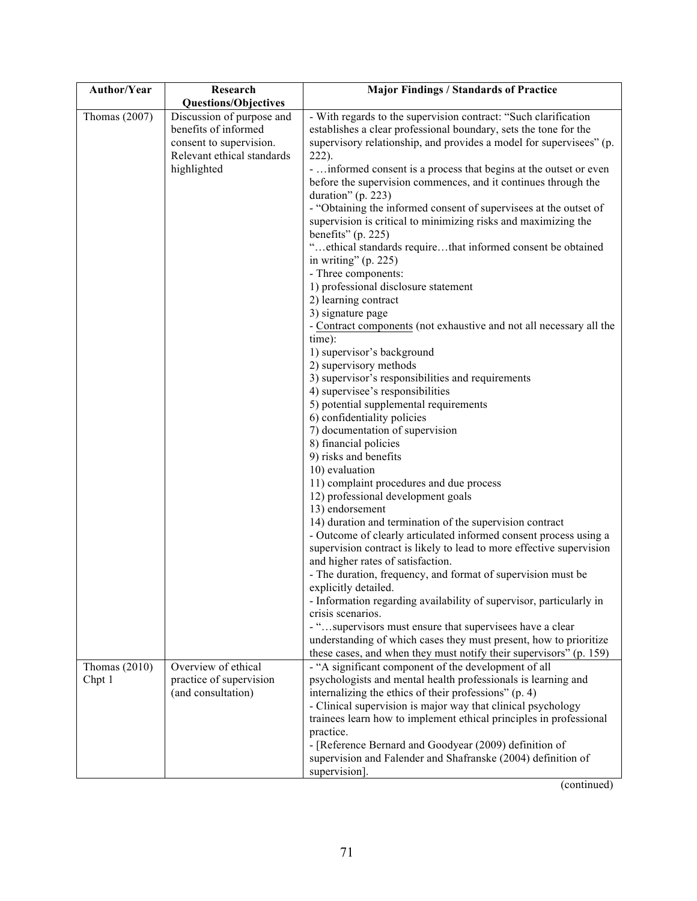| Author/Year | Research Questions/Objectives | Major Findings / Standards of Practice |
|---|---|---|
| Thomas (2007) | Discussion of purpose and benefits of informed consent to supervision. Relevant ethical standards highlighted | - With regards to the supervision contract: "Such clarification establishes a clear professional boundary, sets the tone for the supervisory relationship, and provides a model for supervisees" (p. 222).<br>- …informed consent is a process that begins at the outset or even before the supervision commences, and it continues through the duration" (p. 223)<br>- "Obtaining the informed consent of supervisees at the outset of supervision is critical to minimizing risks and maximizing the benefits" (p. 225)<br>"…ethical standards require…that informed consent be obtained in writing" (p. 225)<br>- Three components:<br>1) professional disclosure statement<br>2) learning contract<br>3) signature page<br>- <u>Contract components</u> (not exhaustive and not all necessary all the time):<br>1) supervisor's background<br>2) supervisory methods<br>3) supervisor's responsibilities and requirements<br>4) supervisee's responsibilities<br>5) potential supplemental requirements<br>6) confidentiality policies<br>7) documentation of supervision<br>8) financial policies<br>9) risks and benefits<br>10) evaluation<br>11) complaint procedures and due process<br>12) professional development goals<br>13) endorsement<br>14) duration and termination of the supervision contract<br>- Outcome of clearly articulated informed consent process using a supervision contract is likely to lead to more effective supervision and higher rates of satisfaction.<br>- The duration, frequency, and format of supervision must be explicitly detailed.<br>- Information regarding availability of supervisor, particularly in crisis scenarios.<br>- "…supervisors must ensure that supervisees have a clear understanding of which cases they must present, how to prioritize these cases, and when they must notify their supervisors" (p. 159) |
| Thomas (2010) Chpt 1 | Overview of ethical practice of supervision (and consultation) | - "A significant component of the development of all psychologists and mental health professionals is learning and internalizing the ethics of their professions" (p. 4)<br>- Clinical supervision is major way that clinical psychology trainees learn how to implement ethical principles in professional practice.<br>- [Reference Bernard and Goodyear (2009) definition of supervision and Falender and Shafranske (2004) definition of supervision]. |

(continued)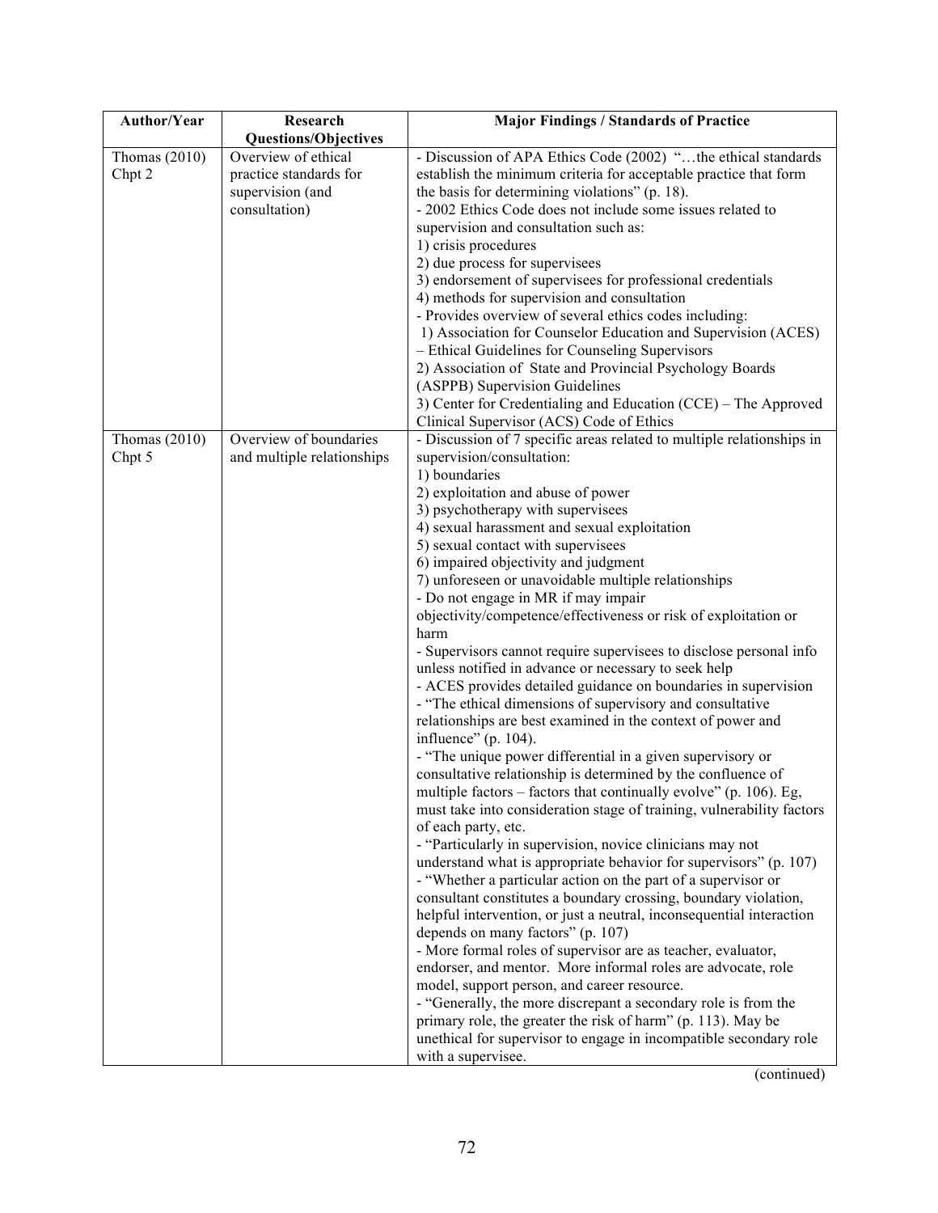| Author/Year | Research Questions/Objectives | Major Findings / Standards of Practice |
|---|---|---|
| Thomas (2010) Chpt 2 | Overview of ethical practice standards for supervision (and consultation) | - Discussion of APA Ethics Code (2002) "…the ethical standards establish the minimum criteria for acceptable practice that form the basis for determining violations" (p. 18).<br>- 2002 Ethics Code does not include some issues related to supervision and consultation such as:<br>1) crisis procedures<br>2) due process for supervisees<br>3) endorsement of supervisees for professional credentials<br>4) methods for supervision and consultation<br>- Provides overview of several ethics codes including:<br>1) Association for Counselor Education and Supervision (ACES) – Ethical Guidelines for Counseling Supervisors<br>2) Association of State and Provincial Psychology Boards (ASPPB) Supervision Guidelines<br>3) Center for Credentialing and Education (CCE) – The Approved Clinical Supervisor (ACS) Code of Ethics |
| Thomas (2010) Chpt 5 | Overview of boundaries and multiple relationships | - Discussion of 7 specific areas related to multiple relationships in supervision/consultation:<br>1) boundaries<br>2) exploitation and abuse of power<br>3) psychotherapy with supervisees<br>4) sexual harassment and sexual exploitation<br>5) sexual contact with supervisees<br>6) impaired objectivity and judgment<br>7) unforeseen or unavoidable multiple relationships<br>- Do not engage in MR if may impair objectivity/competence/effectiveness or risk of exploitation or harm<br>- Supervisors cannot require supervisees to disclose personal info unless notified in advance or necessary to seek help<br>- ACES provides detailed guidance on boundaries in supervision<br>- "The ethical dimensions of supervisory and consultative relationships are best examined in the context of power and influence" (p. 104).<br>- "The unique power differential in a given supervisory or consultative relationship is determined by the confluence of multiple factors – factors that continually evolve" (p. 106). Eg, must take into consideration stage of training, vulnerability factors of each party, etc.<br>- "Particularly in supervision, novice clinicians may not understand what is appropriate behavior for supervisors" (p. 107)<br>- "Whether a particular action on the part of a supervisor or consultant constitutes a boundary crossing, boundary violation, helpful intervention, or just a neutral, inconsequential interaction depends on many factors" (p. 107)<br>- More formal roles of supervisor are as teacher, evaluator, endorser, and mentor. More informal roles are advocate, role model, support person, and career resource.<br>- "Generally, the more discrepant a secondary role is from the primary role, the greater the risk of harm" (p. 113). May be unethical for supervisor to engage in incompatible secondary role with a supervisee. |

(continued)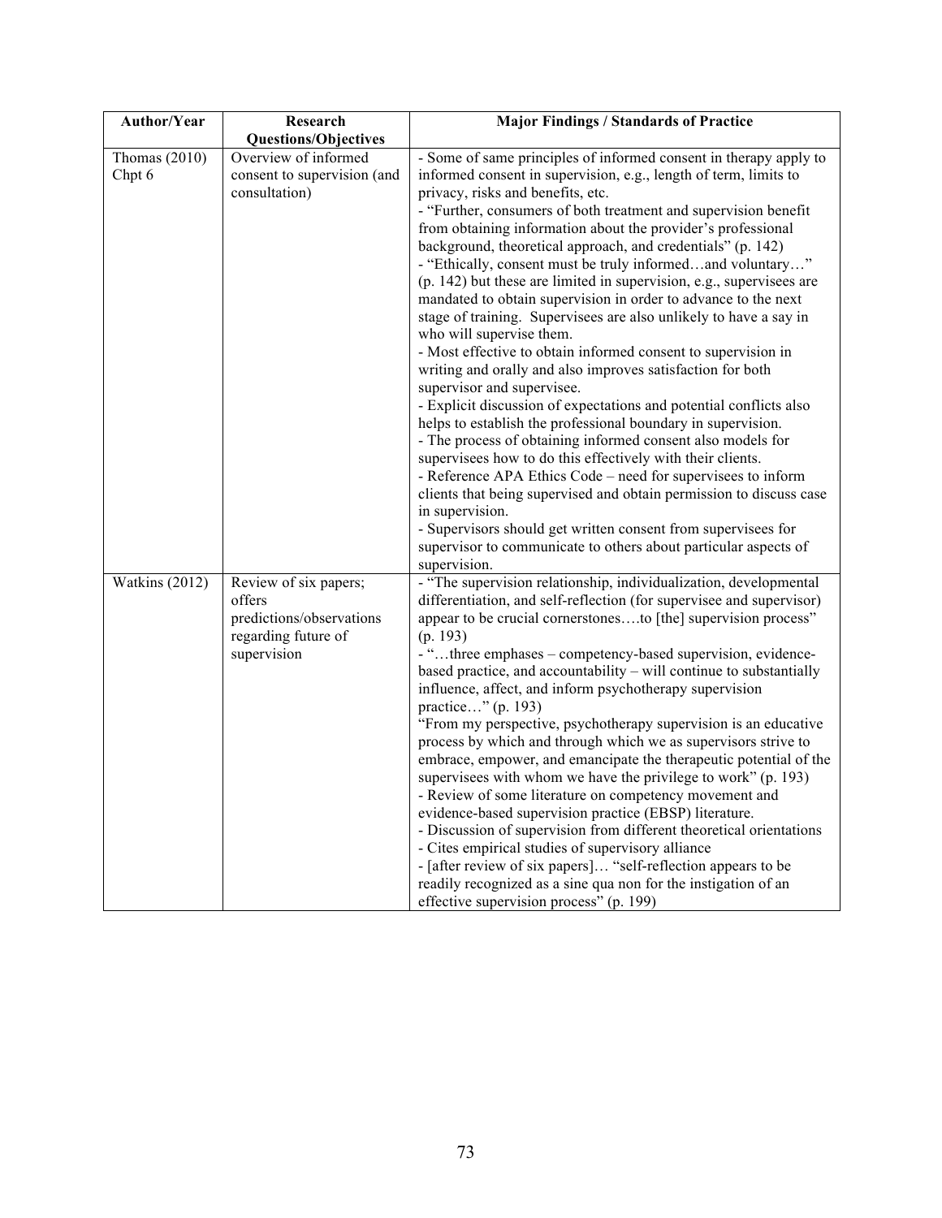| Author/Year | Research Questions/Objectives | Major Findings / Standards of Practice |
|---|---|---|
| Thomas (2010) Chpt 6 | Overview of informed consent to supervision (and consultation) | - Some of same principles of informed consent in therapy apply to informed consent in supervision, e.g., length of term, limits to privacy, risks and benefits, etc.<br>- "Further, consumers of both treatment and supervision benefit from obtaining information about the provider's professional background, theoretical approach, and credentials" (p. 142)<br>- "Ethically, consent must be truly informed…and voluntary…" (p. 142) but these are limited in supervision, e.g., supervisees are mandated to obtain supervision in order to advance to the next stage of training. Supervisees are also unlikely to have a say in who will supervise them.<br>- Most effective to obtain informed consent to supervision in writing and orally and also improves satisfaction for both supervisor and supervisee.<br>- Explicit discussion of expectations and potential conflicts also helps to establish the professional boundary in supervision.<br>- The process of obtaining informed consent also models for supervisees how to do this effectively with their clients.<br>- Reference APA Ethics Code – need for supervisees to inform clients that being supervised and obtain permission to discuss case in supervision.<br>- Supervisors should get written consent from supervisees for supervisor to communicate to others about particular aspects of supervision. |
| Watkins (2012) | Review of six papers; offers predictions/observations regarding future of supervision | - "The supervision relationship, individualization, developmental differentiation, and self-reflection (for supervisee and supervisor) appear to be crucial cornerstones….to [the] supervision process" (p. 193)<br>- "…three emphases – competency-based supervision, evidence-based practice, and accountability – will continue to substantially influence, affect, and inform psychotherapy supervision practice…" (p. 193)<br>"From my perspective, psychotherapy supervision is an educative process by which and through which we as supervisors strive to embrace, empower, and emancipate the therapeutic potential of the supervisees with whom we have the privilege to work" (p. 193)<br>- Review of some literature on competency movement and evidence-based supervision practice (EBSP) literature.<br>- Discussion of supervision from different theoretical orientations<br>- Cites empirical studies of supervisory alliance<br>- [after review of six papers]… "self-reflection appears to be readily recognized as a sine qua non for the instigation of an effective supervision process" (p. 199) |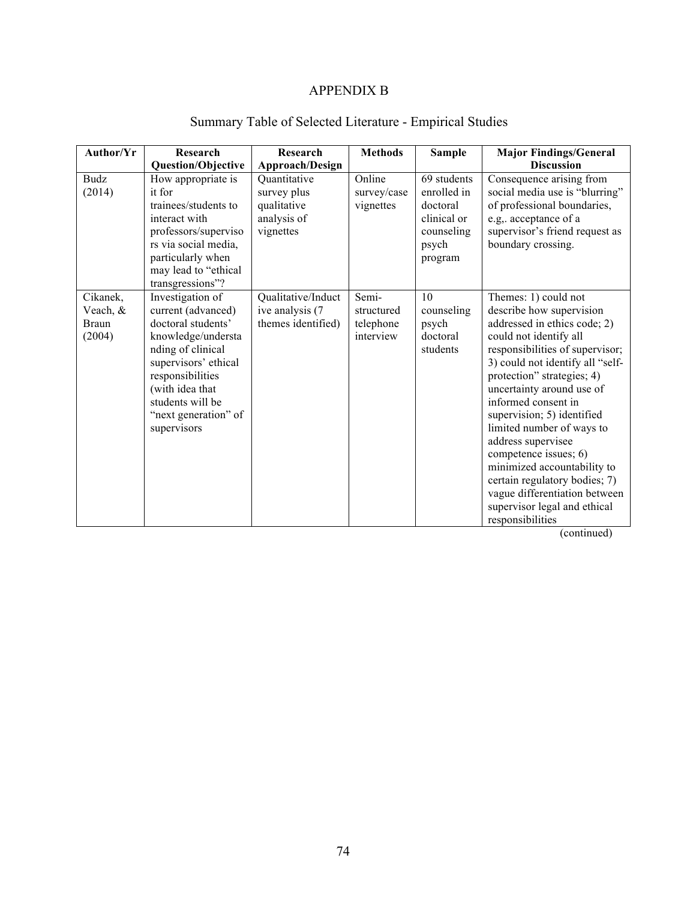# APPENDIX B

## Summary Table of Selected Literature - Empirical Studies

| Author/Yr | Research Question/Objective | Research Approach/Design | Methods | Sample | Major Findings/General Discussion |
|---|---|---|---|---|---|
| Budz (2014) | How appropriate is it for trainees/students to interact with professors/supervisors via social media, particularly when may lead to "ethical transgressions"? | Quantitative survey plus qualitative analysis of vignettes | Online survey/case vignettes | 69 students enrolled in doctoral clinical or counseling psych program | Consequence arising from social media use is "blurring" of professional boundaries, e.g,. acceptance of a supervisor's friend request as boundary crossing. |
| Cikanek, Veach, & Braun (2004) | Investigation of current (advanced) doctoral students' knowledge/understanding of clinical supervisors' ethical responsibilities (with idea that students will be "next generation" of supervisors | Qualitative/Inductive analysis (7 themes identified) | Semi-structured telephone interview | 10 counseling psych doctoral students | Themes: 1) could not describe how supervision addressed in ethics code; 2) could not identify all responsibilities of supervisor; 3) could not identify all "self-protection" strategies; 4) uncertainty around use of informed consent in supervision; 5) identified limited number of ways to address supervisee competence issues; 6) minimized accountability to certain regulatory bodies; 7) vague differentiation between supervisor legal and ethical responsibilities |

(continued)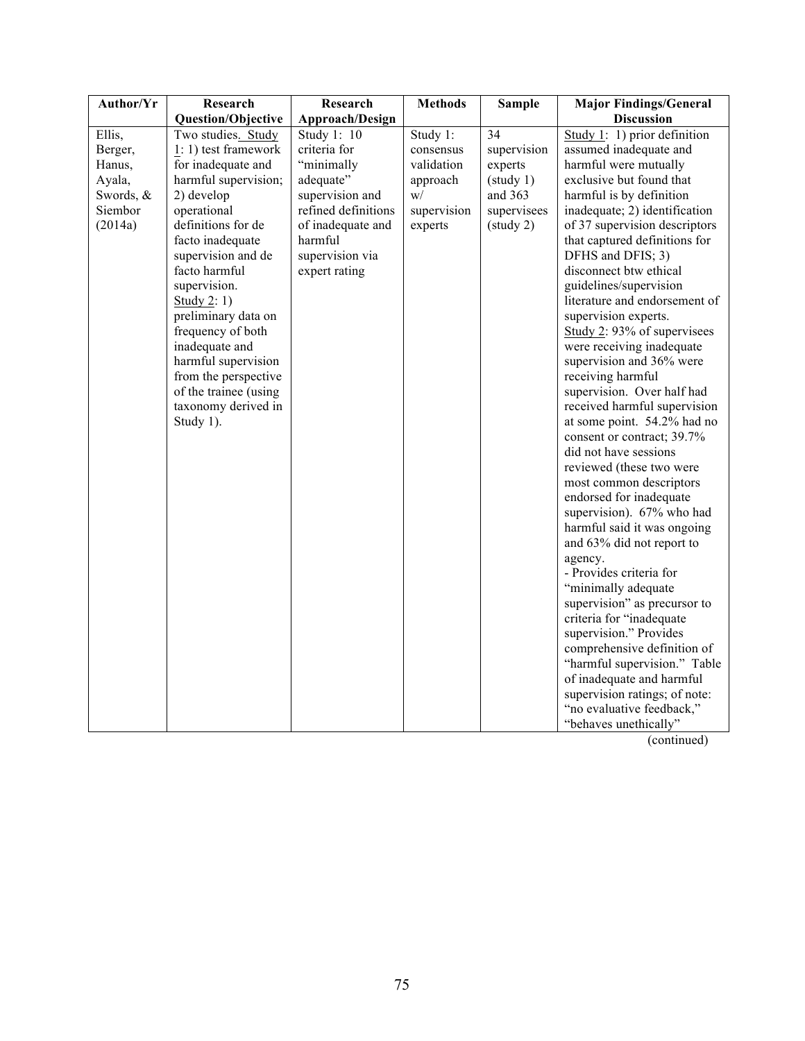| Author/Yr | Research Question/Objective | Research Approach/Design | Methods | Sample | Major Findings/General Discussion |
|---|---|---|---|---|---|
| Ellis, Berger, Hanus, Ayala, Swords, & Siembor (2014a) | Two studies. Study 1: 1) test framework for inadequate and harmful supervision; 2) develop operational definitions for de facto inadequate supervision and de facto harmful supervision. Study 2: 1) preliminary data on frequency of both inadequate and harmful supervision from the perspective of the trainee (using taxonomy derived in Study 1). | Study 1: 10 criteria for "minimally adequate" supervision and refined definitions of inadequate and harmful supervision via expert rating | Study 1: consensus validation approach w/ supervision experts | 34 supervision experts (study 1) and 363 supervisees (study 2) | Study 1: 1) prior definition assumed inadequate and harmful were mutually exclusive but found that harmful is by definition inadequate; 2) identification of 37 supervision descriptors that captured definitions for DFHS and DFIS; 3) disconnect btw ethical guidelines/supervision literature and endorsement of supervision experts. Study 2: 93% of supervisees were receiving inadequate supervision and 36% were receiving harmful supervision. Over half had received harmful supervision at some point. 54.2% had no consent or contract; 39.7% did not have sessions reviewed (these two were most common descriptors endorsed for inadequate supervision). 67% who had harmful said it was ongoing and 63% did not report to agency. - Provides criteria for "minimally adequate supervision" as precursor to criteria for "inadequate supervision." Provides comprehensive definition of "harmful supervision." Table of inadequate and harmful supervision ratings; of note: "no evaluative feedback," "behaves unethically" |

(continued)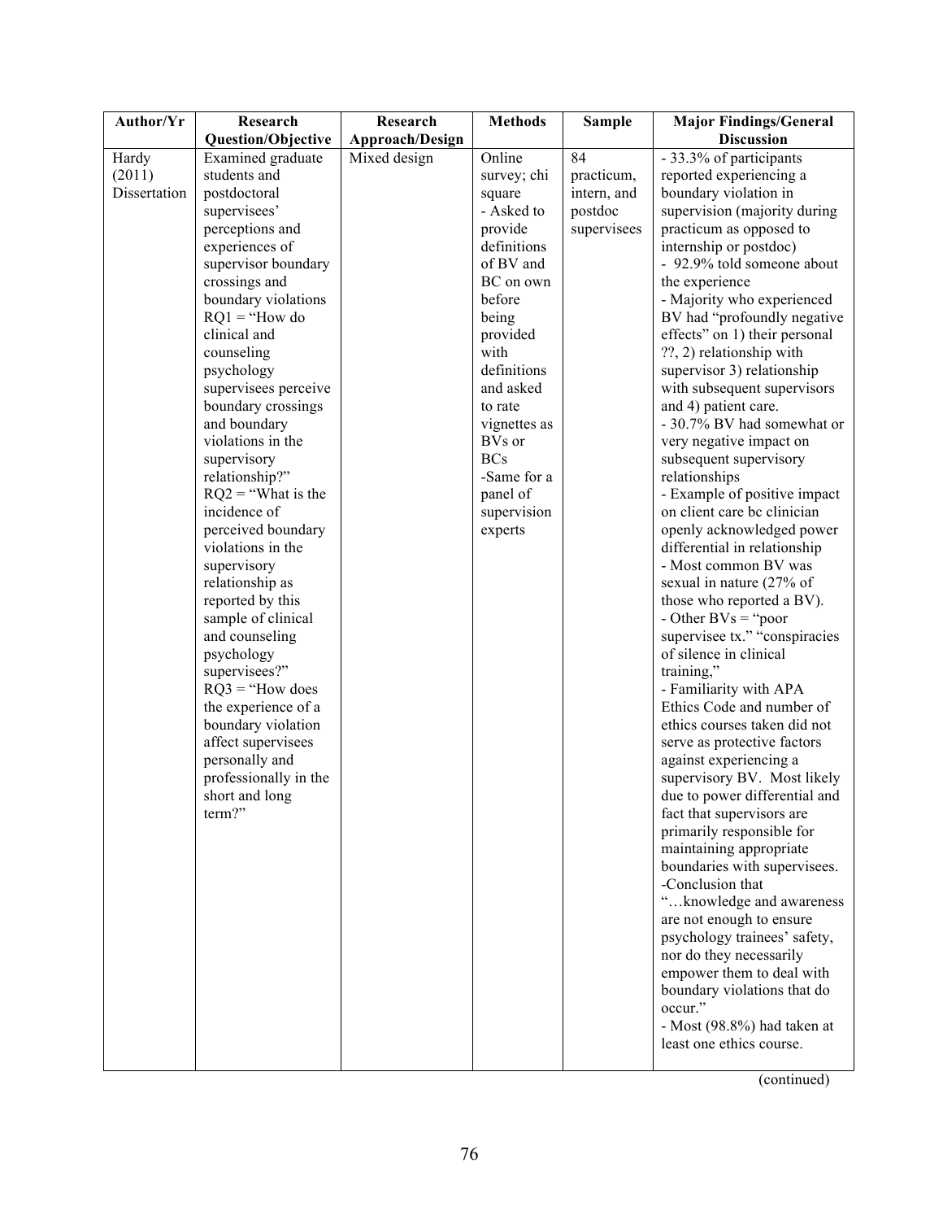| Author/Yr | Research Question/Objective | Research Approach/Design | Methods | Sample | Major Findings/General Discussion |
|---|---|---|---|---|---|
| Hardy (2011) Dissertation | Examined graduate students and postdoctoral supervisees' perceptions and experiences of supervisor boundary crossings and boundary violations RQ1 = "How do clinical and counseling psychology supervisees perceive boundary crossings and boundary violations in the supervisory relationship?" RQ2 = "What is the incidence of perceived boundary violations in the supervisory relationship as reported by this sample of clinical and counseling psychology supervisees?" RQ3 = "How does the experience of a boundary violation affect supervisees personally and professionally in the short and long term?" | Mixed design | Online survey; chi square - Asked to provide definitions of BV and BC on own before being provided with definitions and asked to rate vignettes as BVs or BCs -Same for a panel of supervision experts | 84 practicum, intern, and postdoc supervisees | - 33.3% of participants reported experiencing a boundary violation in supervision (majority during practicum as opposed to internship or postdoc) - 92.9% told someone about the experience - Majority who experienced BV had "profoundly negative effects" on 1) their personal ??, 2) relationship with supervisor 3) relationship with subsequent supervisors and 4) patient care. - 30.7% BV had somewhat or very negative impact on subsequent supervisory relationships - Example of positive impact on client care bc clinician openly acknowledged power differential in relationship - Most common BV was sexual in nature (27% of those who reported a BV). - Other BVs = "poor supervisee tx." "conspiracies of silence in clinical training," - Familiarity with APA Ethics Code and number of ethics courses taken did not serve as protective factors against experiencing a supervisory BV. Most likely due to power differential and fact that supervisors are primarily responsible for maintaining appropriate boundaries with supervisees. -Conclusion that "…knowledge and awareness are not enough to ensure psychology trainees' safety, nor do they necessarily empower them to deal with boundary violations that do occur." - Most (98.8%) had taken at least one ethics course. |

(continued)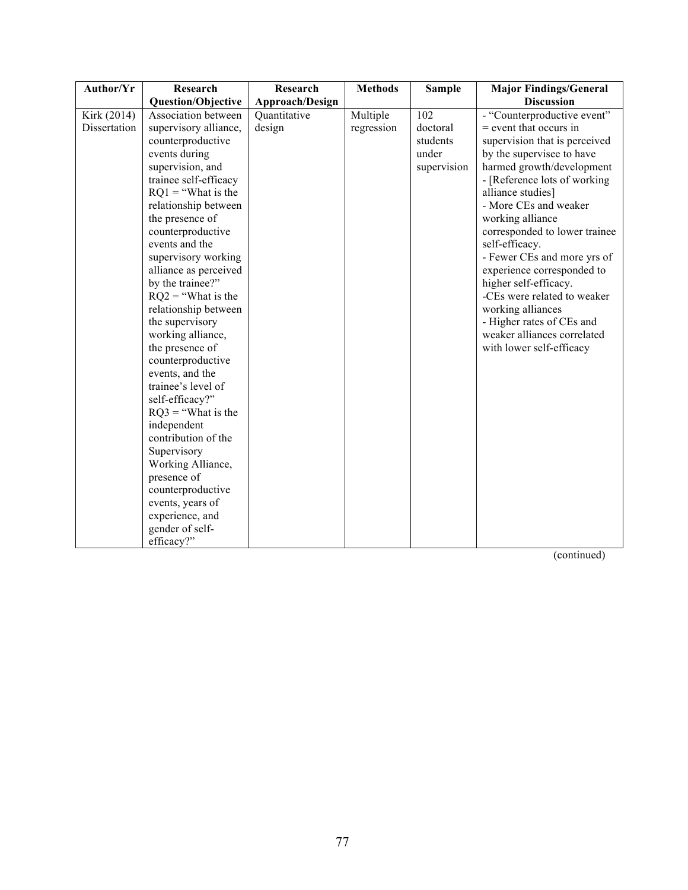| Author/Yr | Research Question/Objective | Research Approach/Design | Methods | Sample | Major Findings/General Discussion |
|---|---|---|---|---|---|
| Kirk (2014) Dissertation | Association between supervisory alliance, counterproductive events during supervision, and trainee self-efficacy RQ1 = "What is the relationship between the presence of counterproductive events and the supervisory working alliance as perceived by the trainee?" RQ2 = "What is the relationship between the supervisory working alliance, the presence of counterproductive events, and the trainee's level of self-efficacy?" RQ3 = "What is the independent contribution of the Supervisory Working Alliance, presence of counterproductive events, years of experience, and gender of self-efficacy?" | Quantitative design | Multiple regression | 102 doctoral students under supervision | - "Counterproductive event" = event that occurs in supervision that is perceived by the supervisee to have harmed growth/development - [Reference lots of working alliance studies] - More CEs and weaker working alliance corresponded to lower trainee self-efficacy. - Fewer CEs and more yrs of experience corresponded to higher self-efficacy. -CEs were related to weaker working alliances - Higher rates of CEs and weaker alliances correlated with lower self-efficacy |

(continued)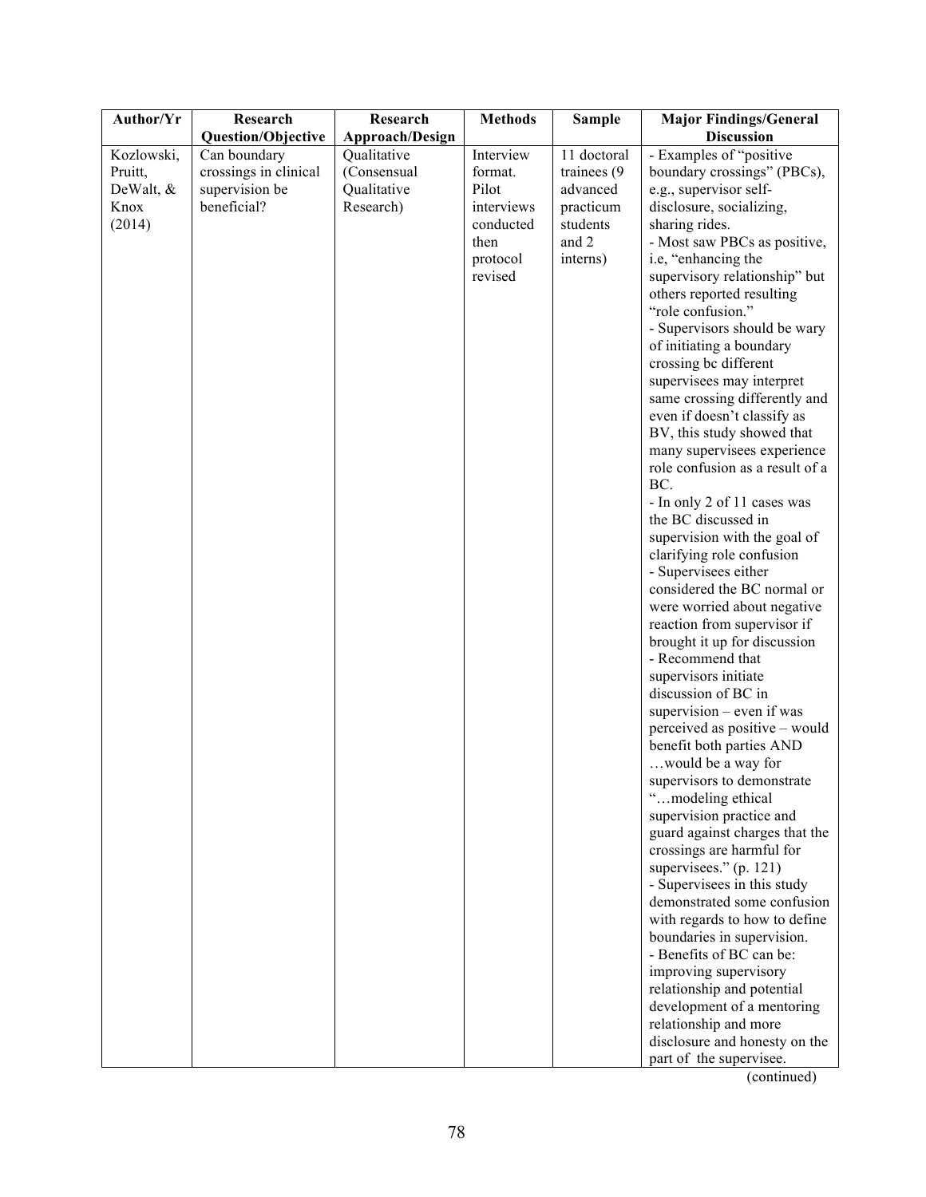| Author/Yr | Research Question/Objective | Research Approach/Design | Methods | Sample | Major Findings/General Discussion |
|---|---|---|---|---|---|
| Kozlowski, Pruitt, DeWalt, & Knox (2014) | Can boundary crossings in clinical supervision be beneficial? | Qualitative (Consensual Qualitative Research) | Interview format. Pilot interviews conducted then protocol revised | 11 doctoral trainees (9 advanced practicum students and 2 interns) | - Examples of "positive boundary crossings" (PBCs), e.g., supervisor self-disclosure, socializing, sharing rides.<br>- Most saw PBCs as positive, i.e, "enhancing the supervisory relationship" but others reported resulting "role confusion."<br>- Supervisors should be wary of initiating a boundary crossing bc different supervisees may interpret same crossing differently and even if doesn't classify as BV, this study showed that many supervisees experience role confusion as a result of a BC.<br>- In only 2 of 11 cases was the BC discussed in supervision with the goal of clarifying role confusion<br>- Supervisees either considered the BC normal or were worried about negative reaction from supervisor if brought it up for discussion<br>- Recommend that supervisors initiate discussion of BC in supervision – even if was perceived as positive – would benefit both parties AND …would be a way for supervisors to demonstrate "…modeling ethical supervision practice and guard against charges that the crossings are harmful for supervisees." (p. 121)<br>- Supervisees in this study demonstrated some confusion with regards to how to define boundaries in supervision.<br>- Benefits of BC can be: improving supervisory relationship and potential development of a mentoring relationship and more disclosure and honesty on the part of the supervisee. |

(continued)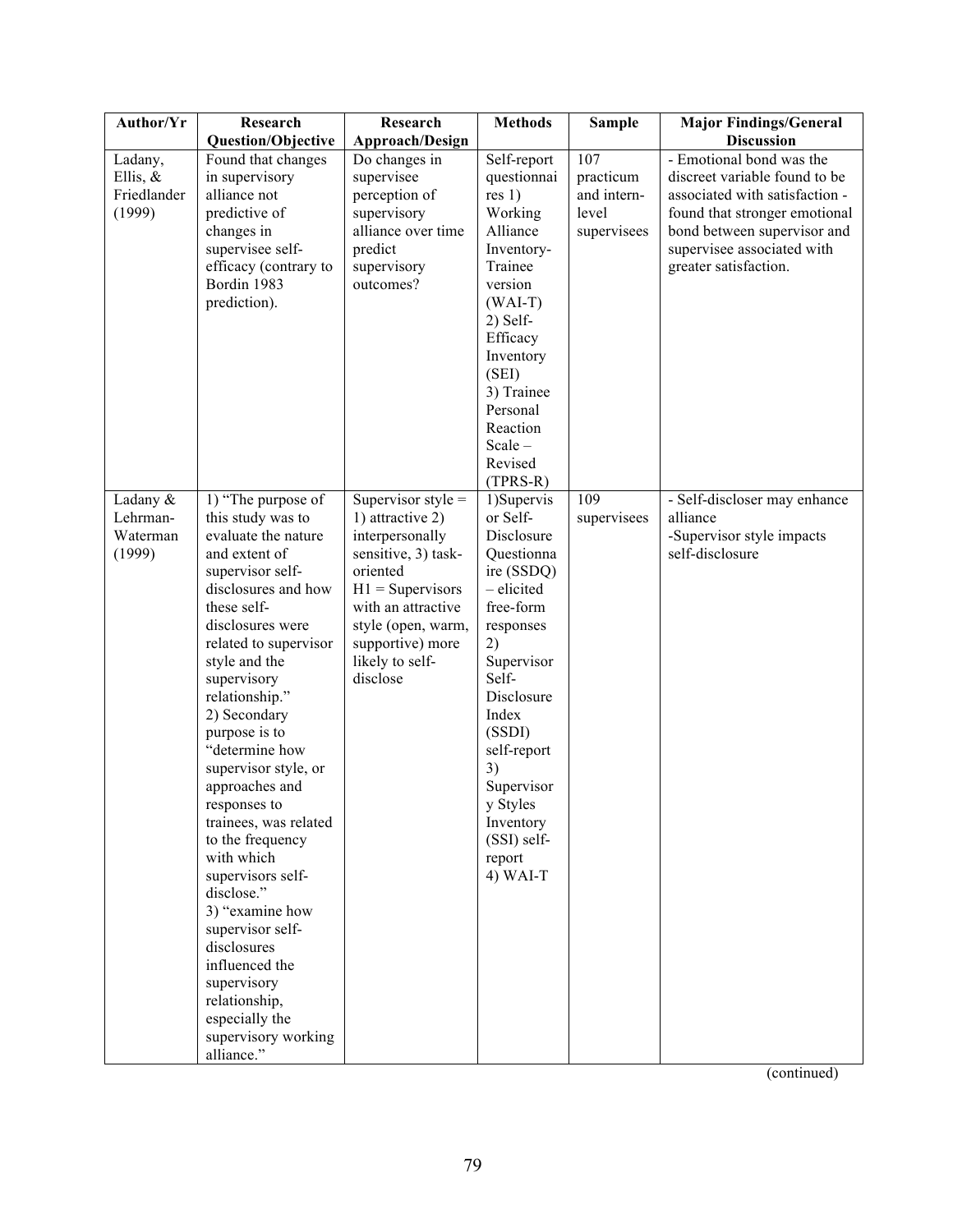| Author/Yr | Research Question/Objective | Research Approach/Design | Methods | Sample | Major Findings/General Discussion |
|---|---|---|---|---|---|
| Ladany, Ellis, & Friedlander (1999) | Found that changes in supervisory alliance not predictive of changes in supervisee self-efficacy (contrary to Bordin 1983 prediction). | Do changes in supervisee perception of supervisory alliance over time predict supervisory outcomes? | Self-report questionnaires 1) Working Alliance Inventory-Trainee version (WAI-T) 2) Self-Efficacy Inventory (SEI) 3) Trainee Personal Reaction Scale – Revised (TPRS-R) | 107 practicum and intern-level supervisees | - Emotional bond was the discreet variable found to be associated with satisfaction - found that stronger emotional bond between supervisor and supervisee associated with greater satisfaction. |
| Ladany & Lehrman-Waterman (1999) | 1) "The purpose of this study was to evaluate the nature and extent of supervisor self-disclosures and how these self-disclosures were related to supervisor style and the supervisory relationship." 2) Secondary purpose is to "determine how supervisor style, or approaches and responses to trainees, was related to the frequency with which supervisors self-disclose." 3) "examine how supervisor self-disclosures influenced the supervisory relationship, especially the supervisory working alliance." | Supervisor style = 1) attractive 2) interpersonally sensitive, 3) task-oriented H1 = Supervisors with an attractive style (open, warm, supportive) more likely to self-disclose | 1)Supervisor Self-Disclosure Questionnaire (SSDQ) – elicited free-form responses 2) Supervisor Self-Disclosure Index (SSDI) self-report 3) Supervisory Styles Inventory (SSI) self-report 4) WAI-T | 109 supervisees | - Self-discloser may enhance alliance -Supervisor style impacts self-disclosure |

(continued)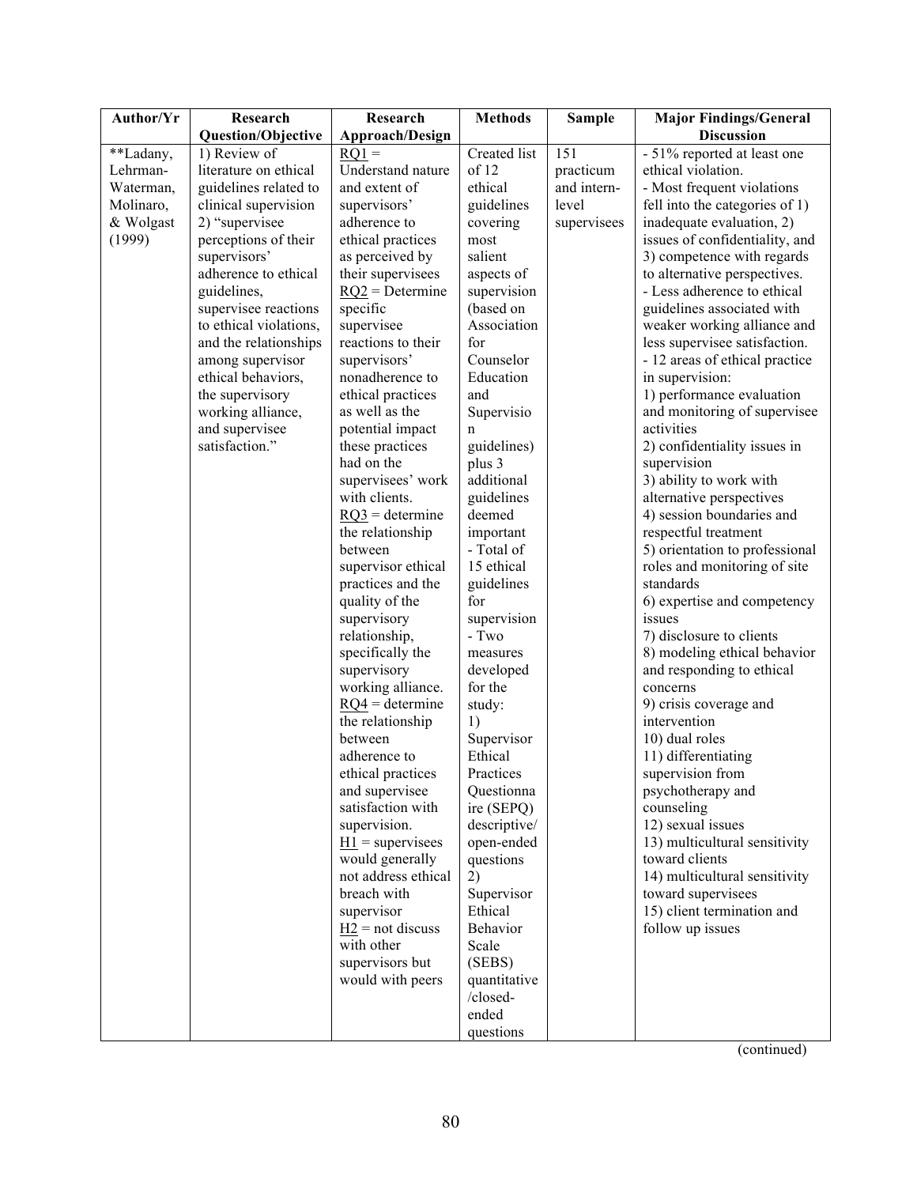| Author/Yr | Research Question/Objective | Research Approach/Design | Methods | Sample | Major Findings/General Discussion |
|---|---|---|---|---|---|
| **Ladany, Lehrman-Waterman, Molinaro, & Wolgast (1999) | 1) Review of literature on ethical guidelines related to clinical supervision<br>2) "supervisee perceptions of their supervisors' adherence to ethical guidelines, supervisee reactions to ethical violations, and the relationships among supervisor ethical behaviors, the supervisory working alliance, and supervisee satisfaction." | RQ1 = Understand nature and extent of supervisors' adherence to ethical practices as perceived by their supervisees<br>RQ2 = Determine specific supervisee reactions to their supervisors' nonadherence to ethical practices as well as the potential impact these practices had on the supervisees' work with clients.<br>RQ3 = determine the relationship between supervisor ethical practices and the quality of the supervisory relationship, specifically the supervisory working alliance.<br>RQ4 = determine the relationship between adherence to ethical practices and supervisee satisfaction with supervision.<br>H1 = supervisees would generally not address ethical breach with supervisor<br>H2 = not discuss with other supervisors but would with peers | Created list of 12 ethical guidelines covering most salient aspects of supervision (based on Association for Counselor Education and Supervision guidelines) plus 3 additional guidelines deemed important<br>- Total of 15 ethical guidelines for supervision<br>- Two measures developed for the study:<br>1) Supervisor Ethical Practices Questionnaire (SEPQ) descriptive/ open-ended questions<br>2) Supervisor Ethical Behavior Scale (SEBS) quantitative /closed-ended questions | 151 practicum and intern-level supervisees | - 51% reported at least one ethical violation.<br>- Most frequent violations fell into the categories of 1) inadequate evaluation, 2) issues of confidentiality, and 3) competence with regards to alternative perspectives.<br>- Less adherence to ethical guidelines associated with weaker working alliance and less supervisee satisfaction.<br>- 12 areas of ethical practice in supervision:<br>1) performance evaluation and monitoring of supervisee activities<br>2) confidentiality issues in supervision<br>3) ability to work with alternative perspectives<br>4) session boundaries and respectful treatment<br>5) orientation to professional roles and monitoring of site standards<br>6) expertise and competency issues<br>7) disclosure to clients<br>8) modeling ethical behavior and responding to ethical concerns<br>9) crisis coverage and intervention<br>10) dual roles<br>11) differentiating supervision from psychotherapy and counseling<br>12) sexual issues<br>13) multicultural sensitivity toward clients<br>14) multicultural sensitivity toward supervisees<br>15) client termination and follow up issues |

(continued)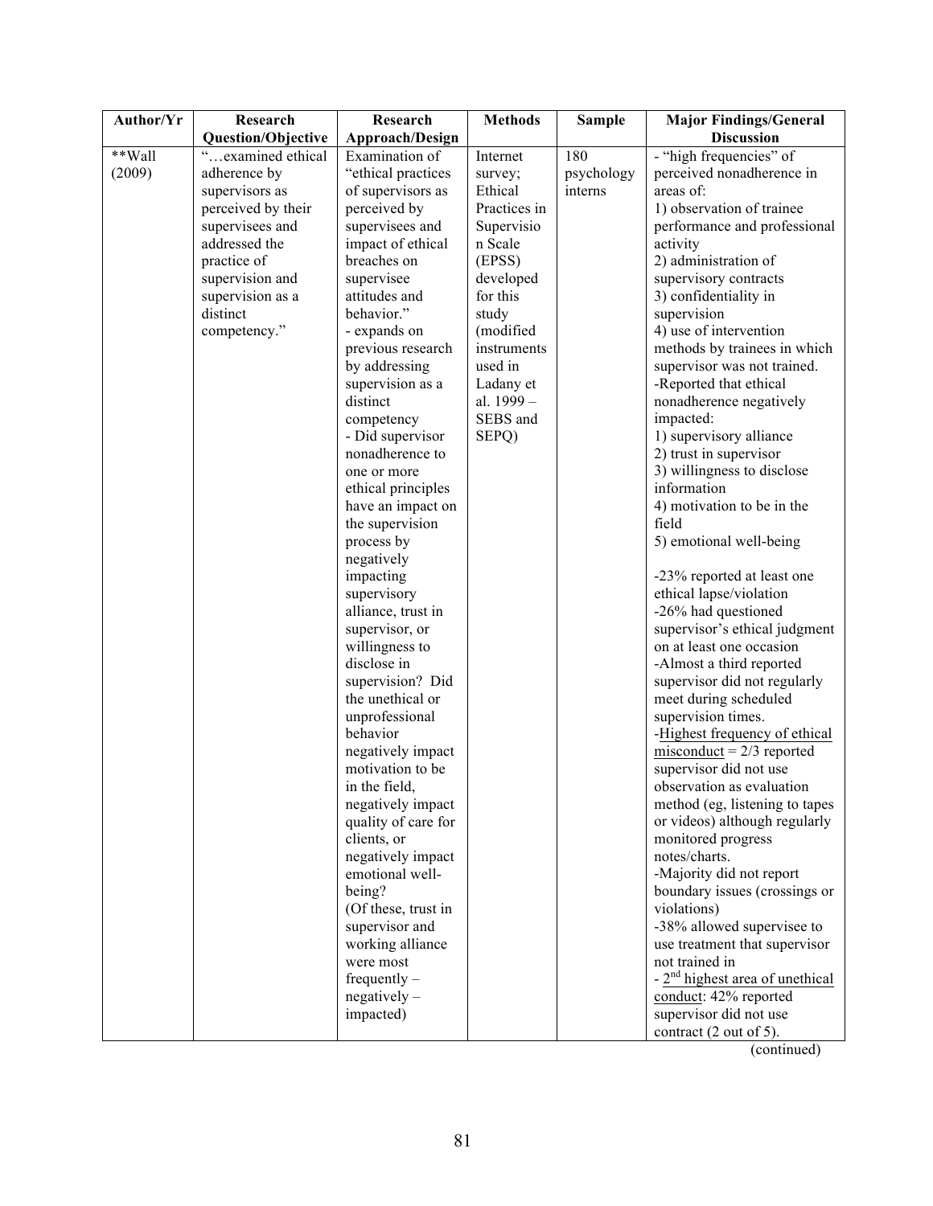| Author/Yr | Research Question/Objective | Research Approach/Design | Methods | Sample | Major Findings/General Discussion |
|---|---|---|---|---|---|
| **Wall (2009) | "…examined ethical adherence by supervisors as perceived by their supervisees and addressed the practice of supervision and supervision as a distinct competency." | Examination of "ethical practices of supervisors as perceived by supervisees and impact of ethical breaches on supervisee attitudes and behavior."<br>- expands on previous research by addressing supervision as a distinct competency<br>- Did supervisor nonadherence to one or more ethical principles have an impact on the supervision process by negatively impacting supervisory alliance, trust in supervisor, or willingness to disclose in supervision? Did the unethical or unprofessional behavior negatively impact motivation to be in the field, negatively impact quality of care for clients, or negatively impact emotional well-being?<br>(Of these, trust in supervisor and working alliance were most frequently – negatively – impacted) | Internet survey; Ethical Practices in Supervision Scale (EPSS) developed for this study (modified instruments used in Ladany et al. 1999 – SEBS and SEPQ) | 180 psychology interns | - "high frequencies" of perceived nonadherence in areas of:<br>1) observation of trainee performance and professional activity<br>2) administration of supervisory contracts<br>3) confidentiality in supervision<br>4) use of intervention methods by trainees in which supervisor was not trained.<br>-Reported that ethical nonadherence negatively impacted:<br>1) supervisory alliance<br>2) trust in supervisor<br>3) willingness to disclose information<br>4) motivation to be in the field<br>5) emotional well-being<br><br>-23% reported at least one ethical lapse/violation<br>-26% had questioned supervisor's ethical judgment on at least one occasion<br>-Almost a third reported supervisor did not regularly meet during scheduled supervision times.<br>-Highest frequency of ethical misconduct = 2/3 reported supervisor did not use observation as evaluation method (eg, listening to tapes or videos) although regularly monitored progress notes/charts.<br>-Majority did not report boundary issues (crossings or violations)<br>-38% allowed supervisee to use treatment that supervisor not trained in<br>- 2nd highest area of unethical conduct: 42% reported supervisor did not use contract (2 out of 5). |

(continued)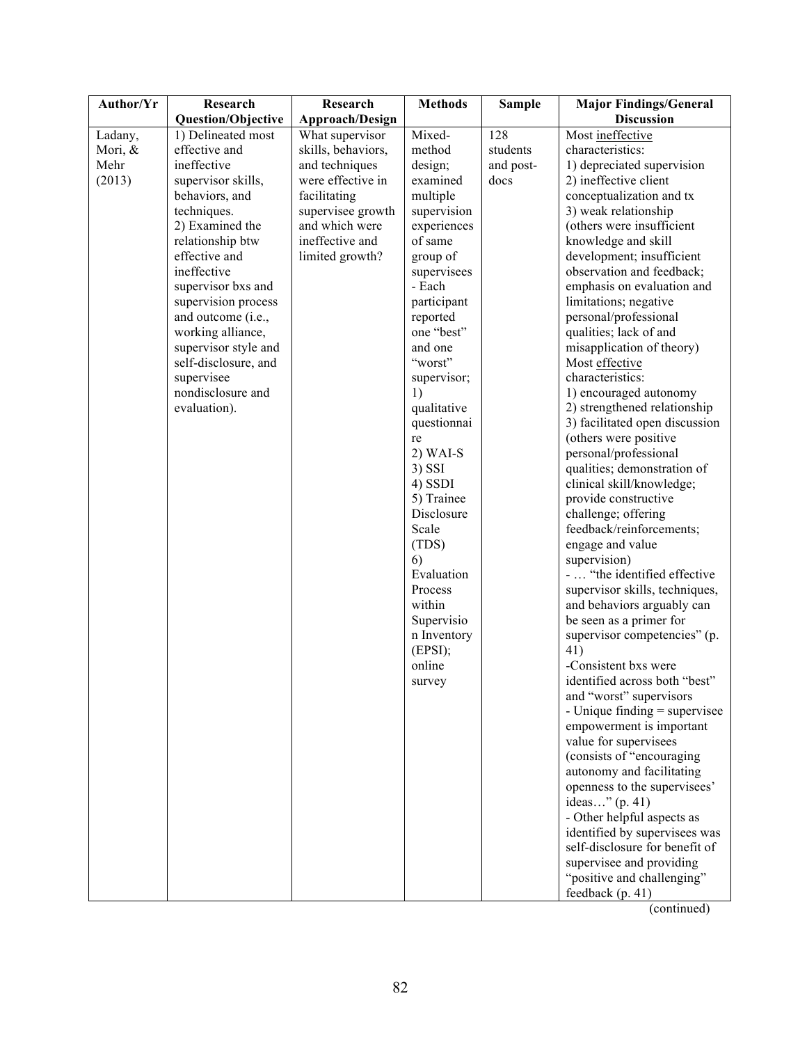| Author/Yr | Research Question/Objective | Research Approach/Design | Methods | Sample | Major Findings/General Discussion |
|---|---|---|---|---|---|
| Ladany, Mori, & Mehr (2013) | 1) Delineated most effective and ineffective supervisor skills, behaviors, and techniques.<br>2) Examined the relationship btw effective and ineffective supervisor bxs and supervision process and outcome (i.e., working alliance, supervisor style and self-disclosure, and supervisee nondisclosure and evaluation). | What supervisor skills, behaviors, and techniques were effective in facilitating supervisee growth and which were ineffective and limited growth? | Mixed-method design; examined multiple supervision experiences of same group of supervisees<br>- Each participant reported one "best" and one "worst" supervisor;<br>1) qualitative questionnaire<br>2) WAI-S<br>3) SSI<br>4) SSDI<br>5) Trainee Disclosure Scale (TDS)<br>6) Evaluation Process within Supervision Inventory (EPSI);<br>online survey | 128 students and post-docs | Most <u>ineffective</u> characteristics:<br>1) depreciated supervision<br>2) ineffective client conceptualization and tx<br>3) weak relationship<br>(others were insufficient knowledge and skill development; insufficient observation and feedback; emphasis on evaluation and limitations; negative personal/professional qualities; lack of and misapplication of theory)<br>Most <u>effective</u> characteristics:<br>1) encouraged autonomy<br>2) strengthened relationship<br>3) facilitated open discussion<br>(others were positive personal/professional qualities; demonstration of clinical skill/knowledge; provide constructive challenge; offering feedback/reinforcements; engage and value supervision)<br>- … "the identified effective supervisor skills, techniques, and behaviors arguably can be seen as a primer for supervisor competencies" (p. 41)<br>-Consistent bxs were identified across both "best" and "worst" supervisors<br>- Unique finding = supervisee empowerment is important value for supervisees (consists of "encouraging autonomy and facilitating openness to the supervisees' ideas…" (p. 41)<br>- Other helpful aspects as identified by supervisees was self-disclosure for benefit of supervisee and providing "positive and challenging" feedback (p. 41) |

(continued)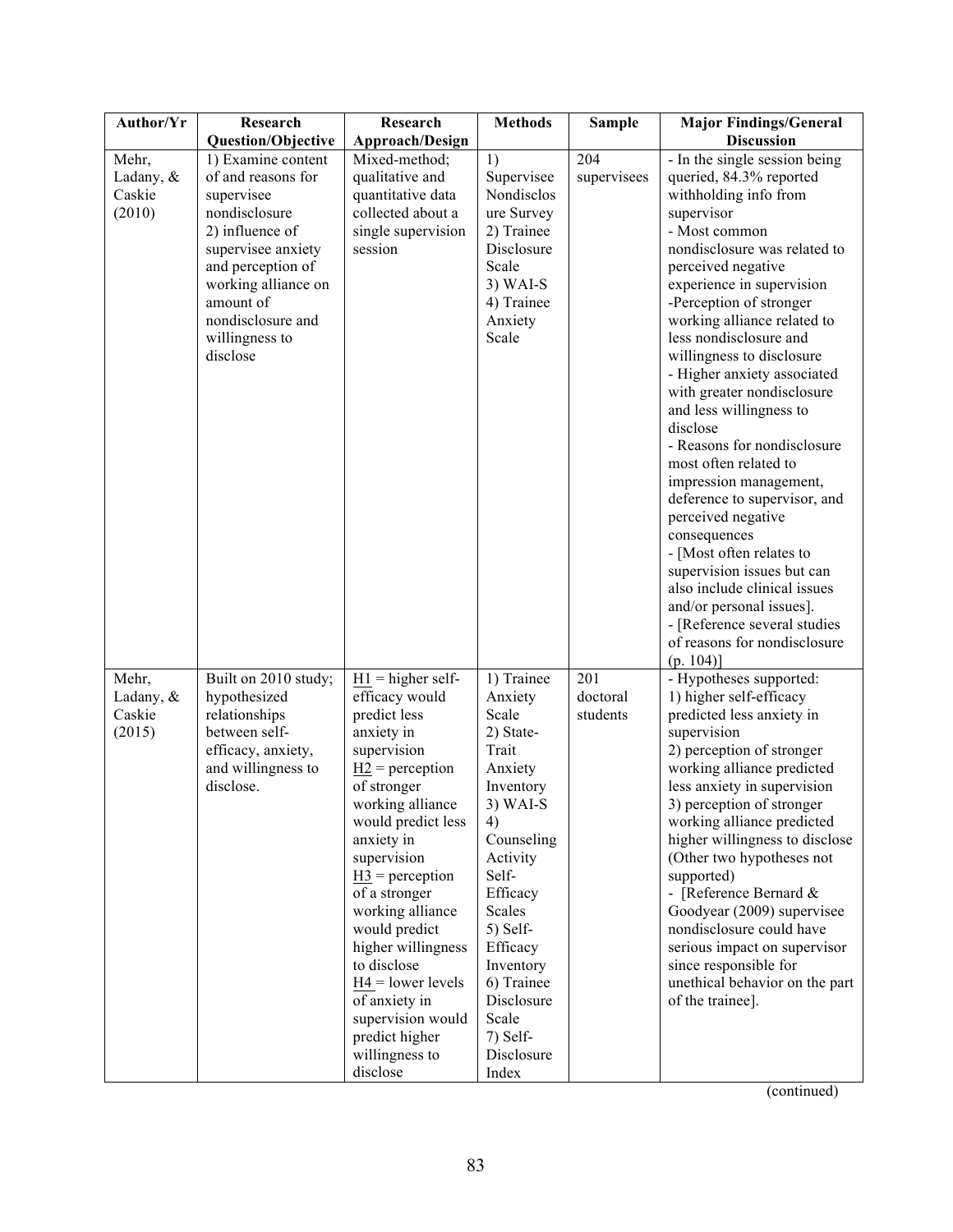| Author/Yr | Research Question/Objective | Research Approach/Design | Methods | Sample | Major Findings/General Discussion |
|---|---|---|---|---|---|
| Mehr, Ladany, & Caskie (2010) | 1) Examine content of and reasons for supervisee nondisclosure<br>2) influence of supervisee anxiety and perception of working alliance on amount of nondisclosure and willingness to disclose | Mixed-method; qualitative and quantitative data collected about a single supervision session | 1) Supervisee Nondisclosure Survey<br>2) Trainee Disclosure Scale<br>3) WAI-S<br>4) Trainee Anxiety Scale | 204 supervisees | - In the single session being queried, 84.3% reported withholding info from supervisor<br>- Most common nondisclosure was related to perceived negative experience in supervision<br>-Perception of stronger working alliance related to less nondisclosure and willingness to disclosure<br>- Higher anxiety associated with greater nondisclosure and less willingness to disclose<br>- Reasons for nondisclosure most often related to impression management, deference to supervisor, and perceived negative consequences<br>- [Most often relates to supervision issues but can also include clinical issues and/or personal issues].<br>- [Reference several studies of reasons for nondisclosure (p. 104)] |
| Mehr, Ladany, & Caskie (2015) | Built on 2010 study; hypothesized relationships between self-efficacy, anxiety, and willingness to disclose. | H1 = higher self-efficacy would predict less anxiety in supervision<br>H2 = perception of stronger working alliance would predict less anxiety in supervision<br>H3 = perception of a stronger working alliance would predict higher willingness to disclose<br>H4 = lower levels of anxiety in supervision would predict higher willingness to disclose | 1) Trainee Anxiety Scale<br>2) State-Trait Anxiety Inventory<br>3) WAI-S<br>4) Counseling Activity Self-Efficacy Scales<br>5) Self-Efficacy Inventory<br>6) Trainee Disclosure Scale<br>7) Self-Disclosure Index | 201 doctoral students | - Hypotheses supported:<br>1) higher self-efficacy predicted less anxiety in supervision<br>2) perception of stronger working alliance predicted less anxiety in supervision<br>3) perception of stronger working alliance predicted higher willingness to disclose (Other two hypotheses not supported)<br>- [Reference Bernard & Goodyear (2009) supervisee nondisclosure could have serious impact on supervisor since responsible for unethical behavior on the part of the trainee]. |

(continued)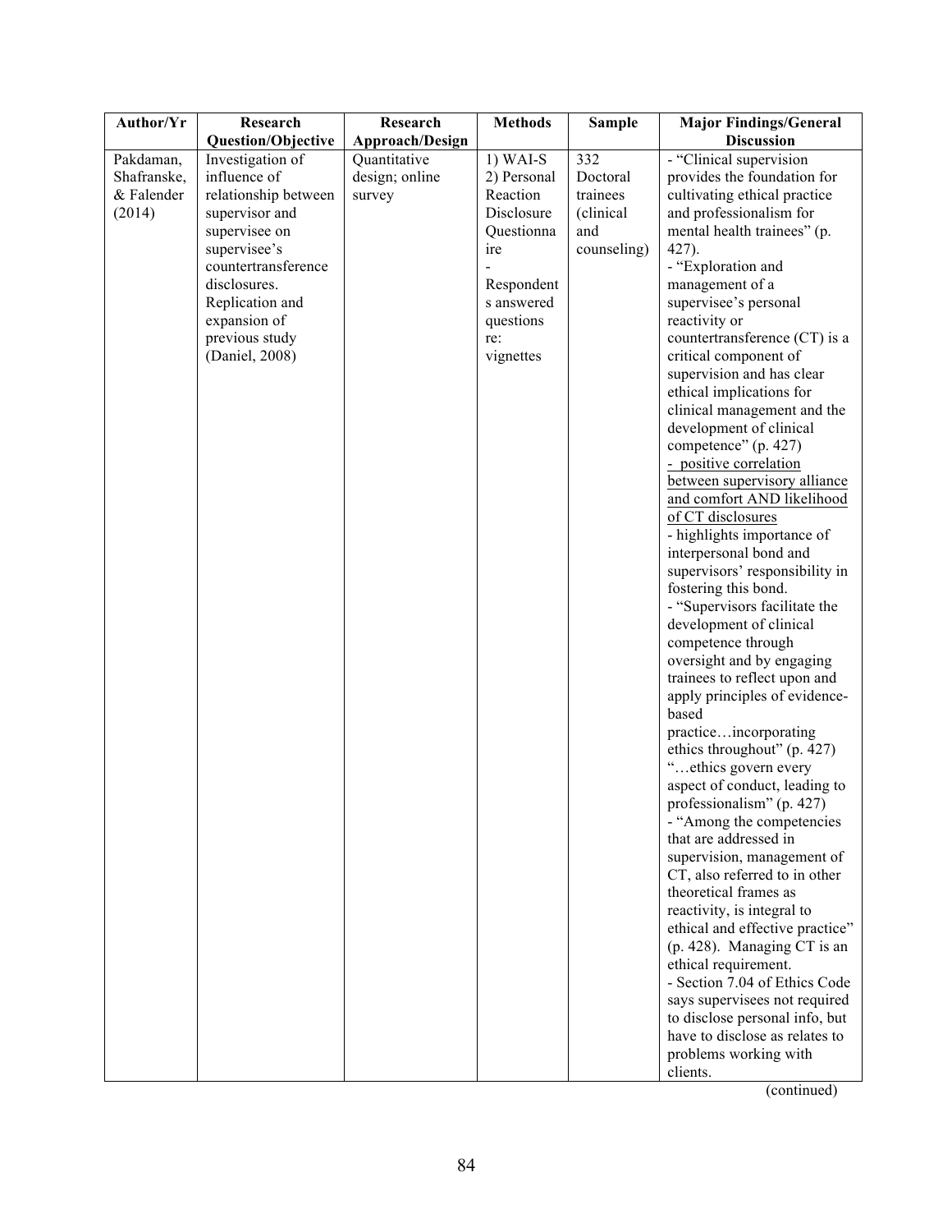| Author/Yr | Research Question/Objective | Research Approach/Design | Methods | Sample | Major Findings/General Discussion |
|---|---|---|---|---|---|
| Pakdaman, Shafranske, & Falender (2014) | Investigation of influence of relationship between supervisor and supervisee on supervisee's countertransference disclosures. Replication and expansion of previous study (Daniel, 2008) | Quantitative design; online survey | 1) WAI-S 2) Personal Reaction Disclosure Questionnaire - Respondents answered questions re: vignettes | 332 Doctoral trainees (clinical and counseling) | - "Clinical supervision provides the foundation for cultivating ethical practice and professionalism for mental health trainees" (p. 427). - "Exploration and management of a supervisee's personal reactivity or countertransference (CT) is a critical component of supervision and has clear ethical implications for clinical management and the development of clinical competence" (p. 427) - <u>positive correlation between supervisory alliance and comfort AND likelihood of CT disclosures</u> - highlights importance of interpersonal bond and supervisors' responsibility in fostering this bond. - "Supervisors facilitate the development of clinical competence through oversight and by engaging trainees to reflect upon and apply principles of evidence-based practice…incorporating ethics throughout" (p. 427) "…ethics govern every aspect of conduct, leading to professionalism" (p. 427) - "Among the competencies that are addressed in supervision, management of CT, also referred to in other theoretical frames as reactivity, is integral to ethical and effective practice" (p. 428). Managing CT is an ethical requirement. - Section 7.04 of Ethics Code says supervisees not required to disclose personal info, but have to disclose as relates to problems working with clients. |

(continued)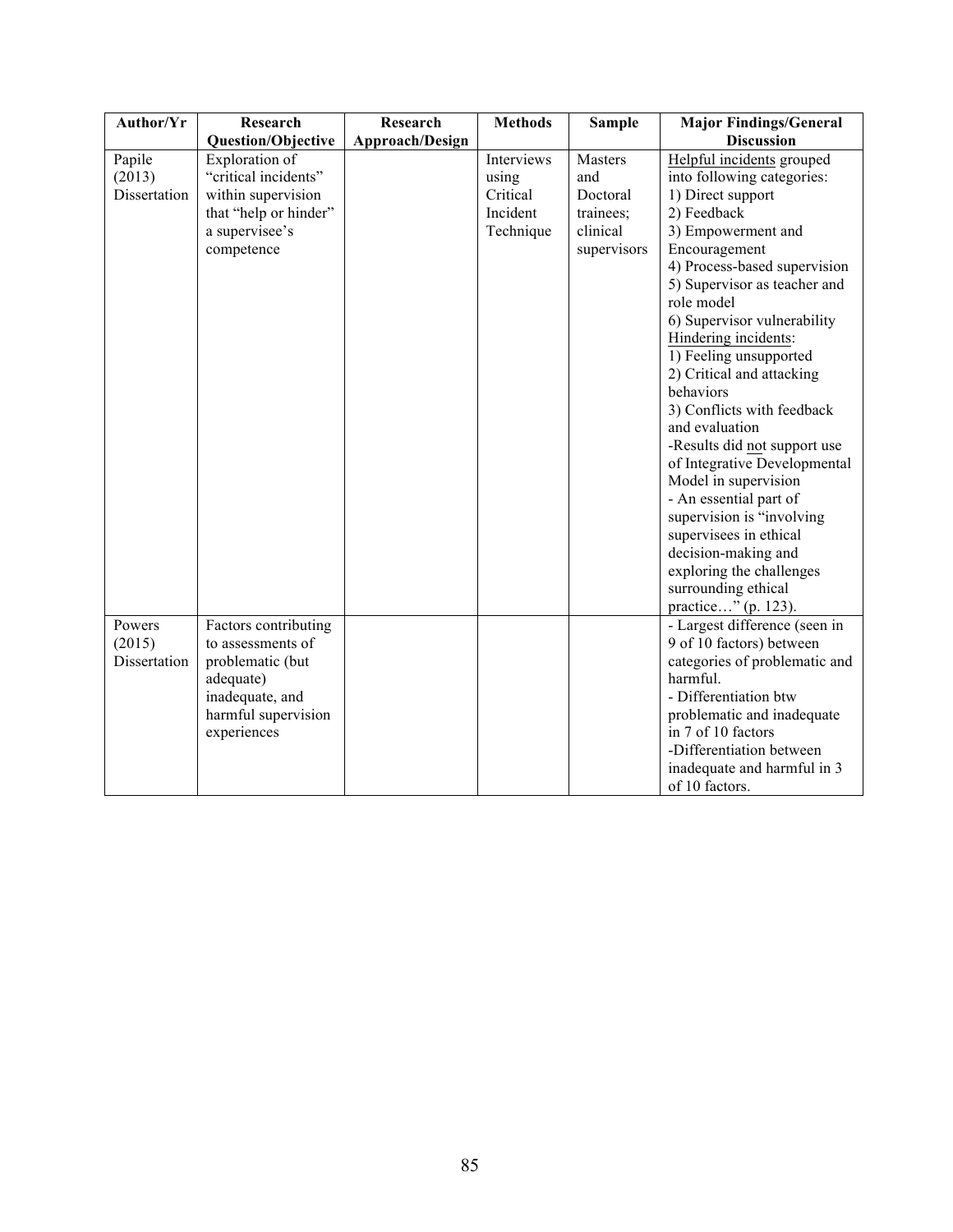| Author/Yr | Research Question/Objective | Research Approach/Design | Methods | Sample | Major Findings/General Discussion |
|---|---|---|---|---|---|
| Papile (2013) Dissertation | Exploration of "critical incidents" within supervision that "help or hinder" a supervisee's competence | | Interviews using Critical Incident Technique | Masters and Doctoral trainees; clinical supervisors | Helpful incidents grouped into following categories:<br>1) Direct support<br>2) Feedback<br>3) Empowerment and Encouragement<br>4) Process-based supervision<br>5) Supervisor as teacher and role model<br>6) Supervisor vulnerability<br>Hindering incidents:<br>1) Feeling unsupported<br>2) Critical and attacking behaviors<br>3) Conflicts with feedback and evaluation<br>-Results did not support use of Integrative Developmental Model in supervision<br>- An essential part of supervision is "involving supervisees in ethical decision-making and exploring the challenges surrounding ethical practice…" (p. 123). |
| Powers (2015) Dissertation | Factors contributing to assessments of problematic (but adequate) inadequate, and harmful supervision experiences | | | | - Largest difference (seen in 9 of 10 factors) between categories of problematic and harmful.<br>- Differentiation btw problematic and inadequate in 7 of 10 factors<br>-Differentiation between inadequate and harmful in 3 of 10 factors. |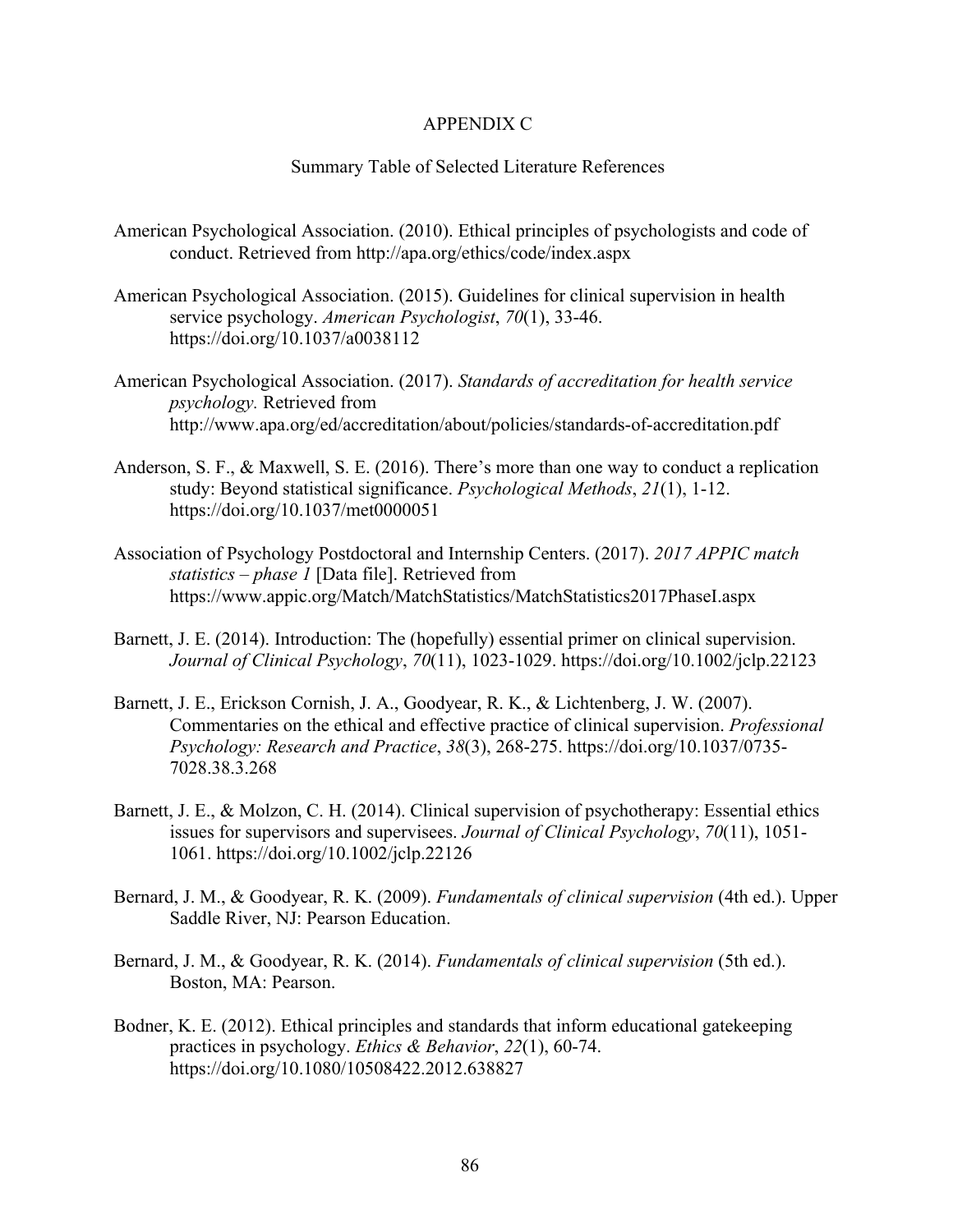# APPENDIX C

## Summary Table of Selected Literature References

American Psychological Association. (2010). Ethical principles of psychologists and code of conduct. Retrieved from http://apa.org/ethics/code/index.aspx

American Psychological Association. (2015). Guidelines for clinical supervision in health service psychology. *American Psychologist*, *70*(1), 33-46. https://doi.org/10.1037/a0038112

American Psychological Association. (2017). *Standards of accreditation for health service psychology.* Retrieved from http://www.apa.org/ed/accreditation/about/policies/standards-of-accreditation.pdf

Anderson, S. F., & Maxwell, S. E. (2016). There's more than one way to conduct a replication study: Beyond statistical significance. *Psychological Methods*, *21*(1), 1-12. https://doi.org/10.1037/met0000051

Association of Psychology Postdoctoral and Internship Centers. (2017). *2017 APPIC match statistics – phase 1* [Data file]. Retrieved from https://www.appic.org/Match/MatchStatistics/MatchStatistics2017PhaseI.aspx

Barnett, J. E. (2014). Introduction: The (hopefully) essential primer on clinical supervision. *Journal of Clinical Psychology*, *70*(11), 1023-1029. https://doi.org/10.1002/jclp.22123

Barnett, J. E., Erickson Cornish, J. A., Goodyear, R. K., & Lichtenberg, J. W. (2007). Commentaries on the ethical and effective practice of clinical supervision. *Professional Psychology: Research and Practice*, *38*(3), 268-275. https://doi.org/10.1037/0735-7028.38.3.268

Barnett, J. E., & Molzon, C. H. (2014). Clinical supervision of psychotherapy: Essential ethics issues for supervisors and supervisees. *Journal of Clinical Psychology*, *70*(11), 1051-1061. https://doi.org/10.1002/jclp.22126

Bernard, J. M., & Goodyear, R. K. (2009). *Fundamentals of clinical supervision* (4th ed.). Upper Saddle River, NJ: Pearson Education.

Bernard, J. M., & Goodyear, R. K. (2014). *Fundamentals of clinical supervision* (5th ed.). Boston, MA: Pearson.

Bodner, K. E. (2012). Ethical principles and standards that inform educational gatekeeping practices in psychology. *Ethics & Behavior*, *22*(1), 60-74. https://doi.org/10.1080/10508422.2012.638827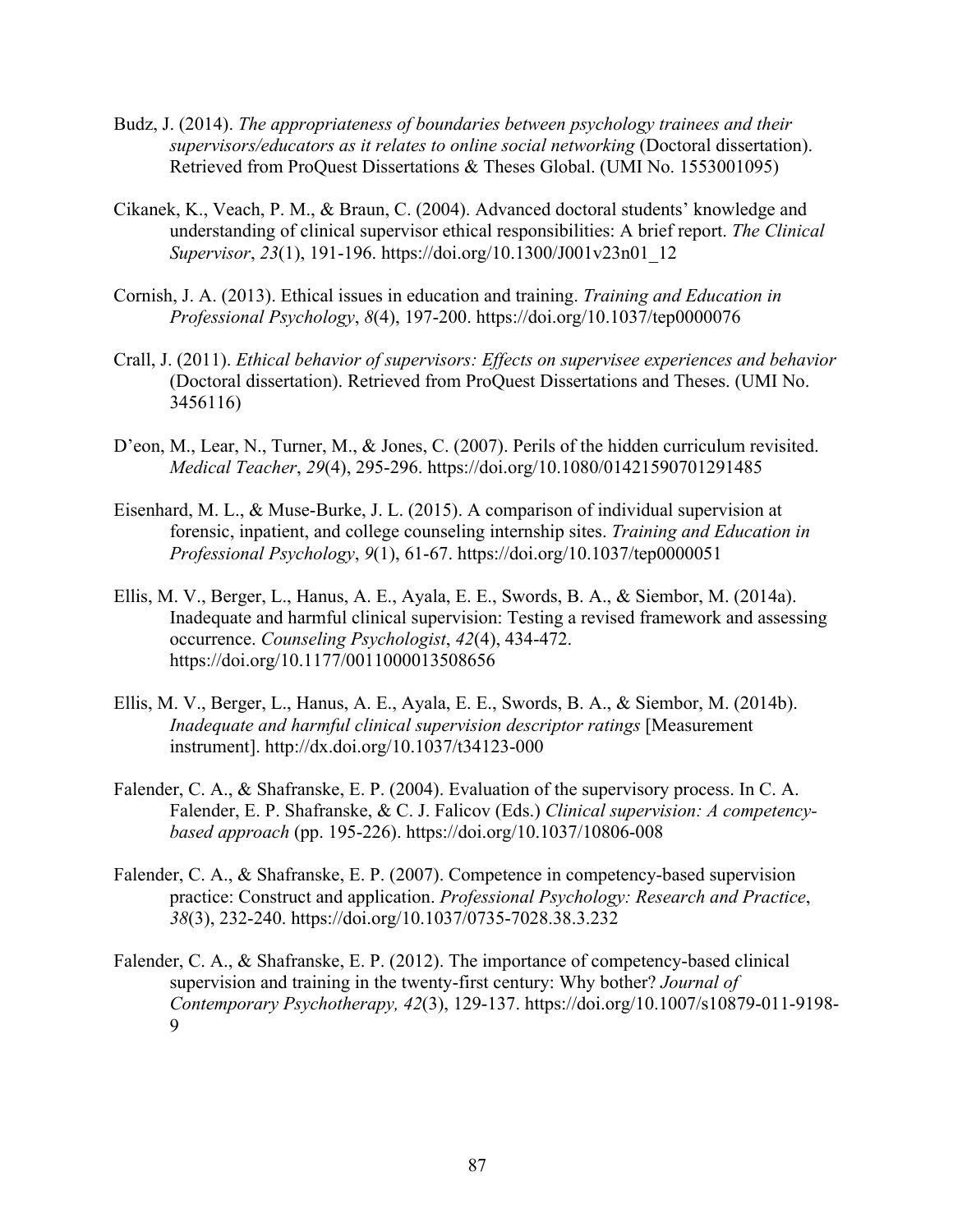Budz, J. (2014). *The appropriateness of boundaries between psychology trainees and their supervisors/educators as it relates to online social networking* (Doctoral dissertation). Retrieved from ProQuest Dissertations & Theses Global. (UMI No. 1553001095)

Cikanek, K., Veach, P. M., & Braun, C. (2004). Advanced doctoral students' knowledge and understanding of clinical supervisor ethical responsibilities: A brief report. *The Clinical Supervisor*, *23*(1), 191-196. https://doi.org/10.1300/J001v23n01_12

Cornish, J. A. (2013). Ethical issues in education and training. *Training and Education in Professional Psychology*, *8*(4), 197-200. https://doi.org/10.1037/tep0000076

Crall, J. (2011). *Ethical behavior of supervisors: Effects on supervisee experiences and behavior* (Doctoral dissertation). Retrieved from ProQuest Dissertations and Theses. (UMI No. 3456116)

D'eon, M., Lear, N., Turner, M., & Jones, C. (2007). Perils of the hidden curriculum revisited. *Medical Teacher*, *29*(4), 295-296. https://doi.org/10.1080/01421590701291485

Eisenhard, M. L., & Muse-Burke, J. L. (2015). A comparison of individual supervision at forensic, inpatient, and college counseling internship sites. *Training and Education in Professional Psychology*, *9*(1), 61-67. https://doi.org/10.1037/tep0000051

Ellis, M. V., Berger, L., Hanus, A. E., Ayala, E. E., Swords, B. A., & Siembor, M. (2014a). Inadequate and harmful clinical supervision: Testing a revised framework and assessing occurrence. *Counseling Psychologist*, *42*(4), 434-472. https://doi.org/10.1177/0011000013508656

Ellis, M. V., Berger, L., Hanus, A. E., Ayala, E. E., Swords, B. A., & Siembor, M. (2014b). *Inadequate and harmful clinical supervision descriptor ratings* [Measurement instrument]. http://dx.doi.org/10.1037/t34123-000

Falender, C. A., & Shafranske, E. P. (2004). Evaluation of the supervisory process. In C. A. Falender, E. P. Shafranske, & C. J. Falicov (Eds.) *Clinical supervision: A competency-based approach* (pp. 195-226). https://doi.org/10.1037/10806-008

Falender, C. A., & Shafranske, E. P. (2007). Competence in competency-based supervision practice: Construct and application. *Professional Psychology: Research and Practice*, *38*(3), 232-240. https://doi.org/10.1037/0735-7028.38.3.232

Falender, C. A., & Shafranske, E. P. (2012). The importance of competency-based clinical supervision and training in the twenty-first century: Why bother? *Journal of Contemporary Psychotherapy, 42*(3), 129-137. https://doi.org/10.1007/s10879-011-9198-9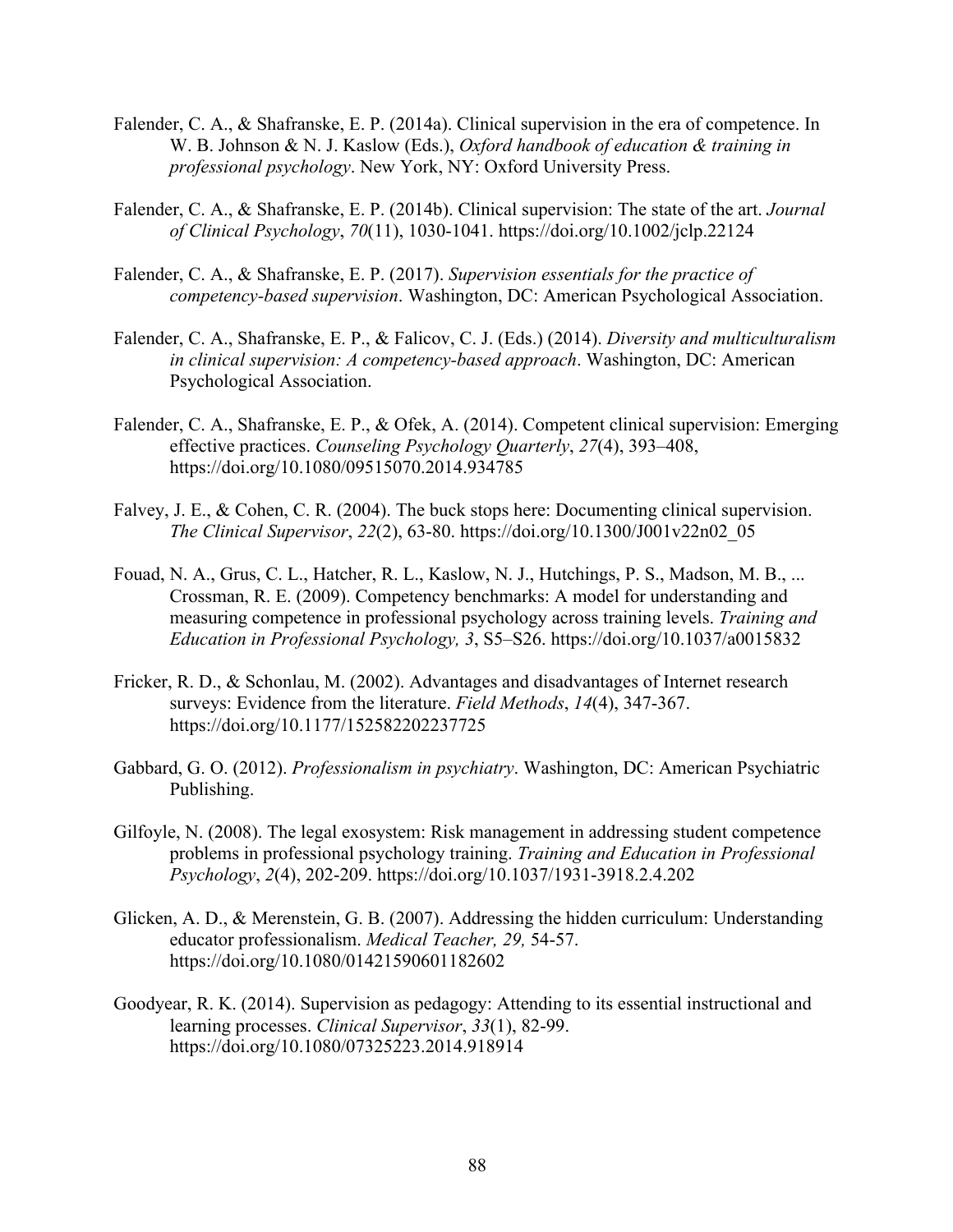Falender, C. A., & Shafranske, E. P. (2014a). Clinical supervision in the era of competence. In W. B. Johnson & N. J. Kaslow (Eds.), *Oxford handbook of education & training in professional psychology*. New York, NY: Oxford University Press.

Falender, C. A., & Shafranske, E. P. (2014b). Clinical supervision: The state of the art. *Journal of Clinical Psychology*, *70*(11), 1030-1041. https://doi.org/10.1002/jclp.22124

Falender, C. A., & Shafranske, E. P. (2017). *Supervision essentials for the practice of competency-based supervision*. Washington, DC: American Psychological Association.

Falender, C. A., Shafranske, E. P., & Falicov, C. J. (Eds.) (2014). *Diversity and multiculturalism in clinical supervision: A competency-based approach*. Washington, DC: American Psychological Association.

Falender, C. A., Shafranske, E. P., & Ofek, A. (2014). Competent clinical supervision: Emerging effective practices. *Counseling Psychology Quarterly*, *27*(4), 393–408, https://doi.org/10.1080/09515070.2014.934785

Falvey, J. E., & Cohen, C. R. (2004). The buck stops here: Documenting clinical supervision. *The Clinical Supervisor*, *22*(2), 63-80. https://doi.org/10.1300/J001v22n02_05

Fouad, N. A., Grus, C. L., Hatcher, R. L., Kaslow, N. J., Hutchings, P. S., Madson, M. B., ... Crossman, R. E. (2009). Competency benchmarks: A model for understanding and measuring competence in professional psychology across training levels. *Training and Education in Professional Psychology, 3*, S5–S26. https://doi.org/10.1037/a0015832

Fricker, R. D., & Schonlau, M. (2002). Advantages and disadvantages of Internet research surveys: Evidence from the literature. *Field Methods*, *14*(4), 347-367. https://doi.org/10.1177/152582202237725

Gabbard, G. O. (2012). *Professionalism in psychiatry*. Washington, DC: American Psychiatric Publishing.

Gilfoyle, N. (2008). The legal exosystem: Risk management in addressing student competence problems in professional psychology training. *Training and Education in Professional Psychology*, *2*(4), 202-209. https://doi.org/10.1037/1931-3918.2.4.202

Glicken, A. D., & Merenstein, G. B. (2007). Addressing the hidden curriculum: Understanding educator professionalism. *Medical Teacher, 29,* 54-57. https://doi.org/10.1080/01421590601182602

Goodyear, R. K. (2014). Supervision as pedagogy: Attending to its essential instructional and learning processes. *Clinical Supervisor*, *33*(1), 82-99. https://doi.org/10.1080/07325223.2014.918914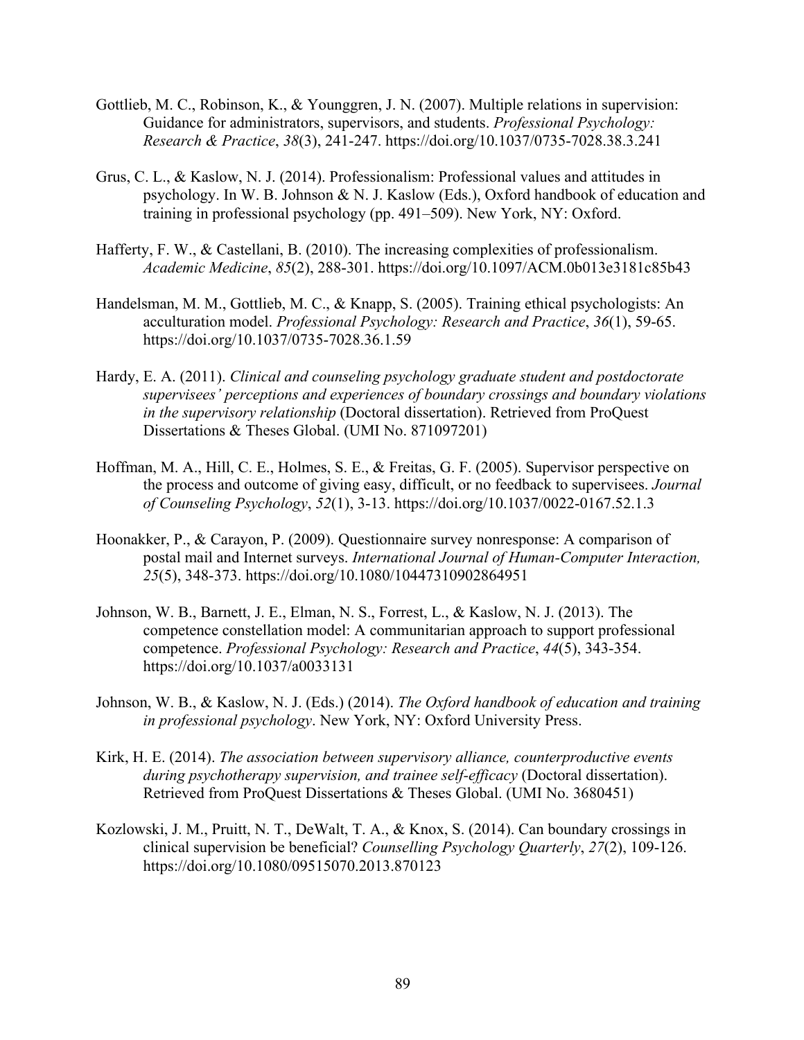Gottlieb, M. C., Robinson, K., & Younggren, J. N. (2007). Multiple relations in supervision: Guidance for administrators, supervisors, and students. *Professional Psychology: Research & Practice*, *38*(3), 241-247. https://doi.org/10.1037/0735-7028.38.3.241

Grus, C. L., & Kaslow, N. J. (2014). Professionalism: Professional values and attitudes in psychology. In W. B. Johnson & N. J. Kaslow (Eds.), Oxford handbook of education and training in professional psychology (pp. 491–509). New York, NY: Oxford.

Hafferty, F. W., & Castellani, B. (2010). The increasing complexities of professionalism. *Academic Medicine*, *85*(2), 288-301. https://doi.org/10.1097/ACM.0b013e3181c85b43

Handelsman, M. M., Gottlieb, M. C., & Knapp, S. (2005). Training ethical psychologists: An acculturation model. *Professional Psychology: Research and Practice*, *36*(1), 59-65. https://doi.org/10.1037/0735-7028.36.1.59

Hardy, E. A. (2011). *Clinical and counseling psychology graduate student and postdoctorate supervisees' perceptions and experiences of boundary crossings and boundary violations in the supervisory relationship* (Doctoral dissertation). Retrieved from ProQuest Dissertations & Theses Global. (UMI No. 871097201)

Hoffman, M. A., Hill, C. E., Holmes, S. E., & Freitas, G. F. (2005). Supervisor perspective on the process and outcome of giving easy, difficult, or no feedback to supervisees. *Journal of Counseling Psychology*, *52*(1), 3-13. https://doi.org/10.1037/0022-0167.52.1.3

Hoonakker, P., & Carayon, P. (2009). Questionnaire survey nonresponse: A comparison of postal mail and Internet surveys. *International Journal of Human-Computer Interaction, 25*(5), 348-373. https://doi.org/10.1080/10447310902864951

Johnson, W. B., Barnett, J. E., Elman, N. S., Forrest, L., & Kaslow, N. J. (2013). The competence constellation model: A communitarian approach to support professional competence. *Professional Psychology: Research and Practice*, *44*(5), 343-354. https://doi.org/10.1037/a0033131

Johnson, W. B., & Kaslow, N. J. (Eds.) (2014). *The Oxford handbook of education and training in professional psychology*. New York, NY: Oxford University Press.

Kirk, H. E. (2014). *The association between supervisory alliance, counterproductive events during psychotherapy supervision, and trainee self-efficacy* (Doctoral dissertation). Retrieved from ProQuest Dissertations & Theses Global. (UMI No. 3680451)

Kozlowski, J. M., Pruitt, N. T., DeWalt, T. A., & Knox, S. (2014). Can boundary crossings in clinical supervision be beneficial? *Counselling Psychology Quarterly*, *27*(2), 109-126. https://doi.org/10.1080/09515070.2013.870123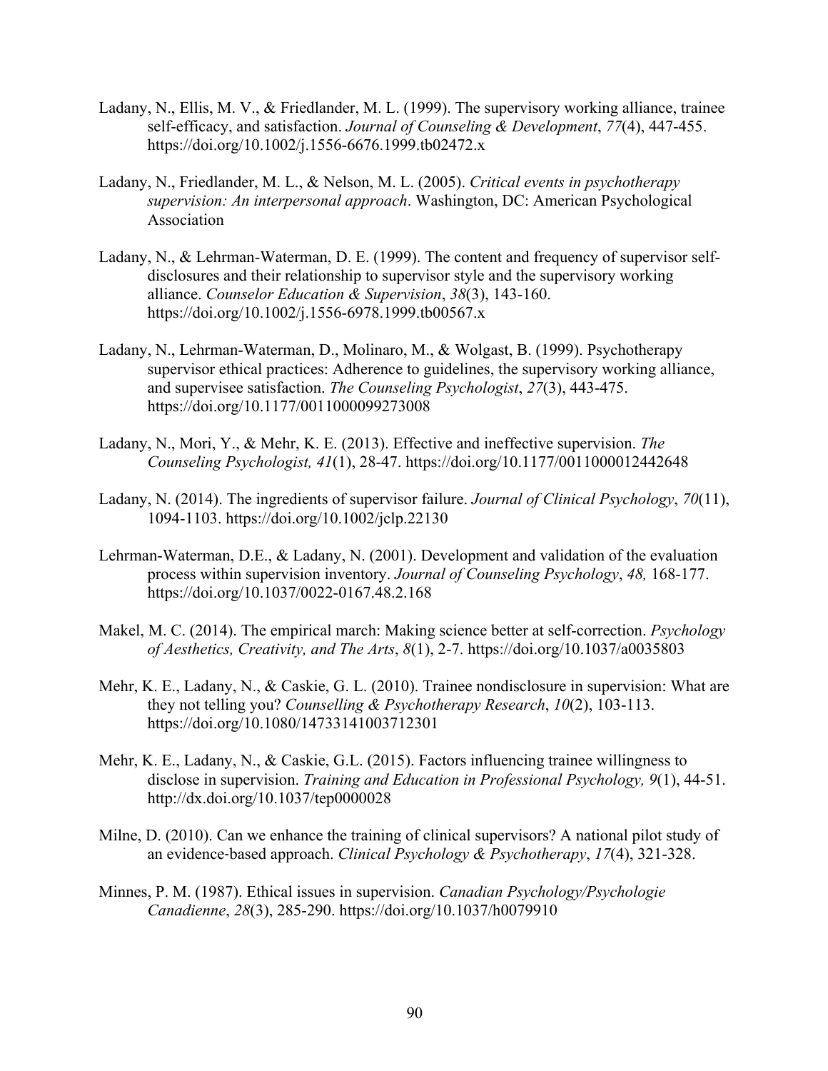Ladany, N., Ellis, M. V., & Friedlander, M. L. (1999). The supervisory working alliance, trainee self-efficacy, and satisfaction. *Journal of Counseling & Development*, *77*(4), 447-455. https://doi.org/10.1002/j.1556-6676.1999.tb02472.x

Ladany, N., Friedlander, M. L., & Nelson, M. L. (2005). *Critical events in psychotherapy supervision: An interpersonal approach*. Washington, DC: American Psychological Association

Ladany, N., & Lehrman-Waterman, D. E. (1999). The content and frequency of supervisor self-disclosures and their relationship to supervisor style and the supervisory working alliance. *Counselor Education & Supervision*, *38*(3), 143-160. https://doi.org/10.1002/j.1556-6978.1999.tb00567.x

Ladany, N., Lehrman-Waterman, D., Molinaro, M., & Wolgast, B. (1999). Psychotherapy supervisor ethical practices: Adherence to guidelines, the supervisory working alliance, and supervisee satisfaction. *The Counseling Psychologist*, *27*(3), 443-475. https://doi.org/10.1177/0011000099273008

Ladany, N., Mori, Y., & Mehr, K. E. (2013). Effective and ineffective supervision. *The Counseling Psychologist, 41*(1), 28-47. https://doi.org/10.1177/0011000012442648

Ladany, N. (2014). The ingredients of supervisor failure. *Journal of Clinical Psychology*, *70*(11), 1094-1103. https://doi.org/10.1002/jclp.22130

Lehrman-Waterman, D.E., & Ladany, N. (2001). Development and validation of the evaluation process within supervision inventory. *Journal of Counseling Psychology*, *48,* 168-177. https://doi.org/10.1037/0022-0167.48.2.168

Makel, M. C. (2014). The empirical march: Making science better at self-correction. *Psychology of Aesthetics, Creativity, and The Arts*, *8*(1), 2-7. https://doi.org/10.1037/a0035803

Mehr, K. E., Ladany, N., & Caskie, G. L. (2010). Trainee nondisclosure in supervision: What are they not telling you? *Counselling & Psychotherapy Research*, *10*(2), 103-113. https://doi.org/10.1080/14733141003712301

Mehr, K. E., Ladany, N., & Caskie, G.L. (2015). Factors influencing trainee willingness to disclose in supervision. *Training and Education in Professional Psychology, 9*(1), 44-51. http://dx.doi.org/10.1037/tep0000028

Milne, D. (2010). Can we enhance the training of clinical supervisors? A national pilot study of an evidence-based approach. *Clinical Psychology & Psychotherapy*, *17*(4), 321-328.

Minnes, P. M. (1987). Ethical issues in supervision. *Canadian Psychology/Psychologie Canadienne*, *28*(3), 285-290. https://doi.org/10.1037/h0079910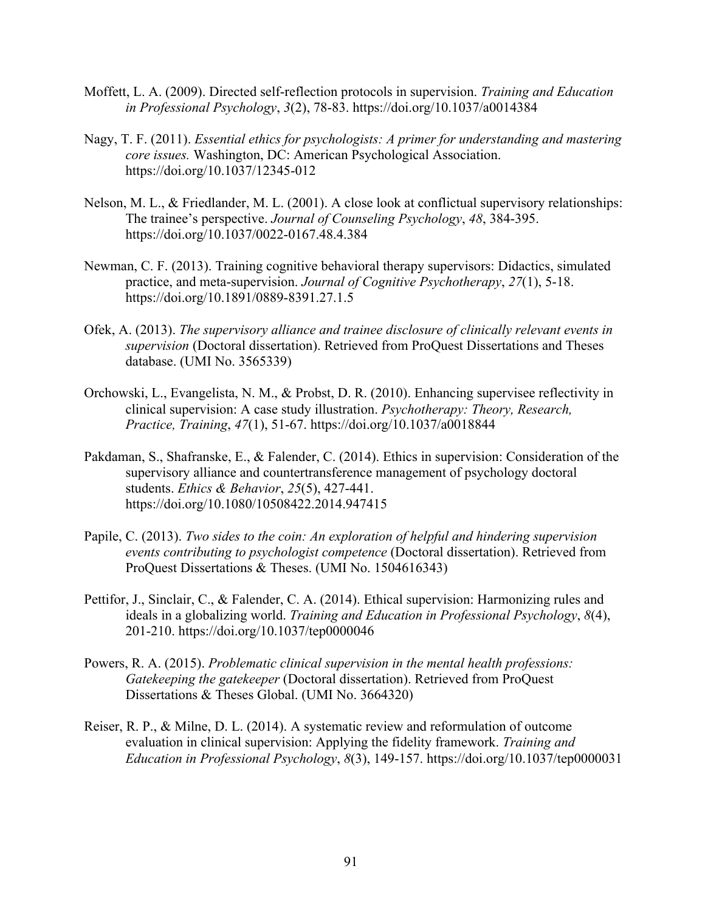Moffett, L. A. (2009). Directed self-reflection protocols in supervision. *Training and Education in Professional Psychology*, *3*(2), 78-83. https://doi.org/10.1037/a0014384

Nagy, T. F. (2011). *Essential ethics for psychologists: A primer for understanding and mastering core issues.* Washington, DC: American Psychological Association. https://doi.org/10.1037/12345-012

Nelson, M. L., & Friedlander, M. L. (2001). A close look at conflictual supervisory relationships: The trainee's perspective. *Journal of Counseling Psychology*, *48*, 384-395. https://doi.org/10.1037/0022-0167.48.4.384

Newman, C. F. (2013). Training cognitive behavioral therapy supervisors: Didactics, simulated practice, and meta-supervision. *Journal of Cognitive Psychotherapy*, *27*(1), 5-18. https://doi.org/10.1891/0889-8391.27.1.5

Ofek, A. (2013). *The supervisory alliance and trainee disclosure of clinically relevant events in supervision* (Doctoral dissertation). Retrieved from ProQuest Dissertations and Theses database. (UMI No. 3565339)

Orchowski, L., Evangelista, N. M., & Probst, D. R. (2010). Enhancing supervisee reflectivity in clinical supervision: A case study illustration. *Psychotherapy: Theory, Research, Practice, Training*, *47*(1), 51-67. https://doi.org/10.1037/a0018844

Pakdaman, S., Shafranske, E., & Falender, C. (2014). Ethics in supervision: Consideration of the supervisory alliance and countertransference management of psychology doctoral students. *Ethics & Behavior*, *25*(5), 427-441. https://doi.org/10.1080/10508422.2014.947415

Papile, C. (2013). *Two sides to the coin: An exploration of helpful and hindering supervision events contributing to psychologist competence* (Doctoral dissertation). Retrieved from ProQuest Dissertations & Theses. (UMI No. 1504616343)

Pettifor, J., Sinclair, C., & Falender, C. A. (2014). Ethical supervision: Harmonizing rules and ideals in a globalizing world. *Training and Education in Professional Psychology*, *8*(4), 201-210. https://doi.org/10.1037/tep0000046

Powers, R. A. (2015). *Problematic clinical supervision in the mental health professions: Gatekeeping the gatekeeper* (Doctoral dissertation). Retrieved from ProQuest Dissertations & Theses Global. (UMI No. 3664320)

Reiser, R. P., & Milne, D. L. (2014). A systematic review and reformulation of outcome evaluation in clinical supervision: Applying the fidelity framework. *Training and Education in Professional Psychology*, *8*(3), 149-157. https://doi.org/10.1037/tep0000031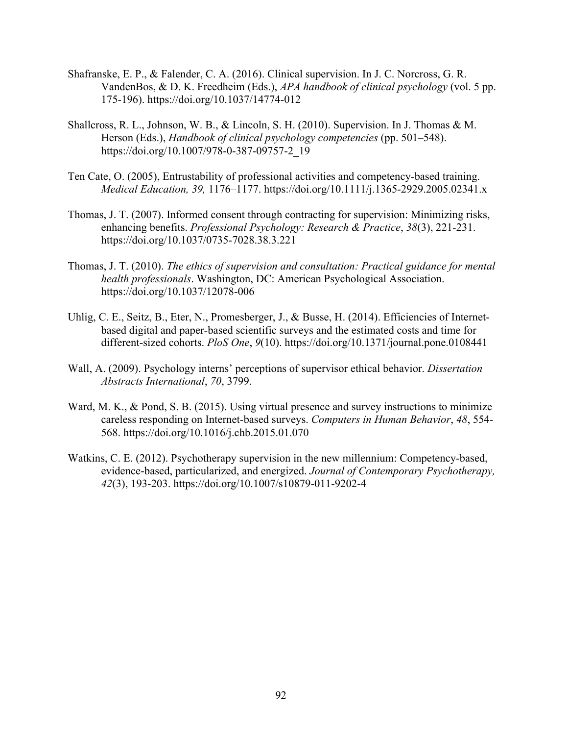Shafranske, E. P., & Falender, C. A. (2016). Clinical supervision. In J. C. Norcross, G. R. VandenBos, & D. K. Freedheim (Eds.), *APA handbook of clinical psychology* (vol. 5 pp. 175-196). https://doi.org/10.1037/14774-012

Shallcross, R. L., Johnson, W. B., & Lincoln, S. H. (2010). Supervision. In J. Thomas & M. Herson (Eds.), *Handbook of clinical psychology competencies* (pp. 501–548). https://doi.org/10.1007/978-0-387-09757-2_19

Ten Cate, O. (2005), Entrustability of professional activities and competency-based training. *Medical Education, 39,* 1176–1177. https://doi.org/10.1111/j.1365-2929.2005.02341.x

Thomas, J. T. (2007). Informed consent through contracting for supervision: Minimizing risks, enhancing benefits. *Professional Psychology: Research & Practice*, *38*(3), 221-231. https://doi.org/10.1037/0735-7028.38.3.221

Thomas, J. T. (2010). *The ethics of supervision and consultation: Practical guidance for mental health professionals*. Washington, DC: American Psychological Association. https://doi.org/10.1037/12078-006

Uhlig, C. E., Seitz, B., Eter, N., Promesberger, J., & Busse, H. (2014). Efficiencies of Internet-based digital and paper-based scientific surveys and the estimated costs and time for different-sized cohorts. *PloS One*, *9*(10). https://doi.org/10.1371/journal.pone.0108441

Wall, A. (2009). Psychology interns' perceptions of supervisor ethical behavior. *Dissertation Abstracts International*, *70*, 3799.

Ward, M. K., & Pond, S. B. (2015). Using virtual presence and survey instructions to minimize careless responding on Internet-based surveys. *Computers in Human Behavior*, *48*, 554-568. https://doi.org/10.1016/j.chb.2015.01.070

Watkins, C. E. (2012). Psychotherapy supervision in the new millennium: Competency-based, evidence-based, particularized, and energized. *Journal of Contemporary Psychotherapy, 42*(3), 193-203. https://doi.org/10.1007/s10879-011-9202-4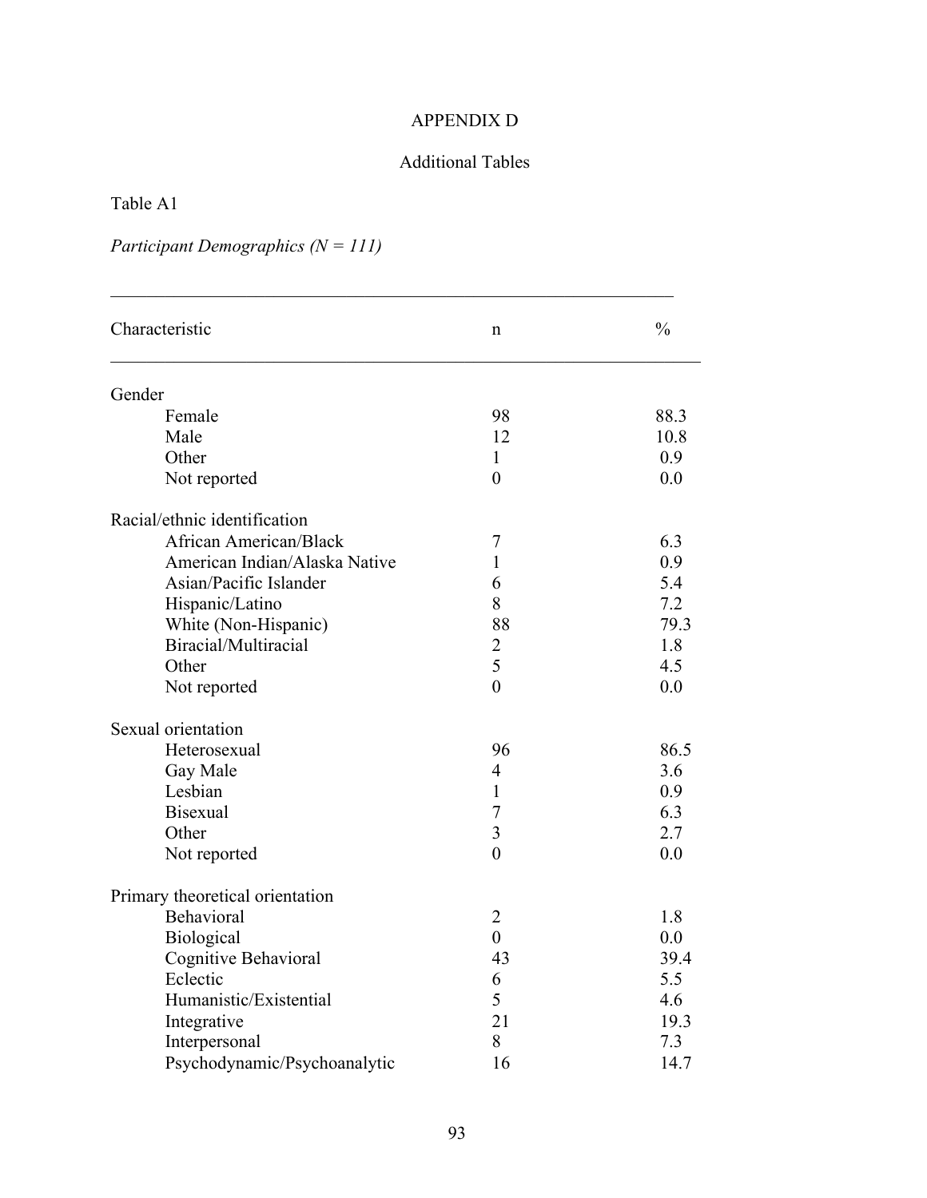# APPENDIX D

## Additional Tables

Table A1

*Participant Demographics (N = 111)*

| Characteristic | n | % |
|---|---|---|
| Gender | | |
| Female | 98 | 88.3 |
| Male | 12 | 10.8 |
| Other | 1 | 0.9 |
| Not reported | 0 | 0.0 |
| Racial/ethnic identification | | |
| African American/Black | 7 | 6.3 |
| American Indian/Alaska Native | 1 | 0.9 |
| Asian/Pacific Islander | 6 | 5.4 |
| Hispanic/Latino | 8 | 7.2 |
| White (Non-Hispanic) | 88 | 79.3 |
| Biracial/Multiracial | 2 | 1.8 |
| Other | 5 | 4.5 |
| Not reported | 0 | 0.0 |
| Sexual orientation | | |
| Heterosexual | 96 | 86.5 |
| Gay Male | 4 | 3.6 |
| Lesbian | 1 | 0.9 |
| Bisexual | 7 | 6.3 |
| Other | 3 | 2.7 |
| Not reported | 0 | 0.0 |
| Primary theoretical orientation | | |
| Behavioral | 2 | 1.8 |
| Biological | 0 | 0.0 |
| Cognitive Behavioral | 43 | 39.4 |
| Eclectic | 6 | 5.5 |
| Humanistic/Existential | 5 | 4.6 |
| Integrative | 21 | 19.3 |
| Interpersonal | 8 | 7.3 |
| Psychodynamic/Psychoanalytic | 16 | 14.7 |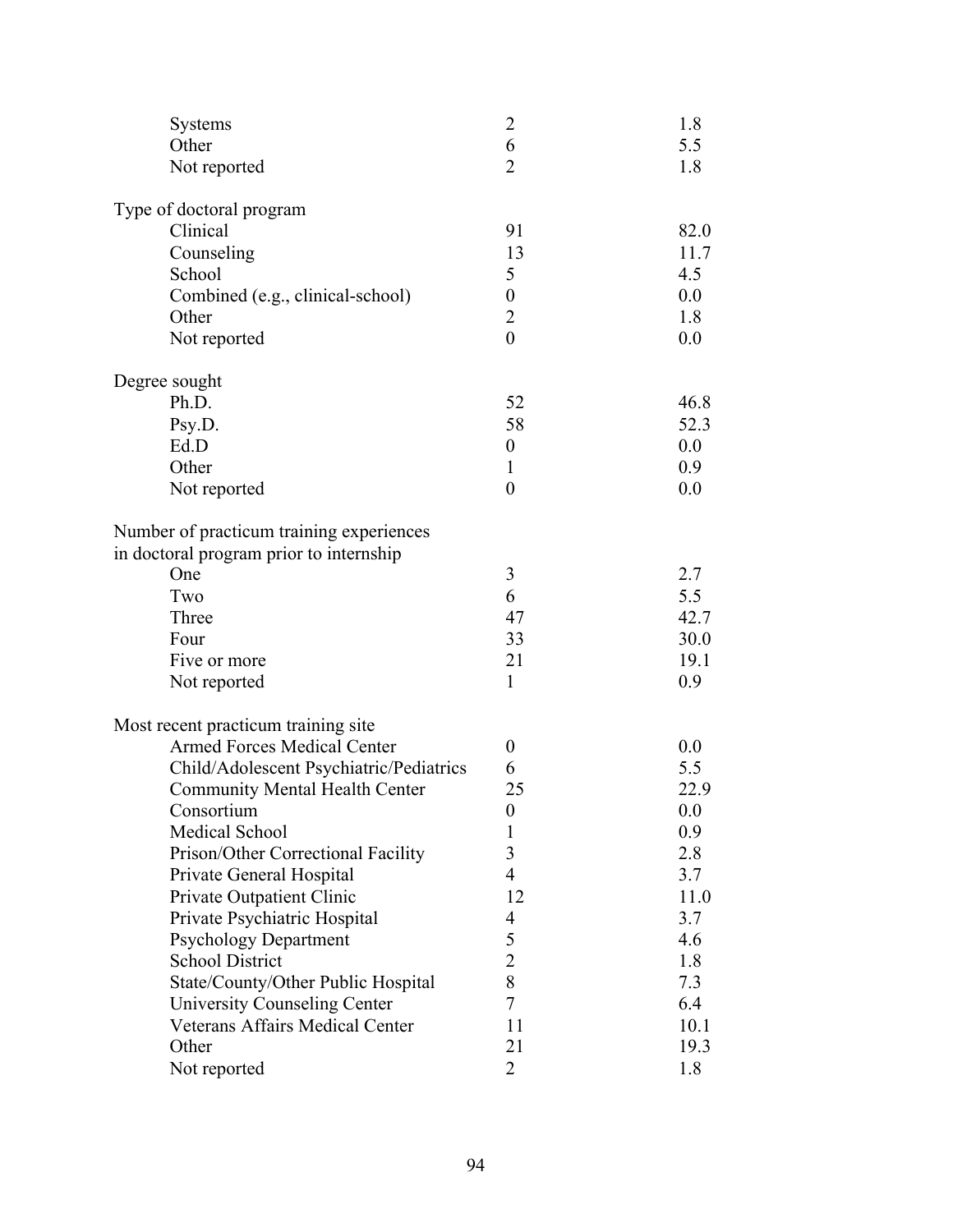| | | |
|---|---|---|
| Systems | 2 | 1.8 |
| Other | 6 | 5.5 |
| Not reported | 2 | 1.8 |
| **Type of doctoral program** | | |
| Clinical | 91 | 82.0 |
| Counseling | 13 | 11.7 |
| School | 5 | 4.5 |
| Combined (e.g., clinical-school) | 0 | 0.0 |
| Other | 2 | 1.8 |
| Not reported | 0 | 0.0 |
| **Degree sought** | | |
| Ph.D. | 52 | 46.8 |
| Psy.D. | 58 | 52.3 |
| Ed.D | 0 | 0.0 |
| Other | 1 | 0.9 |
| Not reported | 0 | 0.0 |
| **Number of practicum training experiences in doctoral program prior to internship** | | |
| One | 3 | 2.7 |
| Two | 6 | 5.5 |
| Three | 47 | 42.7 |
| Four | 33 | 30.0 |
| Five or more | 21 | 19.1 |
| Not reported | 1 | 0.9 |
| **Most recent practicum training site** | | |
| Armed Forces Medical Center | 0 | 0.0 |
| Child/Adolescent Psychiatric/Pediatrics | 6 | 5.5 |
| Community Mental Health Center | 25 | 22.9 |
| Consortium | 0 | 0.0 |
| Medical School | 1 | 0.9 |
| Prison/Other Correctional Facility | 3 | 2.8 |
| Private General Hospital | 4 | 3.7 |
| Private Outpatient Clinic | 12 | 11.0 |
| Private Psychiatric Hospital | 4 | 3.7 |
| Psychology Department | 5 | 4.6 |
| School District | 2 | 1.8 |
| State/County/Other Public Hospital | 8 | 7.3 |
| University Counseling Center | 7 | 6.4 |
| Veterans Affairs Medical Center | 11 | 10.1 |
| Other | 21 | 19.3 |
| Not reported | 2 | 1.8 |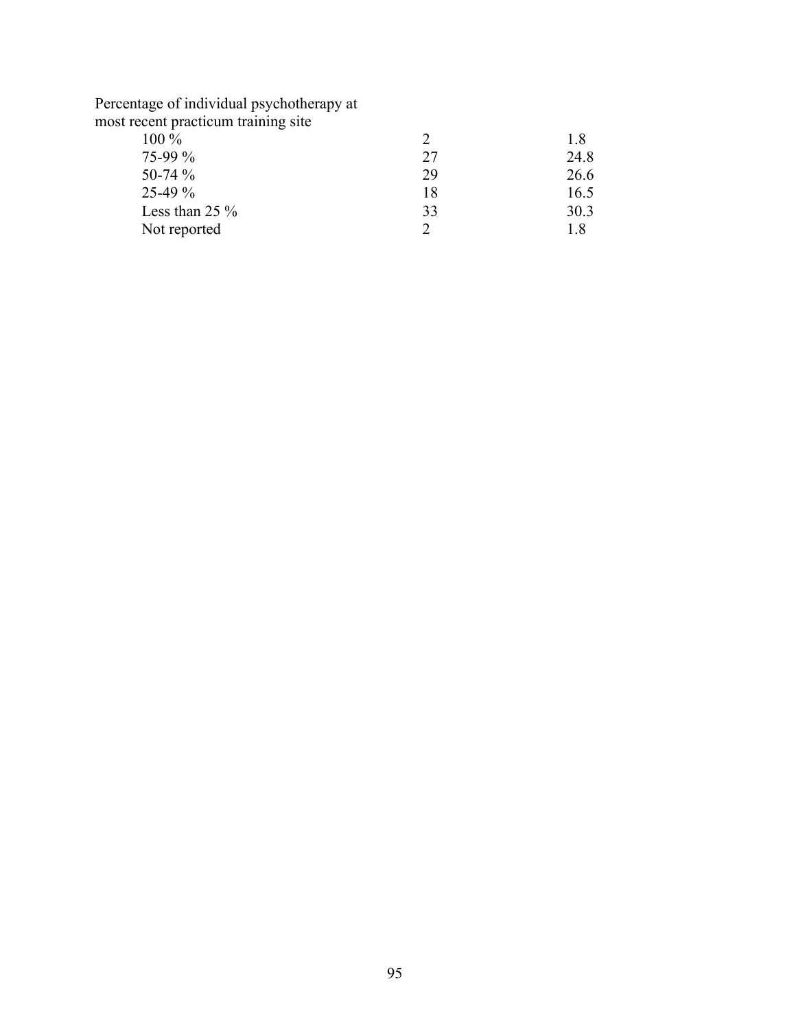| | | |
|---|---|---|
| Percentage of individual psychotherapy at most recent practicum training site | | |
| 100 % | 2 | 1.8 |
| 75-99 % | 27 | 24.8 |
| 50-74 % | 29 | 26.6 |
| 25-49 % | 18 | 16.5 |
| Less than 25 % | 33 | 30.3 |
| Not reported | 2 | 1.8 |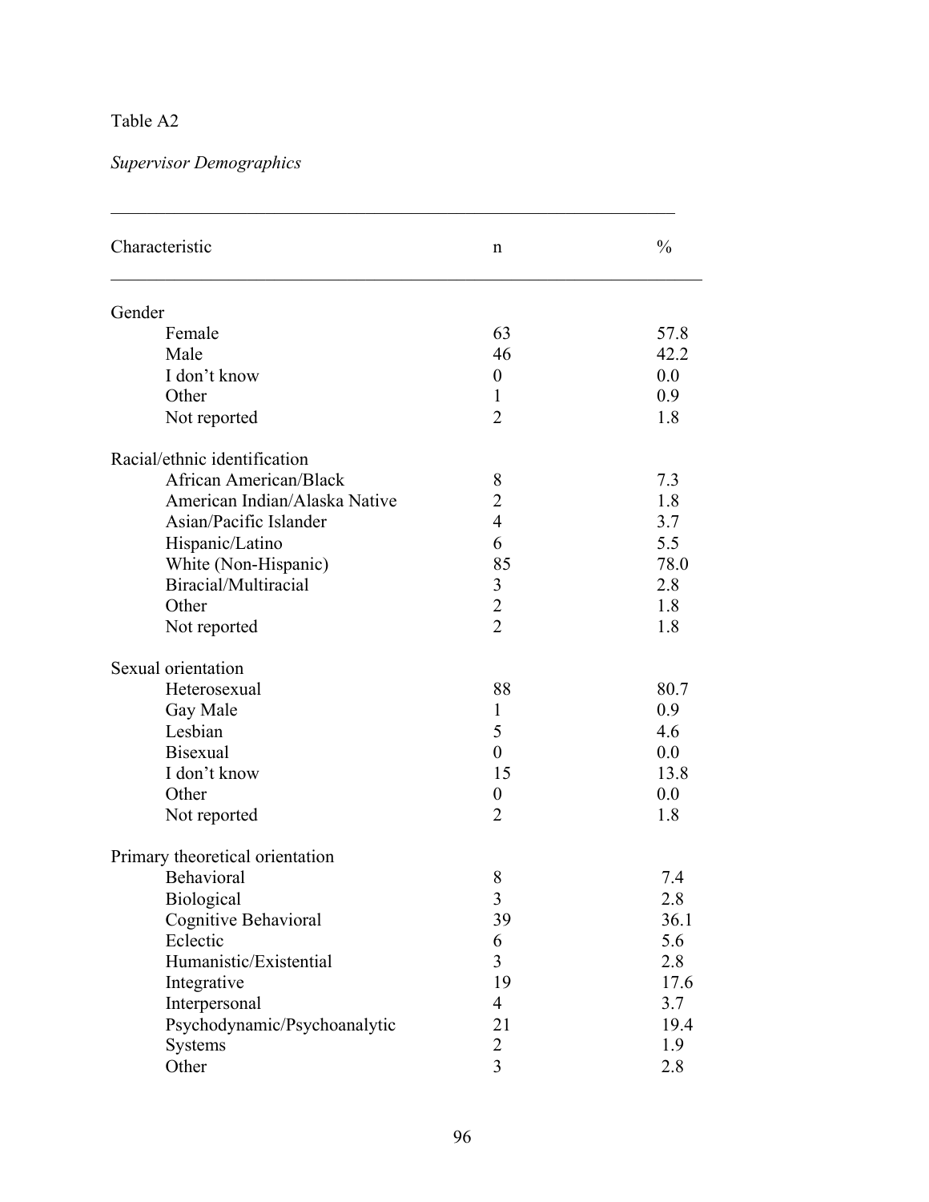Table A2

*Supervisor Demographics*

| Characteristic | n | % |
|---|---|---|
| Gender | | |
| Female | 63 | 57.8 |
| Male | 46 | 42.2 |
| I don't know | 0 | 0.0 |
| Other | 1 | 0.9 |
| Not reported | 2 | 1.8 |
| Racial/ethnic identification | | |
| African American/Black | 8 | 7.3 |
| American Indian/Alaska Native | 2 | 1.8 |
| Asian/Pacific Islander | 4 | 3.7 |
| Hispanic/Latino | 6 | 5.5 |
| White (Non-Hispanic) | 85 | 78.0 |
| Biracial/Multiracial | 3 | 2.8 |
| Other | 2 | 1.8 |
| Not reported | 2 | 1.8 |
| Sexual orientation | | |
| Heterosexual | 88 | 80.7 |
| Gay Male | 1 | 0.9 |
| Lesbian | 5 | 4.6 |
| Bisexual | 0 | 0.0 |
| I don't know | 15 | 13.8 |
| Other | 0 | 0.0 |
| Not reported | 2 | 1.8 |
| Primary theoretical orientation | | |
| Behavioral | 8 | 7.4 |
| Biological | 3 | 2.8 |
| Cognitive Behavioral | 39 | 36.1 |
| Eclectic | 6 | 5.6 |
| Humanistic/Existential | 3 | 2.8 |
| Integrative | 19 | 17.6 |
| Interpersonal | 4 | 3.7 |
| Psychodynamic/Psychoanalytic | 21 | 19.4 |
| Systems | 2 | 1.9 |
| Other | 3 | 2.8 |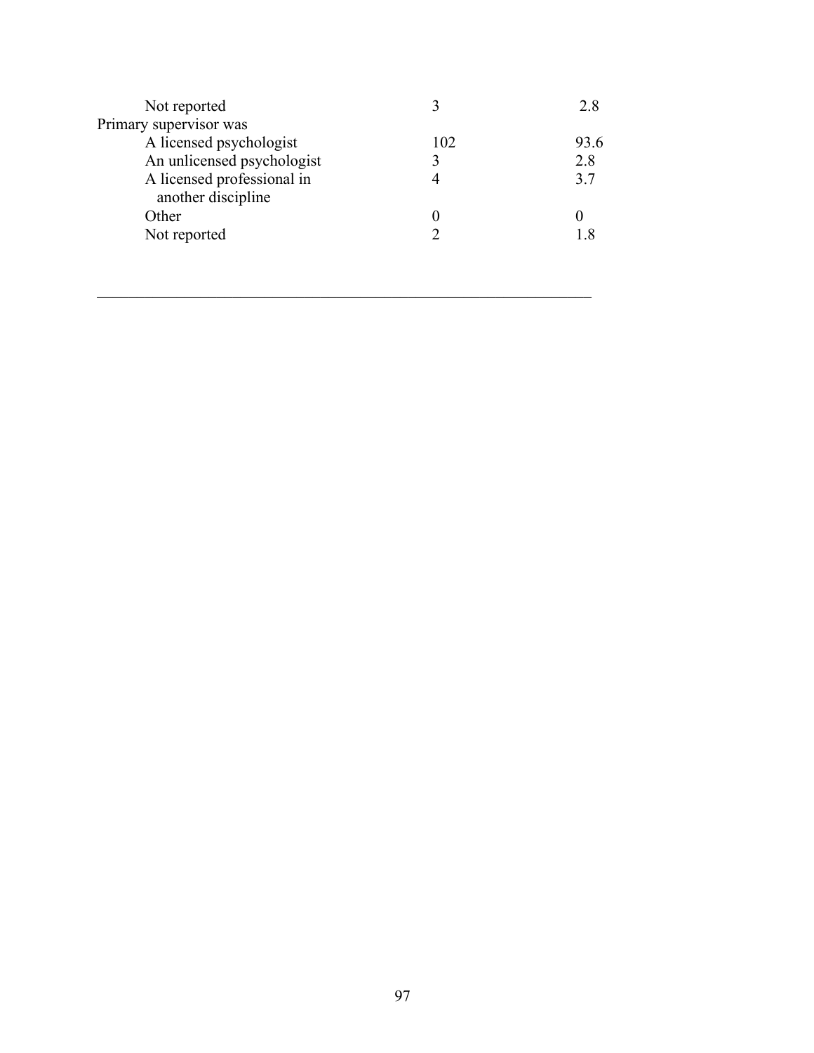| | | |
|---|---|---|
| Not reported | 3 | 2.8 |
| Primary supervisor was | | |
| A licensed psychologist | 102 | 93.6 |
| An unlicensed psychologist | 3 | 2.8 |
| A licensed professional in another discipline | 4 | 3.7 |
| Other | 0 | 0 |
| Not reported | 2 | 1.8 |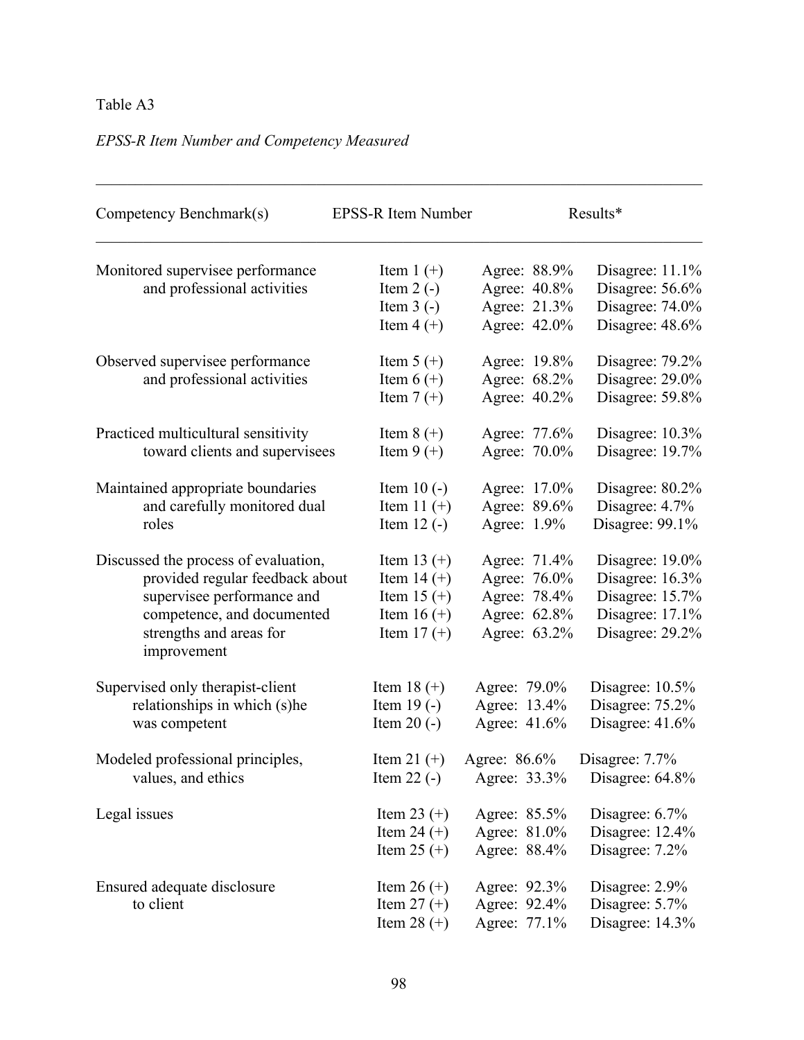Table A3

*EPSS-R Item Number and Competency Measured*

| Competency Benchmark(s) | EPSS-R Item Number | Results* | |
|---|---|---|---|
| Monitored supervisee performance and professional activities | Item 1 (+) | Agree: 88.9% | Disagree: 11.1% |
| | Item 2 (-) | Agree: 40.8% | Disagree: 56.6% |
| | Item 3 (-) | Agree: 21.3% | Disagree: 74.0% |
| | Item 4 (+) | Agree: 42.0% | Disagree: 48.6% |
| Observed supervisee performance and professional activities | Item 5 (+) | Agree: 19.8% | Disagree: 79.2% |
| | Item 6 (+) | Agree: 68.2% | Disagree: 29.0% |
| | Item 7 (+) | Agree: 40.2% | Disagree: 59.8% |
| Practiced multicultural sensitivity toward clients and supervisees | Item 8 (+) | Agree: 77.6% | Disagree: 10.3% |
| | Item 9 (+) | Agree: 70.0% | Disagree: 19.7% |
| Maintained appropriate boundaries and carefully monitored dual roles | Item 10 (-) | Agree: 17.0% | Disagree: 80.2% |
| | Item 11 (+) | Agree: 89.6% | Disagree: 4.7% |
| | Item 12 (-) | Agree: 1.9% | Disagree: 99.1% |
| Discussed the process of evaluation, provided regular feedback about supervisee performance and competence, and documented strengths and areas for improvement | Item 13 (+) | Agree: 71.4% | Disagree: 19.0% |
| | Item 14 (+) | Agree: 76.0% | Disagree: 16.3% |
| | Item 15 (+) | Agree: 78.4% | Disagree: 15.7% |
| | Item 16 (+) | Agree: 62.8% | Disagree: 17.1% |
| | Item 17 (+) | Agree: 63.2% | Disagree: 29.2% |
| Supervised only therapist-client relationships in which (s)he was competent | Item 18 (+) | Agree: 79.0% | Disagree: 10.5% |
| | Item 19 (-) | Agree: 13.4% | Disagree: 75.2% |
| | Item 20 (-) | Agree: 41.6% | Disagree: 41.6% |
| Modeled professional principles, values, and ethics | Item 21 (+) | Agree: 86.6% | Disagree: 7.7% |
| | Item 22 (-) | Agree: 33.3% | Disagree: 64.8% |
| Legal issues | Item 23 (+) | Agree: 85.5% | Disagree: 6.7% |
| | Item 24 (+) | Agree: 81.0% | Disagree: 12.4% |
| | Item 25 (+) | Agree: 88.4% | Disagree: 7.2% |
| Ensured adequate disclosure to client | Item 26 (+) | Agree: 92.3% | Disagree: 2.9% |
| | Item 27 (+) | Agree: 92.4% | Disagree: 5.7% |
| | Item 28 (+) | Agree: 77.1% | Disagree: 14.3% |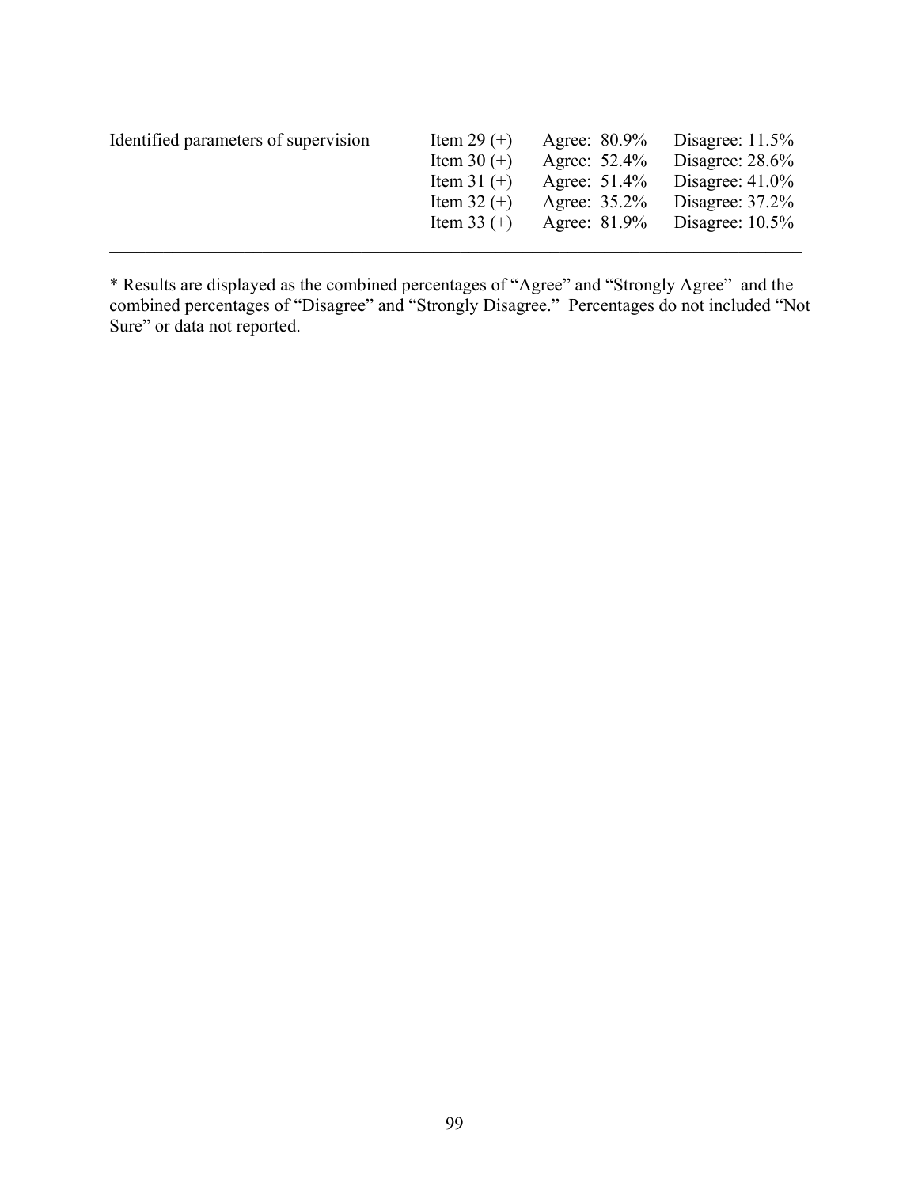| | | | |
|---|---|---|---|
| Identified parameters of supervision | Item 29 (+) | Agree: 80.9% | Disagree: 11.5% |
| | Item 30 (+) | Agree: 52.4% | Disagree: 28.6% |
| | Item 31 (+) | Agree: 51.4% | Disagree: 41.0% |
| | Item 32 (+) | Agree: 35.2% | Disagree: 37.2% |
| | Item 33 (+) | Agree: 81.9% | Disagree: 10.5% |

* Results are displayed as the combined percentages of "Agree" and "Strongly Agree" and the combined percentages of "Disagree" and "Strongly Disagree." Percentages do not included "Not Sure" or data not reported.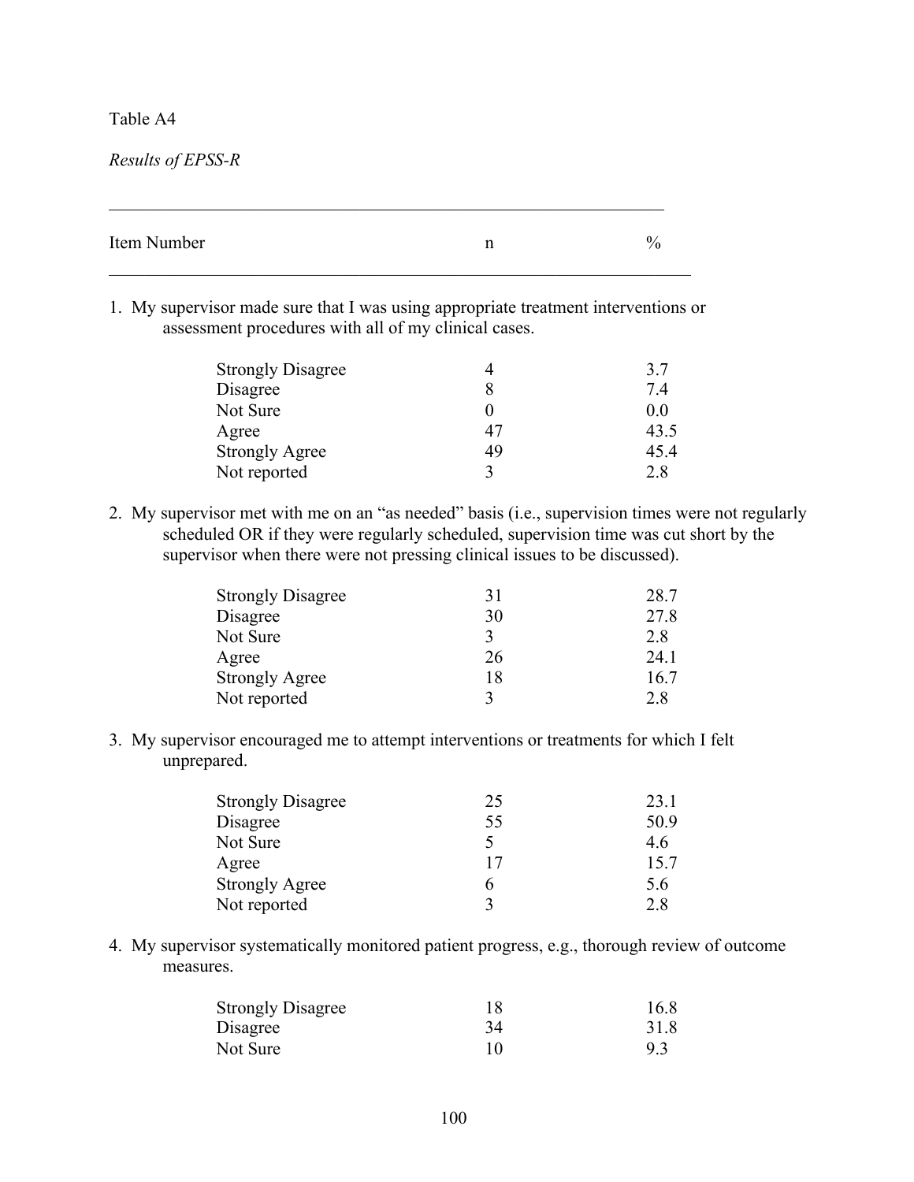Table A4

*Results of EPSS-R*

| Item Number | n | % |
|---|---|---|
| 1. My supervisor made sure that I was using appropriate treatment interventions or assessment procedures with all of my clinical cases. | | |
| Strongly Disagree | 4 | 3.7 |
| Disagree | 8 | 7.4 |
| Not Sure | 0 | 0.0 |
| Agree | 47 | 43.5 |
| Strongly Agree | 49 | 45.4 |
| Not reported | 3 | 2.8 |
| 2. My supervisor met with me on an "as needed" basis (i.e., supervision times were not regularly scheduled OR if they were regularly scheduled, supervision time was cut short by the supervisor when there were not pressing clinical issues to be discussed). | | |
| Strongly Disagree | 31 | 28.7 |
| Disagree | 30 | 27.8 |
| Not Sure | 3 | 2.8 |
| Agree | 26 | 24.1 |
| Strongly Agree | 18 | 16.7 |
| Not reported | 3 | 2.8 |
| 3. My supervisor encouraged me to attempt interventions or treatments for which I felt unprepared. | | |
| Strongly Disagree | 25 | 23.1 |
| Disagree | 55 | 50.9 |
| Not Sure | 5 | 4.6 |
| Agree | 17 | 15.7 |
| Strongly Agree | 6 | 5.6 |
| Not reported | 3 | 2.8 |
| 4. My supervisor systematically monitored patient progress, e.g., thorough review of outcome measures. | | |
| Strongly Disagree | 18 | 16.8 |
| Disagree | 34 | 31.8 |
| Not Sure | 10 | 9.3 |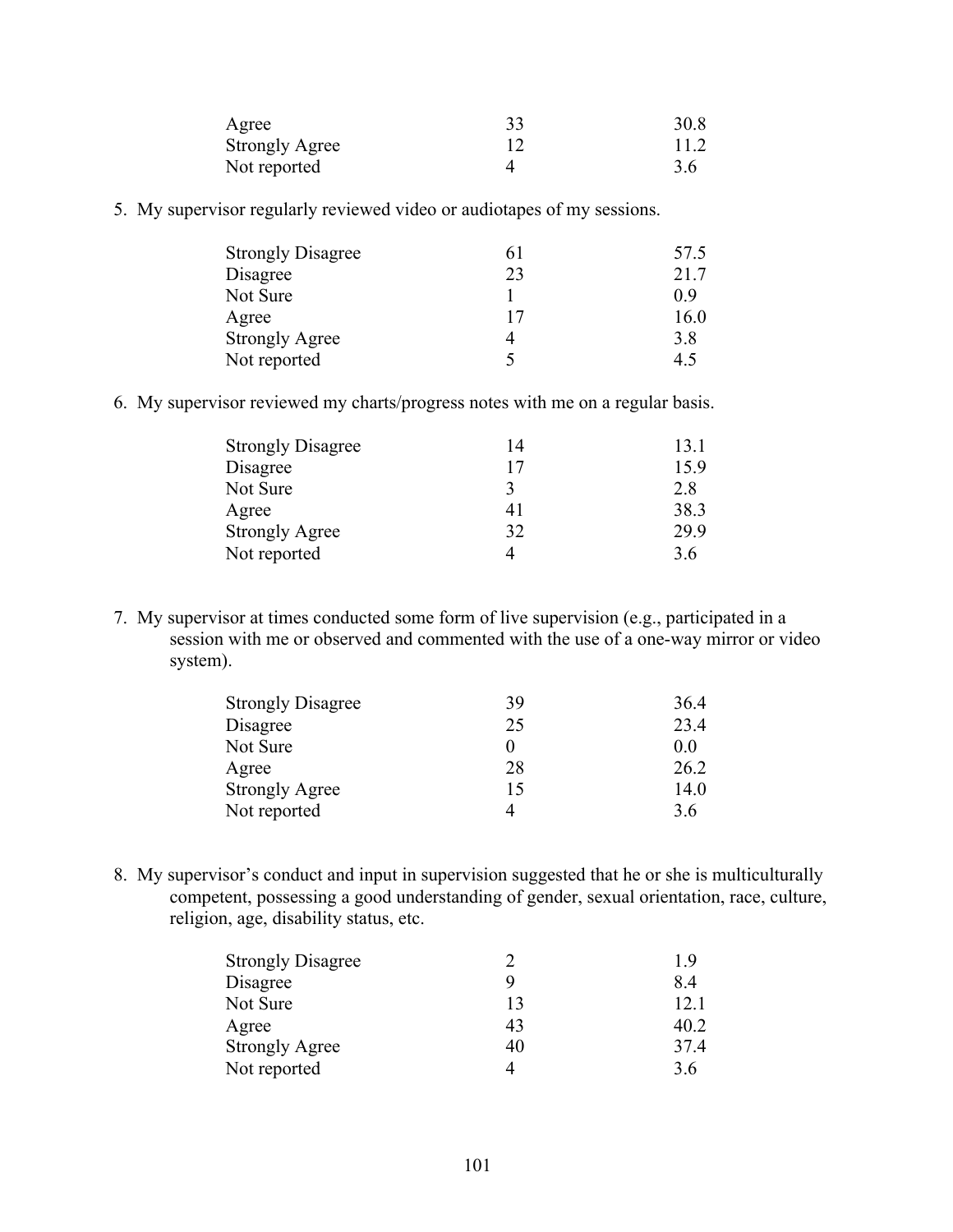| | | |
|---|---|---|
| Agree | 33 | 30.8 |
| Strongly Agree | 12 | 11.2 |
| Not reported | 4 | 3.6 |

5. My supervisor regularly reviewed video or audiotapes of my sessions.

| | | |
|---|---|---|
| Strongly Disagree | 61 | 57.5 |
| Disagree | 23 | 21.7 |
| Not Sure | 1 | 0.9 |
| Agree | 17 | 16.0 |
| Strongly Agree | 4 | 3.8 |
| Not reported | 5 | 4.5 |

6. My supervisor reviewed my charts/progress notes with me on a regular basis.

| | | |
|---|---|---|
| Strongly Disagree | 14 | 13.1 |
| Disagree | 17 | 15.9 |
| Not Sure | 3 | 2.8 |
| Agree | 41 | 38.3 |
| Strongly Agree | 32 | 29.9 |
| Not reported | 4 | 3.6 |

7. My supervisor at times conducted some form of live supervision (e.g., participated in a session with me or observed and commented with the use of a one-way mirror or video system).

| | | |
|---|---|---|
| Strongly Disagree | 39 | 36.4 |
| Disagree | 25 | 23.4 |
| Not Sure | 0 | 0.0 |
| Agree | 28 | 26.2 |
| Strongly Agree | 15 | 14.0 |
| Not reported | 4 | 3.6 |

8. My supervisor's conduct and input in supervision suggested that he or she is multiculturally competent, possessing a good understanding of gender, sexual orientation, race, culture, religion, age, disability status, etc.

| | | |
|---|---|---|
| Strongly Disagree | 2 | 1.9 |
| Disagree | 9 | 8.4 |
| Not Sure | 13 | 12.1 |
| Agree | 43 | 40.2 |
| Strongly Agree | 40 | 37.4 |
| Not reported | 4 | 3.6 |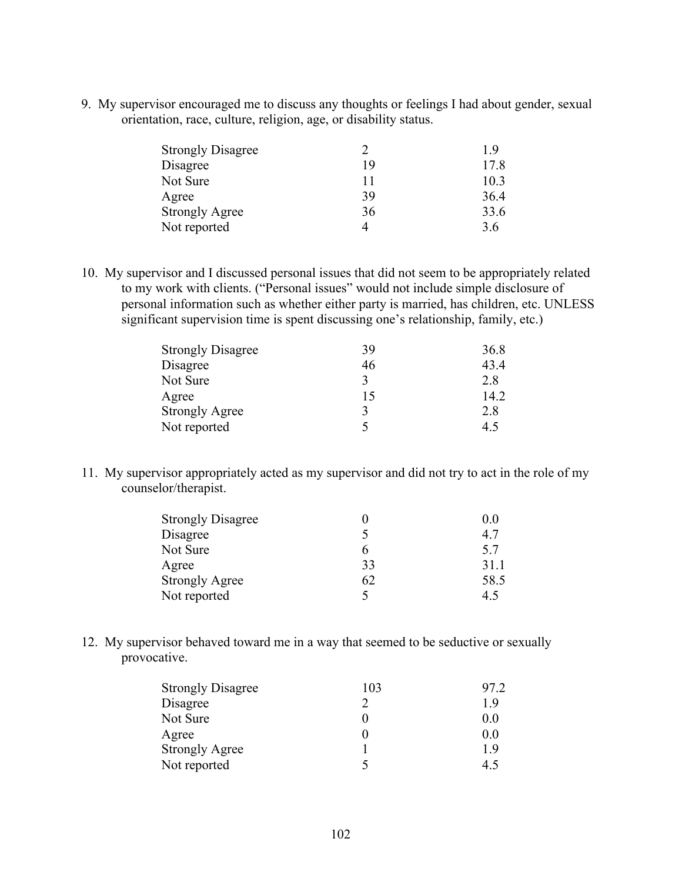9. My supervisor encouraged me to discuss any thoughts or feelings I had about gender, sexual orientation, race, culture, religion, age, or disability status.

| | | |
|---|---|---|
| Strongly Disagree | 2 | 1.9 |
| Disagree | 19 | 17.8 |
| Not Sure | 11 | 10.3 |
| Agree | 39 | 36.4 |
| Strongly Agree | 36 | 33.6 |
| Not reported | 4 | 3.6 |

10. My supervisor and I discussed personal issues that did not seem to be appropriately related to my work with clients. ("Personal issues" would not include simple disclosure of personal information such as whether either party is married, has children, etc. UNLESS significant supervision time is spent discussing one's relationship, family, etc.)

| | | |
|---|---|---|
| Strongly Disagree | 39 | 36.8 |
| Disagree | 46 | 43.4 |
| Not Sure | 3 | 2.8 |
| Agree | 15 | 14.2 |
| Strongly Agree | 3 | 2.8 |
| Not reported | 5 | 4.5 |

11. My supervisor appropriately acted as my supervisor and did not try to act in the role of my counselor/therapist.

| | | |
|---|---|---|
| Strongly Disagree | 0 | 0.0 |
| Disagree | 5 | 4.7 |
| Not Sure | 6 | 5.7 |
| Agree | 33 | 31.1 |
| Strongly Agree | 62 | 58.5 |
| Not reported | 5 | 4.5 |

12. My supervisor behaved toward me in a way that seemed to be seductive or sexually provocative.

| | | |
|---|---|---|
| Strongly Disagree | 103 | 97.2 |
| Disagree | 2 | 1.9 |
| Not Sure | 0 | 0.0 |
| Agree | 0 | 0.0 |
| Strongly Agree | 1 | 1.9 |
| Not reported | 5 | 4.5 |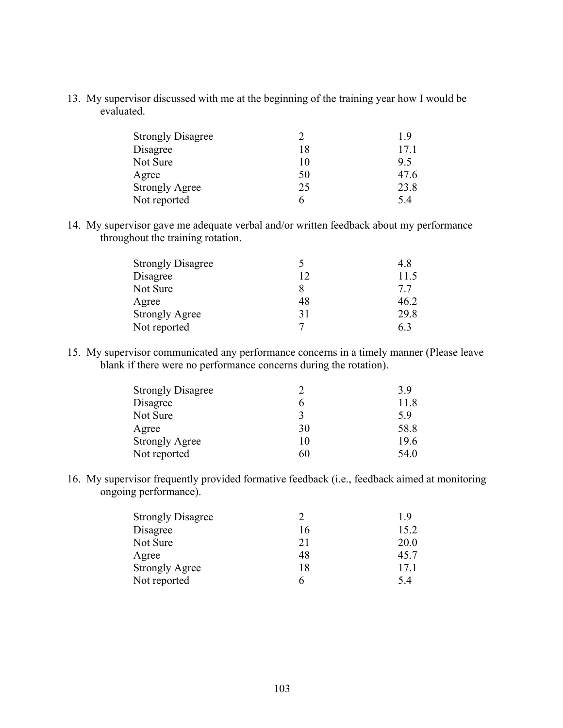13. My supervisor discussed with me at the beginning of the training year how I would be evaluated.

| | | |
|---|---|---|
| Strongly Disagree | 2 | 1.9 |
| Disagree | 18 | 17.1 |
| Not Sure | 10 | 9.5 |
| Agree | 50 | 47.6 |
| Strongly Agree | 25 | 23.8 |
| Not reported | 6 | 5.4 |

14. My supervisor gave me adequate verbal and/or written feedback about my performance throughout the training rotation.

| | | |
|---|---|---|
| Strongly Disagree | 5 | 4.8 |
| Disagree | 12 | 11.5 |
| Not Sure | 8 | 7.7 |
| Agree | 48 | 46.2 |
| Strongly Agree | 31 | 29.8 |
| Not reported | 7 | 6.3 |

15. My supervisor communicated any performance concerns in a timely manner (Please leave blank if there were no performance concerns during the rotation).

| | | |
|---|---|---|
| Strongly Disagree | 2 | 3.9 |
| Disagree | 6 | 11.8 |
| Not Sure | 3 | 5.9 |
| Agree | 30 | 58.8 |
| Strongly Agree | 10 | 19.6 |
| Not reported | 60 | 54.0 |

16. My supervisor frequently provided formative feedback (i.e., feedback aimed at monitoring ongoing performance).

| | | |
|---|---|---|
| Strongly Disagree | 2 | 1.9 |
| Disagree | 16 | 15.2 |
| Not Sure | 21 | 20.0 |
| Agree | 48 | 45.7 |
| Strongly Agree | 18 | 17.1 |
| Not reported | 6 | 5.4 |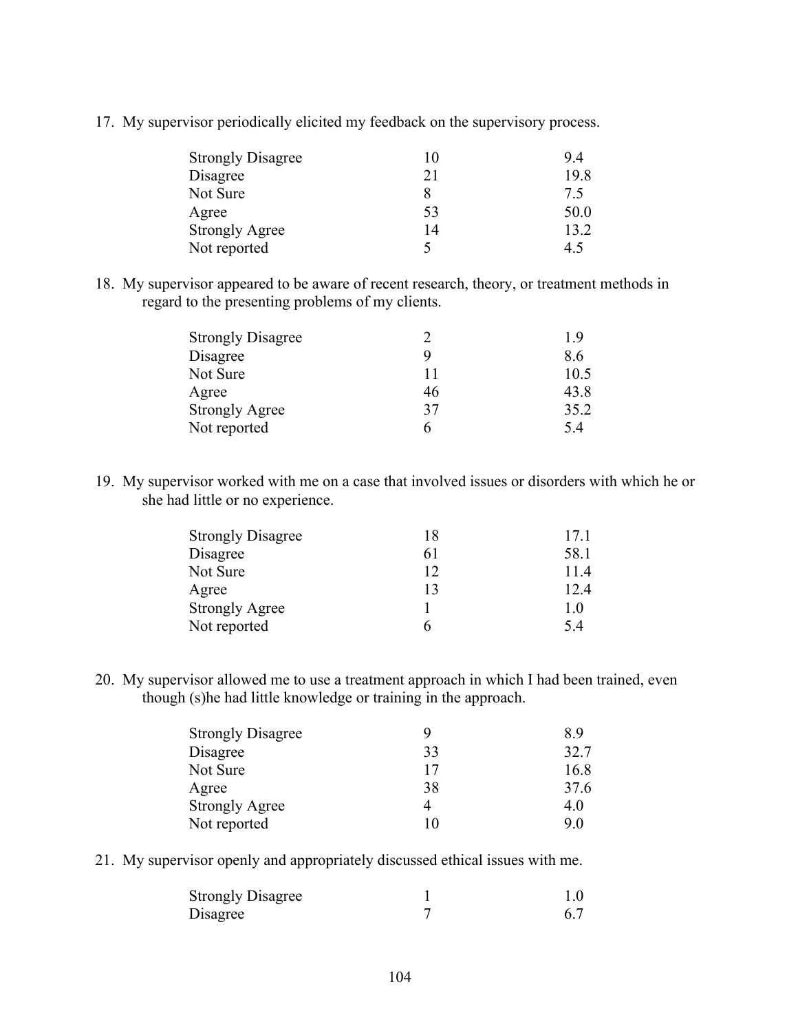17. My supervisor periodically elicited my feedback on the supervisory process.

| | | |
|---|---|---|
| Strongly Disagree | 10 | 9.4 |
| Disagree | 21 | 19.8 |
| Not Sure | 8 | 7.5 |
| Agree | 53 | 50.0 |
| Strongly Agree | 14 | 13.2 |
| Not reported | 5 | 4.5 |

18. My supervisor appeared to be aware of recent research, theory, or treatment methods in regard to the presenting problems of my clients.

| | | |
|---|---|---|
| Strongly Disagree | 2 | 1.9 |
| Disagree | 9 | 8.6 |
| Not Sure | 11 | 10.5 |
| Agree | 46 | 43.8 |
| Strongly Agree | 37 | 35.2 |
| Not reported | 6 | 5.4 |

19. My supervisor worked with me on a case that involved issues or disorders with which he or she had little or no experience.

| | | |
|---|---|---|
| Strongly Disagree | 18 | 17.1 |
| Disagree | 61 | 58.1 |
| Not Sure | 12 | 11.4 |
| Agree | 13 | 12.4 |
| Strongly Agree | 1 | 1.0 |
| Not reported | 6 | 5.4 |

20. My supervisor allowed me to use a treatment approach in which I had been trained, even though (s)he had little knowledge or training in the approach.

| | | |
|---|---|---|
| Strongly Disagree | 9 | 8.9 |
| Disagree | 33 | 32.7 |
| Not Sure | 17 | 16.8 |
| Agree | 38 | 37.6 |
| Strongly Agree | 4 | 4.0 |
| Not reported | 10 | 9.0 |

21. My supervisor openly and appropriately discussed ethical issues with me.

| | | |
|---|---|---|
| Strongly Disagree | 1 | 1.0 |
| Disagree | 7 | 6.7 |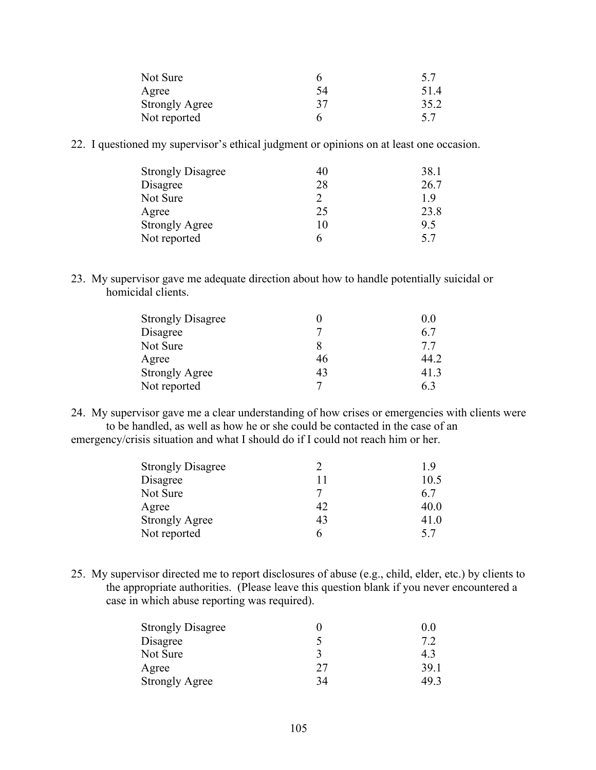| | | |
|---|---|---|
| Not Sure | 6 | 5.7 |
| Agree | 54 | 51.4 |
| Strongly Agree | 37 | 35.2 |
| Not reported | 6 | 5.7 |

22. I questioned my supervisor's ethical judgment or opinions on at least one occasion.

| | | |
|---|---|---|
| Strongly Disagree | 40 | 38.1 |
| Disagree | 28 | 26.7 |
| Not Sure | 2 | 1.9 |
| Agree | 25 | 23.8 |
| Strongly Agree | 10 | 9.5 |
| Not reported | 6 | 5.7 |

23. My supervisor gave me adequate direction about how to handle potentially suicidal or homicidal clients.

| | | |
|---|---|---|
| Strongly Disagree | 0 | 0.0 |
| Disagree | 7 | 6.7 |
| Not Sure | 8 | 7.7 |
| Agree | 46 | 44.2 |
| Strongly Agree | 43 | 41.3 |
| Not reported | 7 | 6.3 |

24. My supervisor gave me a clear understanding of how crises or emergencies with clients were to be handled, as well as how he or she could be contacted in the case of an emergency/crisis situation and what I should do if I could not reach him or her.

| | | |
|---|---|---|
| Strongly Disagree | 2 | 1.9 |
| Disagree | 11 | 10.5 |
| Not Sure | 7 | 6.7 |
| Agree | 42 | 40.0 |
| Strongly Agree | 43 | 41.0 |
| Not reported | 6 | 5.7 |

25. My supervisor directed me to report disclosures of abuse (e.g., child, elder, etc.) by clients to the appropriate authorities. (Please leave this question blank if you never encountered a case in which abuse reporting was required).

| | | |
|---|---|---|
| Strongly Disagree | 0 | 0.0 |
| Disagree | 5 | 7.2 |
| Not Sure | 3 | 4.3 |
| Agree | 27 | 39.1 |
| Strongly Agree | 34 | 49.3 |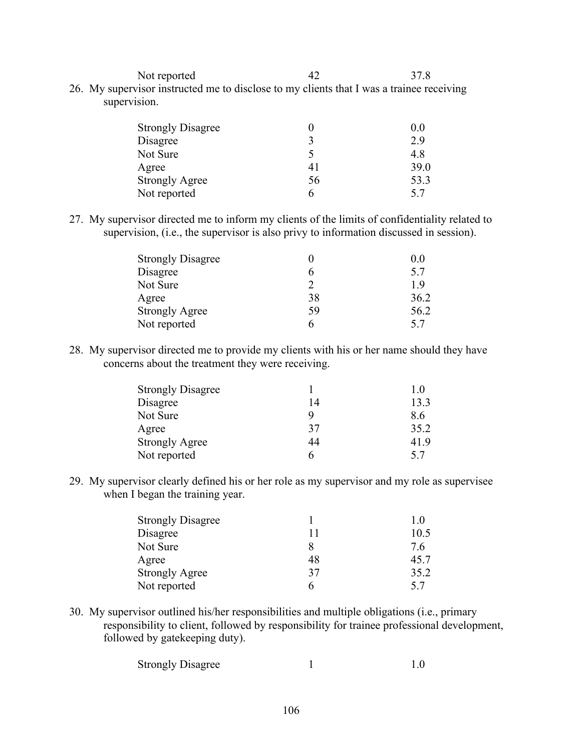| | | |
|---|---|---|
| Not reported | 42 | 37.8 |

26. My supervisor instructed me to disclose to my clients that I was a trainee receiving supervision.

| | | |
|---|---|---|
| Strongly Disagree | 0 | 0.0 |
| Disagree | 3 | 2.9 |
| Not Sure | 5 | 4.8 |
| Agree | 41 | 39.0 |
| Strongly Agree | 56 | 53.3 |
| Not reported | 6 | 5.7 |

27. My supervisor directed me to inform my clients of the limits of confidentiality related to supervision, (i.e., the supervisor is also privy to information discussed in session).

| | | |
|---|---|---|
| Strongly Disagree | 0 | 0.0 |
| Disagree | 6 | 5.7 |
| Not Sure | 2 | 1.9 |
| Agree | 38 | 36.2 |
| Strongly Agree | 59 | 56.2 |
| Not reported | 6 | 5.7 |

28. My supervisor directed me to provide my clients with his or her name should they have concerns about the treatment they were receiving.

| | | |
|---|---|---|
| Strongly Disagree | 1 | 1.0 |
| Disagree | 14 | 13.3 |
| Not Sure | 9 | 8.6 |
| Agree | 37 | 35.2 |
| Strongly Agree | 44 | 41.9 |
| Not reported | 6 | 5.7 |

29. My supervisor clearly defined his or her role as my supervisor and my role as supervisee when I began the training year.

| | | |
|---|---|---|
| Strongly Disagree | 1 | 1.0 |
| Disagree | 11 | 10.5 |
| Not Sure | 8 | 7.6 |
| Agree | 48 | 45.7 |
| Strongly Agree | 37 | 35.2 |
| Not reported | 6 | 5.7 |

30. My supervisor outlined his/her responsibilities and multiple obligations (i.e., primary responsibility to client, followed by responsibility for trainee professional development, followed by gatekeeping duty).

| | | |
|---|---|---|
| Strongly Disagree | 1 | 1.0 |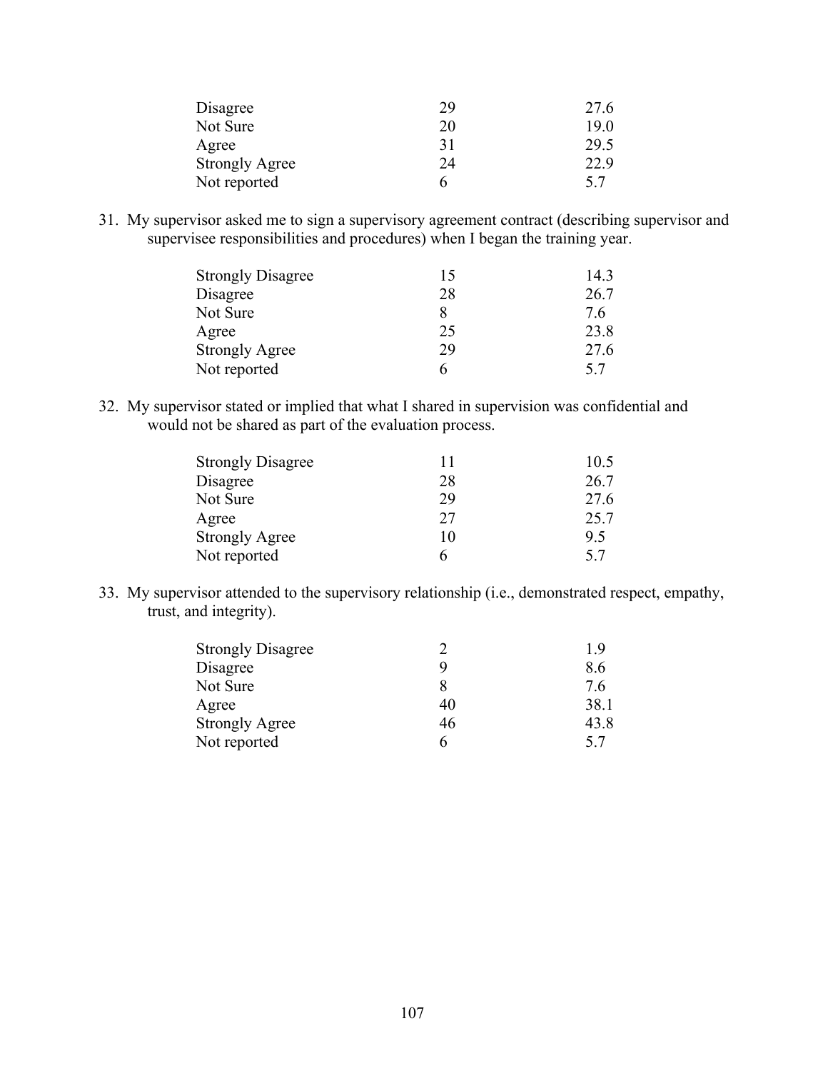| | | |
|---|---|---|
| Disagree | 29 | 27.6 |
| Not Sure | 20 | 19.0 |
| Agree | 31 | 29.5 |
| Strongly Agree | 24 | 22.9 |
| Not reported | 6 | 5.7 |

31. My supervisor asked me to sign a supervisory agreement contract (describing supervisor and supervisee responsibilities and procedures) when I began the training year.

| | | |
|---|---|---|
| Strongly Disagree | 15 | 14.3 |
| Disagree | 28 | 26.7 |
| Not Sure | 8 | 7.6 |
| Agree | 25 | 23.8 |
| Strongly Agree | 29 | 27.6 |
| Not reported | 6 | 5.7 |

32. My supervisor stated or implied that what I shared in supervision was confidential and would not be shared as part of the evaluation process.

| | | |
|---|---|---|
| Strongly Disagree | 11 | 10.5 |
| Disagree | 28 | 26.7 |
| Not Sure | 29 | 27.6 |
| Agree | 27 | 25.7 |
| Strongly Agree | 10 | 9.5 |
| Not reported | 6 | 5.7 |

33. My supervisor attended to the supervisory relationship (i.e., demonstrated respect, empathy, trust, and integrity).

| | | |
|---|---|---|
| Strongly Disagree | 2 | 1.9 |
| Disagree | 9 | 8.6 |
| Not Sure | 8 | 7.6 |
| Agree | 40 | 38.1 |
| Strongly Agree | 46 | 43.8 |
| Not reported | 6 | 5.7 |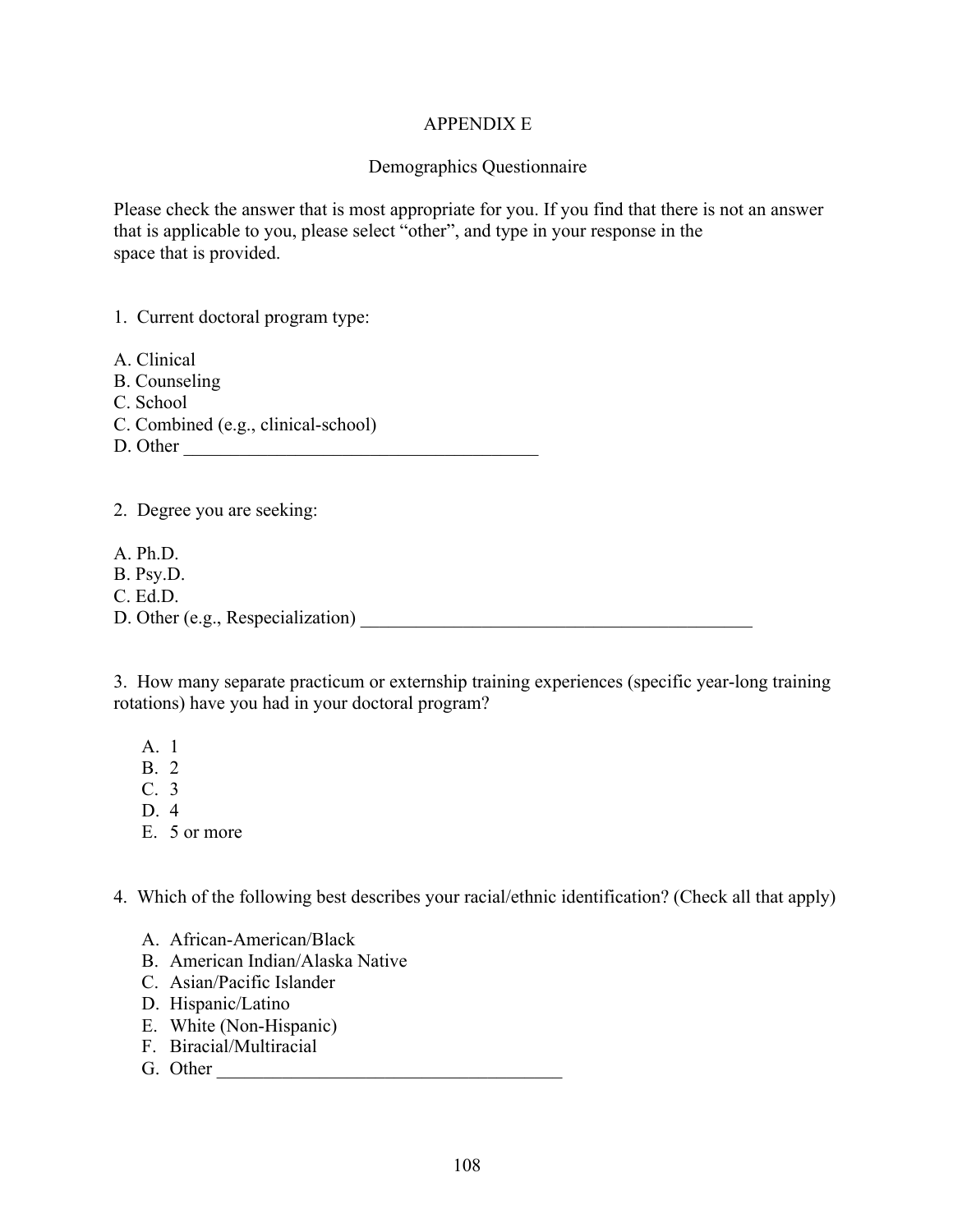# APPENDIX E

## Demographics Questionnaire

Please check the answer that is most appropriate for you. If you find that there is not an answer that is applicable to you, please select "other", and type in your response in the space that is provided.

1. Current doctoral program type:

A. Clinical
B. Counseling
C. School
C. Combined (e.g., clinical-school)
D. Other ______________________________________

2. Degree you are seeking:

A. Ph.D.
B. Psy.D.
C. Ed.D.
D. Other (e.g., Respecialization) ____________________________________________

3. How many separate practicum or externship training experiences (specific year-long training rotations) have you had in your doctoral program?

A. 1
B. 2
C. 3
D. 4
E. 5 or more

4. Which of the following best describes your racial/ethnic identification? (Check all that apply)

A. African-American/Black
B. American Indian/Alaska Native
C. Asian/Pacific Islander
D. Hispanic/Latino
E. White (Non-Hispanic)
F. Biracial/Multiracial
G. Other ____________________________________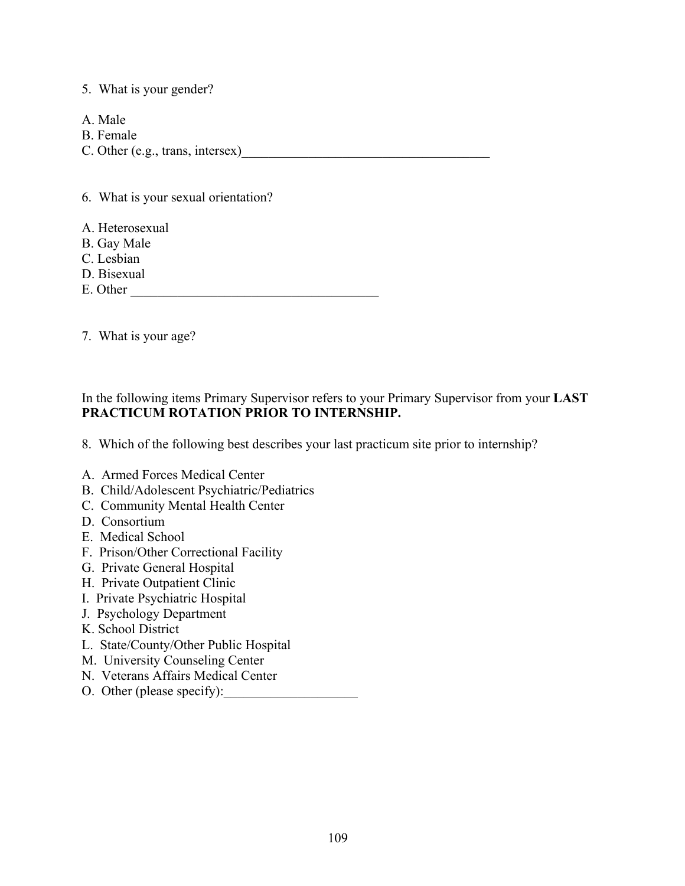5. What is your gender?

A. Male
B. Female
C. Other (e.g., trans, intersex)_____________________________________

6. What is your sexual orientation?

A. Heterosexual
B. Gay Male
C. Lesbian
D. Bisexual
E. Other _____________________________________

7. What is your age?

In the following items Primary Supervisor refers to your Primary Supervisor from your **LAST PRACTICUM ROTATION PRIOR TO INTERNSHIP.**

8. Which of the following best describes your last practicum site prior to internship?

A. Armed Forces Medical Center
B. Child/Adolescent Psychiatric/Pediatrics
C. Community Mental Health Center
D. Consortium
E. Medical School
F. Prison/Other Correctional Facility
G. Private General Hospital
H. Private Outpatient Clinic
I. Private Psychiatric Hospital
J. Psychology Department
K. School District
L. State/County/Other Public Hospital
M. University Counseling Center
N. Veterans Affairs Medical Center
O. Other (please specify):____________________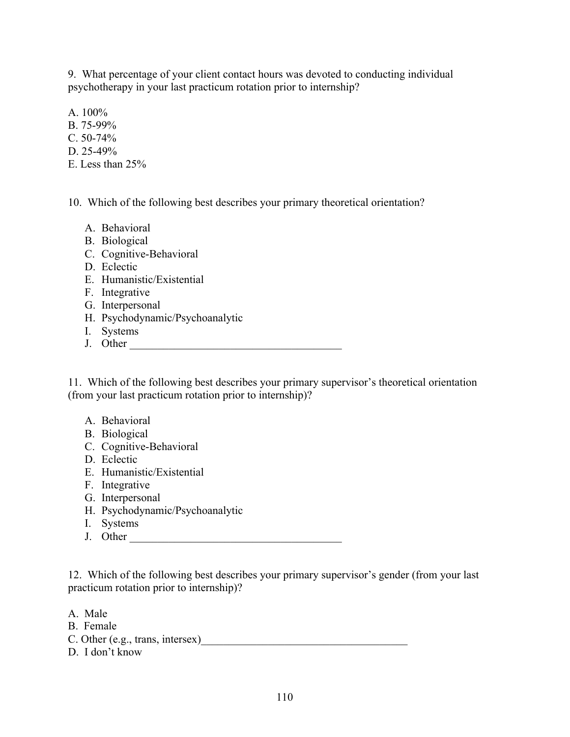9. What percentage of your client contact hours was devoted to conducting individual psychotherapy in your last practicum rotation prior to internship?

A. 100%
B. 75-99%
C. 50-74%
D. 25-49%
E. Less than 25%

10. Which of the following best describes your primary theoretical orientation?

A. Behavioral
B. Biological
C. Cognitive-Behavioral
D. Eclectic
E. Humanistic/Existential
F. Integrative
G. Interpersonal
H. Psychodynamic/Psychoanalytic
I. Systems
J. Other ______________________________________

11. Which of the following best describes your primary supervisor's theoretical orientation (from your last practicum rotation prior to internship)?

A. Behavioral
B. Biological
C. Cognitive-Behavioral
D. Eclectic
E. Humanistic/Existential
F. Integrative
G. Interpersonal
H. Psychodynamic/Psychoanalytic
I. Systems
J. Other ______________________________________

12. Which of the following best describes your primary supervisor's gender (from your last practicum rotation prior to internship)?

A. Male
B. Female
C. Other (e.g., trans, intersex)_____________________________________
D. I don't know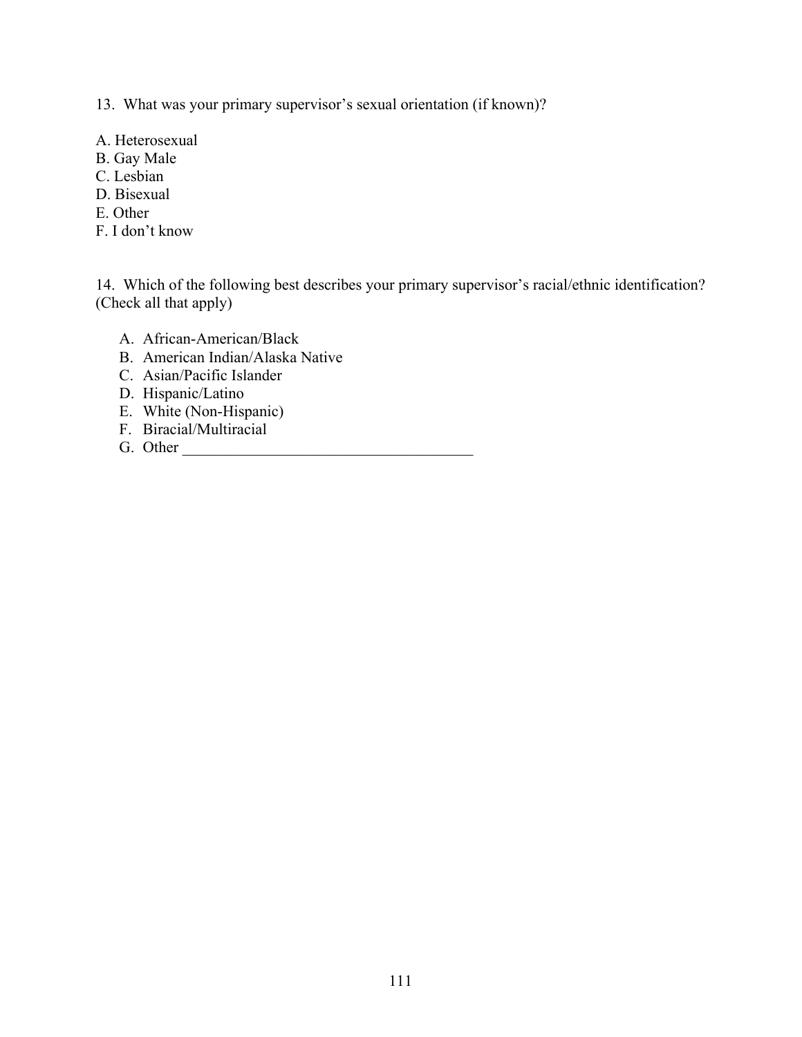13. What was your primary supervisor's sexual orientation (if known)?

A. Heterosexual
B. Gay Male
C. Lesbian
D. Bisexual
E. Other
F. I don't know

14. Which of the following best describes your primary supervisor's racial/ethnic identification? (Check all that apply)

A. African-American/Black
B. American Indian/Alaska Native
C. Asian/Pacific Islander
D. Hispanic/Latino
E. White (Non-Hispanic)
F. Biracial/Multiracial
G. Other ___________________________________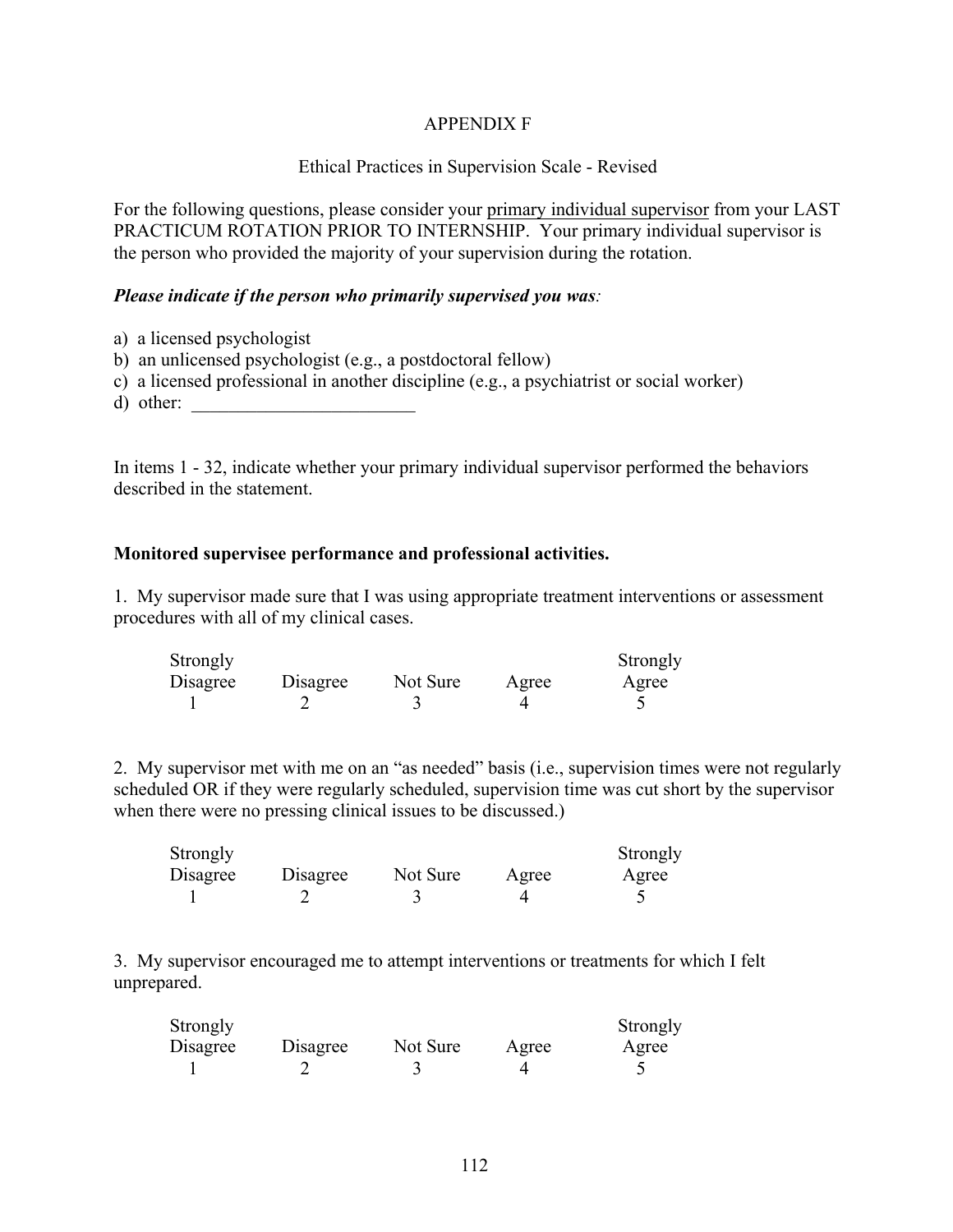# APPENDIX F

## Ethical Practices in Supervision Scale - Revised

For the following questions, please consider your primary individual supervisor from your LAST PRACTICUM ROTATION PRIOR TO INTERNSHIP. Your primary individual supervisor is the person who provided the majority of your supervision during the rotation.

***Please indicate if the person who primarily supervised you was:***

a) a licensed psychologist
b) an unlicensed psychologist (e.g., a postdoctoral fellow)
c) a licensed professional in another discipline (e.g., a psychiatrist or social worker)
d) other: ________________________

In items 1 - 32, indicate whether your primary individual supervisor performed the behaviors described in the statement.

**Monitored supervisee performance and professional activities.**

1. My supervisor made sure that I was using appropriate treatment interventions or assessment procedures with all of my clinical cases.

| Strongly Disagree | Disagree | Not Sure | Agree | Strongly Agree |
|---|---|---|---|---|
| 1 | 2 | 3 | 4 | 5 |

2. My supervisor met with me on an "as needed" basis (i.e., supervision times were not regularly scheduled OR if they were regularly scheduled, supervision time was cut short by the supervisor when there were no pressing clinical issues to be discussed.)

| Strongly Disagree | Disagree | Not Sure | Agree | Strongly Agree |
|---|---|---|---|---|
| 1 | 2 | 3 | 4 | 5 |

3. My supervisor encouraged me to attempt interventions or treatments for which I felt unprepared.

| Strongly Disagree | Disagree | Not Sure | Agree | Strongly Agree |
|---|---|---|---|---|
| 1 | 2 | 3 | 4 | 5 |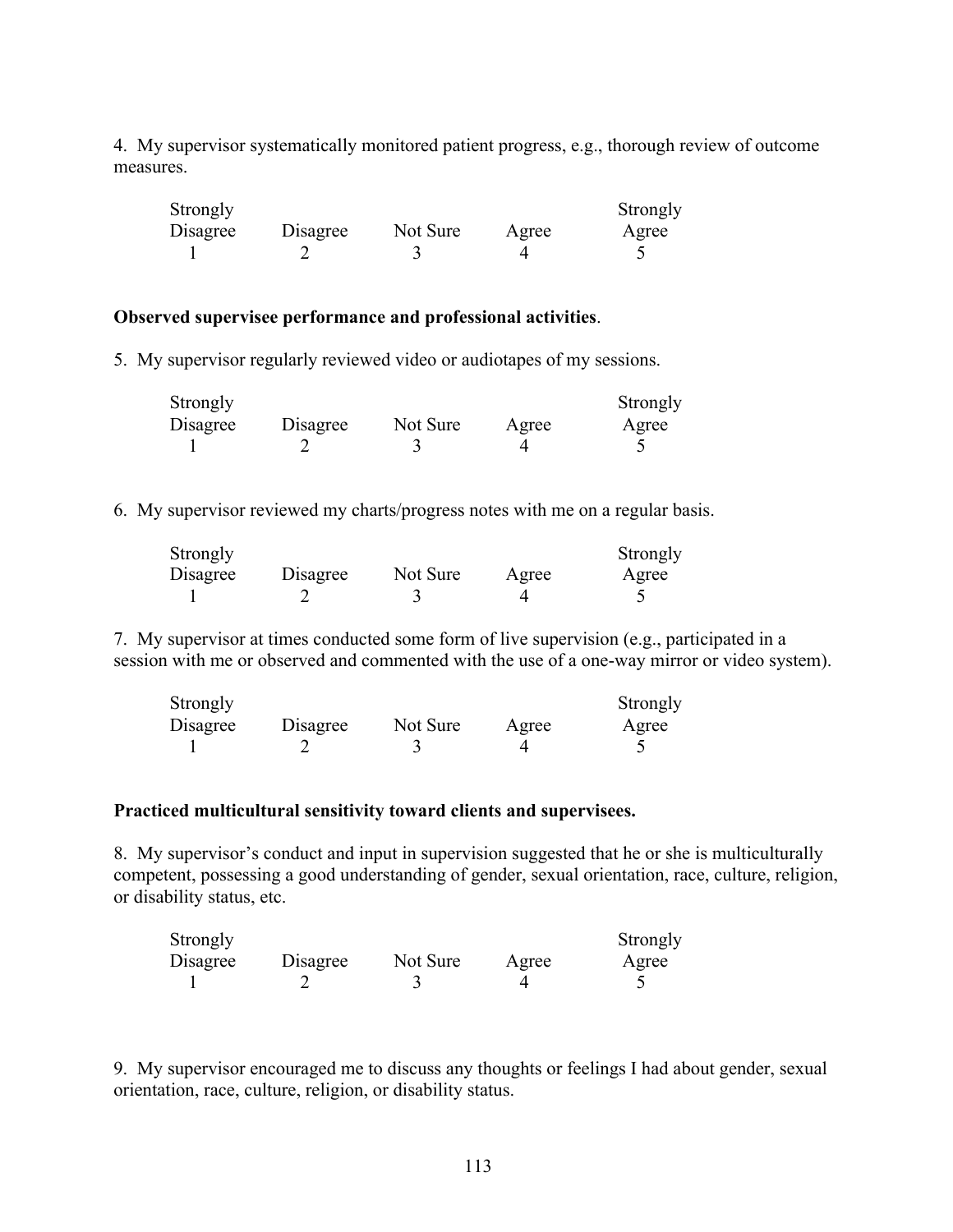4. My supervisor systematically monitored patient progress, e.g., thorough review of outcome measures.

| Strongly Disagree | Disagree | Not Sure | Agree | Strongly Agree |
|---|---|---|---|---|
| 1 | 2 | 3 | 4 | 5 |

**Observed supervisee performance and professional activities**.

5. My supervisor regularly reviewed video or audiotapes of my sessions.

| Strongly Disagree | Disagree | Not Sure | Agree | Strongly Agree |
|---|---|---|---|---|
| 1 | 2 | 3 | 4 | 5 |

6. My supervisor reviewed my charts/progress notes with me on a regular basis.

| Strongly Disagree | Disagree | Not Sure | Agree | Strongly Agree |
|---|---|---|---|---|
| 1 | 2 | 3 | 4 | 5 |

7. My supervisor at times conducted some form of live supervision (e.g., participated in a session with me or observed and commented with the use of a one-way mirror or video system).

| Strongly Disagree | Disagree | Not Sure | Agree | Strongly Agree |
|---|---|---|---|---|
| 1 | 2 | 3 | 4 | 5 |

**Practiced multicultural sensitivity toward clients and supervisees.**

8. My supervisor's conduct and input in supervision suggested that he or she is multiculturally competent, possessing a good understanding of gender, sexual orientation, race, culture, religion, or disability status, etc.

| Strongly Disagree | Disagree | Not Sure | Agree | Strongly Agree |
|---|---|---|---|---|
| 1 | 2 | 3 | 4 | 5 |

9. My supervisor encouraged me to discuss any thoughts or feelings I had about gender, sexual orientation, race, culture, religion, or disability status.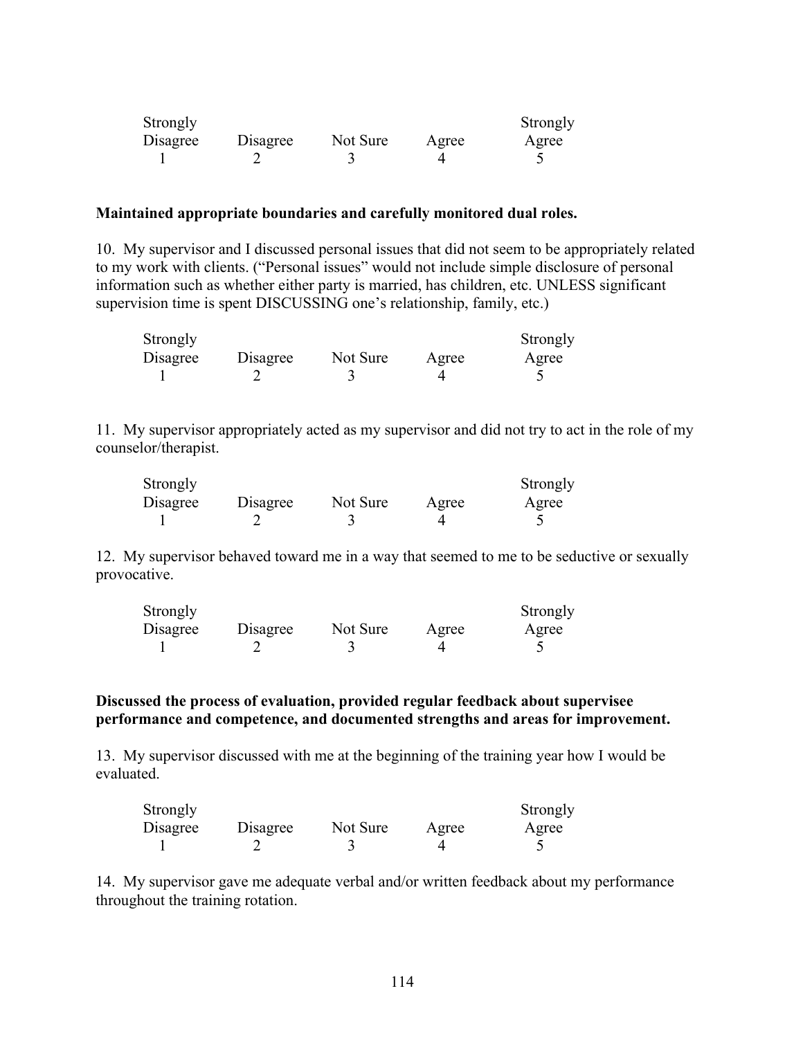| Strongly Disagree | Disagree | Not Sure | Agree | Strongly Agree |
|---|---|---|---|---|
| 1 | 2 | 3 | 4 | 5 |

**Maintained appropriate boundaries and carefully monitored dual roles.**

10. My supervisor and I discussed personal issues that did not seem to be appropriately related to my work with clients. ("Personal issues" would not include simple disclosure of personal information such as whether either party is married, has children, etc. UNLESS significant supervision time is spent DISCUSSING one's relationship, family, etc.)

| Strongly Disagree | Disagree | Not Sure | Agree | Strongly Agree |
|---|---|---|---|---|
| 1 | 2 | 3 | 4 | 5 |

11. My supervisor appropriately acted as my supervisor and did not try to act in the role of my counselor/therapist.

| Strongly Disagree | Disagree | Not Sure | Agree | Strongly Agree |
|---|---|---|---|---|
| 1 | 2 | 3 | 4 | 5 |

12. My supervisor behaved toward me in a way that seemed to me to be seductive or sexually provocative.

| Strongly Disagree | Disagree | Not Sure | Agree | Strongly Agree |
|---|---|---|---|---|
| 1 | 2 | 3 | 4 | 5 |

**Discussed the process of evaluation, provided regular feedback about supervisee performance and competence, and documented strengths and areas for improvement.**

13. My supervisor discussed with me at the beginning of the training year how I would be evaluated.

| Strongly Disagree | Disagree | Not Sure | Agree | Strongly Agree |
|---|---|---|---|---|
| 1 | 2 | 3 | 4 | 5 |

14. My supervisor gave me adequate verbal and/or written feedback about my performance throughout the training rotation.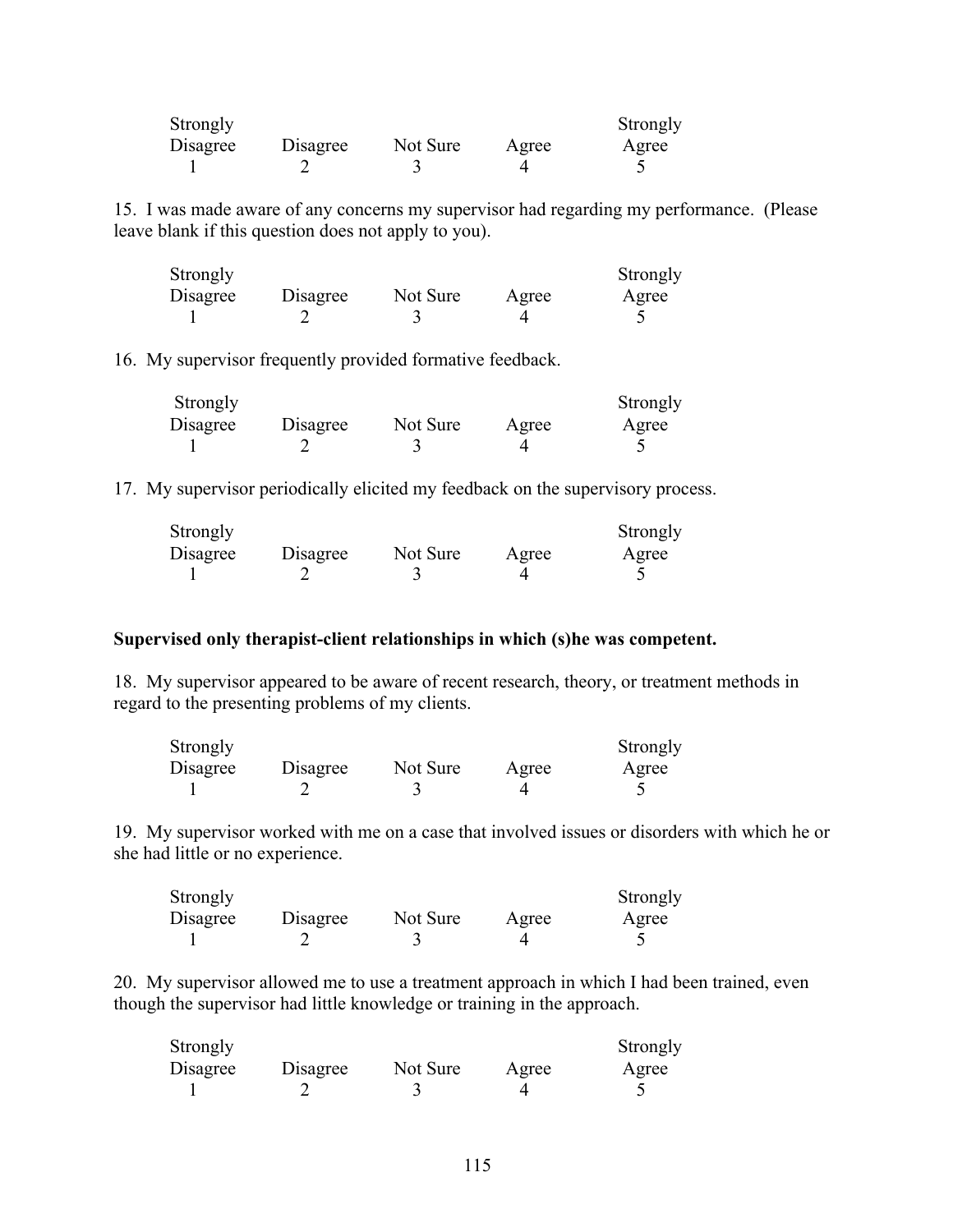| Strongly Disagree | Disagree | Not Sure | Agree | Strongly Agree |
|---|---|---|---|---|
| 1 | 2 | 3 | 4 | 5 |

15. I was made aware of any concerns my supervisor had regarding my performance. (Please leave blank if this question does not apply to you).

| Strongly Disagree | Disagree | Not Sure | Agree | Strongly Agree |
|---|---|---|---|---|
| 1 | 2 | 3 | 4 | 5 |

16. My supervisor frequently provided formative feedback.

| Strongly Disagree | Disagree | Not Sure | Agree | Strongly Agree |
|---|---|---|---|---|
| 1 | 2 | 3 | 4 | 5 |

17. My supervisor periodically elicited my feedback on the supervisory process.

| Strongly Disagree | Disagree | Not Sure | Agree | Strongly Agree |
|---|---|---|---|---|
| 1 | 2 | 3 | 4 | 5 |

**Supervised only therapist-client relationships in which (s)he was competent.**

18. My supervisor appeared to be aware of recent research, theory, or treatment methods in regard to the presenting problems of my clients.

| Strongly Disagree | Disagree | Not Sure | Agree | Strongly Agree |
|---|---|---|---|---|
| 1 | 2 | 3 | 4 | 5 |

19. My supervisor worked with me on a case that involved issues or disorders with which he or she had little or no experience.

| Strongly Disagree | Disagree | Not Sure | Agree | Strongly Agree |
|---|---|---|---|---|
| 1 | 2 | 3 | 4 | 5 |

20. My supervisor allowed me to use a treatment approach in which I had been trained, even though the supervisor had little knowledge or training in the approach.

| Strongly Disagree | Disagree | Not Sure | Agree | Strongly Agree |
|---|---|---|---|---|
| 1 | 2 | 3 | 4 | 5 |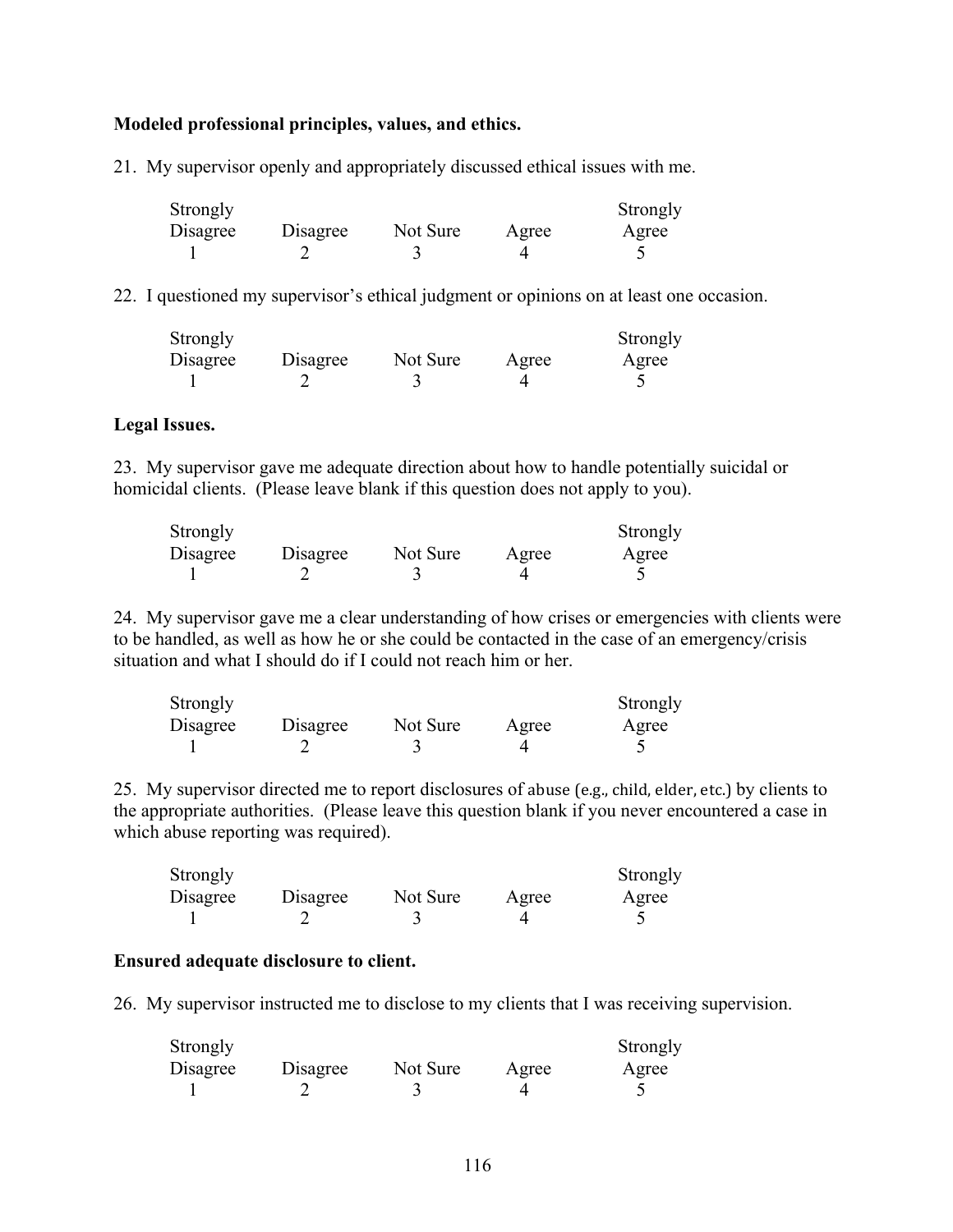**Modeled professional principles, values, and ethics.**

21. My supervisor openly and appropriately discussed ethical issues with me.

| Strongly Disagree | Disagree | Not Sure | Agree | Strongly Agree |
|---|---|---|---|---|
| 1 | 2 | 3 | 4 | 5 |

22. I questioned my supervisor's ethical judgment or opinions on at least one occasion.

| Strongly Disagree | Disagree | Not Sure | Agree | Strongly Agree |
|---|---|---|---|---|
| 1 | 2 | 3 | 4 | 5 |

**Legal Issues.**

23. My supervisor gave me adequate direction about how to handle potentially suicidal or homicidal clients. (Please leave blank if this question does not apply to you).

| Strongly Disagree | Disagree | Not Sure | Agree | Strongly Agree |
|---|---|---|---|---|
| 1 | 2 | 3 | 4 | 5 |

24. My supervisor gave me a clear understanding of how crises or emergencies with clients were to be handled, as well as how he or she could be contacted in the case of an emergency/crisis situation and what I should do if I could not reach him or her.

| Strongly Disagree | Disagree | Not Sure | Agree | Strongly Agree |
|---|---|---|---|---|
| 1 | 2 | 3 | 4 | 5 |

25. My supervisor directed me to report disclosures of abuse (e.g., child, elder, etc.) by clients to the appropriate authorities. (Please leave this question blank if you never encountered a case in which abuse reporting was required).

| Strongly Disagree | Disagree | Not Sure | Agree | Strongly Agree |
|---|---|---|---|---|
| 1 | 2 | 3 | 4 | 5 |

**Ensured adequate disclosure to client.**

26. My supervisor instructed me to disclose to my clients that I was receiving supervision.

| Strongly Disagree | Disagree | Not Sure | Agree | Strongly Agree |
|---|---|---|---|---|
| 1 | 2 | 3 | 4 | 5 |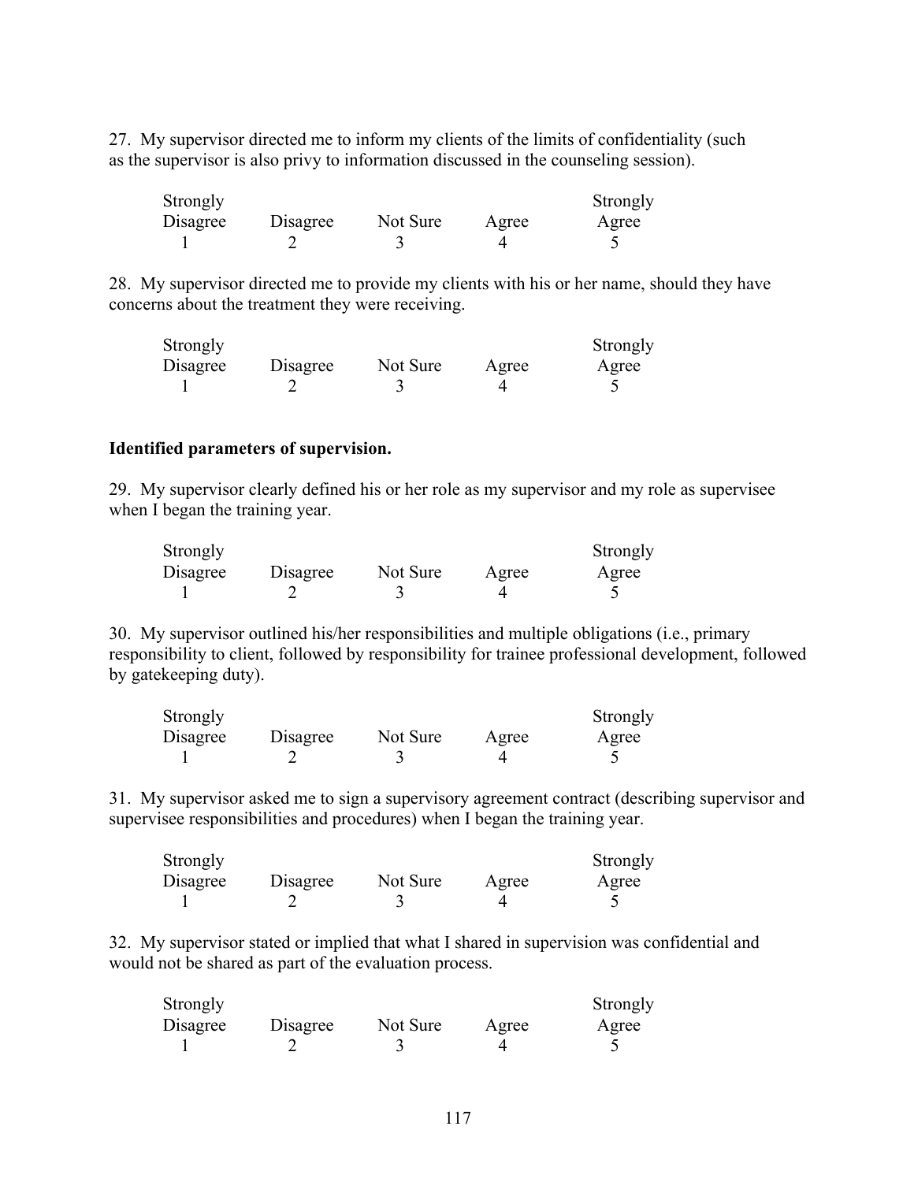27. My supervisor directed me to inform my clients of the limits of confidentiality (such as the supervisor is also privy to information discussed in the counseling session).

| Strongly Disagree | Disagree | Not Sure | Agree | Strongly Agree |
|---|---|---|---|---|
| 1 | 2 | 3 | 4 | 5 |

28. My supervisor directed me to provide my clients with his or her name, should they have concerns about the treatment they were receiving.

| Strongly Disagree | Disagree | Not Sure | Agree | Strongly Agree |
|---|---|---|---|---|
| 1 | 2 | 3 | 4 | 5 |

**Identified parameters of supervision.**

29. My supervisor clearly defined his or her role as my supervisor and my role as supervisee when I began the training year.

| Strongly Disagree | Disagree | Not Sure | Agree | Strongly Agree |
|---|---|---|---|---|
| 1 | 2 | 3 | 4 | 5 |

30. My supervisor outlined his/her responsibilities and multiple obligations (i.e., primary responsibility to client, followed by responsibility for trainee professional development, followed by gatekeeping duty).

| Strongly Disagree | Disagree | Not Sure | Agree | Strongly Agree |
|---|---|---|---|---|
| 1 | 2 | 3 | 4 | 5 |

31. My supervisor asked me to sign a supervisory agreement contract (describing supervisor and supervisee responsibilities and procedures) when I began the training year.

| Strongly Disagree | Disagree | Not Sure | Agree | Strongly Agree |
|---|---|---|---|---|
| 1 | 2 | 3 | 4 | 5 |

32. My supervisor stated or implied that what I shared in supervision was confidential and would not be shared as part of the evaluation process.

| Strongly Disagree | Disagree | Not Sure | Agree | Strongly Agree |
|---|---|---|---|---|
| 1 | 2 | 3 | 4 | 5 |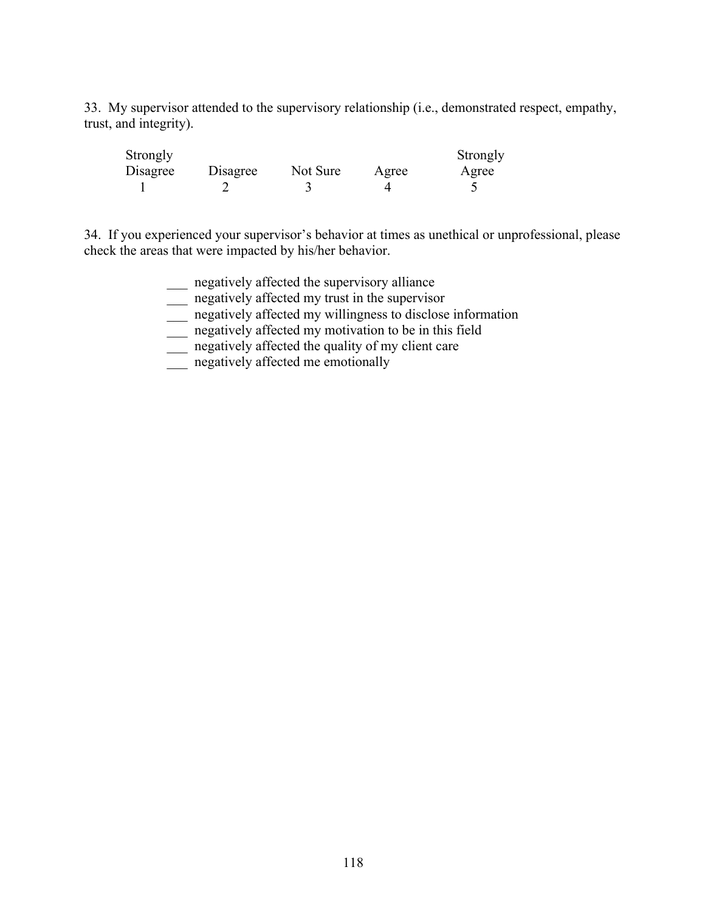33. My supervisor attended to the supervisory relationship (i.e., demonstrated respect, empathy, trust, and integrity).

| Strongly Disagree | Disagree | Not Sure | Agree | Strongly Agree |
|---|---|---|---|---|
| 1 | 2 | 3 | 4 | 5 |

34. If you experienced your supervisor's behavior at times as unethical or unprofessional, please check the areas that were impacted by his/her behavior.

___ negatively affected the supervisory alliance
___ negatively affected my trust in the supervisor
___ negatively affected my willingness to disclose information
___ negatively affected my motivation to be in this field
___ negatively affected the quality of my client care
___ negatively affected me emotionally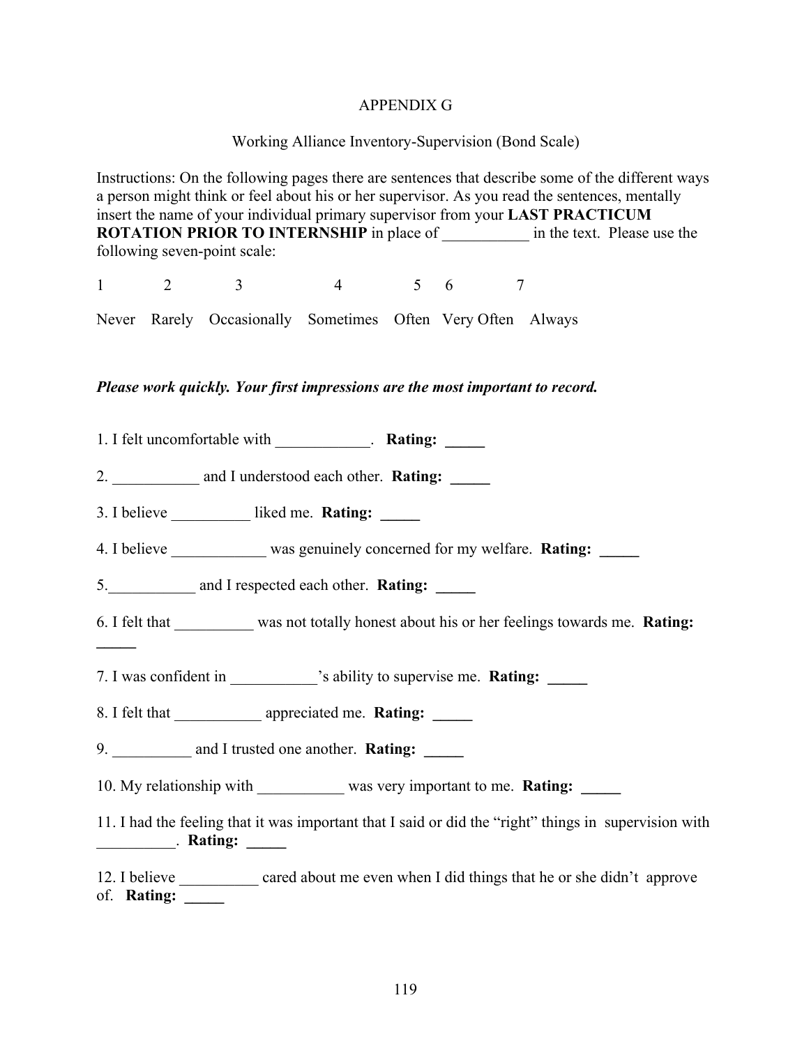APPENDIX G

Working Alliance Inventory-Supervision (Bond Scale)

Instructions: On the following pages there are sentences that describe some of the different ways a person might think or feel about his or her supervisor. As you read the sentences, mentally insert the name of your individual primary supervisor from your **LAST PRACTICUM ROTATION PRIOR TO INTERNSHIP** in place of ___________ in the text. Please use the following seven-point scale:

| 1 | 2 | 3 | 4 | 5 | 6 | 7 |
|---|---|---|---|---|---|---|
| Never | Rarely | Occasionally | Sometimes | Often | Very Often | Always |

***Please work quickly. Your first impressions are the most important to record.***

1. I felt uncomfortable with ____________. **Rating: _____**

2. ___________ and I understood each other. **Rating: _____**

3. I believe __________ liked me. **Rating: _____**

4. I believe ____________ was genuinely concerned for my welfare. **Rating: _____**

5. ___________ and I respected each other. **Rating: _____**

6. I felt that __________ was not totally honest about his or her feelings towards me. **Rating: _____**

7. I was confident in ___________'s ability to supervise me. **Rating: _____**

8. I felt that ___________ appreciated me. **Rating: _____**

9. __________ and I trusted one another. **Rating: _____**

10. My relationship with ___________ was very important to me. **Rating: _____**

11. I had the feeling that it was important that I said or did the "right" things in supervision with __________. **Rating: _____**

12. I believe __________ cared about me even when I did things that he or she didn't approve of. **Rating: _____**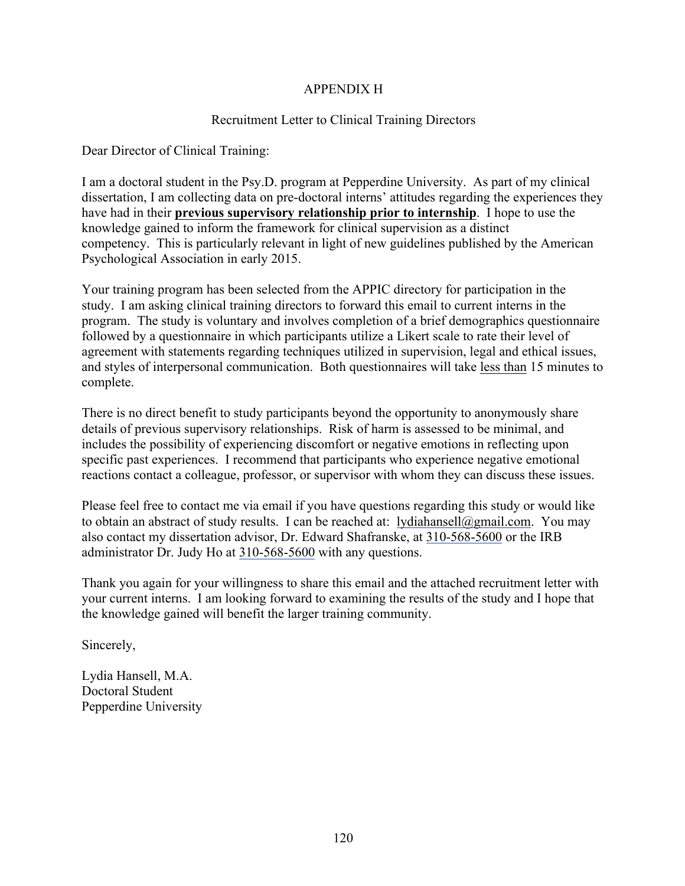# APPENDIX H

## Recruitment Letter to Clinical Training Directors

Dear Director of Clinical Training:

I am a doctoral student in the Psy.D. program at Pepperdine University. As part of my clinical dissertation, I am collecting data on pre-doctoral interns' attitudes regarding the experiences they have had in their **previous supervisory relationship prior to internship**. I hope to use the knowledge gained to inform the framework for clinical supervision as a distinct competency. This is particularly relevant in light of new guidelines published by the American Psychological Association in early 2015.

Your training program has been selected from the APPIC directory for participation in the study. I am asking clinical training directors to forward this email to current interns in the program. The study is voluntary and involves completion of a brief demographics questionnaire followed by a questionnaire in which participants utilize a Likert scale to rate their level of agreement with statements regarding techniques utilized in supervision, legal and ethical issues, and styles of interpersonal communication. Both questionnaires will take less than 15 minutes to complete.

There is no direct benefit to study participants beyond the opportunity to anonymously share details of previous supervisory relationships. Risk of harm is assessed to be minimal, and includes the possibility of experiencing discomfort or negative emotions in reflecting upon specific past experiences. I recommend that participants who experience negative emotional reactions contact a colleague, professor, or supervisor with whom they can discuss these issues.

Please feel free to contact me via email if you have questions regarding this study or would like to obtain an abstract of study results. I can be reached at: lydiahansell@gmail.com. You may also contact my dissertation advisor, Dr. Edward Shafranske, at 310-568-5600 or the IRB administrator Dr. Judy Ho at 310-568-5600 with any questions.

Thank you again for your willingness to share this email and the attached recruitment letter with your current interns. I am looking forward to examining the results of the study and I hope that the knowledge gained will benefit the larger training community.

Sincerely,

Lydia Hansell, M.A.
Doctoral Student
Pepperdine University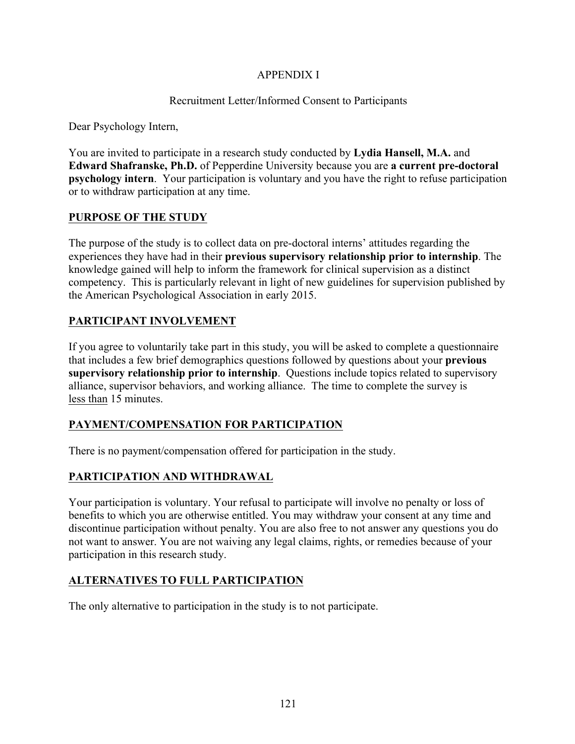APPENDIX I

Recruitment Letter/Informed Consent to Participants

Dear Psychology Intern,

You are invited to participate in a research study conducted by **Lydia Hansell, M.A.** and **Edward Shafranske, Ph.D.** of Pepperdine University because you are **a current pre-doctoral psychology intern**. Your participation is voluntary and you have the right to refuse participation or to withdraw participation at any time.

## PURPOSE OF THE STUDY

The purpose of the study is to collect data on pre-doctoral interns' attitudes regarding the experiences they have had in their **previous supervisory relationship prior to internship**. The knowledge gained will help to inform the framework for clinical supervision as a distinct competency. This is particularly relevant in light of new guidelines for supervision published by the American Psychological Association in early 2015.

## PARTICIPANT INVOLVEMENT

If you agree to voluntarily take part in this study, you will be asked to complete a questionnaire that includes a few brief demographics questions followed by questions about your **previous supervisory relationship prior to internship**. Questions include topics related to supervisory alliance, supervisor behaviors, and working alliance. The time to complete the survey is less than 15 minutes.

## PAYMENT/COMPENSATION FOR PARTICIPATION

There is no payment/compensation offered for participation in the study.

## PARTICIPATION AND WITHDRAWAL

Your participation is voluntary. Your refusal to participate will involve no penalty or loss of benefits to which you are otherwise entitled. You may withdraw your consent at any time and discontinue participation without penalty. You are also free to not answer any questions you do not want to answer. You are not waiving any legal claims, rights, or remedies because of your participation in this research study.

## ALTERNATIVES TO FULL PARTICIPATION

The only alternative to participation in the study is to not participate.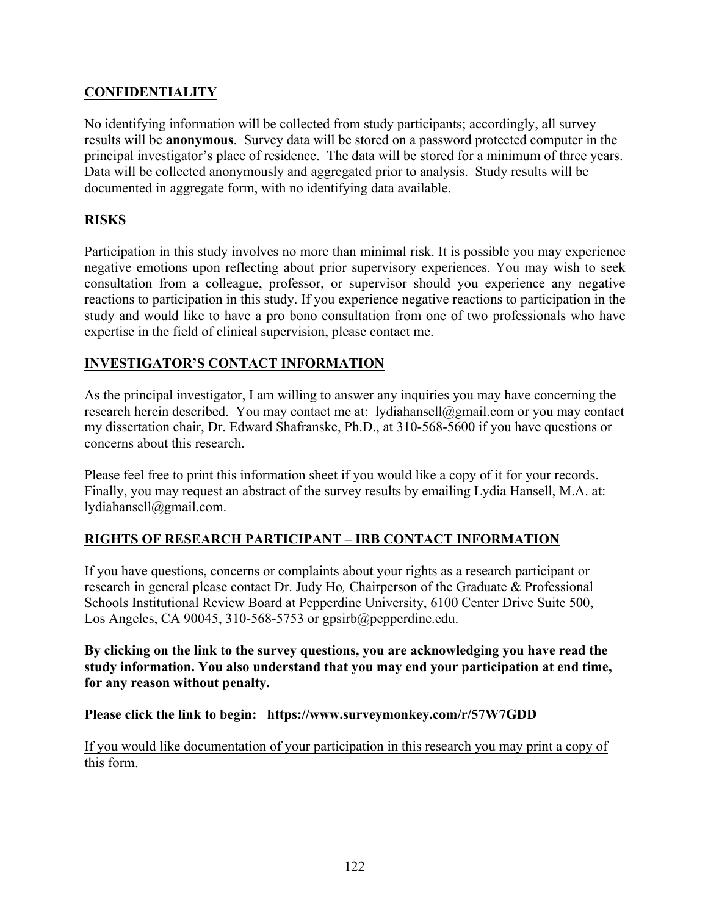## CONFIDENTIALITY

No identifying information will be collected from study participants; accordingly, all survey results will be **anonymous**. Survey data will be stored on a password protected computer in the principal investigator's place of residence. The data will be stored for a minimum of three years. Data will be collected anonymously and aggregated prior to analysis. Study results will be documented in aggregate form, with no identifying data available.

## RISKS

Participation in this study involves no more than minimal risk. It is possible you may experience negative emotions upon reflecting about prior supervisory experiences. You may wish to seek consultation from a colleague, professor, or supervisor should you experience any negative reactions to participation in this study. If you experience negative reactions to participation in the study and would like to have a pro bono consultation from one of two professionals who have expertise in the field of clinical supervision, please contact me.

## INVESTIGATOR'S CONTACT INFORMATION

As the principal investigator, I am willing to answer any inquiries you may have concerning the research herein described. You may contact me at: lydiahansell@gmail.com or you may contact my dissertation chair, Dr. Edward Shafranske, Ph.D., at 310-568-5600 if you have questions or concerns about this research.

Please feel free to print this information sheet if you would like a copy of it for your records. Finally, you may request an abstract of the survey results by emailing Lydia Hansell, M.A. at: lydiahansell@gmail.com.

## RIGHTS OF RESEARCH PARTICIPANT – IRB CONTACT INFORMATION

If you have questions, concerns or complaints about your rights as a research participant or research in general please contact Dr. Judy Ho, Chairperson of the Graduate & Professional Schools Institutional Review Board at Pepperdine University, 6100 Center Drive Suite 500, Los Angeles, CA 90045, 310-568-5753 or gpsirb@pepperdine.edu.

**By clicking on the link to the survey questions, you are acknowledging you have read the study information. You also understand that you may end your participation at end time, for any reason without penalty.**

**Please click the link to begin: https://www.surveymonkey.com/r/57W7GDD**

<u>If you would like documentation of your participation in this research you may print a copy of this form.</u>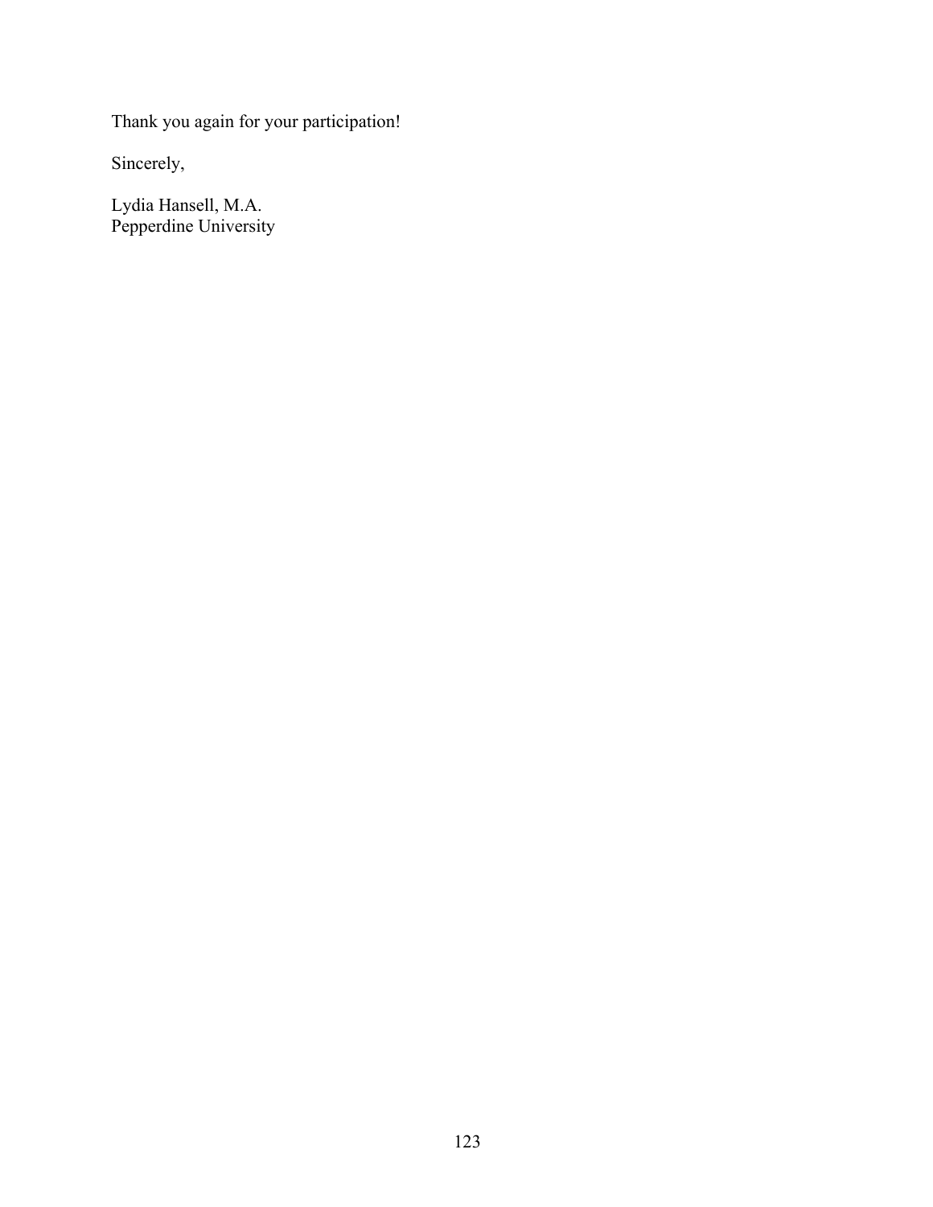Thank you again for your participation!

Sincerely,

Lydia Hansell, M.A.  
Pepperdine University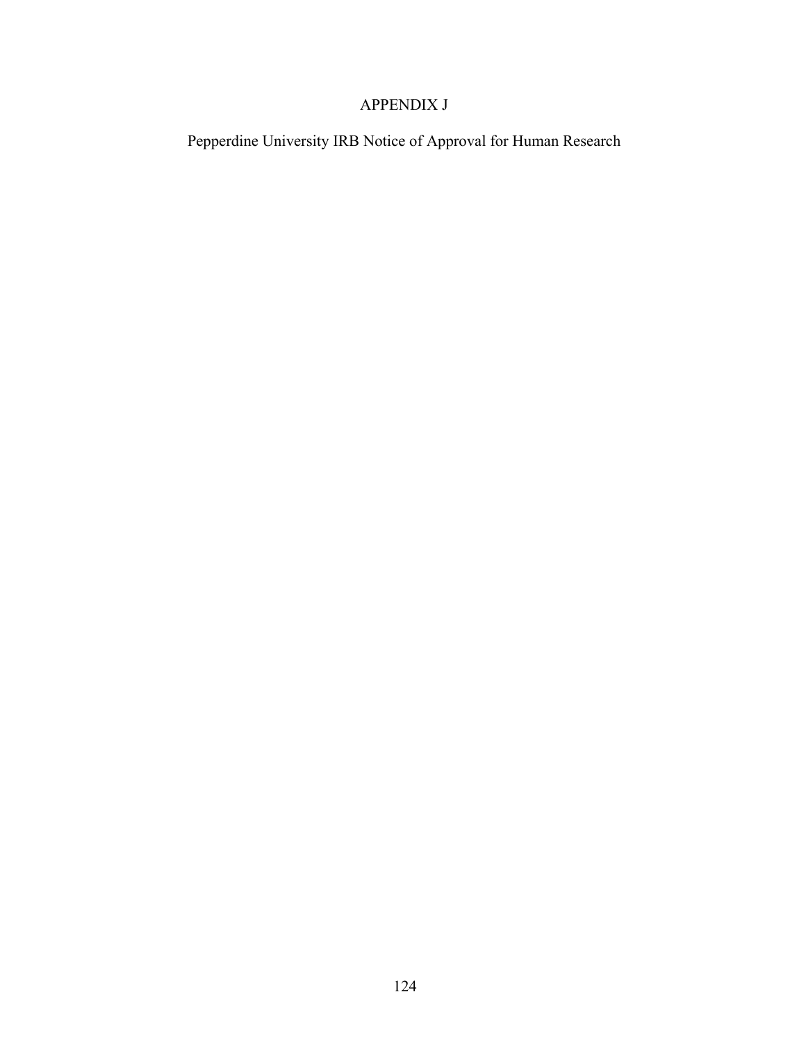# APPENDIX J

## Pepperdine University IRB Notice of Approval for Human Research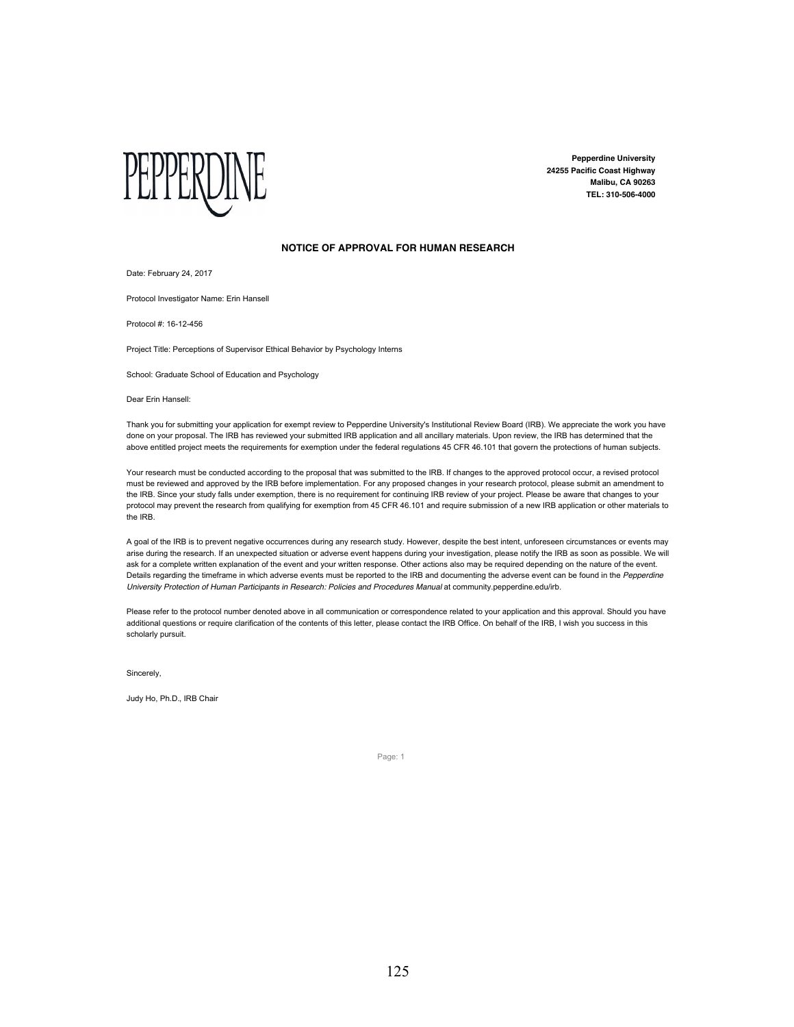PEPPERDINE

**Pepperdine University**
**24255 Pacific Coast Highway**
**Malibu, CA 90263**
**TEL: 310-506-4000**

**NOTICE OF APPROVAL FOR HUMAN RESEARCH**

Date: February 24, 2017

Protocol Investigator Name: Erin Hansell

Protocol #: 16-12-456

Project Title: Perceptions of Supervisor Ethical Behavior by Psychology Interns

School: Graduate School of Education and Psychology

Dear Erin Hansell:

Thank you for submitting your application for exempt review to Pepperdine University's Institutional Review Board (IRB). We appreciate the work you have done on your proposal. The IRB has reviewed your submitted IRB application and all ancillary materials. Upon review, the IRB has determined that the above entitled project meets the requirements for exemption under the federal regulations 45 CFR 46.101 that govern the protections of human subjects.

Your research must be conducted according to the proposal that was submitted to the IRB. If changes to the approved protocol occur, a revised protocol must be reviewed and approved by the IRB before implementation. For any proposed changes in your research protocol, please submit an amendment to the IRB. Since your study falls under exemption, there is no requirement for continuing IRB review of your project. Please be aware that changes to your protocol may prevent the research from qualifying for exemption from 45 CFR 46.101 and require submission of a new IRB application or other materials to the IRB.

A goal of the IRB is to prevent negative occurrences during any research study. However, despite the best intent, unforeseen circumstances or events may arise during the research. If an unexpected situation or adverse event happens during your investigation, please notify the IRB as soon as possible. We will ask for a complete written explanation of the event and your written response. Other actions also may be required depending on the nature of the event. Details regarding the timeframe in which adverse events must be reported to the IRB and documenting the adverse event can be found in the *Pepperdine University Protection of Human Participants in Research: Policies and Procedures Manual* at community.pepperdine.edu/irb.

Please refer to the protocol number denoted above in all communication or correspondence related to your application and this approval. Should you have additional questions or require clarification of the contents of this letter, please contact the IRB Office. On behalf of the IRB, I wish you success in this scholarly pursuit.

Sincerely,

Judy Ho, Ph.D., IRB Chair